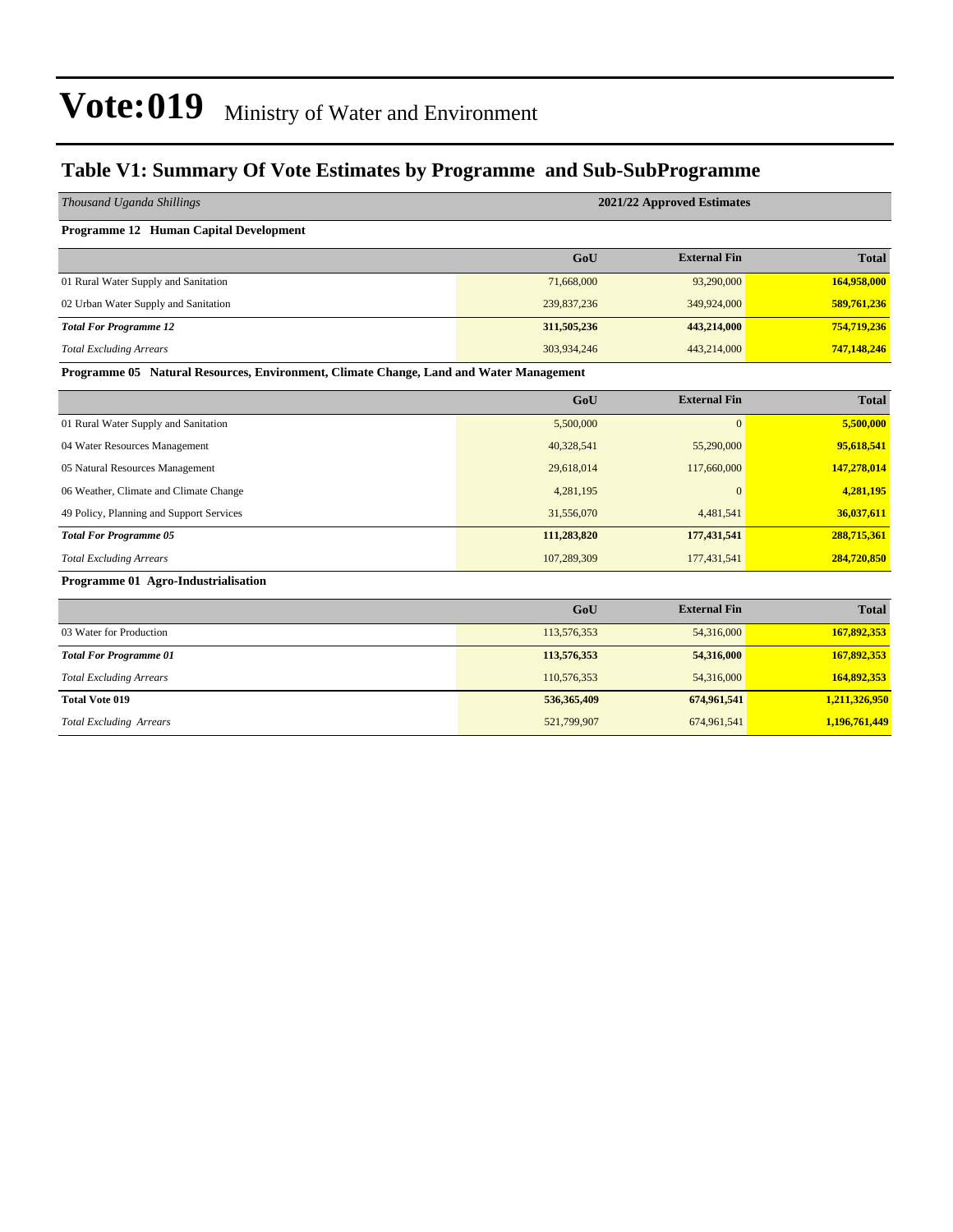# Vote:019 Ministry of Water and Environment

## Table V1: Summary Of Vote Estimates by Programme and Sub-SubProgramme

| *Thousand Uganda Shillings* | 2021/22 Approved Estimates | | |
|---|---|---|---|
| **Programme 12 Human Capital Development** | | | |
| | **GoU** | **External Fin** | **Total** |
| 01 Rural Water Supply and Sanitation | 71,668,000 | 93,290,000 | **164,958,000** |
| 02 Urban Water Supply and Sanitation | 239,837,236 | 349,924,000 | **589,761,236** |
| ***Total For Programme 12*** | **311,505,236** | **443,214,000** | **754,719,236** |
| *Total Excluding Arrears* | 303,934,246 | 443,214,000 | **747,148,246** |
| **Programme 05 Natural Resources, Environment, Climate Change, Land and Water Management** | | | |
| | **GoU** | **External Fin** | **Total** |
| 01 Rural Water Supply and Sanitation | 5,500,000 | 0 | **5,500,000** |
| 04 Water Resources Management | 40,328,541 | 55,290,000 | **95,618,541** |
| 05 Natural Resources Management | 29,618,014 | 117,660,000 | **147,278,014** |
| 06 Weather, Climate and Climate Change | 4,281,195 | 0 | **4,281,195** |
| 49 Policy, Planning and Support Services | 31,556,070 | 4,481,541 | **36,037,611** |
| ***Total For Programme 05*** | **111,283,820** | **177,431,541** | **288,715,361** |
| *Total Excluding Arrears* | 107,289,309 | 177,431,541 | **284,720,850** |
| **Programme 01 Agro-Industrialisation** | | | |
| | **GoU** | **External Fin** | **Total** |
| 03 Water for Production | 113,576,353 | 54,316,000 | **167,892,353** |
| ***Total For Programme 01*** | **113,576,353** | **54,316,000** | **167,892,353** |
| *Total Excluding Arrears* | 110,576,353 | 54,316,000 | **164,892,353** |
| **Total Vote 019** | **536,365,409** | **674,961,541** | **1,211,326,950** |
| *Total Excluding Arrears* | 521,799,907 | 674,961,541 | **1,196,761,449** |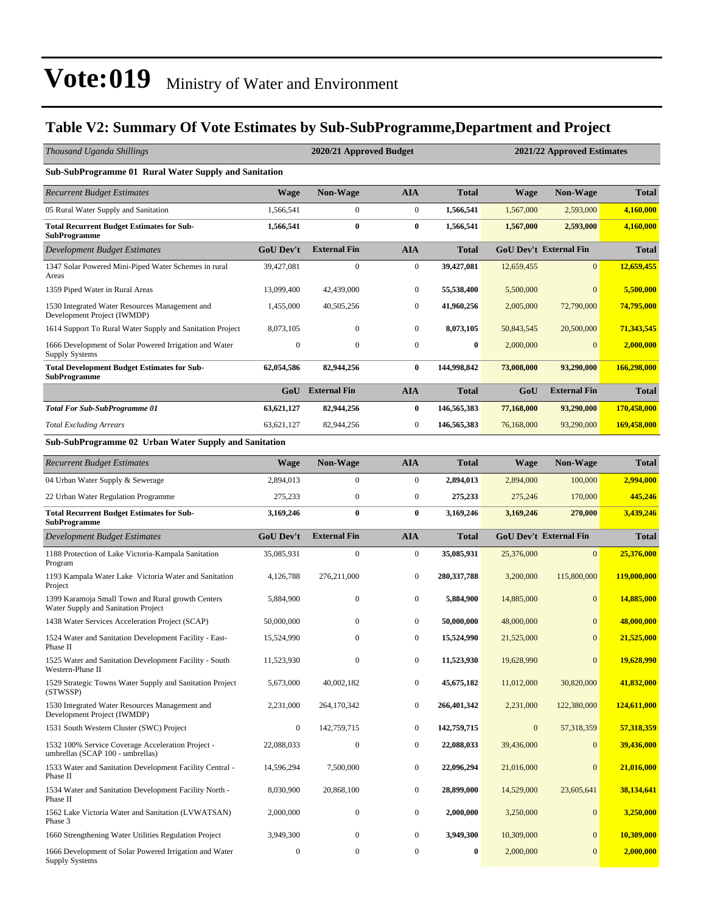# Vote:019 Ministry of Water and Environment

## Table V2: Summary Of Vote Estimates by Sub-SubProgramme,Department and Project

| *Thousand Uganda Shillings* | 2020/21 Approved Budget | | | | 2021/22 Approved Estimates | | |
|---|---|---|---|---|---|---|---|
| **Sub-SubProgramme 01 Rural Water Supply and Sanitation** | | | | | | | |
| *Recurrent Budget Estimates* | **Wage** | **Non-Wage** | **AIA** | **Total** | **Wage** | **Non-Wage** | **Total** |
| 05 Rural Water Supply and Sanitation | 1,566,541 | 0 | 0 | **1,566,541** | 1,567,000 | 2,593,000 | **4,160,000** |
| **Total Recurrent Budget Estimates for Sub-SubProgramme** | **1,566,541** | **0** | **0** | **1,566,541** | **1,567,000** | **2,593,000** | **4,160,000** |
| *Development Budget Estimates* | **GoU Dev't** | **External Fin** | **AIA** | **Total** | **GoU Dev't** | **External Fin** | **Total** |
| 1347 Solar Powered Mini-Piped Water Schemes in rural Areas | 39,427,081 | 0 | 0 | **39,427,081** | 12,659,455 | 0 | **12,659,455** |
| 1359 Piped Water in Rural Areas | 13,099,400 | 42,439,000 | 0 | **55,538,400** | 5,500,000 | 0 | **5,500,000** |
| 1530 Integrated Water Resources Management and Development Project (IWMDP) | 1,455,000 | 40,505,256 | 0 | **41,960,256** | 2,005,000 | 72,790,000 | **74,795,000** |
| 1614 Support To Rural Water Supply and Sanitation Project | 8,073,105 | 0 | 0 | **8,073,105** | 50,843,545 | 20,500,000 | **71,343,545** |
| 1666 Development of Solar Powered Irrigation and Water Supply Systems | 0 | 0 | 0 | **0** | 2,000,000 | 0 | **2,000,000** |
| **Total Development Budget Estimates for Sub-SubProgramme** | **62,054,586** | **82,944,256** | **0** | **144,998,842** | **73,008,000** | **93,290,000** | **166,298,000** |
| | **GoU** | **External Fin** | **AIA** | **Total** | **GoU** | **External Fin** | **Total** |
| ***Total For Sub-SubProgramme 01*** | **63,621,127** | **82,944,256** | **0** | **146,565,383** | **77,168,000** | **93,290,000** | **170,458,000** |
| *Total Excluding Arrears* | 63,621,127 | 82,944,256 | 0 | 146,565,383 | 76,168,000 | 93,290,000 | **169,458,000** |
| **Sub-SubProgramme 02 Urban Water Supply and Sanitation** | | | | | | | |
| *Recurrent Budget Estimates* | **Wage** | **Non-Wage** | **AIA** | **Total** | **Wage** | **Non-Wage** | **Total** |
| 04 Urban Water Supply & Sewerage | 2,894,013 | 0 | 0 | **2,894,013** | 2,894,000 | 100,000 | **2,994,000** |
| 22 Urban Water Regulation Programme | 275,233 | 0 | 0 | **275,233** | 275,246 | 170,000 | **445,246** |
| **Total Recurrent Budget Estimates for Sub-SubProgramme** | **3,169,246** | **0** | **0** | **3,169,246** | **3,169,246** | **270,000** | **3,439,246** |
| *Development Budget Estimates* | **GoU Dev't** | **External Fin** | **AIA** | **Total** | **GoU Dev't** | **External Fin** | **Total** |
| 1188 Protection of Lake Victoria-Kampala Sanitation Program | 35,085,931 | 0 | 0 | **35,085,931** | 25,376,000 | 0 | **25,376,000** |
| 1193 Kampala Water Lake Victoria Water and Sanitation Project | 4,126,788 | 276,211,000 | 0 | **280,337,788** | 3,200,000 | 115,800,000 | **119,000,000** |
| 1399 Karamoja Small Town and Rural growth Centers Water Supply and Sanitation Project | 5,884,900 | 0 | 0 | **5,884,900** | 14,885,000 | 0 | **14,885,000** |
| 1438 Water Services Acceleration Project (SCAP) | 50,000,000 | 0 | 0 | **50,000,000** | 48,000,000 | 0 | **48,000,000** |
| 1524 Water and Sanitation Development Facility - East-Phase II | 15,524,990 | 0 | 0 | **15,524,990** | 21,525,000 | 0 | **21,525,000** |
| 1525 Water and Sanitation Development Facility - South Western-Phase II | 11,523,930 | 0 | 0 | **11,523,930** | 19,628,990 | 0 | **19,628,990** |
| 1529 Strategic Towns Water Supply and Sanitation Project (STWSSP) | 5,673,000 | 40,002,182 | 0 | **45,675,182** | 11,012,000 | 30,820,000 | **41,832,000** |
| 1530 Integrated Water Resources Management and Development Project (IWMDP) | 2,231,000 | 264,170,342 | 0 | **266,401,342** | 2,231,000 | 122,380,000 | **124,611,000** |
| 1531 South Western Cluster (SWC) Project | 0 | 142,759,715 | 0 | **142,759,715** | 0 | 57,318,359 | **57,318,359** |
| 1532 100% Service Coverage Acceleration Project - umbrellas (SCAP 100 - umbrellas) | 22,088,033 | 0 | 0 | **22,088,033** | 39,436,000 | 0 | **39,436,000** |
| 1533 Water and Sanitation Development Facility Central - Phase II | 14,596,294 | 7,500,000 | 0 | **22,096,294** | 21,016,000 | 0 | **21,016,000** |
| 1534 Water and Sanitation Development Facility North - Phase II | 8,030,900 | 20,868,100 | 0 | **28,899,000** | 14,529,000 | 23,605,641 | **38,134,641** |
| 1562 Lake Victoria Water and Sanitation (LVWATSAN) Phase 3 | 2,000,000 | 0 | 0 | **2,000,000** | 3,250,000 | 0 | **3,250,000** |
| 1660 Strengthening Water Utilities Regulation Project | 3,949,300 | 0 | 0 | **3,949,300** | 10,309,000 | 0 | **10,309,000** |
| 1666 Development of Solar Powered Irrigation and Water Supply Systems | 0 | 0 | 0 | **0** | 2,000,000 | 0 | **2,000,000** |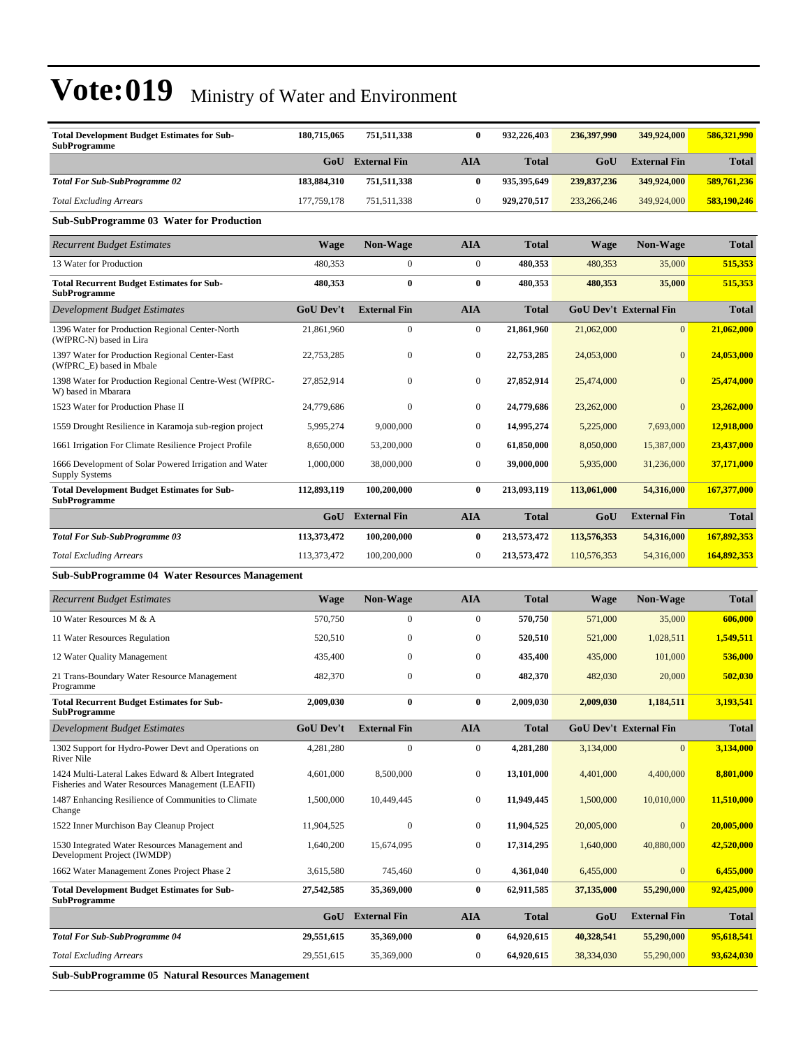# Vote:019 Ministry of Water and Environment

| **Total Development Budget Estimates for Sub-SubProgramme** | **180,715,065** | **751,511,338** | **0** | **932,226,403** | **236,397,990** | **349,924,000** | **586,321,990** |
|---|---|---|---|---|---|---|---|
| | **GoU** | **External Fin** | **AIA** | **Total** | **GoU** | **External Fin** | **Total** |
| ***Total For Sub-SubProgramme 02*** | **183,884,310** | **751,511,338** | **0** | **935,395,649** | **239,837,236** | **349,924,000** | **589,761,236** |
| *Total Excluding Arrears* | 177,759,178 | 751,511,338 | 0 | **929,270,517** | 233,266,246 | 349,924,000 | **583,190,246** |

**Sub-SubProgramme 03 Water for Production**

| *Recurrent Budget Estimates* | **Wage** | **Non-Wage** | **AIA** | **Total** | **Wage** | **Non-Wage** | **Total** |
|---|---|---|---|---|---|---|---|
| 13 Water for Production | 480,353 | 0 | 0 | **480,353** | 480,353 | 35,000 | **515,353** |
| **Total Recurrent Budget Estimates for Sub-SubProgramme** | **480,353** | **0** | **0** | **480,353** | **480,353** | **35,000** | **515,353** |
| *Development Budget Estimates* | **GoU Dev't** | **External Fin** | **AIA** | **Total** | **GoU Dev't** | **External Fin** | **Total** |
| 1396 Water for Production Regional Center-North (WfPRC-N) based in Lira | 21,861,960 | 0 | 0 | **21,861,960** | 21,062,000 | 0 | **21,062,000** |
| 1397 Water for Production Regional Center-East (WfPRC_E) based in Mbale | 22,753,285 | 0 | 0 | **22,753,285** | 24,053,000 | 0 | **24,053,000** |
| 1398 Water for Production Regional Centre-West (WfPRC-W) based in Mbarara | 27,852,914 | 0 | 0 | **27,852,914** | 25,474,000 | 0 | **25,474,000** |
| 1523 Water for Production Phase II | 24,779,686 | 0 | 0 | **24,779,686** | 23,262,000 | 0 | **23,262,000** |
| 1559 Drought Resilience in Karamoja sub-region project | 5,995,274 | 9,000,000 | 0 | **14,995,274** | 5,225,000 | 7,693,000 | **12,918,000** |
| 1661 Irrigation For Climate Resilience Project Profile | 8,650,000 | 53,200,000 | 0 | **61,850,000** | 8,050,000 | 15,387,000 | **23,437,000** |
| 1666 Development of Solar Powered Irrigation and Water Supply Systems | 1,000,000 | 38,000,000 | 0 | **39,000,000** | 5,935,000 | 31,236,000 | **37,171,000** |
| **Total Development Budget Estimates for Sub-SubProgramme** | **112,893,119** | **100,200,000** | **0** | **213,093,119** | **113,061,000** | **54,316,000** | **167,377,000** |
| | **GoU** | **External Fin** | **AIA** | **Total** | **GoU** | **External Fin** | **Total** |
| ***Total For Sub-SubProgramme 03*** | **113,373,472** | **100,200,000** | **0** | **213,573,472** | **113,576,353** | **54,316,000** | **167,892,353** |
| *Total Excluding Arrears* | 113,373,472 | 100,200,000 | 0 | **213,573,472** | 110,576,353 | 54,316,000 | **164,892,353** |

**Sub-SubProgramme 04 Water Resources Management**

| *Recurrent Budget Estimates* | **Wage** | **Non-Wage** | **AIA** | **Total** | **Wage** | **Non-Wage** | **Total** |
|---|---|---|---|---|---|---|---|
| 10 Water Resources M & A | 570,750 | 0 | 0 | **570,750** | 571,000 | 35,000 | **606,000** |
| 11 Water Resources Regulation | 520,510 | 0 | 0 | **520,510** | 521,000 | 1,028,511 | **1,549,511** |
| 12 Water Quality Management | 435,400 | 0 | 0 | **435,400** | 435,000 | 101,000 | **536,000** |
| 21 Trans-Boundary Water Resource Management Programme | 482,370 | 0 | 0 | **482,370** | 482,030 | 20,000 | **502,030** |
| **Total Recurrent Budget Estimates for Sub-SubProgramme** | **2,009,030** | **0** | **0** | **2,009,030** | **2,009,030** | **1,184,511** | **3,193,541** |
| *Development Budget Estimates* | **GoU Dev't** | **External Fin** | **AIA** | **Total** | **GoU Dev't** | **External Fin** | **Total** |
| 1302 Support for Hydro-Power Devt and Operations on River Nile | 4,281,280 | 0 | 0 | **4,281,280** | 3,134,000 | 0 | **3,134,000** |
| 1424 Multi-Lateral Lakes Edward & Albert Integrated Fisheries and Water Resources Management (LEAFII) | 4,601,000 | 8,500,000 | 0 | **13,101,000** | 4,401,000 | 4,400,000 | **8,801,000** |
| 1487 Enhancing Resilience of Communities to Climate Change | 1,500,000 | 10,449,445 | 0 | **11,949,445** | 1,500,000 | 10,010,000 | **11,510,000** |
| 1522 Inner Murchison Bay Cleanup Project | 11,904,525 | 0 | 0 | **11,904,525** | 20,005,000 | 0 | **20,005,000** |
| 1530 Integrated Water Resources Management and Development Project (IWMDP) | 1,640,200 | 15,674,095 | 0 | **17,314,295** | 1,640,000 | 40,880,000 | **42,520,000** |
| 1662 Water Management Zones Project Phase 2 | 3,615,580 | 745,460 | 0 | **4,361,040** | 6,455,000 | 0 | **6,455,000** |
| **Total Development Budget Estimates for Sub-SubProgramme** | **27,542,585** | **35,369,000** | **0** | **62,911,585** | **37,135,000** | **55,290,000** | **92,425,000** |
| | **GoU** | **External Fin** | **AIA** | **Total** | **GoU** | **External Fin** | **Total** |
| ***Total For Sub-SubProgramme 04*** | **29,551,615** | **35,369,000** | **0** | **64,920,615** | **40,328,541** | **55,290,000** | **95,618,541** |
| *Total Excluding Arrears* | 29,551,615 | 35,369,000 | 0 | **64,920,615** | 38,334,030 | 55,290,000 | **93,624,030** |

**Sub-SubProgramme 05 Natural Resources Management**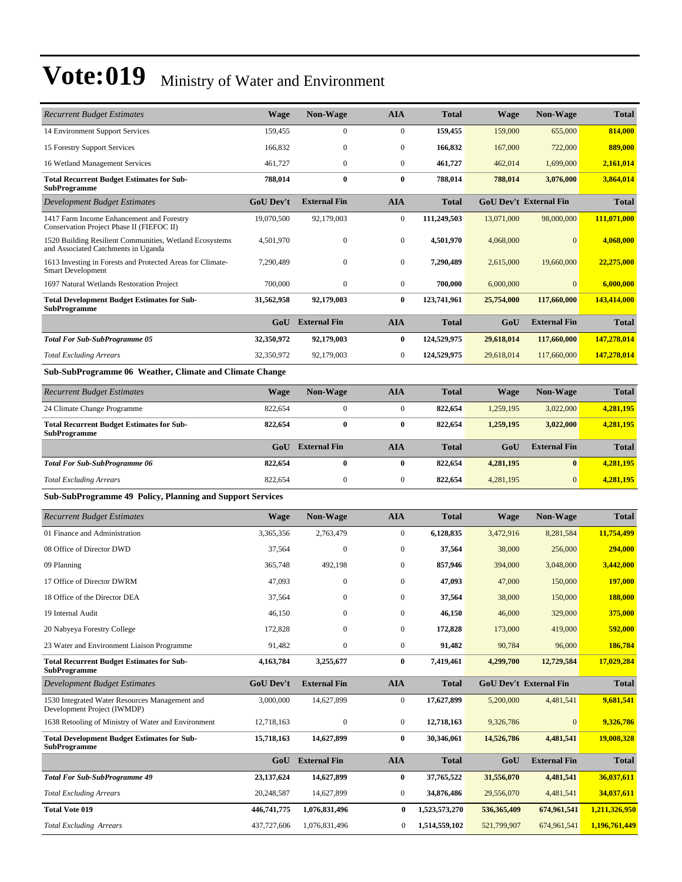# Vote:019 Ministry of Water and Environment

| *Recurrent Budget Estimates* | Wage | Non-Wage | AIA | Total | Wage | Non-Wage | Total |
|---|---|---|---|---|---|---|---|
| 14 Environment Support Services | 159,455 | 0 | 0 | **159,455** | 159,000 | 655,000 | **814,000** |
| 15 Forestry Support Services | 166,832 | 0 | 0 | **166,832** | 167,000 | 722,000 | **889,000** |
| 16 Wetland Management Services | 461,727 | 0 | 0 | **461,727** | 462,014 | 1,699,000 | **2,161,014** |
| **Total Recurrent Budget Estimates for Sub-SubProgramme** | **788,014** | **0** | **0** | **788,014** | **788,014** | **3,076,000** | **3,864,014** |
| *Development Budget Estimates* | **GoU Dev't** | **External Fin** | **AIA** | **Total** | **GoU Dev't** | **External Fin** | **Total** |
| 1417 Farm Income Enhancement and Forestry Conservation Project Phase II (FIEFOC II) | 19,070,500 | 92,179,003 | 0 | **111,249,503** | 13,071,000 | 98,000,000 | **111,071,000** |
| 1520 Building Resilient Communities, Wetland Ecosystems and Associated Catchments in Uganda | 4,501,970 | 0 | 0 | **4,501,970** | 4,068,000 | 0 | **4,068,000** |
| 1613 Investing in Forests and Protected Areas for Climate-Smart Development | 7,290,489 | 0 | 0 | **7,290,489** | 2,615,000 | 19,660,000 | **22,275,000** |
| 1697 Natural Wetlands Restoration Project | 700,000 | 0 | 0 | **700,000** | 6,000,000 | 0 | **6,000,000** |
| **Total Development Budget Estimates for Sub-SubProgramme** | **31,562,958** | **92,179,003** | **0** | **123,741,961** | **25,754,000** | **117,660,000** | **143,414,000** |
| | **GoU** | **External Fin** | **AIA** | **Total** | **GoU** | **External Fin** | **Total** |
| ***Total For Sub-SubProgramme 05*** | **32,350,972** | **92,179,003** | **0** | **124,529,975** | **29,618,014** | **117,660,000** | **147,278,014** |
| *Total Excluding Arrears* | 32,350,972 | 92,179,003 | 0 | **124,529,975** | 29,618,014 | 117,660,000 | **147,278,014** |

**Sub-SubProgramme 06 Weather, Climate and Climate Change**

| *Recurrent Budget Estimates* | Wage | Non-Wage | AIA | Total | Wage | Non-Wage | Total |
|---|---|---|---|---|---|---|---|
| 24 Climate Change Programme | 822,654 | 0 | 0 | **822,654** | 1,259,195 | 3,022,000 | **4,281,195** |
| **Total Recurrent Budget Estimates for Sub-SubProgramme** | **822,654** | **0** | **0** | **822,654** | **1,259,195** | **3,022,000** | **4,281,195** |
| | **GoU** | **External Fin** | **AIA** | **Total** | **GoU** | **External Fin** | **Total** |
| ***Total For Sub-SubProgramme 06*** | **822,654** | **0** | **0** | **822,654** | **4,281,195** | **0** | **4,281,195** |
| *Total Excluding Arrears* | 822,654 | 0 | 0 | **822,654** | 4,281,195 | 0 | **4,281,195** |

**Sub-SubProgramme 49 Policy, Planning and Support Services**

| *Recurrent Budget Estimates* | Wage | Non-Wage | AIA | Total | Wage | Non-Wage | Total |
|---|---|---|---|---|---|---|---|
| 01 Finance and Administration | 3,365,356 | 2,763,479 | 0 | **6,128,835** | 3,472,916 | 8,281,584 | **11,754,499** |
| 08 Office of Director DWD | 37,564 | 0 | 0 | **37,564** | 38,000 | 256,000 | **294,000** |
| 09 Planning | 365,748 | 492,198 | 0 | **857,946** | 394,000 | 3,048,000 | **3,442,000** |
| 17 Office of Director DWRM | 47,093 | 0 | 0 | **47,093** | 47,000 | 150,000 | **197,000** |
| 18 Office of the Director DEA | 37,564 | 0 | 0 | **37,564** | 38,000 | 150,000 | **188,000** |
| 19 Internal Audit | 46,150 | 0 | 0 | **46,150** | 46,000 | 329,000 | **375,000** |
| 20 Nabyeya Forestry College | 172,828 | 0 | 0 | **172,828** | 173,000 | 419,000 | **592,000** |
| 23 Water and Environment Liaison Programme | 91,482 | 0 | 0 | **91,482** | 90,784 | 96,000 | **186,784** |
| **Total Recurrent Budget Estimates for Sub-SubProgramme** | **4,163,784** | **3,255,677** | **0** | **7,419,461** | **4,299,700** | **12,729,584** | **17,029,284** |
| *Development Budget Estimates* | **GoU Dev't** | **External Fin** | **AIA** | **Total** | **GoU Dev't** | **External Fin** | **Total** |
| 1530 Integrated Water Resources Management and Development Project (IWMDP) | 3,000,000 | 14,627,899 | 0 | **17,627,899** | 5,200,000 | 4,481,541 | **9,681,541** |
| 1638 Retooling of Ministry of Water and Environment | 12,718,163 | 0 | 0 | **12,718,163** | 9,326,786 | 0 | **9,326,786** |
| **Total Development Budget Estimates for Sub-SubProgramme** | **15,718,163** | **14,627,899** | **0** | **30,346,061** | **14,526,786** | **4,481,541** | **19,008,328** |
| | **GoU** | **External Fin** | **AIA** | **Total** | **GoU** | **External Fin** | **Total** |
| ***Total For Sub-SubProgramme 49*** | **23,137,624** | **14,627,899** | **0** | **37,765,522** | **31,556,070** | **4,481,541** | **36,037,611** |
| *Total Excluding Arrears* | 20,248,587 | 14,627,899 | 0 | **34,876,486** | 29,556,070 | 4,481,541 | **34,037,611** |
| **Total Vote 019** | **446,741,775** | **1,076,831,496** | **0** | **1,523,573,270** | **536,365,409** | **674,961,541** | **1,211,326,950** |
| *Total Excluding Arrears* | 437,727,606 | 1,076,831,496 | 0 | **1,514,559,102** | 521,799,907 | 674,961,541 | **1,196,761,449** |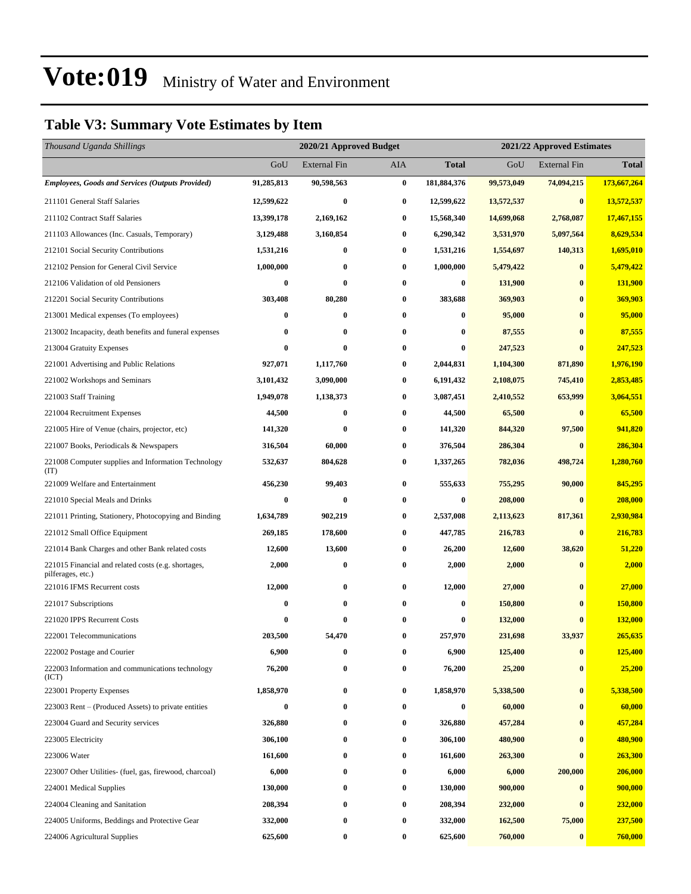# Vote:019 Ministry of Water and Environment

## Table V3: Summary Vote Estimates by Item

| *Thousand Uganda Shillings* | 2020/21 Approved Budget | | | | 2021/22 Approved Estimates | | |
|---|---|---|---|---|---|---|---|
| | GoU | External Fin | AIA | **Total** | GoU | External Fin | **Total** |
| ***Employees, Goods and Services (Outputs Provided)*** | **91,285,813** | **90,598,563** | **0** | **181,884,376** | **99,573,049** | **74,094,215** | **173,667,264** |
| 211101 General Staff Salaries | **12,599,622** | **0** | **0** | **12,599,622** | **13,572,537** | **0** | **13,572,537** |
| 211102 Contract Staff Salaries | **13,399,178** | **2,169,162** | **0** | **15,568,340** | **14,699,068** | **2,768,087** | **17,467,155** |
| 211103 Allowances (Inc. Casuals, Temporary) | **3,129,488** | **3,160,854** | **0** | **6,290,342** | **3,531,970** | **5,097,564** | **8,629,534** |
| 212101 Social Security Contributions | **1,531,216** | **0** | **0** | **1,531,216** | **1,554,697** | **140,313** | **1,695,010** |
| 212102 Pension for General Civil Service | **1,000,000** | **0** | **0** | **1,000,000** | **5,479,422** | **0** | **5,479,422** |
| 212106 Validation of old Pensioners | **0** | **0** | **0** | **0** | **131,900** | **0** | **131,900** |
| 212201 Social Security Contributions | **303,408** | **80,280** | **0** | **383,688** | **369,903** | **0** | **369,903** |
| 213001 Medical expenses (To employees) | **0** | **0** | **0** | **0** | **95,000** | **0** | **95,000** |
| 213002 Incapacity, death benefits and funeral expenses | **0** | **0** | **0** | **0** | **87,555** | **0** | **87,555** |
| 213004 Gratuity Expenses | **0** | **0** | **0** | **0** | **247,523** | **0** | **247,523** |
| 221001 Advertising and Public Relations | **927,071** | **1,117,760** | **0** | **2,044,831** | **1,104,300** | **871,890** | **1,976,190** |
| 221002 Workshops and Seminars | **3,101,432** | **3,090,000** | **0** | **6,191,432** | **2,108,075** | **745,410** | **2,853,485** |
| 221003 Staff Training | **1,949,078** | **1,138,373** | **0** | **3,087,451** | **2,410,552** | **653,999** | **3,064,551** |
| 221004 Recruitment Expenses | **44,500** | **0** | **0** | **44,500** | **65,500** | **0** | **65,500** |
| 221005 Hire of Venue (chairs, projector, etc) | **141,320** | **0** | **0** | **141,320** | **844,320** | **97,500** | **941,820** |
| 221007 Books, Periodicals & Newspapers | **316,504** | **60,000** | **0** | **376,504** | **286,304** | **0** | **286,304** |
| 221008 Computer supplies and Information Technology (IT) | **532,637** | **804,628** | **0** | **1,337,265** | **782,036** | **498,724** | **1,280,760** |
| 221009 Welfare and Entertainment | **456,230** | **99,403** | **0** | **555,633** | **755,295** | **90,000** | **845,295** |
| 221010 Special Meals and Drinks | **0** | **0** | **0** | **0** | **208,000** | **0** | **208,000** |
| 221011 Printing, Stationery, Photocopying and Binding | **1,634,789** | **902,219** | **0** | **2,537,008** | **2,113,623** | **817,361** | **2,930,984** |
| 221012 Small Office Equipment | **269,185** | **178,600** | **0** | **447,785** | **216,783** | **0** | **216,783** |
| 221014 Bank Charges and other Bank related costs | **12,600** | **13,600** | **0** | **26,200** | **12,600** | **38,620** | **51,220** |
| 221015 Financial and related costs (e.g. shortages, pilferages, etc.) | **2,000** | **0** | **0** | **2,000** | **2,000** | **0** | **2,000** |
| 221016 IFMS Recurrent costs | **12,000** | **0** | **0** | **12,000** | **27,000** | **0** | **27,000** |
| 221017 Subscriptions | **0** | **0** | **0** | **0** | **150,800** | **0** | **150,800** |
| 221020 IPPS Recurrent Costs | **0** | **0** | **0** | **0** | **132,000** | **0** | **132,000** |
| 222001 Telecommunications | **203,500** | **54,470** | **0** | **257,970** | **231,698** | **33,937** | **265,635** |
| 222002 Postage and Courier | **6,900** | **0** | **0** | **6,900** | **125,400** | **0** | **125,400** |
| 222003 Information and communications technology (ICT) | **76,200** | **0** | **0** | **76,200** | **25,200** | **0** | **25,200** |
| 223001 Property Expenses | **1,858,970** | **0** | **0** | **1,858,970** | **5,338,500** | **0** | **5,338,500** |
| 223003 Rent – (Produced Assets) to private entities | **0** | **0** | **0** | **0** | **60,000** | **0** | **60,000** |
| 223004 Guard and Security services | **326,880** | **0** | **0** | **326,880** | **457,284** | **0** | **457,284** |
| 223005 Electricity | **306,100** | **0** | **0** | **306,100** | **480,900** | **0** | **480,900** |
| 223006 Water | **161,600** | **0** | **0** | **161,600** | **263,300** | **0** | **263,300** |
| 223007 Other Utilities- (fuel, gas, firewood, charcoal) | **6,000** | **0** | **0** | **6,000** | **6,000** | **200,000** | **206,000** |
| 224001 Medical Supplies | **130,000** | **0** | **0** | **130,000** | **900,000** | **0** | **900,000** |
| 224004 Cleaning and Sanitation | **208,394** | **0** | **0** | **208,394** | **232,000** | **0** | **232,000** |
| 224005 Uniforms, Beddings and Protective Gear | **332,000** | **0** | **0** | **332,000** | **162,500** | **75,000** | **237,500** |
| 224006 Agricultural Supplies | **625,600** | **0** | **0** | **625,600** | **760,000** | **0** | **760,000** |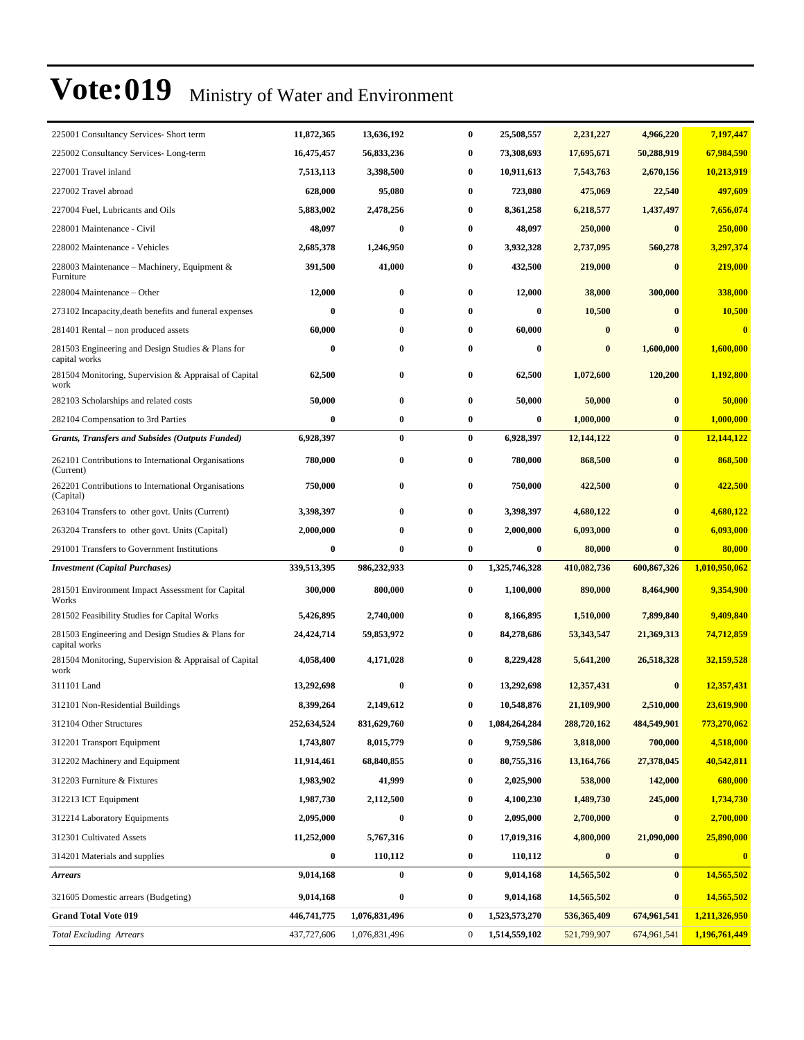# Vote:019 Ministry of Water and Environment

| | | | | | | | |
|---|---|---|---|---|---|---|---|
| 225001 Consultancy Services- Short term | **11,872,365** | **13,636,192** | **0** | **25,508,557** | **2,231,227** | **4,966,220** | **7,197,447** |
| 225002 Consultancy Services- Long-term | **16,475,457** | **56,833,236** | **0** | **73,308,693** | **17,695,671** | **50,288,919** | **67,984,590** |
| 227001 Travel inland | **7,513,113** | **3,398,500** | **0** | **10,911,613** | **7,543,763** | **2,670,156** | **10,213,919** |
| 227002 Travel abroad | **628,000** | **95,080** | **0** | **723,080** | **475,069** | **22,540** | **497,609** |
| 227004 Fuel, Lubricants and Oils | **5,883,002** | **2,478,256** | **0** | **8,361,258** | **6,218,577** | **1,437,497** | **7,656,074** |
| 228001 Maintenance - Civil | **48,097** | **0** | **0** | **48,097** | **250,000** | **0** | **250,000** |
| 228002 Maintenance - Vehicles | **2,685,378** | **1,246,950** | **0** | **3,932,328** | **2,737,095** | **560,278** | **3,297,374** |
| 228003 Maintenance – Machinery, Equipment & Furniture | **391,500** | **41,000** | **0** | **432,500** | **219,000** | **0** | **219,000** |
| 228004 Maintenance – Other | **12,000** | **0** | **0** | **12,000** | **38,000** | **300,000** | **338,000** |
| 273102 Incapacity,death benefits and funeral expenses | **0** | **0** | **0** | **0** | **10,500** | **0** | **10,500** |
| 281401 Rental – non produced assets | **60,000** | **0** | **0** | **60,000** | **0** | **0** | **0** |
| 281503 Engineering and Design Studies & Plans for capital works | **0** | **0** | **0** | **0** | **0** | **1,600,000** | **1,600,000** |
| 281504 Monitoring, Supervision & Appraisal of Capital work | **62,500** | **0** | **0** | **62,500** | **1,072,600** | **120,200** | **1,192,800** |
| 282103 Scholarships and related costs | **50,000** | **0** | **0** | **50,000** | **50,000** | **0** | **50,000** |
| 282104 Compensation to 3rd Parties | **0** | **0** | **0** | **0** | **1,000,000** | **0** | **1,000,000** |
| ***Grants, Transfers and Subsides (Outputs Funded)*** | **6,928,397** | **0** | **0** | **6,928,397** | **12,144,122** | **0** | **12,144,122** |
| 262101 Contributions to International Organisations (Current) | **780,000** | **0** | **0** | **780,000** | **868,500** | **0** | **868,500** |
| 262201 Contributions to International Organisations (Capital) | **750,000** | **0** | **0** | **750,000** | **422,500** | **0** | **422,500** |
| 263104 Transfers to other govt. Units (Current) | **3,398,397** | **0** | **0** | **3,398,397** | **4,680,122** | **0** | **4,680,122** |
| 263204 Transfers to other govt. Units (Capital) | **2,000,000** | **0** | **0** | **2,000,000** | **6,093,000** | **0** | **6,093,000** |
| 291001 Transfers to Government Institutions | **0** | **0** | **0** | **0** | **80,000** | **0** | **80,000** |
| ***Investment (Capital Purchases)*** | **339,513,395** | **986,232,933** | **0** | **1,325,746,328** | **410,082,736** | **600,867,326** | **1,010,950,062** |
| 281501 Environment Impact Assessment for Capital Works | **300,000** | **800,000** | **0** | **1,100,000** | **890,000** | **8,464,900** | **9,354,900** |
| 281502 Feasibility Studies for Capital Works | **5,426,895** | **2,740,000** | **0** | **8,166,895** | **1,510,000** | **7,899,840** | **9,409,840** |
| 281503 Engineering and Design Studies & Plans for capital works | **24,424,714** | **59,853,972** | **0** | **84,278,686** | **53,343,547** | **21,369,313** | **74,712,859** |
| 281504 Monitoring, Supervision & Appraisal of Capital work | **4,058,400** | **4,171,028** | **0** | **8,229,428** | **5,641,200** | **26,518,328** | **32,159,528** |
| 311101 Land | **13,292,698** | **0** | **0** | **13,292,698** | **12,357,431** | **0** | **12,357,431** |
| 312101 Non-Residential Buildings | **8,399,264** | **2,149,612** | **0** | **10,548,876** | **21,109,900** | **2,510,000** | **23,619,900** |
| 312104 Other Structures | **252,634,524** | **831,629,760** | **0** | **1,084,264,284** | **288,720,162** | **484,549,901** | **773,270,062** |
| 312201 Transport Equipment | **1,743,807** | **8,015,779** | **0** | **9,759,586** | **3,818,000** | **700,000** | **4,518,000** |
| 312202 Machinery and Equipment | **11,914,461** | **68,840,855** | **0** | **80,755,316** | **13,164,766** | **27,378,045** | **40,542,811** |
| 312203 Furniture & Fixtures | **1,983,902** | **41,999** | **0** | **2,025,900** | **538,000** | **142,000** | **680,000** |
| 312213 ICT Equipment | **1,987,730** | **2,112,500** | **0** | **4,100,230** | **1,489,730** | **245,000** | **1,734,730** |
| 312214 Laboratory Equipments | **2,095,000** | **0** | **0** | **2,095,000** | **2,700,000** | **0** | **2,700,000** |
| 312301 Cultivated Assets | **11,252,000** | **5,767,316** | **0** | **17,019,316** | **4,800,000** | **21,090,000** | **25,890,000** |
| 314201 Materials and supplies | **0** | **110,112** | **0** | **110,112** | **0** | **0** | **0** |
| ***Arrears*** | **9,014,168** | **0** | **0** | **9,014,168** | **14,565,502** | **0** | **14,565,502** |
| 321605 Domestic arrears (Budgeting) | **9,014,168** | **0** | **0** | **9,014,168** | **14,565,502** | **0** | **14,565,502** |
| **Grand Total Vote 019** | **446,741,775** | **1,076,831,496** | **0** | **1,523,573,270** | **536,365,409** | **674,961,541** | **1,211,326,950** |
| *Total Excluding Arrears* | 437,727,606 | 1,076,831,496 | 0 | **1,514,559,102** | 521,799,907 | 674,961,541 | **1,196,761,449** |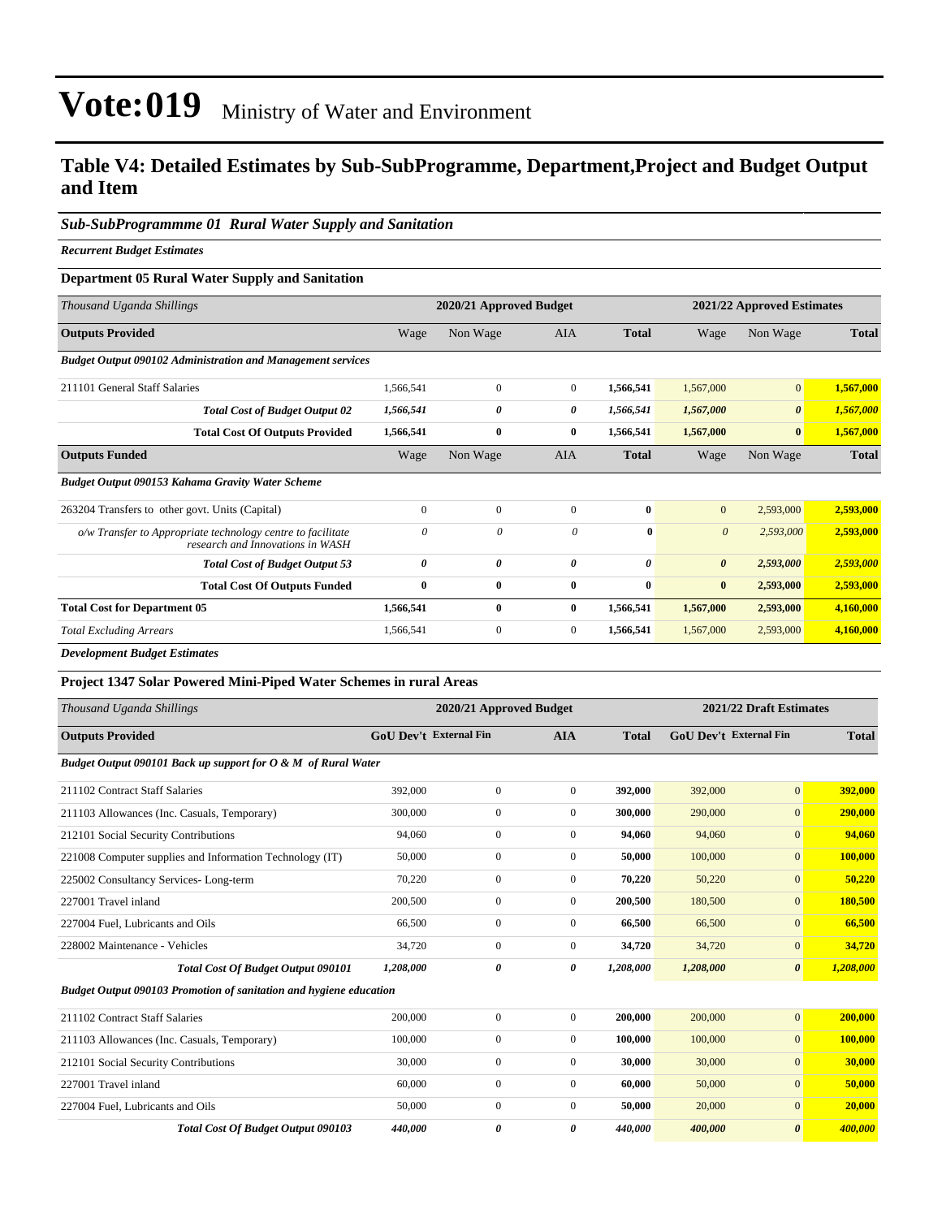# Vote:019 Ministry of Water and Environment

## Table V4: Detailed Estimates by Sub-SubProgramme, Department,Project and Budget Output and Item

### *Sub-SubProgrammme 01 Rural Water Supply and Sanitation*

***Recurrent Budget Estimates***

**Department 05 Rural Water Supply and Sanitation**

| *Thousand Uganda Shillings* | 2020/21 Approved Budget | | | | 2021/22 Approved Estimates | | |
|---|---|---|---|---|---|---|---|
| **Outputs Provided** | Wage | Non Wage | AIA | **Total** | Wage | Non Wage | **Total** |
| ***Budget Output 090102 Administration and Management services*** | | | | | | | |
| 211101 General Staff Salaries | 1,566,541 | 0 | 0 | **1,566,541** | 1,567,000 | 0 | **1,567,000** |
| ***Total Cost of Budget Output 02*** | ***1,566,541*** | ***0*** | ***0*** | ***1,566,541*** | ***1,567,000*** | ***0*** | ***1,567,000*** |
| **Total Cost Of Outputs Provided** | **1,566,541** | **0** | **0** | **1,566,541** | **1,567,000** | **0** | **1,567,000** |
| **Outputs Funded** | Wage | Non Wage | AIA | **Total** | Wage | Non Wage | **Total** |
| ***Budget Output 090153 Kahama Gravity Water Scheme*** | | | | | | | |
| 263204 Transfers to other govt. Units (Capital) | 0 | 0 | 0 | **0** | 0 | 2,593,000 | **2,593,000** |
| *o/w Transfer to Appropriate technology centre to facilitate research and Innovations in WASH* | *0* | *0* | *0* | **0** | *0* | *2,593,000* | **2,593,000** |
| ***Total Cost of Budget Output 53*** | ***0*** | ***0*** | ***0*** | ***0*** | ***0*** | ***2,593,000*** | ***2,593,000*** |
| **Total Cost Of Outputs Funded** | **0** | **0** | **0** | **0** | **0** | **2,593,000** | **2,593,000** |
| **Total Cost for Department 05** | **1,566,541** | **0** | **0** | **1,566,541** | **1,567,000** | **2,593,000** | **4,160,000** |
| *Total Excluding Arrears* | 1,566,541 | 0 | 0 | **1,566,541** | 1,567,000 | 2,593,000 | **4,160,000** |

***Development Budget Estimates***

**Project 1347 Solar Powered Mini-Piped Water Schemes in rural Areas**

| *Thousand Uganda Shillings* | 2020/21 Approved Budget | | | | 2021/22 Draft Estimates | | |
|---|---|---|---|---|---|---|---|
| **Outputs Provided** | **GoU Dev't** | **External Fin** | **AIA** | **Total** | **GoU Dev't** | **External Fin** | **Total** |
| ***Budget Output 090101 Back up support for O & M of Rural Water*** | | | | | | | |
| 211102 Contract Staff Salaries | 392,000 | 0 | 0 | **392,000** | 392,000 | 0 | **392,000** |
| 211103 Allowances (Inc. Casuals, Temporary) | 300,000 | 0 | 0 | **300,000** | 290,000 | 0 | **290,000** |
| 212101 Social Security Contributions | 94,060 | 0 | 0 | **94,060** | 94,060 | 0 | **94,060** |
| 221008 Computer supplies and Information Technology (IT) | 50,000 | 0 | 0 | **50,000** | 100,000 | 0 | **100,000** |
| 225002 Consultancy Services- Long-term | 70,220 | 0 | 0 | **70,220** | 50,220 | 0 | **50,220** |
| 227001 Travel inland | 200,500 | 0 | 0 | **200,500** | 180,500 | 0 | **180,500** |
| 227004 Fuel, Lubricants and Oils | 66,500 | 0 | 0 | **66,500** | 66,500 | 0 | **66,500** |
| 228002 Maintenance - Vehicles | 34,720 | 0 | 0 | **34,720** | 34,720 | 0 | **34,720** |
| ***Total Cost Of Budget Output 090101*** | ***1,208,000*** | ***0*** | ***0*** | ***1,208,000*** | ***1,208,000*** | ***0*** | ***1,208,000*** |
| ***Budget Output 090103 Promotion of sanitation and hygiene education*** | | | | | | | |
| 211102 Contract Staff Salaries | 200,000 | 0 | 0 | **200,000** | 200,000 | 0 | **200,000** |
| 211103 Allowances (Inc. Casuals, Temporary) | 100,000 | 0 | 0 | **100,000** | 100,000 | 0 | **100,000** |
| 212101 Social Security Contributions | 30,000 | 0 | 0 | **30,000** | 30,000 | 0 | **30,000** |
| 227001 Travel inland | 60,000 | 0 | 0 | **60,000** | 50,000 | 0 | **50,000** |
| 227004 Fuel, Lubricants and Oils | 50,000 | 0 | 0 | **50,000** | 20,000 | 0 | **20,000** |
| ***Total Cost Of Budget Output 090103*** | ***440,000*** | ***0*** | ***0*** | ***440,000*** | ***400,000*** | ***0*** | ***400,000*** |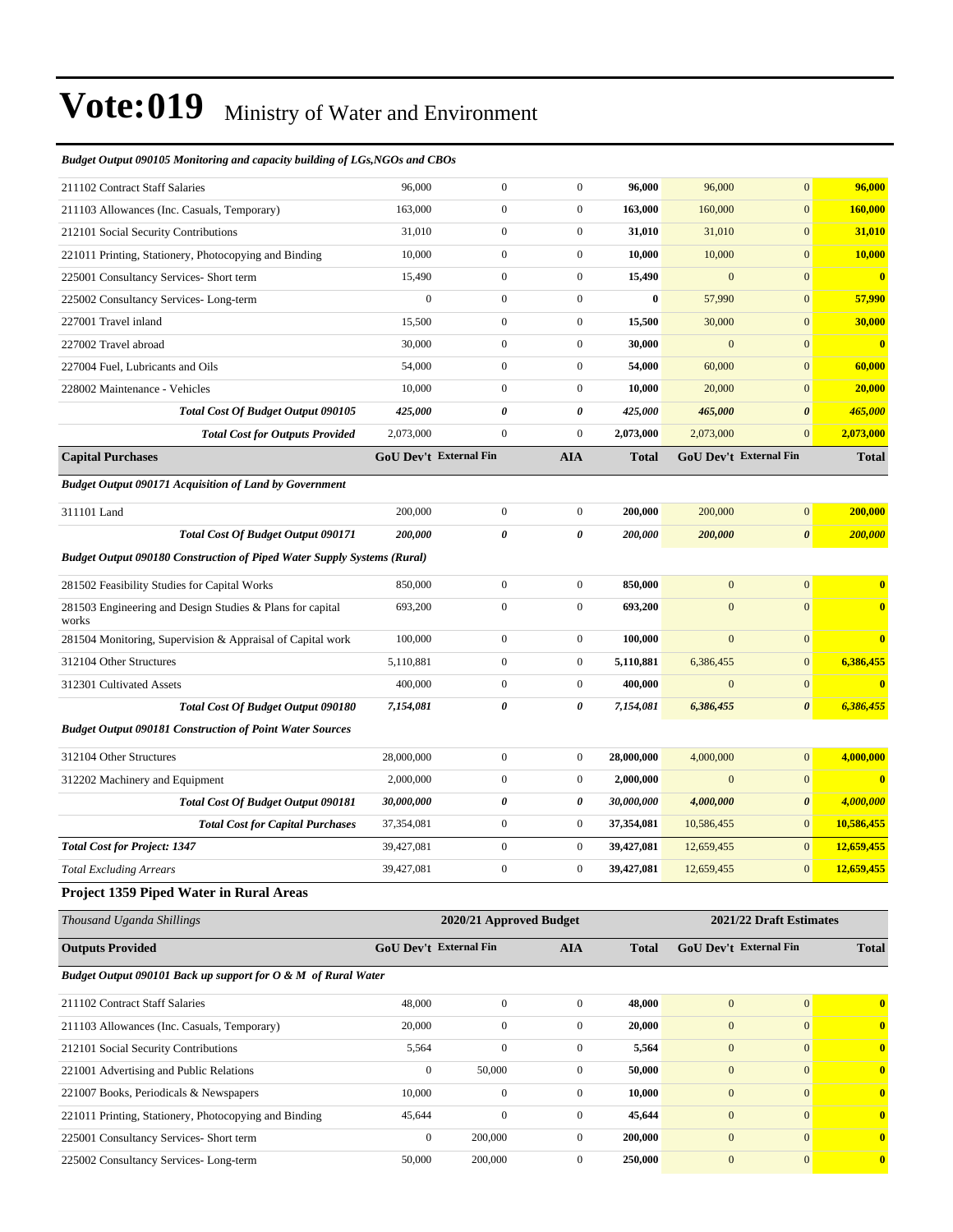# Vote:019 Ministry of Water and Environment

| *Budget Output 090105 Monitoring and capacity building of LGs,NGOs and CBOs* | | | | | | | |
|---|---|---|---|---|---|---|---|
| 211102 Contract Staff Salaries | 96,000 | 0 | 0 | **96,000** | 96,000 | 0 | **96,000** |
| 211103 Allowances (Inc. Casuals, Temporary) | 163,000 | 0 | 0 | **163,000** | 160,000 | 0 | **160,000** |
| 212101 Social Security Contributions | 31,010 | 0 | 0 | **31,010** | 31,010 | 0 | **31,010** |
| 221011 Printing, Stationery, Photocopying and Binding | 10,000 | 0 | 0 | **10,000** | 10,000 | 0 | **10,000** |
| 225001 Consultancy Services- Short term | 15,490 | 0 | 0 | **15,490** | 0 | 0 | **0** |
| 225002 Consultancy Services- Long-term | 0 | 0 | 0 | **0** | 57,990 | 0 | **57,990** |
| 227001 Travel inland | 15,500 | 0 | 0 | **15,500** | 30,000 | 0 | **30,000** |
| 227002 Travel abroad | 30,000 | 0 | 0 | **30,000** | 0 | 0 | **0** |
| 227004 Fuel, Lubricants and Oils | 54,000 | 0 | 0 | **54,000** | 60,000 | 0 | **60,000** |
| 228002 Maintenance - Vehicles | 10,000 | 0 | 0 | **10,000** | 20,000 | 0 | **20,000** |
| ***Total Cost Of Budget Output 090105*** | ***425,000*** | ***0*** | ***0*** | ***425,000*** | ***465,000*** | ***0*** | ***465,000*** |
| ***Total Cost for Outputs Provided*** | 2,073,000 | 0 | 0 | **2,073,000** | 2,073,000 | 0 | **2,073,000** |
| **Capital Purchases** | **GoU Dev't** | **External Fin** | **AIA** | **Total** | **GoU Dev't** | **External Fin** | **Total** |
| *Budget Output 090171 Acquisition of Land by Government* | | | | | | | |
| 311101 Land | 200,000 | 0 | 0 | **200,000** | 200,000 | 0 | **200,000** |
| ***Total Cost Of Budget Output 090171*** | ***200,000*** | ***0*** | ***0*** | ***200,000*** | ***200,000*** | ***0*** | ***200,000*** |
| *Budget Output 090180 Construction of Piped Water Supply Systems (Rural)* | | | | | | | |
| 281502 Feasibility Studies for Capital Works | 850,000 | 0 | 0 | **850,000** | 0 | 0 | **0** |
| 281503 Engineering and Design Studies & Plans for capital works | 693,200 | 0 | 0 | **693,200** | 0 | 0 | **0** |
| 281504 Monitoring, Supervision & Appraisal of Capital work | 100,000 | 0 | 0 | **100,000** | 0 | 0 | **0** |
| 312104 Other Structures | 5,110,881 | 0 | 0 | **5,110,881** | 6,386,455 | 0 | **6,386,455** |
| 312301 Cultivated Assets | 400,000 | 0 | 0 | **400,000** | 0 | 0 | **0** |
| ***Total Cost Of Budget Output 090180*** | ***7,154,081*** | ***0*** | ***0*** | ***7,154,081*** | ***6,386,455*** | ***0*** | ***6,386,455*** |
| *Budget Output 090181 Construction of Point Water Sources* | | | | | | | |
| 312104 Other Structures | 28,000,000 | 0 | 0 | **28,000,000** | 4,000,000 | 0 | **4,000,000** |
| 312202 Machinery and Equipment | 2,000,000 | 0 | 0 | **2,000,000** | 0 | 0 | **0** |
| ***Total Cost Of Budget Output 090181*** | ***30,000,000*** | ***0*** | ***0*** | ***30,000,000*** | ***4,000,000*** | ***0*** | ***4,000,000*** |
| ***Total Cost for Capital Purchases*** | 37,354,081 | 0 | 0 | **37,354,081** | 10,586,455 | 0 | **10,586,455** |
| ***Total Cost for Project: 1347*** | 39,427,081 | 0 | 0 | **39,427,081** | 12,659,455 | 0 | **12,659,455** |
| *Total Excluding Arrears* | 39,427,081 | 0 | 0 | **39,427,081** | 12,659,455 | 0 | **12,659,455** |

### Project 1359 Piped Water in Rural Areas

| *Thousand Uganda Shillings* | 2020/21 Approved Budget | | | | 2021/22 Draft Estimates | | |
|---|---|---|---|---|---|---|---|
| **Outputs Provided** | **GoU Dev't** | **External Fin** | **AIA** | **Total** | **GoU Dev't** | **External Fin** | **Total** |
| *Budget Output 090101 Back up support for O & M of Rural Water* | | | | | | | |
| 211102 Contract Staff Salaries | 48,000 | 0 | 0 | **48,000** | 0 | 0 | **0** |
| 211103 Allowances (Inc. Casuals, Temporary) | 20,000 | 0 | 0 | **20,000** | 0 | 0 | **0** |
| 212101 Social Security Contributions | 5,564 | 0 | 0 | **5,564** | 0 | 0 | **0** |
| 221001 Advertising and Public Relations | 0 | 50,000 | 0 | **50,000** | 0 | 0 | **0** |
| 221007 Books, Periodicals & Newspapers | 10,000 | 0 | 0 | **10,000** | 0 | 0 | **0** |
| 221011 Printing, Stationery, Photocopying and Binding | 45,644 | 0 | 0 | **45,644** | 0 | 0 | **0** |
| 225001 Consultancy Services- Short term | 0 | 200,000 | 0 | **200,000** | 0 | 0 | **0** |
| 225002 Consultancy Services- Long-term | 50,000 | 200,000 | 0 | **250,000** | 0 | 0 | **0** |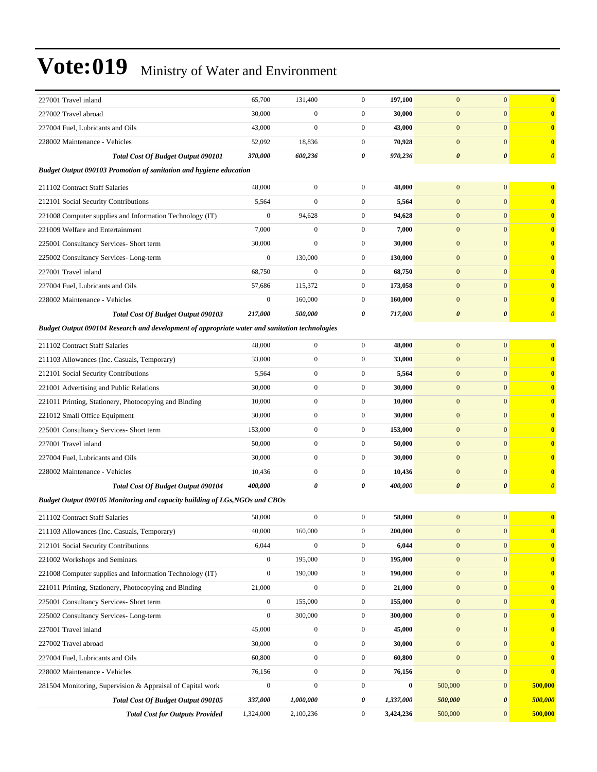# Vote:019 Ministry of Water and Environment

| | | | | | | | |
|---|---|---|---|---|---|---|---|
| 227001 Travel inland | 65,700 | 131,400 | 0 | **197,100** | 0 | 0 | **0** |
| 227002 Travel abroad | 30,000 | 0 | 0 | **30,000** | 0 | 0 | **0** |
| 227004 Fuel, Lubricants and Oils | 43,000 | 0 | 0 | **43,000** | 0 | 0 | **0** |
| 228002 Maintenance - Vehicles | 52,092 | 18,836 | 0 | **70,928** | 0 | 0 | **0** |
| ***Total Cost Of Budget Output 090101*** | ***370,000*** | ***600,236*** | ***0*** | ***970,236*** | ***0*** | ***0*** | ***0*** |
| ***Budget Output 090103 Promotion of sanitation and hygiene education*** | | | | | | | |
| 211102 Contract Staff Salaries | 48,000 | 0 | 0 | **48,000** | 0 | 0 | **0** |
| 212101 Social Security Contributions | 5,564 | 0 | 0 | **5,564** | 0 | 0 | **0** |
| 221008 Computer supplies and Information Technology (IT) | 0 | 94,628 | 0 | **94,628** | 0 | 0 | **0** |
| 221009 Welfare and Entertainment | 7,000 | 0 | 0 | **7,000** | 0 | 0 | **0** |
| 225001 Consultancy Services- Short term | 30,000 | 0 | 0 | **30,000** | 0 | 0 | **0** |
| 225002 Consultancy Services- Long-term | 0 | 130,000 | 0 | **130,000** | 0 | 0 | **0** |
| 227001 Travel inland | 68,750 | 0 | 0 | **68,750** | 0 | 0 | **0** |
| 227004 Fuel, Lubricants and Oils | 57,686 | 115,372 | 0 | **173,058** | 0 | 0 | **0** |
| 228002 Maintenance - Vehicles | 0 | 160,000 | 0 | **160,000** | 0 | 0 | **0** |
| ***Total Cost Of Budget Output 090103*** | ***217,000*** | ***500,000*** | ***0*** | ***717,000*** | ***0*** | ***0*** | ***0*** |
| ***Budget Output 090104 Research and development of appropriate water and sanitation technologies*** | | | | | | | |
| 211102 Contract Staff Salaries | 48,000 | 0 | 0 | **48,000** | 0 | 0 | **0** |
| 211103 Allowances (Inc. Casuals, Temporary) | 33,000 | 0 | 0 | **33,000** | 0 | 0 | **0** |
| 212101 Social Security Contributions | 5,564 | 0 | 0 | **5,564** | 0 | 0 | **0** |
| 221001 Advertising and Public Relations | 30,000 | 0 | 0 | **30,000** | 0 | 0 | **0** |
| 221011 Printing, Stationery, Photocopying and Binding | 10,000 | 0 | 0 | **10,000** | 0 | 0 | **0** |
| 221012 Small Office Equipment | 30,000 | 0 | 0 | **30,000** | 0 | 0 | **0** |
| 225001 Consultancy Services- Short term | 153,000 | 0 | 0 | **153,000** | 0 | 0 | **0** |
| 227001 Travel inland | 50,000 | 0 | 0 | **50,000** | 0 | 0 | **0** |
| 227004 Fuel, Lubricants and Oils | 30,000 | 0 | 0 | **30,000** | 0 | 0 | **0** |
| 228002 Maintenance - Vehicles | 10,436 | 0 | 0 | **10,436** | 0 | 0 | **0** |
| ***Total Cost Of Budget Output 090104*** | ***400,000*** | ***0*** | ***0*** | ***400,000*** | ***0*** | ***0*** | ***0*** |
| ***Budget Output 090105 Monitoring and capacity building of LGs,NGOs and CBOs*** | | | | | | | |
| 211102 Contract Staff Salaries | 58,000 | 0 | 0 | **58,000** | 0 | 0 | **0** |
| 211103 Allowances (Inc. Casuals, Temporary) | 40,000 | 160,000 | 0 | **200,000** | 0 | 0 | **0** |
| 212101 Social Security Contributions | 6,044 | 0 | 0 | **6,044** | 0 | 0 | **0** |
| 221002 Workshops and Seminars | 0 | 195,000 | 0 | **195,000** | 0 | 0 | **0** |
| 221008 Computer supplies and Information Technology (IT) | 0 | 190,000 | 0 | **190,000** | 0 | 0 | **0** |
| 221011 Printing, Stationery, Photocopying and Binding | 21,000 | 0 | 0 | **21,000** | 0 | 0 | **0** |
| 225001 Consultancy Services- Short term | 0 | 155,000 | 0 | **155,000** | 0 | 0 | **0** |
| 225002 Consultancy Services- Long-term | 0 | 300,000 | 0 | **300,000** | 0 | 0 | **0** |
| 227001 Travel inland | 45,000 | 0 | 0 | **45,000** | 0 | 0 | **0** |
| 227002 Travel abroad | 30,000 | 0 | 0 | **30,000** | 0 | 0 | **0** |
| 227004 Fuel, Lubricants and Oils | 60,800 | 0 | 0 | **60,800** | 0 | 0 | **0** |
| 228002 Maintenance - Vehicles | 76,156 | 0 | 0 | **76,156** | 0 | 0 | **0** |
| 281504 Monitoring, Supervision & Appraisal of Capital work | 0 | 0 | 0 | **0** | 500,000 | 0 | **500,000** |
| ***Total Cost Of Budget Output 090105*** | ***337,000*** | ***1,000,000*** | ***0*** | ***1,337,000*** | ***500,000*** | ***0*** | ***500,000*** |
| ***Total Cost for Outputs Provided*** | 1,324,000 | 2,100,236 | 0 | **3,424,236** | 500,000 | 0 | **500,000** |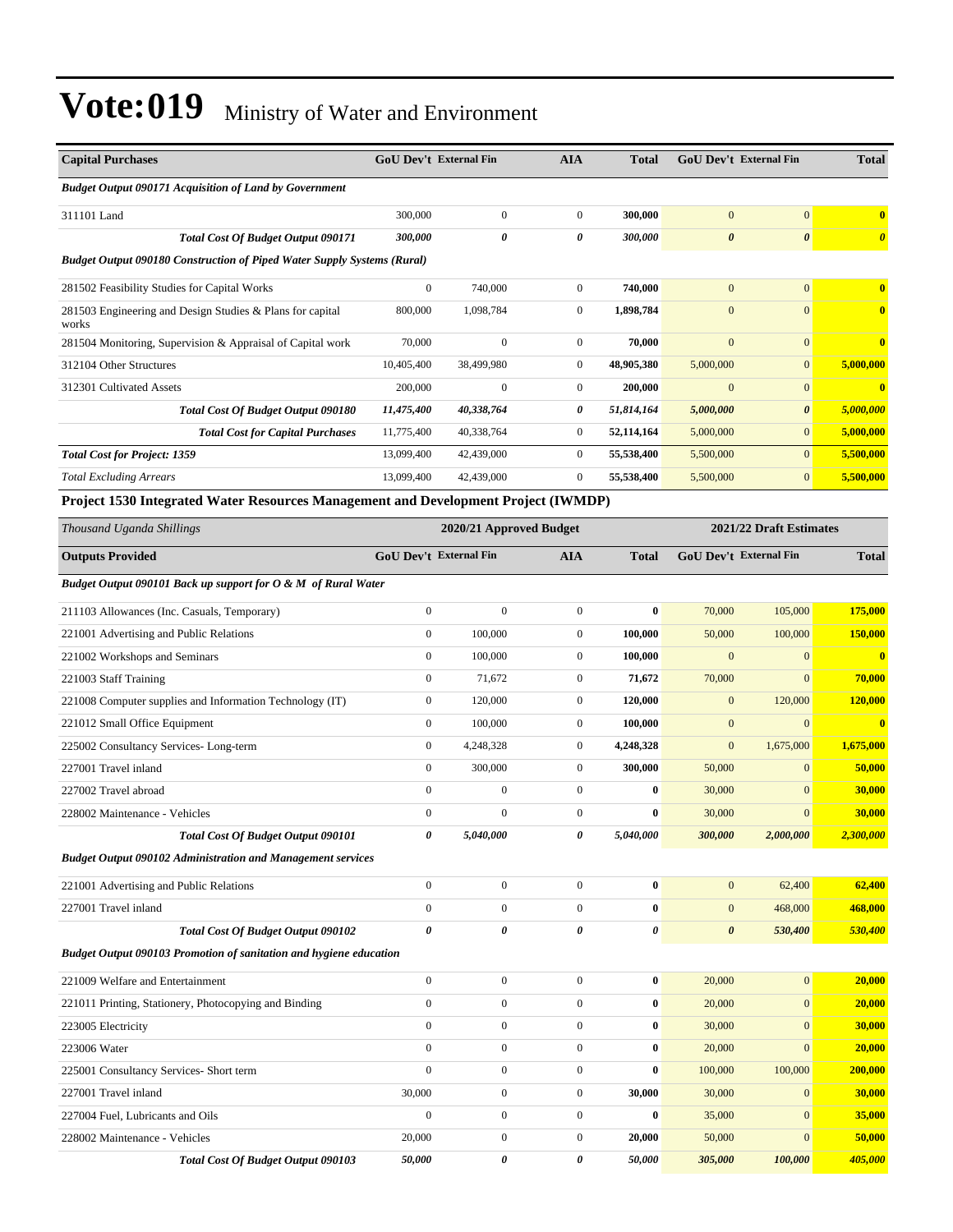# Vote:019 Ministry of Water and Environment

| Capital Purchases | GoU Dev't | External Fin | AIA | Total | GoU Dev't | External Fin | Total |
|---|---|---|---|---|---|---|---|
| ***Budget Output 090171 Acquisition of Land by Government*** | | | | | | | |
| 311101 Land | 300,000 | 0 | 0 | **300,000** | 0 | 0 | **0** |
| ***Total Cost Of Budget Output 090171*** | ***300,000*** | ***0*** | ***0*** | ***300,000*** | ***0*** | ***0*** | ***0*** |
| ***Budget Output 090180 Construction of Piped Water Supply Systems (Rural)*** | | | | | | | |
| 281502 Feasibility Studies for Capital Works | 0 | 740,000 | 0 | **740,000** | 0 | 0 | **0** |
| 281503 Engineering and Design Studies & Plans for capital works | 800,000 | 1,098,784 | 0 | **1,898,784** | 0 | 0 | **0** |
| 281504 Monitoring, Supervision & Appraisal of Capital work | 70,000 | 0 | 0 | **70,000** | 0 | 0 | **0** |
| 312104 Other Structures | 10,405,400 | 38,499,980 | 0 | **48,905,380** | 5,000,000 | 0 | **5,000,000** |
| 312301 Cultivated Assets | 200,000 | 0 | 0 | **200,000** | 0 | 0 | **0** |
| ***Total Cost Of Budget Output 090180*** | ***11,475,400*** | ***40,338,764*** | ***0*** | ***51,814,164*** | ***5,000,000*** | ***0*** | ***5,000,000*** |
| ***Total Cost for Capital Purchases*** | 11,775,400 | 40,338,764 | 0 | 52,114,164 | 5,000,000 | 0 | **5,000,000** |
| ***Total Cost for Project: 1359*** | 13,099,400 | 42,439,000 | 0 | 55,538,400 | 5,500,000 | 0 | **5,500,000** |
| *Total Excluding Arrears* | 13,099,400 | 42,439,000 | 0 | 55,538,400 | 5,500,000 | 0 | **5,500,000** |

**Project 1530 Integrated Water Resources Management and Development Project (IWMDP)**

| *Thousand Uganda Shillings* | 2020/21 Approved Budget | | | | 2021/22 Draft Estimates | | |
|---|---|---|---|---|---|---|---|
| **Outputs Provided** | **GoU Dev't** | **External Fin** | **AIA** | **Total** | **GoU Dev't** | **External Fin** | **Total** |
| ***Budget Output 090101 Back up support for O & M of Rural Water*** | | | | | | | |
| 211103 Allowances (Inc. Casuals, Temporary) | 0 | 0 | 0 | **0** | 70,000 | 105,000 | **175,000** |
| 221001 Advertising and Public Relations | 0 | 100,000 | 0 | **100,000** | 50,000 | 100,000 | **150,000** |
| 221002 Workshops and Seminars | 0 | 100,000 | 0 | **100,000** | 0 | 0 | **0** |
| 221003 Staff Training | 0 | 71,672 | 0 | **71,672** | 70,000 | 0 | **70,000** |
| 221008 Computer supplies and Information Technology (IT) | 0 | 120,000 | 0 | **120,000** | 0 | 120,000 | **120,000** |
| 221012 Small Office Equipment | 0 | 100,000 | 0 | **100,000** | 0 | 0 | **0** |
| 225002 Consultancy Services- Long-term | 0 | 4,248,328 | 0 | **4,248,328** | 0 | 1,675,000 | **1,675,000** |
| 227001 Travel inland | 0 | 300,000 | 0 | **300,000** | 50,000 | 0 | **50,000** |
| 227002 Travel abroad | 0 | 0 | 0 | **0** | 30,000 | 0 | **30,000** |
| 228002 Maintenance - Vehicles | 0 | 0 | 0 | **0** | 30,000 | 0 | **30,000** |
| ***Total Cost Of Budget Output 090101*** | ***0*** | ***5,040,000*** | ***0*** | ***5,040,000*** | ***300,000*** | ***2,000,000*** | ***2,300,000*** |
| ***Budget Output 090102 Administration and Management services*** | | | | | | | |
| 221001 Advertising and Public Relations | 0 | 0 | 0 | **0** | 0 | 62,400 | **62,400** |
| 227001 Travel inland | 0 | 0 | 0 | **0** | 0 | 468,000 | **468,000** |
| ***Total Cost Of Budget Output 090102*** | ***0*** | ***0*** | ***0*** | ***0*** | ***0*** | ***530,400*** | ***530,400*** |
| ***Budget Output 090103 Promotion of sanitation and hygiene education*** | | | | | | | |
| 221009 Welfare and Entertainment | 0 | 0 | 0 | **0** | 20,000 | 0 | **20,000** |
| 221011 Printing, Stationery, Photocopying and Binding | 0 | 0 | 0 | **0** | 20,000 | 0 | **20,000** |
| 223005 Electricity | 0 | 0 | 0 | **0** | 30,000 | 0 | **30,000** |
| 223006 Water | 0 | 0 | 0 | **0** | 20,000 | 0 | **20,000** |
| 225001 Consultancy Services- Short term | 0 | 0 | 0 | **0** | 100,000 | 100,000 | **200,000** |
| 227001 Travel inland | 30,000 | 0 | 0 | **30,000** | 30,000 | 0 | **30,000** |
| 227004 Fuel, Lubricants and Oils | 0 | 0 | 0 | **0** | 35,000 | 0 | **35,000** |
| 228002 Maintenance - Vehicles | 20,000 | 0 | 0 | **20,000** | 50,000 | 0 | **50,000** |
| ***Total Cost Of Budget Output 090103*** | ***50,000*** | ***0*** | ***0*** | ***50,000*** | ***305,000*** | ***100,000*** | ***405,000*** |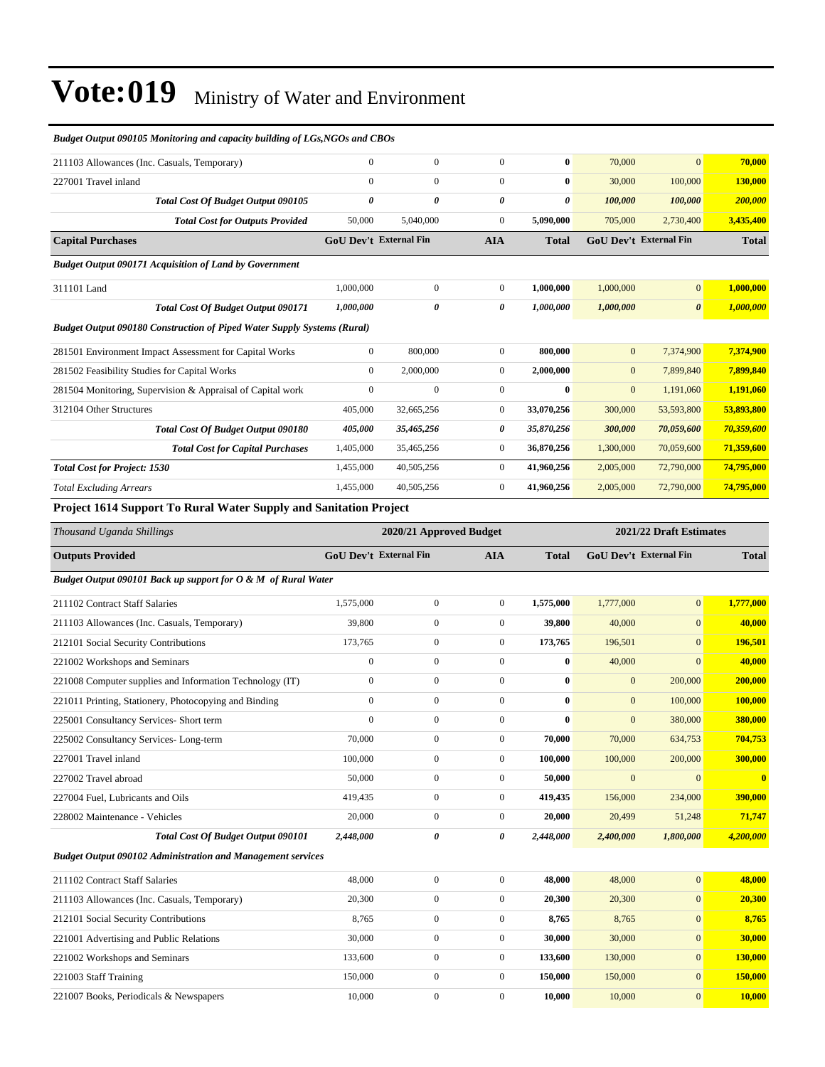# Vote:019 Ministry of Water and Environment

*Budget Output 090105 Monitoring and capacity building of LGs,NGOs and CBOs*

| | | | | | | | |
|---|---|---|---|---|---|---|---|
| 211103 Allowances (Inc. Casuals, Temporary) | 0 | 0 | 0 | **0** | 70,000 | 0 | **70,000** |
| 227001 Travel inland | 0 | 0 | 0 | **0** | 30,000 | 100,000 | **130,000** |
| ***Total Cost Of Budget Output 090105*** | ***0*** | ***0*** | ***0*** | ***0*** | ***100,000*** | ***100,000*** | ***200,000*** |
| ***Total Cost for Outputs Provided*** | 50,000 | 5,040,000 | 0 | 5,090,000 | 705,000 | 2,730,400 | 3,435,400 |
| **Capital Purchases** | **GoU Dev't** | **External Fin** | **AIA** | **Total** | **GoU Dev't** | **External Fin** | **Total** |
| ***Budget Output 090171 Acquisition of Land by Government*** | | | | | | | |
| 311101 Land | 1,000,000 | 0 | 0 | **1,000,000** | 1,000,000 | 0 | **1,000,000** |
| ***Total Cost Of Budget Output 090171*** | ***1,000,000*** | ***0*** | ***0*** | ***1,000,000*** | ***1,000,000*** | ***0*** | ***1,000,000*** |
| ***Budget Output 090180 Construction of Piped Water Supply Systems (Rural)*** | | | | | | | |
| 281501 Environment Impact Assessment for Capital Works | 0 | 800,000 | 0 | **800,000** | 0 | 7,374,900 | **7,374,900** |
| 281502 Feasibility Studies for Capital Works | 0 | 2,000,000 | 0 | **2,000,000** | 0 | 7,899,840 | **7,899,840** |
| 281504 Monitoring, Supervision & Appraisal of Capital work | 0 | 0 | 0 | **0** | 0 | 1,191,060 | **1,191,060** |
| 312104 Other Structures | 405,000 | 32,665,256 | 0 | **33,070,256** | 300,000 | 53,593,800 | **53,893,800** |
| ***Total Cost Of Budget Output 090180*** | ***405,000*** | ***35,465,256*** | ***0*** | ***35,870,256*** | ***300,000*** | ***70,059,600*** | ***70,359,600*** |
| ***Total Cost for Capital Purchases*** | 1,405,000 | 35,465,256 | 0 | 36,870,256 | 1,300,000 | 70,059,600 | 71,359,600 |
| ***Total Cost for Project: 1530*** | 1,455,000 | 40,505,256 | 0 | 41,960,256 | 2,005,000 | 72,790,000 | 74,795,000 |
| *Total Excluding Arrears* | 1,455,000 | 40,505,256 | 0 | 41,960,256 | 2,005,000 | 72,790,000 | 74,795,000 |

**Project 1614 Support To Rural Water Supply and Sanitation Project**

| *Thousand Uganda Shillings* | 2020/21 Approved Budget | | | | 2021/22 Draft Estimates | | |
|---|---|---|---|---|---|---|---|
| **Outputs Provided** | **GoU Dev't** | **External Fin** | **AIA** | **Total** | **GoU Dev't** | **External Fin** | **Total** |
| ***Budget Output 090101 Back up support for O & M of Rural Water*** | | | | | | | |
| 211102 Contract Staff Salaries | 1,575,000 | 0 | 0 | **1,575,000** | 1,777,000 | 0 | **1,777,000** |
| 211103 Allowances (Inc. Casuals, Temporary) | 39,800 | 0 | 0 | **39,800** | 40,000 | 0 | **40,000** |
| 212101 Social Security Contributions | 173,765 | 0 | 0 | **173,765** | 196,501 | 0 | **196,501** |
| 221002 Workshops and Seminars | 0 | 0 | 0 | **0** | 40,000 | 0 | **40,000** |
| 221008 Computer supplies and Information Technology (IT) | 0 | 0 | 0 | **0** | 0 | 200,000 | **200,000** |
| 221011 Printing, Stationery, Photocopying and Binding | 0 | 0 | 0 | **0** | 0 | 100,000 | **100,000** |
| 225001 Consultancy Services- Short term | 0 | 0 | 0 | **0** | 0 | 380,000 | **380,000** |
| 225002 Consultancy Services- Long-term | 70,000 | 0 | 0 | **70,000** | 70,000 | 634,753 | **704,753** |
| 227001 Travel inland | 100,000 | 0 | 0 | **100,000** | 100,000 | 200,000 | **300,000** |
| 227002 Travel abroad | 50,000 | 0 | 0 | **50,000** | 0 | 0 | **0** |
| 227004 Fuel, Lubricants and Oils | 419,435 | 0 | 0 | **419,435** | 156,000 | 234,000 | **390,000** |
| 228002 Maintenance - Vehicles | 20,000 | 0 | 0 | **20,000** | 20,499 | 51,248 | **71,747** |
| ***Total Cost Of Budget Output 090101*** | ***2,448,000*** | ***0*** | ***0*** | ***2,448,000*** | ***2,400,000*** | ***1,800,000*** | ***4,200,000*** |
| ***Budget Output 090102 Administration and Management services*** | | | | | | | |
| 211102 Contract Staff Salaries | 48,000 | 0 | 0 | **48,000** | 48,000 | 0 | **48,000** |
| 211103 Allowances (Inc. Casuals, Temporary) | 20,300 | 0 | 0 | **20,300** | 20,300 | 0 | **20,300** |
| 212101 Social Security Contributions | 8,765 | 0 | 0 | **8,765** | 8,765 | 0 | **8,765** |
| 221001 Advertising and Public Relations | 30,000 | 0 | 0 | **30,000** | 30,000 | 0 | **30,000** |
| 221002 Workshops and Seminars | 133,600 | 0 | 0 | **133,600** | 130,000 | 0 | **130,000** |
| 221003 Staff Training | 150,000 | 0 | 0 | **150,000** | 150,000 | 0 | **150,000** |
| 221007 Books, Periodicals & Newspapers | 10,000 | 0 | 0 | **10,000** | 10,000 | 0 | **10,000** |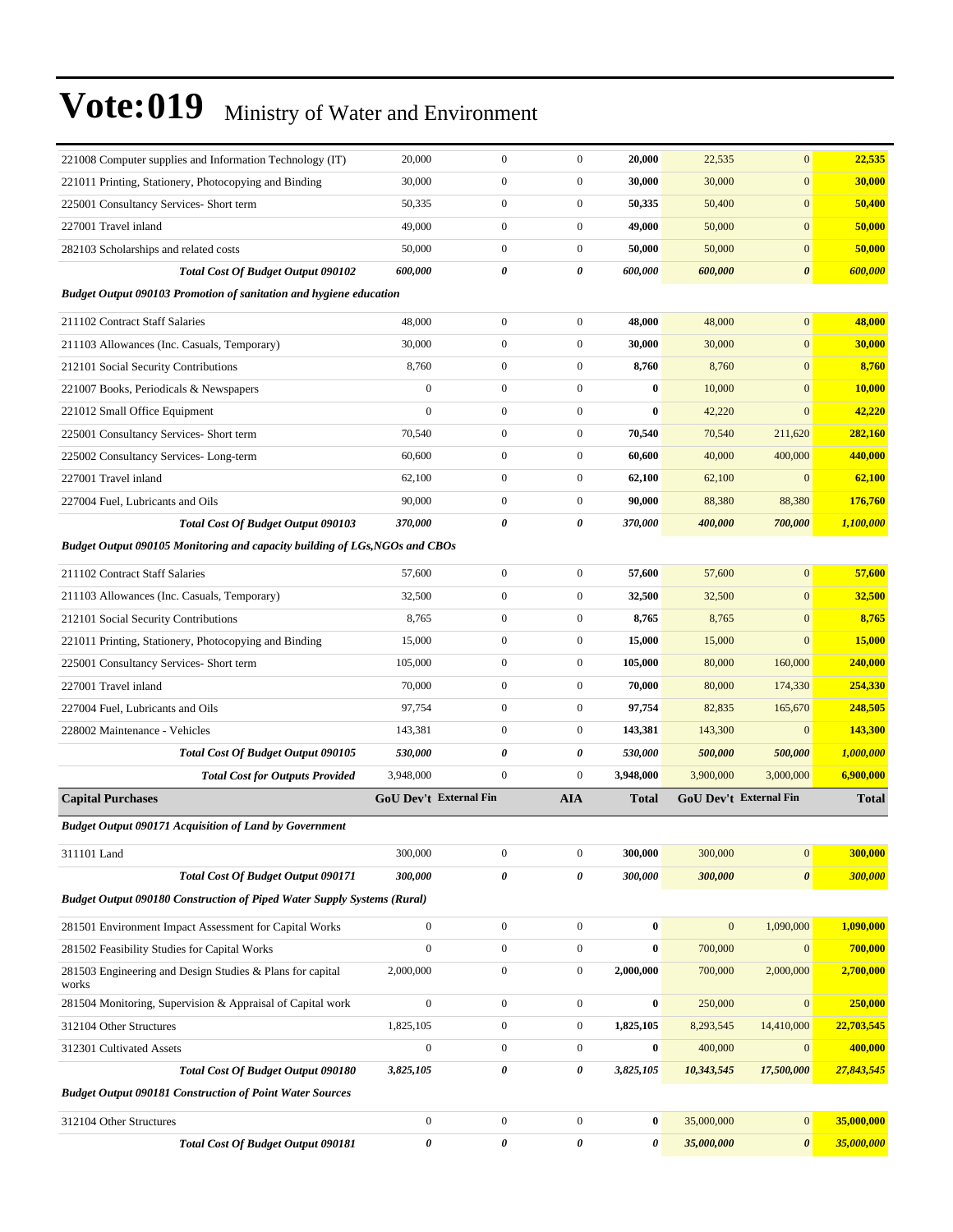# Vote:019 Ministry of Water and Environment

| | | | | | | | |
|---|---|---|---|---|---|---|---|
| 221008 Computer supplies and Information Technology (IT) | 20,000 | 0 | 0 | **20,000** | 22,535 | 0 | **22,535** |
| 221011 Printing, Stationery, Photocopying and Binding | 30,000 | 0 | 0 | **30,000** | 30,000 | 0 | **30,000** |
| 225001 Consultancy Services- Short term | 50,335 | 0 | 0 | **50,335** | 50,400 | 0 | **50,400** |
| 227001 Travel inland | 49,000 | 0 | 0 | **49,000** | 50,000 | 0 | **50,000** |
| 282103 Scholarships and related costs | 50,000 | 0 | 0 | **50,000** | 50,000 | 0 | **50,000** |
| ***Total Cost Of Budget Output 090102*** | ***600,000*** | ***0*** | ***0*** | ***600,000*** | ***600,000*** | ***0*** | ***600,000*** |
| ***Budget Output 090103 Promotion of sanitation and hygiene education*** | | | | | | | |
| 211102 Contract Staff Salaries | 48,000 | 0 | 0 | **48,000** | 48,000 | 0 | **48,000** |
| 211103 Allowances (Inc. Casuals, Temporary) | 30,000 | 0 | 0 | **30,000** | 30,000 | 0 | **30,000** |
| 212101 Social Security Contributions | 8,760 | 0 | 0 | **8,760** | 8,760 | 0 | **8,760** |
| 221007 Books, Periodicals & Newspapers | 0 | 0 | 0 | **0** | 10,000 | 0 | **10,000** |
| 221012 Small Office Equipment | 0 | 0 | 0 | **0** | 42,220 | 0 | **42,220** |
| 225001 Consultancy Services- Short term | 70,540 | 0 | 0 | **70,540** | 70,540 | 211,620 | **282,160** |
| 225002 Consultancy Services- Long-term | 60,600 | 0 | 0 | **60,600** | 40,000 | 400,000 | **440,000** |
| 227001 Travel inland | 62,100 | 0 | 0 | **62,100** | 62,100 | 0 | **62,100** |
| 227004 Fuel, Lubricants and Oils | 90,000 | 0 | 0 | **90,000** | 88,380 | 88,380 | **176,760** |
| ***Total Cost Of Budget Output 090103*** | ***370,000*** | ***0*** | ***0*** | ***370,000*** | ***400,000*** | ***700,000*** | ***1,100,000*** |
| ***Budget Output 090105 Monitoring and capacity building of LGs,NGOs and CBOs*** | | | | | | | |
| 211102 Contract Staff Salaries | 57,600 | 0 | 0 | **57,600** | 57,600 | 0 | **57,600** |
| 211103 Allowances (Inc. Casuals, Temporary) | 32,500 | 0 | 0 | **32,500** | 32,500 | 0 | **32,500** |
| 212101 Social Security Contributions | 8,765 | 0 | 0 | **8,765** | 8,765 | 0 | **8,765** |
| 221011 Printing, Stationery, Photocopying and Binding | 15,000 | 0 | 0 | **15,000** | 15,000 | 0 | **15,000** |
| 225001 Consultancy Services- Short term | 105,000 | 0 | 0 | **105,000** | 80,000 | 160,000 | **240,000** |
| 227001 Travel inland | 70,000 | 0 | 0 | **70,000** | 80,000 | 174,330 | **254,330** |
| 227004 Fuel, Lubricants and Oils | 97,754 | 0 | 0 | **97,754** | 82,835 | 165,670 | **248,505** |
| 228002 Maintenance - Vehicles | 143,381 | 0 | 0 | **143,381** | 143,300 | 0 | **143,300** |
| ***Total Cost Of Budget Output 090105*** | ***530,000*** | ***0*** | ***0*** | ***530,000*** | ***500,000*** | ***500,000*** | ***1,000,000*** |
| ***Total Cost for Outputs Provided*** | 3,948,000 | 0 | 0 | **3,948,000** | 3,900,000 | 3,000,000 | **6,900,000** |
| **Capital Purchases** | **GoU Dev't** | **External Fin** | **AIA** | **Total** | **GoU Dev't** | **External Fin** | **Total** |
| ***Budget Output 090171 Acquisition of Land by Government*** | | | | | | | |
| 311101 Land | 300,000 | 0 | 0 | **300,000** | 300,000 | 0 | **300,000** |
| ***Total Cost Of Budget Output 090171*** | ***300,000*** | ***0*** | ***0*** | ***300,000*** | ***300,000*** | ***0*** | ***300,000*** |
| ***Budget Output 090180 Construction of Piped Water Supply Systems (Rural)*** | | | | | | | |
| 281501 Environment Impact Assessment for Capital Works | 0 | 0 | 0 | **0** | 0 | 1,090,000 | **1,090,000** |
| 281502 Feasibility Studies for Capital Works | 0 | 0 | 0 | **0** | 700,000 | 0 | **700,000** |
| 281503 Engineering and Design Studies & Plans for capital works | 2,000,000 | 0 | 0 | **2,000,000** | 700,000 | 2,000,000 | **2,700,000** |
| 281504 Monitoring, Supervision & Appraisal of Capital work | 0 | 0 | 0 | **0** | 250,000 | 0 | **250,000** |
| 312104 Other Structures | 1,825,105 | 0 | 0 | **1,825,105** | 8,293,545 | 14,410,000 | **22,703,545** |
| 312301 Cultivated Assets | 0 | 0 | 0 | **0** | 400,000 | 0 | **400,000** |
| ***Total Cost Of Budget Output 090180*** | ***3,825,105*** | ***0*** | ***0*** | ***3,825,105*** | ***10,343,545*** | ***17,500,000*** | ***27,843,545*** |
| ***Budget Output 090181 Construction of Point Water Sources*** | | | | | | | |
| 312104 Other Structures | 0 | 0 | 0 | **0** | 35,000,000 | 0 | **35,000,000** |
| ***Total Cost Of Budget Output 090181*** | ***0*** | ***0*** | ***0*** | ***0*** | ***35,000,000*** | ***0*** | ***35,000,000*** |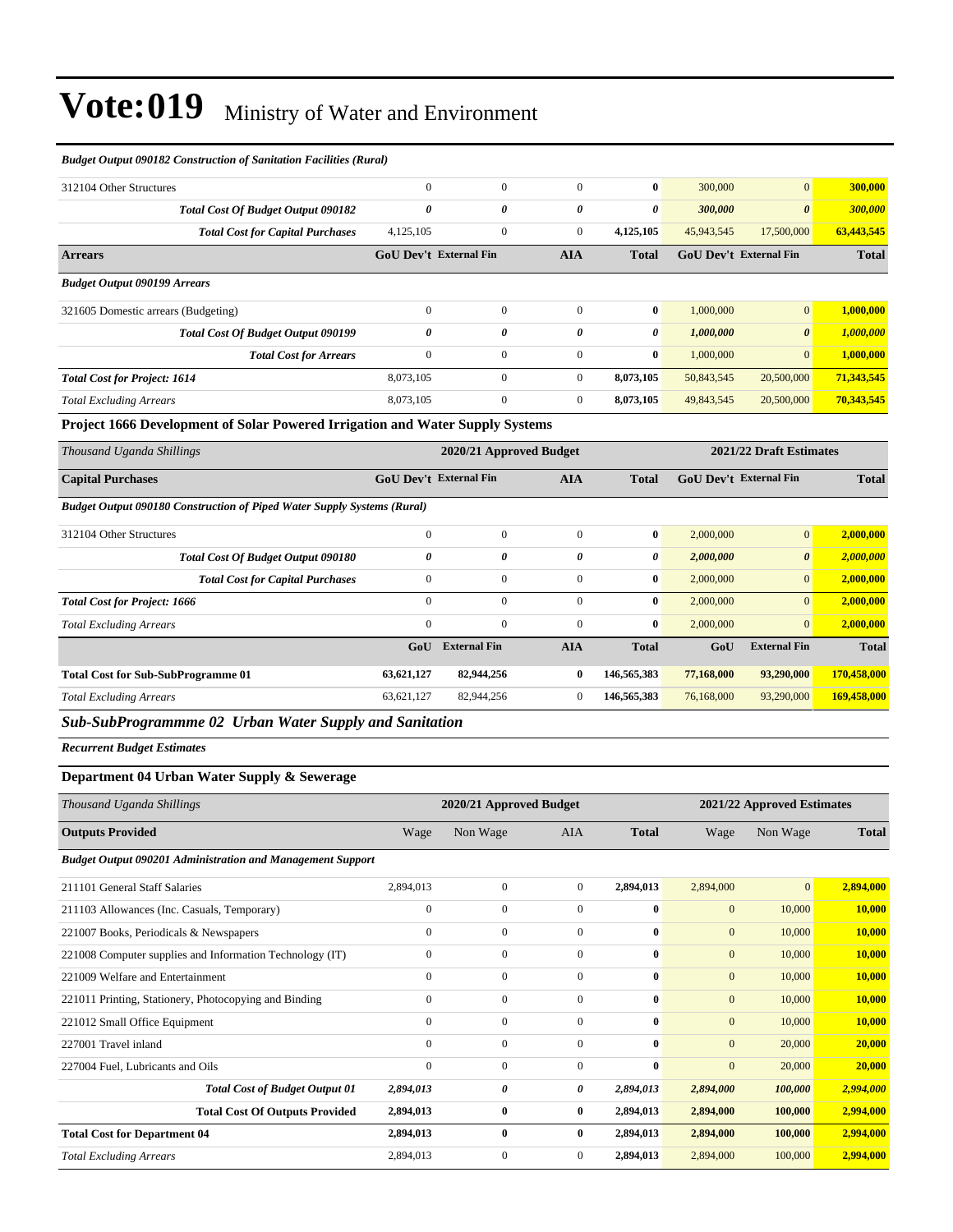*Budget Output 090182 Construction of Sanitation Facilities (Rural)*

| | | | | | | | |
|---|---|---|---|---|---|---|---|
| 312104 Other Structures | 0 | 0 | 0 | **0** | 300,000 | 0 | **300,000** |
| ***Total Cost Of Budget Output 090182*** | ***0*** | ***0*** | ***0*** | ***0*** | ***300,000*** | ***0*** | ***300,000*** |
| ***Total Cost for Capital Purchases*** | 4,125,105 | 0 | 0 | **4,125,105** | 45,943,545 | 17,500,000 | **63,443,545** |
| **Arrears** | **GoU Dev't** | **External Fin** | **AIA** | **Total** | **GoU Dev't** | **External Fin** | **Total** |
| ***Budget Output 090199 Arrears*** | | | | | | | |
| 321605 Domestic arrears (Budgeting) | 0 | 0 | 0 | **0** | 1,000,000 | 0 | **1,000,000** |
| ***Total Cost Of Budget Output 090199*** | ***0*** | ***0*** | ***0*** | ***0*** | ***1,000,000*** | ***0*** | ***1,000,000*** |
| ***Total Cost for Arrears*** | 0 | 0 | 0 | **0** | 1,000,000 | 0 | **1,000,000** |
| ***Total Cost for Project: 1614*** | 8,073,105 | 0 | 0 | **8,073,105** | 50,843,545 | 20,500,000 | **71,343,545** |
| *Total Excluding Arrears* | 8,073,105 | 0 | 0 | **8,073,105** | 49,843,545 | 20,500,000 | **70,343,545** |

**Project 1666 Development of Solar Powered Irrigation and Water Supply Systems**

| *Thousand Uganda Shillings* | **2020/21 Approved Budget** | | | | **2021/22 Draft Estimates** | | |
|---|---|---|---|---|---|---|---|
| **Capital Purchases** | **GoU Dev't** | **External Fin** | **AIA** | **Total** | **GoU Dev't** | **External Fin** | **Total** |
| ***Budget Output 090180 Construction of Piped Water Supply Systems (Rural)*** | | | | | | | |
| 312104 Other Structures | 0 | 0 | 0 | **0** | 2,000,000 | 0 | **2,000,000** |
| ***Total Cost Of Budget Output 090180*** | ***0*** | ***0*** | ***0*** | ***0*** | ***2,000,000*** | ***0*** | ***2,000,000*** |
| ***Total Cost for Capital Purchases*** | 0 | 0 | 0 | **0** | 2,000,000 | 0 | **2,000,000** |
| ***Total Cost for Project: 1666*** | 0 | 0 | 0 | **0** | 2,000,000 | 0 | **2,000,000** |
| *Total Excluding Arrears* | 0 | 0 | 0 | **0** | 2,000,000 | 0 | **2,000,000** |
| | **GoU** | **External Fin** | **AIA** | **Total** | **GoU** | **External Fin** | **Total** |
| **Total Cost for Sub-SubProgramme 01** | **63,621,127** | **82,944,256** | **0** | **146,565,383** | **77,168,000** | **93,290,000** | **170,458,000** |
| *Total Excluding Arrears* | 63,621,127 | 82,944,256 | 0 | **146,565,383** | 76,168,000 | 93,290,000 | **169,458,000** |

## *Sub-SubProgrammme 02 Urban Water Supply and Sanitation*

***Recurrent Budget Estimates***

### Department 04 Urban Water Supply & Sewerage

| *Thousand Uganda Shillings* | **2020/21 Approved Budget** | | | | **2021/22 Approved Estimates** | | |
|---|---|---|---|---|---|---|---|
| **Outputs Provided** | Wage | Non Wage | AIA | **Total** | Wage | Non Wage | **Total** |
| ***Budget Output 090201 Administration and Management Support*** | | | | | | | |
| 211101 General Staff Salaries | 2,894,013 | 0 | 0 | **2,894,013** | 2,894,000 | 0 | **2,894,000** |
| 211103 Allowances (Inc. Casuals, Temporary) | 0 | 0 | 0 | **0** | 0 | 10,000 | **10,000** |
| 221007 Books, Periodicals & Newspapers | 0 | 0 | 0 | **0** | 0 | 10,000 | **10,000** |
| 221008 Computer supplies and Information Technology (IT) | 0 | 0 | 0 | **0** | 0 | 10,000 | **10,000** |
| 221009 Welfare and Entertainment | 0 | 0 | 0 | **0** | 0 | 10,000 | **10,000** |
| 221011 Printing, Stationery, Photocopying and Binding | 0 | 0 | 0 | **0** | 0 | 10,000 | **10,000** |
| 221012 Small Office Equipment | 0 | 0 | 0 | **0** | 0 | 10,000 | **10,000** |
| 227001 Travel inland | 0 | 0 | 0 | **0** | 0 | 20,000 | **20,000** |
| 227004 Fuel, Lubricants and Oils | 0 | 0 | 0 | **0** | 0 | 20,000 | **20,000** |
| ***Total Cost of Budget Output 01*** | ***2,894,013*** | ***0*** | ***0*** | ***2,894,013*** | ***2,894,000*** | ***100,000*** | ***2,994,000*** |
| **Total Cost Of Outputs Provided** | **2,894,013** | **0** | **0** | **2,894,013** | **2,894,000** | **100,000** | **2,994,000** |
| **Total Cost for Department 04** | **2,894,013** | **0** | **0** | **2,894,013** | **2,894,000** | **100,000** | **2,994,000** |
| *Total Excluding Arrears* | 2,894,013 | 0 | 0 | **2,894,013** | 2,894,000 | 100,000 | **2,994,000** |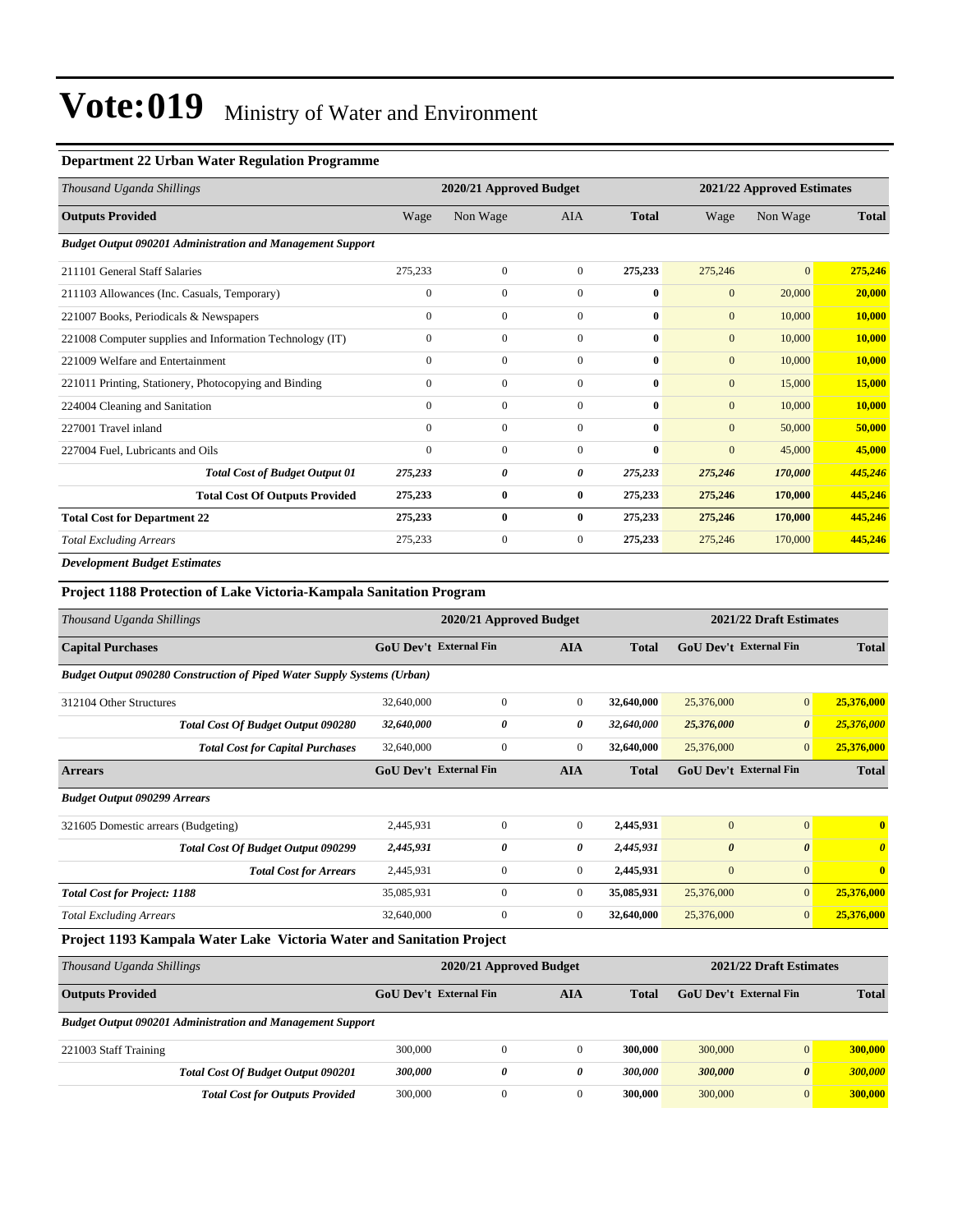# Vote:019 Ministry of Water and Environment

### Department 22 Urban Water Regulation Programme

| *Thousand Uganda Shillings* | 2020/21 Approved Budget | | | | 2021/22 Approved Estimates | | |
|---|---|---|---|---|---|---|---|
| **Outputs Provided** | Wage | Non Wage | AIA | **Total** | Wage | Non Wage | **Total** |
| ***Budget Output 090201 Administration and Management Support*** | | | | | | | |
| 211101 General Staff Salaries | 275,233 | 0 | 0 | **275,233** | 275,246 | 0 | **275,246** |
| 211103 Allowances (Inc. Casuals, Temporary) | 0 | 0 | 0 | **0** | 0 | 20,000 | **20,000** |
| 221007 Books, Periodicals & Newspapers | 0 | 0 | 0 | **0** | 0 | 10,000 | **10,000** |
| 221008 Computer supplies and Information Technology (IT) | 0 | 0 | 0 | **0** | 0 | 10,000 | **10,000** |
| 221009 Welfare and Entertainment | 0 | 0 | 0 | **0** | 0 | 10,000 | **10,000** |
| 221011 Printing, Stationery, Photocopying and Binding | 0 | 0 | 0 | **0** | 0 | 15,000 | **15,000** |
| 224004 Cleaning and Sanitation | 0 | 0 | 0 | **0** | 0 | 10,000 | **10,000** |
| 227001 Travel inland | 0 | 0 | 0 | **0** | 0 | 50,000 | **50,000** |
| 227004 Fuel, Lubricants and Oils | 0 | 0 | 0 | **0** | 0 | 45,000 | **45,000** |
| ***Total Cost of Budget Output 01*** | ***275,233*** | ***0*** | ***0*** | ***275,233*** | ***275,246*** | ***170,000*** | ***445,246*** |
| **Total Cost Of Outputs Provided** | **275,233** | **0** | **0** | **275,233** | **275,246** | **170,000** | **445,246** |
| **Total Cost for Department 22** | **275,233** | **0** | **0** | **275,233** | **275,246** | **170,000** | **445,246** |
| *Total Excluding Arrears* | 275,233 | 0 | 0 | **275,233** | 275,246 | 170,000 | **445,246** |

***Development Budget Estimates***

### Project 1188 Protection of Lake Victoria-Kampala Sanitation Program

| *Thousand Uganda Shillings* | 2020/21 Approved Budget | | | | 2021/22 Draft Estimates | | |
|---|---|---|---|---|---|---|---|
| **Capital Purchases** | **GoU Dev't** | **External Fin** | **AIA** | **Total** | **GoU Dev't** | **External Fin** | **Total** |
| ***Budget Output 090280 Construction of Piped Water Supply Systems (Urban)*** | | | | | | | |
| 312104 Other Structures | 32,640,000 | 0 | 0 | **32,640,000** | 25,376,000 | 0 | **25,376,000** |
| ***Total Cost Of Budget Output 090280*** | ***32,640,000*** | ***0*** | ***0*** | ***32,640,000*** | ***25,376,000*** | ***0*** | ***25,376,000*** |
| ***Total Cost for Capital Purchases*** | 32,640,000 | 0 | 0 | **32,640,000** | 25,376,000 | 0 | **25,376,000** |
| **Arrears** | **GoU Dev't** | **External Fin** | **AIA** | **Total** | **GoU Dev't** | **External Fin** | **Total** |
| ***Budget Output 090299 Arrears*** | | | | | | | |
| 321605 Domestic arrears (Budgeting) | 2,445,931 | 0 | 0 | **2,445,931** | 0 | 0 | **0** |
| ***Total Cost Of Budget Output 090299*** | ***2,445,931*** | ***0*** | ***0*** | ***2,445,931*** | ***0*** | ***0*** | ***0*** |
| ***Total Cost for Arrears*** | 2,445,931 | 0 | 0 | **2,445,931** | 0 | 0 | **0** |
| ***Total Cost for Project: 1188*** | 35,085,931 | 0 | 0 | **35,085,931** | 25,376,000 | 0 | **25,376,000** |
| *Total Excluding Arrears* | 32,640,000 | 0 | 0 | **32,640,000** | 25,376,000 | 0 | **25,376,000** |

### Project 1193 Kampala Water Lake Victoria Water and Sanitation Project

| *Thousand Uganda Shillings* | 2020/21 Approved Budget | | | | 2021/22 Draft Estimates | | |
|---|---|---|---|---|---|---|---|
| **Outputs Provided** | **GoU Dev't** | **External Fin** | **AIA** | **Total** | **GoU Dev't** | **External Fin** | **Total** |
| ***Budget Output 090201 Administration and Management Support*** | | | | | | | |
| 221003 Staff Training | 300,000 | 0 | 0 | **300,000** | 300,000 | 0 | **300,000** |
| ***Total Cost Of Budget Output 090201*** | ***300,000*** | ***0*** | ***0*** | ***300,000*** | ***300,000*** | ***0*** | ***300,000*** |
| ***Total Cost for Outputs Provided*** | 300,000 | 0 | 0 | **300,000** | 300,000 | 0 | **300,000** |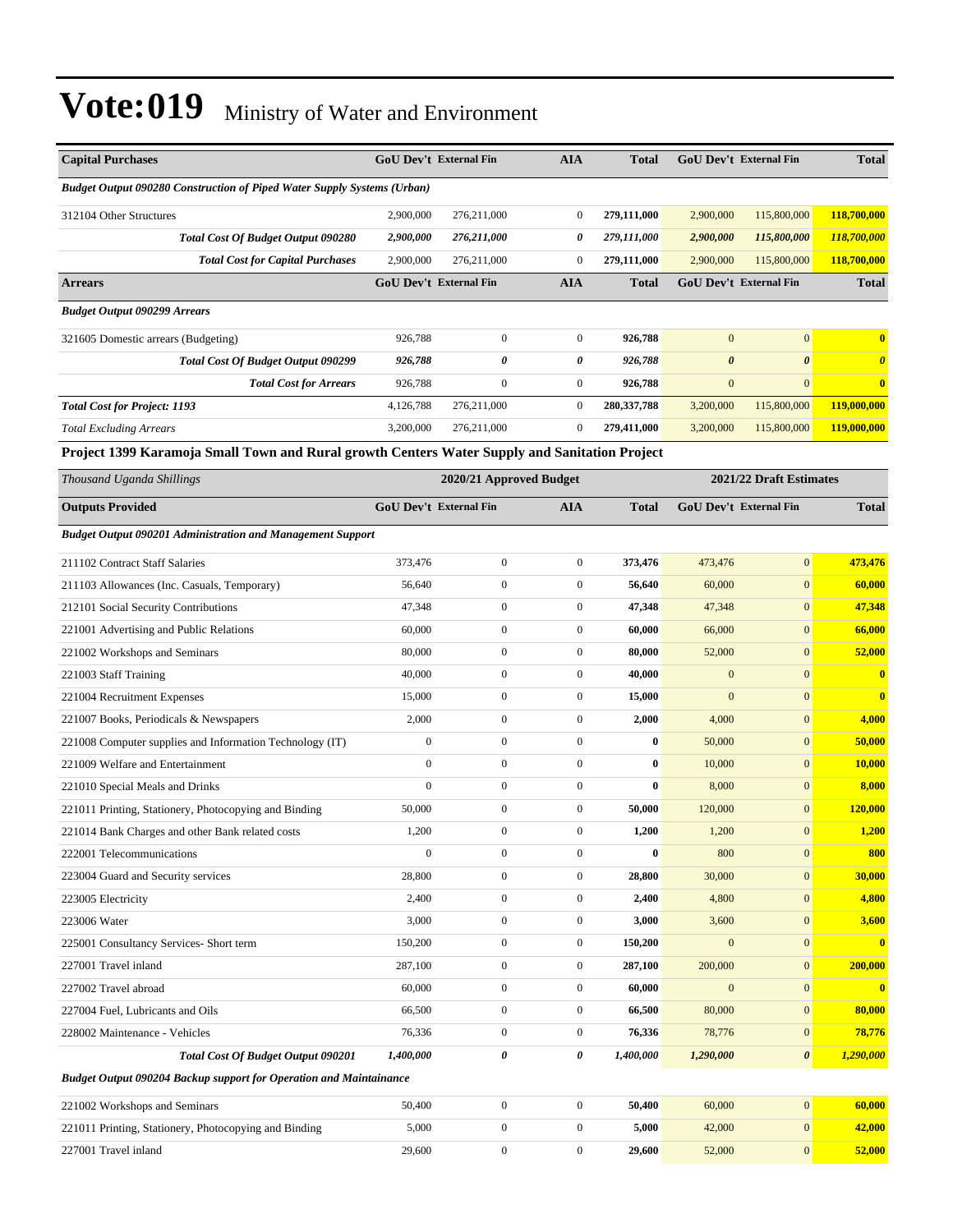# Vote:019 Ministry of Water and Environment

| Capital Purchases | GoU Dev't | External Fin | AIA | Total | GoU Dev't | External Fin | Total |
|---|---|---|---|---|---|---|---|
| ***Budget Output 090280 Construction of Piped Water Supply Systems (Urban)*** | | | | | | | |
| 312104 Other Structures | 2,900,000 | 276,211,000 | 0 | **279,111,000** | 2,900,000 | 115,800,000 | **118,700,000** |
| ***Total Cost Of Budget Output 090280*** | ***2,900,000*** | ***276,211,000*** | ***0*** | ***279,111,000*** | ***2,900,000*** | ***115,800,000*** | ***118,700,000*** |
| ***Total Cost for Capital Purchases*** | 2,900,000 | 276,211,000 | 0 | **279,111,000** | 2,900,000 | 115,800,000 | **118,700,000** |
| **Arrears** | **GoU Dev't** | **External Fin** | **AIA** | **Total** | **GoU Dev't** | **External Fin** | **Total** |
| ***Budget Output 090299 Arrears*** | | | | | | | |
| 321605 Domestic arrears (Budgeting) | 926,788 | 0 | 0 | **926,788** | 0 | 0 | **0** |
| ***Total Cost Of Budget Output 090299*** | ***926,788*** | ***0*** | ***0*** | ***926,788*** | ***0*** | ***0*** | ***0*** |
| ***Total Cost for Arrears*** | 926,788 | 0 | 0 | **926,788** | 0 | 0 | **0** |
| ***Total Cost for Project: 1193*** | 4,126,788 | 276,211,000 | 0 | **280,337,788** | 3,200,000 | 115,800,000 | **119,000,000** |
| *Total Excluding Arrears* | 3,200,000 | 276,211,000 | 0 | **279,411,000** | 3,200,000 | 115,800,000 | **119,000,000** |

**Project 1399 Karamoja Small Town and Rural growth Centers Water Supply and Sanitation Project**

| *Thousand Uganda Shillings* | 2020/21 Approved Budget | | | | 2021/22 Draft Estimates | | |
|---|---|---|---|---|---|---|---|
| **Outputs Provided** | **GoU Dev't** | **External Fin** | **AIA** | **Total** | **GoU Dev't** | **External Fin** | **Total** |
| ***Budget Output 090201 Administration and Management Support*** | | | | | | | |
| 211102 Contract Staff Salaries | 373,476 | 0 | 0 | **373,476** | 473,476 | 0 | **473,476** |
| 211103 Allowances (Inc. Casuals, Temporary) | 56,640 | 0 | 0 | **56,640** | 60,000 | 0 | **60,000** |
| 212101 Social Security Contributions | 47,348 | 0 | 0 | **47,348** | 47,348 | 0 | **47,348** |
| 221001 Advertising and Public Relations | 60,000 | 0 | 0 | **60,000** | 66,000 | 0 | **66,000** |
| 221002 Workshops and Seminars | 80,000 | 0 | 0 | **80,000** | 52,000 | 0 | **52,000** |
| 221003 Staff Training | 40,000 | 0 | 0 | **40,000** | 0 | 0 | **0** |
| 221004 Recruitment Expenses | 15,000 | 0 | 0 | **15,000** | 0 | 0 | **0** |
| 221007 Books, Periodicals & Newspapers | 2,000 | 0 | 0 | **2,000** | 4,000 | 0 | **4,000** |
| 221008 Computer supplies and Information Technology (IT) | 0 | 0 | 0 | **0** | 50,000 | 0 | **50,000** |
| 221009 Welfare and Entertainment | 0 | 0 | 0 | **0** | 10,000 | 0 | **10,000** |
| 221010 Special Meals and Drinks | 0 | 0 | 0 | **0** | 8,000 | 0 | **8,000** |
| 221011 Printing, Stationery, Photocopying and Binding | 50,000 | 0 | 0 | **50,000** | 120,000 | 0 | **120,000** |
| 221014 Bank Charges and other Bank related costs | 1,200 | 0 | 0 | **1,200** | 1,200 | 0 | **1,200** |
| 222001 Telecommunications | 0 | 0 | 0 | **0** | 800 | 0 | **800** |
| 223004 Guard and Security services | 28,800 | 0 | 0 | **28,800** | 30,000 | 0 | **30,000** |
| 223005 Electricity | 2,400 | 0 | 0 | **2,400** | 4,800 | 0 | **4,800** |
| 223006 Water | 3,000 | 0 | 0 | **3,000** | 3,600 | 0 | **3,600** |
| 225001 Consultancy Services- Short term | 150,200 | 0 | 0 | **150,200** | 0 | 0 | **0** |
| 227001 Travel inland | 287,100 | 0 | 0 | **287,100** | 200,000 | 0 | **200,000** |
| 227002 Travel abroad | 60,000 | 0 | 0 | **60,000** | 0 | 0 | **0** |
| 227004 Fuel, Lubricants and Oils | 66,500 | 0 | 0 | **66,500** | 80,000 | 0 | **80,000** |
| 228002 Maintenance - Vehicles | 76,336 | 0 | 0 | **76,336** | 78,776 | 0 | **78,776** |
| ***Total Cost Of Budget Output 090201*** | ***1,400,000*** | ***0*** | ***0*** | ***1,400,000*** | ***1,290,000*** | ***0*** | ***1,290,000*** |
| ***Budget Output 090204 Backup support for Operation and Maintainance*** | | | | | | | |
| 221002 Workshops and Seminars | 50,400 | 0 | 0 | **50,400** | 60,000 | 0 | **60,000** |
| 221011 Printing, Stationery, Photocopying and Binding | 5,000 | 0 | 0 | **5,000** | 42,000 | 0 | **42,000** |
| 227001 Travel inland | 29,600 | 0 | 0 | **29,600** | 52,000 | 0 | **52,000** |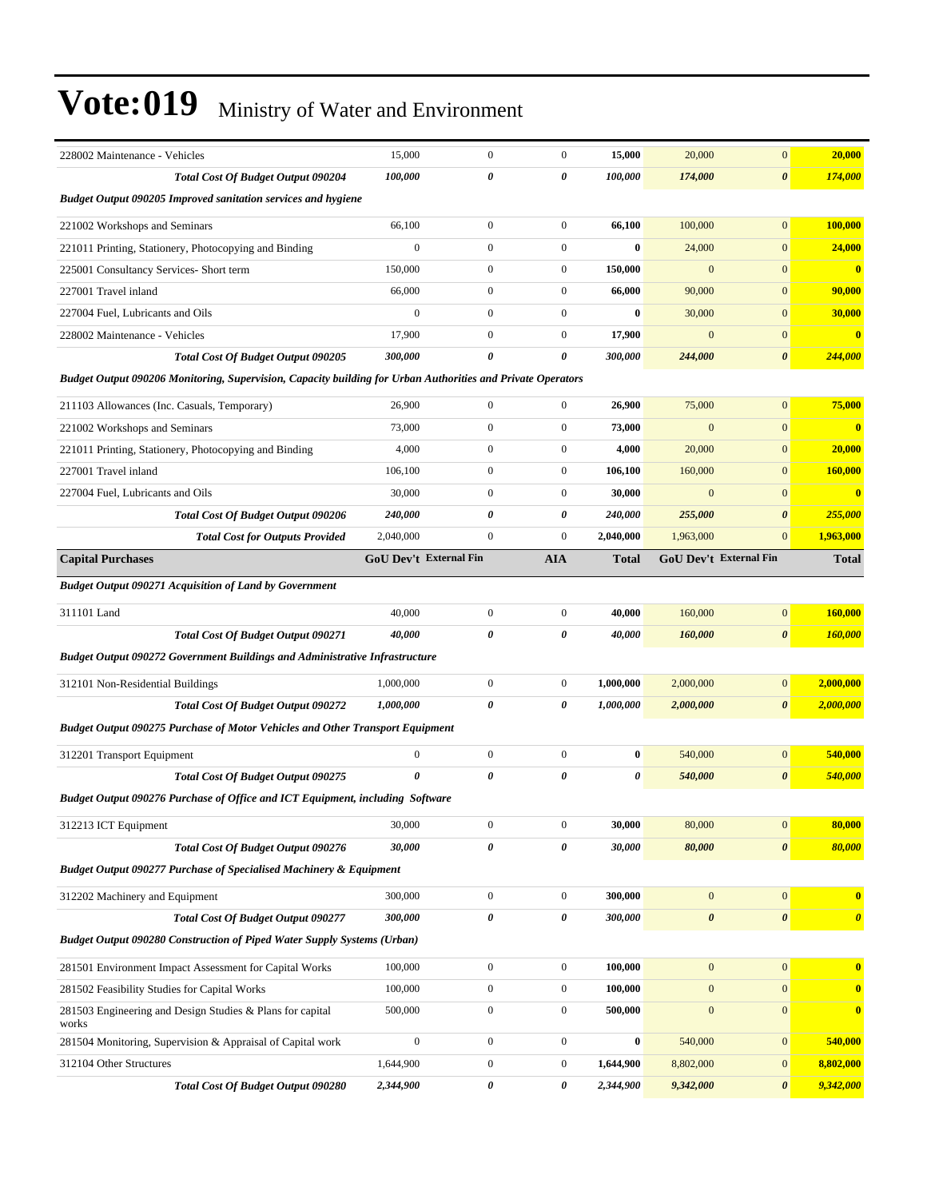# Vote:019 Ministry of Water and Environment

| | | | | | | | |
|---|---|---|---|---|---|---|---|
| 228002 Maintenance - Vehicles | 15,000 | 0 | 0 | **15,000** | 20,000 | 0 | **20,000** |
| ***Total Cost Of Budget Output 090204*** | ***100,000*** | ***0*** | ***0*** | ***100,000*** | ***174,000*** | ***0*** | ***174,000*** |
| ***Budget Output 090205 Improved sanitation services and hygiene*** | | | | | | | |
| 221002 Workshops and Seminars | 66,100 | 0 | 0 | **66,100** | 100,000 | 0 | **100,000** |
| 221011 Printing, Stationery, Photocopying and Binding | 0 | 0 | 0 | **0** | 24,000 | 0 | **24,000** |
| 225001 Consultancy Services- Short term | 150,000 | 0 | 0 | **150,000** | 0 | 0 | **0** |
| 227001 Travel inland | 66,000 | 0 | 0 | **66,000** | 90,000 | 0 | **90,000** |
| 227004 Fuel, Lubricants and Oils | 0 | 0 | 0 | **0** | 30,000 | 0 | **30,000** |
| 228002 Maintenance - Vehicles | 17,900 | 0 | 0 | **17,900** | 0 | 0 | **0** |
| ***Total Cost Of Budget Output 090205*** | ***300,000*** | ***0*** | ***0*** | ***300,000*** | ***244,000*** | ***0*** | ***244,000*** |
| ***Budget Output 090206 Monitoring, Supervision, Capacity building for Urban Authorities and Private Operators*** | | | | | | | |
| 211103 Allowances (Inc. Casuals, Temporary) | 26,900 | 0 | 0 | **26,900** | 75,000 | 0 | **75,000** |
| 221002 Workshops and Seminars | 73,000 | 0 | 0 | **73,000** | 0 | 0 | **0** |
| 221011 Printing, Stationery, Photocopying and Binding | 4,000 | 0 | 0 | **4,000** | 20,000 | 0 | **20,000** |
| 227001 Travel inland | 106,100 | 0 | 0 | **106,100** | 160,000 | 0 | **160,000** |
| 227004 Fuel, Lubricants and Oils | 30,000 | 0 | 0 | **30,000** | 0 | 0 | **0** |
| ***Total Cost Of Budget Output 090206*** | ***240,000*** | ***0*** | ***0*** | ***240,000*** | ***255,000*** | ***0*** | ***255,000*** |
| ***Total Cost for Outputs Provided*** | 2,040,000 | 0 | 0 | **2,040,000** | 1,963,000 | 0 | **1,963,000** |
| **Capital Purchases** | **GoU Dev't** | **External Fin** | **AIA** | **Total** | **GoU Dev't** | **External Fin** | **Total** |
| ***Budget Output 090271 Acquisition of Land by Government*** | | | | | | | |
| 311101 Land | 40,000 | 0 | 0 | **40,000** | 160,000 | 0 | **160,000** |
| ***Total Cost Of Budget Output 090271*** | ***40,000*** | ***0*** | ***0*** | ***40,000*** | ***160,000*** | ***0*** | ***160,000*** |
| ***Budget Output 090272 Government Buildings and Administrative Infrastructure*** | | | | | | | |
| 312101 Non-Residential Buildings | 1,000,000 | 0 | 0 | **1,000,000** | 2,000,000 | 0 | **2,000,000** |
| ***Total Cost Of Budget Output 090272*** | ***1,000,000*** | ***0*** | ***0*** | ***1,000,000*** | ***2,000,000*** | ***0*** | ***2,000,000*** |
| ***Budget Output 090275 Purchase of Motor Vehicles and Other Transport Equipment*** | | | | | | | |
| 312201 Transport Equipment | 0 | 0 | 0 | **0** | 540,000 | 0 | **540,000** |
| ***Total Cost Of Budget Output 090275*** | ***0*** | ***0*** | ***0*** | ***0*** | ***540,000*** | ***0*** | ***540,000*** |
| ***Budget Output 090276 Purchase of Office and ICT Equipment, including Software*** | | | | | | | |
| 312213 ICT Equipment | 30,000 | 0 | 0 | **30,000** | 80,000 | 0 | **80,000** |
| ***Total Cost Of Budget Output 090276*** | ***30,000*** | ***0*** | ***0*** | ***30,000*** | ***80,000*** | ***0*** | ***80,000*** |
| ***Budget Output 090277 Purchase of Specialised Machinery & Equipment*** | | | | | | | |
| 312202 Machinery and Equipment | 300,000 | 0 | 0 | **300,000** | 0 | 0 | **0** |
| ***Total Cost Of Budget Output 090277*** | ***300,000*** | ***0*** | ***0*** | ***300,000*** | ***0*** | ***0*** | ***0*** |
| ***Budget Output 090280 Construction of Piped Water Supply Systems (Urban)*** | | | | | | | |
| 281501 Environment Impact Assessment for Capital Works | 100,000 | 0 | 0 | **100,000** | 0 | 0 | **0** |
| 281502 Feasibility Studies for Capital Works | 100,000 | 0 | 0 | **100,000** | 0 | 0 | **0** |
| 281503 Engineering and Design Studies & Plans for capital works | 500,000 | 0 | 0 | **500,000** | 0 | 0 | **0** |
| 281504 Monitoring, Supervision & Appraisal of Capital work | 0 | 0 | 0 | **0** | 540,000 | 0 | **540,000** |
| 312104 Other Structures | 1,644,900 | 0 | 0 | **1,644,900** | 8,802,000 | 0 | **8,802,000** |
| ***Total Cost Of Budget Output 090280*** | ***2,344,900*** | ***0*** | ***0*** | ***2,344,900*** | ***9,342,000*** | ***0*** | ***9,342,000*** |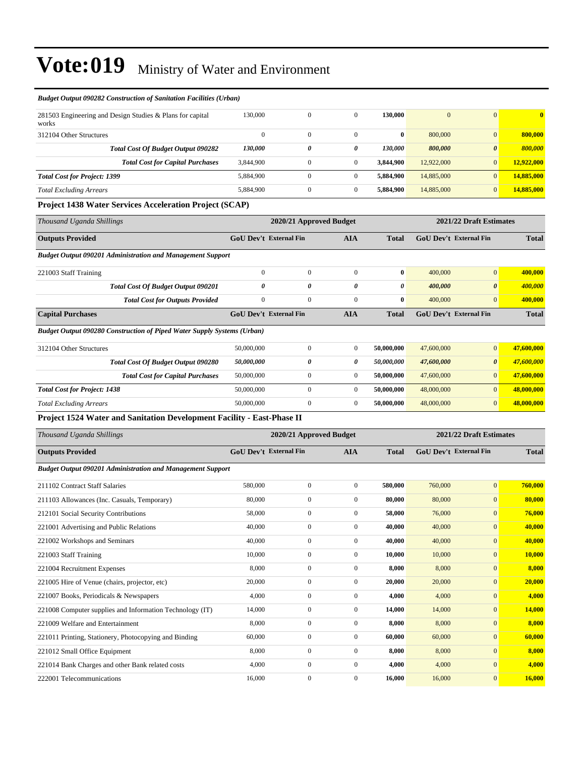# Vote:019 Ministry of Water and Environment

| *Budget Output 090282 Construction of Sanitation Facilities (Urban)* | | | | | | | |
|---|---|---|---|---|---|---|---|
| 281503 Engineering and Design Studies & Plans for capital works | 130,000 | 0 | 0 | **130,000** | 0 | 0 | **0** |
| 312104 Other Structures | 0 | 0 | 0 | **0** | 800,000 | 0 | **800,000** |
| ***Total Cost Of Budget Output 090282*** | ***130,000*** | ***0*** | ***0*** | ***130,000*** | ***800,000*** | ***0*** | ***800,000*** |
| ***Total Cost for Capital Purchases*** | 3,844,900 | 0 | 0 | **3,844,900** | 12,922,000 | 0 | **12,922,000** |
| ***Total Cost for Project: 1399*** | 5,884,900 | 0 | 0 | **5,884,900** | 14,885,000 | 0 | **14,885,000** |
| *Total Excluding Arrears* | 5,884,900 | 0 | 0 | **5,884,900** | 14,885,000 | 0 | **14,885,000** |

### Project 1438 Water Services Acceleration Project (SCAP)

| *Thousand Uganda Shillings* | 2020/21 Approved Budget | | | | 2021/22 Draft Estimates | | |
|---|---|---|---|---|---|---|---|
| **Outputs Provided** | **GoU Dev't** | **External Fin** | **AIA** | **Total** | **GoU Dev't** | **External Fin** | **Total** |
| ***Budget Output 090201 Administration and Management Support*** | | | | | | | |
| 221003 Staff Training | 0 | 0 | 0 | **0** | 400,000 | 0 | **400,000** |
| ***Total Cost Of Budget Output 090201*** | ***0*** | ***0*** | ***0*** | ***0*** | ***400,000*** | ***0*** | ***400,000*** |
| ***Total Cost for Outputs Provided*** | 0 | 0 | 0 | **0** | 400,000 | 0 | **400,000** |
| **Capital Purchases** | **GoU Dev't** | **External Fin** | **AIA** | **Total** | **GoU Dev't** | **External Fin** | **Total** |
| ***Budget Output 090280 Construction of Piped Water Supply Systems (Urban)*** | | | | | | | |
| 312104 Other Structures | 50,000,000 | 0 | 0 | **50,000,000** | 47,600,000 | 0 | **47,600,000** |
| ***Total Cost Of Budget Output 090280*** | ***50,000,000*** | ***0*** | ***0*** | ***50,000,000*** | ***47,600,000*** | ***0*** | ***47,600,000*** |
| ***Total Cost for Capital Purchases*** | 50,000,000 | 0 | 0 | **50,000,000** | 47,600,000 | 0 | **47,600,000** |
| ***Total Cost for Project: 1438*** | 50,000,000 | 0 | 0 | **50,000,000** | 48,000,000 | 0 | **48,000,000** |
| *Total Excluding Arrears* | 50,000,000 | 0 | 0 | **50,000,000** | 48,000,000 | 0 | **48,000,000** |

### Project 1524 Water and Sanitation Development Facility - East-Phase II

| *Thousand Uganda Shillings* | 2020/21 Approved Budget | | | | 2021/22 Draft Estimates | | |
|---|---|---|---|---|---|---|---|
| **Outputs Provided** | **GoU Dev't** | **External Fin** | **AIA** | **Total** | **GoU Dev't** | **External Fin** | **Total** |
| ***Budget Output 090201 Administration and Management Support*** | | | | | | | |
| 211102 Contract Staff Salaries | 580,000 | 0 | 0 | **580,000** | 760,000 | 0 | **760,000** |
| 211103 Allowances (Inc. Casuals, Temporary) | 80,000 | 0 | 0 | **80,000** | 80,000 | 0 | **80,000** |
| 212101 Social Security Contributions | 58,000 | 0 | 0 | **58,000** | 76,000 | 0 | **76,000** |
| 221001 Advertising and Public Relations | 40,000 | 0 | 0 | **40,000** | 40,000 | 0 | **40,000** |
| 221002 Workshops and Seminars | 40,000 | 0 | 0 | **40,000** | 40,000 | 0 | **40,000** |
| 221003 Staff Training | 10,000 | 0 | 0 | **10,000** | 10,000 | 0 | **10,000** |
| 221004 Recruitment Expenses | 8,000 | 0 | 0 | **8,000** | 8,000 | 0 | **8,000** |
| 221005 Hire of Venue (chairs, projector, etc) | 20,000 | 0 | 0 | **20,000** | 20,000 | 0 | **20,000** |
| 221007 Books, Periodicals & Newspapers | 4,000 | 0 | 0 | **4,000** | 4,000 | 0 | **4,000** |
| 221008 Computer supplies and Information Technology (IT) | 14,000 | 0 | 0 | **14,000** | 14,000 | 0 | **14,000** |
| 221009 Welfare and Entertainment | 8,000 | 0 | 0 | **8,000** | 8,000 | 0 | **8,000** |
| 221011 Printing, Stationery, Photocopying and Binding | 60,000 | 0 | 0 | **60,000** | 60,000 | 0 | **60,000** |
| 221012 Small Office Equipment | 8,000 | 0 | 0 | **8,000** | 8,000 | 0 | **8,000** |
| 221014 Bank Charges and other Bank related costs | 4,000 | 0 | 0 | **4,000** | 4,000 | 0 | **4,000** |
| 222001 Telecommunications | 16,000 | 0 | 0 | **16,000** | 16,000 | 0 | **16,000** |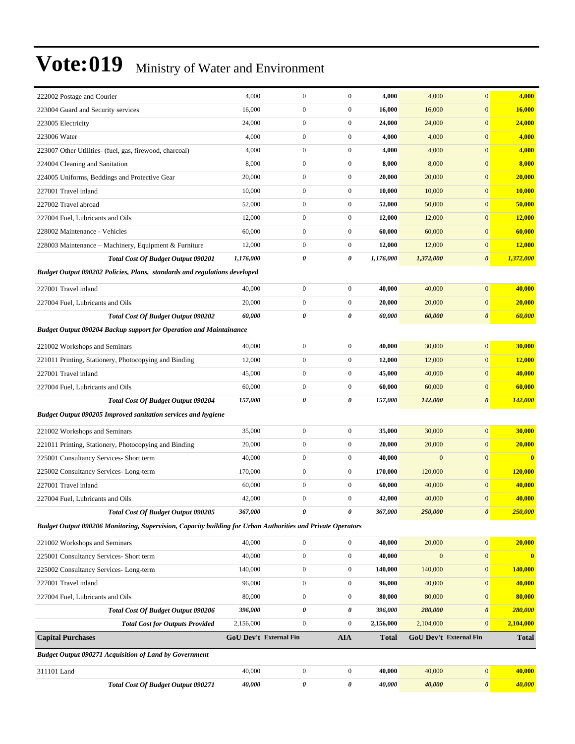# Vote:019 Ministry of Water and Environment

| | | | | | | | |
|---|---|---|---|---|---|---|---|
| 222002 Postage and Courier | 4,000 | 0 | 0 | **4,000** | 4,000 | 0 | **4,000** |
| 223004 Guard and Security services | 16,000 | 0 | 0 | **16,000** | 16,000 | 0 | **16,000** |
| 223005 Electricity | 24,000 | 0 | 0 | **24,000** | 24,000 | 0 | **24,000** |
| 223006 Water | 4,000 | 0 | 0 | **4,000** | 4,000 | 0 | **4,000** |
| 223007 Other Utilities- (fuel, gas, firewood, charcoal) | 4,000 | 0 | 0 | **4,000** | 4,000 | 0 | **4,000** |
| 224004 Cleaning and Sanitation | 8,000 | 0 | 0 | **8,000** | 8,000 | 0 | **8,000** |
| 224005 Uniforms, Beddings and Protective Gear | 20,000 | 0 | 0 | **20,000** | 20,000 | 0 | **20,000** |
| 227001 Travel inland | 10,000 | 0 | 0 | **10,000** | 10,000 | 0 | **10,000** |
| 227002 Travel abroad | 52,000 | 0 | 0 | **52,000** | 50,000 | 0 | **50,000** |
| 227004 Fuel, Lubricants and Oils | 12,000 | 0 | 0 | **12,000** | 12,000 | 0 | **12,000** |
| 228002 Maintenance - Vehicles | 60,000 | 0 | 0 | **60,000** | 60,000 | 0 | **60,000** |
| 228003 Maintenance – Machinery, Equipment & Furniture | 12,000 | 0 | 0 | **12,000** | 12,000 | 0 | **12,000** |
| ***Total Cost Of Budget Output 090201*** | ***1,176,000*** | ***0*** | ***0*** | ***1,176,000*** | ***1,372,000*** | ***0*** | ***1,372,000*** |
| ***Budget Output 090202 Policies, Plans, standards and regulations developed*** | | | | | | | |
| 227001 Travel inland | 40,000 | 0 | 0 | **40,000** | 40,000 | 0 | **40,000** |
| 227004 Fuel, Lubricants and Oils | 20,000 | 0 | 0 | **20,000** | 20,000 | 0 | **20,000** |
| ***Total Cost Of Budget Output 090202*** | ***60,000*** | ***0*** | ***0*** | ***60,000*** | ***60,000*** | ***0*** | ***60,000*** |
| ***Budget Output 090204 Backup support for Operation and Maintainance*** | | | | | | | |
| 221002 Workshops and Seminars | 40,000 | 0 | 0 | **40,000** | 30,000 | 0 | **30,000** |
| 221011 Printing, Stationery, Photocopying and Binding | 12,000 | 0 | 0 | **12,000** | 12,000 | 0 | **12,000** |
| 227001 Travel inland | 45,000 | 0 | 0 | **45,000** | 40,000 | 0 | **40,000** |
| 227004 Fuel, Lubricants and Oils | 60,000 | 0 | 0 | **60,000** | 60,000 | 0 | **60,000** |
| ***Total Cost Of Budget Output 090204*** | ***157,000*** | ***0*** | ***0*** | ***157,000*** | ***142,000*** | ***0*** | ***142,000*** |
| ***Budget Output 090205 Improved sanitation services and hygiene*** | | | | | | | |
| 221002 Workshops and Seminars | 35,000 | 0 | 0 | **35,000** | 30,000 | 0 | **30,000** |
| 221011 Printing, Stationery, Photocopying and Binding | 20,000 | 0 | 0 | **20,000** | 20,000 | 0 | **20,000** |
| 225001 Consultancy Services- Short term | 40,000 | 0 | 0 | **40,000** | 0 | 0 | **0** |
| 225002 Consultancy Services- Long-term | 170,000 | 0 | 0 | **170,000** | 120,000 | 0 | **120,000** |
| 227001 Travel inland | 60,000 | 0 | 0 | **60,000** | 40,000 | 0 | **40,000** |
| 227004 Fuel, Lubricants and Oils | 42,000 | 0 | 0 | **42,000** | 40,000 | 0 | **40,000** |
| ***Total Cost Of Budget Output 090205*** | ***367,000*** | ***0*** | ***0*** | ***367,000*** | ***250,000*** | ***0*** | ***250,000*** |
| ***Budget Output 090206 Monitoring, Supervision, Capacity building for Urban Authorities and Private Operators*** | | | | | | | |
| 221002 Workshops and Seminars | 40,000 | 0 | 0 | **40,000** | 20,000 | 0 | **20,000** |
| 225001 Consultancy Services- Short term | 40,000 | 0 | 0 | **40,000** | 0 | 0 | **0** |
| 225002 Consultancy Services- Long-term | 140,000 | 0 | 0 | **140,000** | 140,000 | 0 | **140,000** |
| 227001 Travel inland | 96,000 | 0 | 0 | **96,000** | 40,000 | 0 | **40,000** |
| 227004 Fuel, Lubricants and Oils | 80,000 | 0 | 0 | **80,000** | 80,000 | 0 | **80,000** |
| ***Total Cost Of Budget Output 090206*** | ***396,000*** | ***0*** | ***0*** | ***396,000*** | ***280,000*** | ***0*** | ***280,000*** |
| ***Total Cost for Outputs Provided*** | 2,156,000 | 0 | 0 | **2,156,000** | 2,104,000 | 0 | **2,104,000** |
| **Capital Purchases** | **GoU Dev't** | **External Fin** | **AIA** | **Total** | **GoU Dev't** | **External Fin** | **Total** |
| ***Budget Output 090271 Acquisition of Land by Government*** | | | | | | | |
| 311101 Land | 40,000 | 0 | 0 | **40,000** | 40,000 | 0 | **40,000** |
| ***Total Cost Of Budget Output 090271*** | ***40,000*** | ***0*** | ***0*** | ***40,000*** | ***40,000*** | ***0*** | ***40,000*** |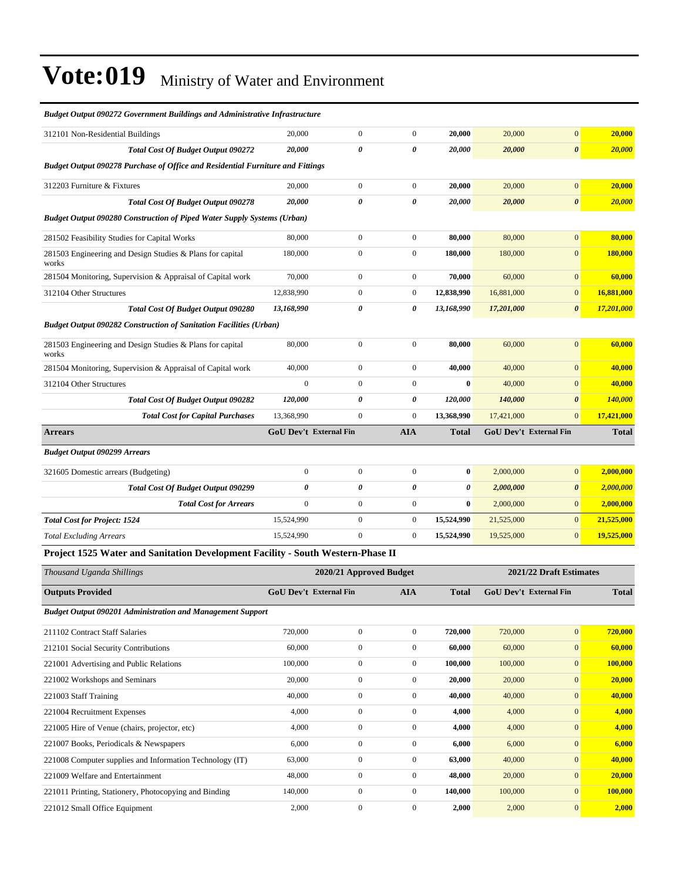# Vote:019 Ministry of Water and Environment

| | | | | | | | |
|---|---|---|---|---|---|---|---|
| ***Budget Output 090272 Government Buildings and Administrative Infrastructure*** | | | | | | | |
| 312101 Non-Residential Buildings | 20,000 | 0 | 0 | **20,000** | 20,000 | 0 | **20,000** |
| ***Total Cost Of Budget Output 090272*** | ***20,000*** | ***0*** | ***0*** | ***20,000*** | ***20,000*** | ***0*** | ***20,000*** |
| ***Budget Output 090278 Purchase of Office and Residential Furniture and Fittings*** | | | | | | | |
| 312203 Furniture & Fixtures | 20,000 | 0 | 0 | **20,000** | 20,000 | 0 | **20,000** |
| ***Total Cost Of Budget Output 090278*** | ***20,000*** | ***0*** | ***0*** | ***20,000*** | ***20,000*** | ***0*** | ***20,000*** |
| ***Budget Output 090280 Construction of Piped Water Supply Systems (Urban)*** | | | | | | | |
| 281502 Feasibility Studies for Capital Works | 80,000 | 0 | 0 | **80,000** | 80,000 | 0 | **80,000** |
| 281503 Engineering and Design Studies & Plans for capital works | 180,000 | 0 | 0 | **180,000** | 180,000 | 0 | **180,000** |
| 281504 Monitoring, Supervision & Appraisal of Capital work | 70,000 | 0 | 0 | **70,000** | 60,000 | 0 | **60,000** |
| 312104 Other Structures | 12,838,990 | 0 | 0 | **12,838,990** | 16,881,000 | 0 | **16,881,000** |
| ***Total Cost Of Budget Output 090280*** | ***13,168,990*** | ***0*** | ***0*** | ***13,168,990*** | ***17,201,000*** | ***0*** | ***17,201,000*** |
| ***Budget Output 090282 Construction of Sanitation Facilities (Urban)*** | | | | | | | |
| 281503 Engineering and Design Studies & Plans for capital works | 80,000 | 0 | 0 | **80,000** | 60,000 | 0 | **60,000** |
| 281504 Monitoring, Supervision & Appraisal of Capital work | 40,000 | 0 | 0 | **40,000** | 40,000 | 0 | **40,000** |
| 312104 Other Structures | 0 | 0 | 0 | **0** | 40,000 | 0 | **40,000** |
| ***Total Cost Of Budget Output 090282*** | ***120,000*** | ***0*** | ***0*** | ***120,000*** | ***140,000*** | ***0*** | ***140,000*** |
| ***Total Cost for Capital Purchases*** | 13,368,990 | 0 | 0 | **13,368,990** | 17,421,000 | 0 | **17,421,000** |
| **Arrears** | **GoU Dev't** | **External Fin** | **AIA** | **Total** | **GoU Dev't** | **External Fin** | **Total** |
| ***Budget Output 090299 Arrears*** | | | | | | | |
| 321605 Domestic arrears (Budgeting) | 0 | 0 | 0 | **0** | 2,000,000 | 0 | **2,000,000** |
| ***Total Cost Of Budget Output 090299*** | ***0*** | ***0*** | ***0*** | ***0*** | ***2,000,000*** | ***0*** | ***2,000,000*** |
| ***Total Cost for Arrears*** | 0 | 0 | 0 | **0** | 2,000,000 | 0 | **2,000,000** |
| ***Total Cost for Project: 1524*** | 15,524,990 | 0 | 0 | **15,524,990** | 21,525,000 | 0 | **21,525,000** |
| *Total Excluding Arrears* | 15,524,990 | 0 | 0 | **15,524,990** | 19,525,000 | 0 | **19,525,000** |

### Project 1525 Water and Sanitation Development Facility - South Western-Phase II

| *Thousand Uganda Shillings* | 2020/21 Approved Budget | | | | 2021/22 Draft Estimates | | |
|---|---|---|---|---|---|---|---|
| **Outputs Provided** | **GoU Dev't** | **External Fin** | **AIA** | **Total** | **GoU Dev't** | **External Fin** | **Total** |
| ***Budget Output 090201 Administration and Management Support*** | | | | | | | |
| 211102 Contract Staff Salaries | 720,000 | 0 | 0 | **720,000** | 720,000 | 0 | **720,000** |
| 212101 Social Security Contributions | 60,000 | 0 | 0 | **60,000** | 60,000 | 0 | **60,000** |
| 221001 Advertising and Public Relations | 100,000 | 0 | 0 | **100,000** | 100,000 | 0 | **100,000** |
| 221002 Workshops and Seminars | 20,000 | 0 | 0 | **20,000** | 20,000 | 0 | **20,000** |
| 221003 Staff Training | 40,000 | 0 | 0 | **40,000** | 40,000 | 0 | **40,000** |
| 221004 Recruitment Expenses | 4,000 | 0 | 0 | **4,000** | 4,000 | 0 | **4,000** |
| 221005 Hire of Venue (chairs, projector, etc) | 4,000 | 0 | 0 | **4,000** | 4,000 | 0 | **4,000** |
| 221007 Books, Periodicals & Newspapers | 6,000 | 0 | 0 | **6,000** | 6,000 | 0 | **6,000** |
| 221008 Computer supplies and Information Technology (IT) | 63,000 | 0 | 0 | **63,000** | 40,000 | 0 | **40,000** |
| 221009 Welfare and Entertainment | 48,000 | 0 | 0 | **48,000** | 20,000 | 0 | **20,000** |
| 221011 Printing, Stationery, Photocopying and Binding | 140,000 | 0 | 0 | **140,000** | 100,000 | 0 | **100,000** |
| 221012 Small Office Equipment | 2,000 | 0 | 0 | **2,000** | 2,000 | 0 | **2,000** |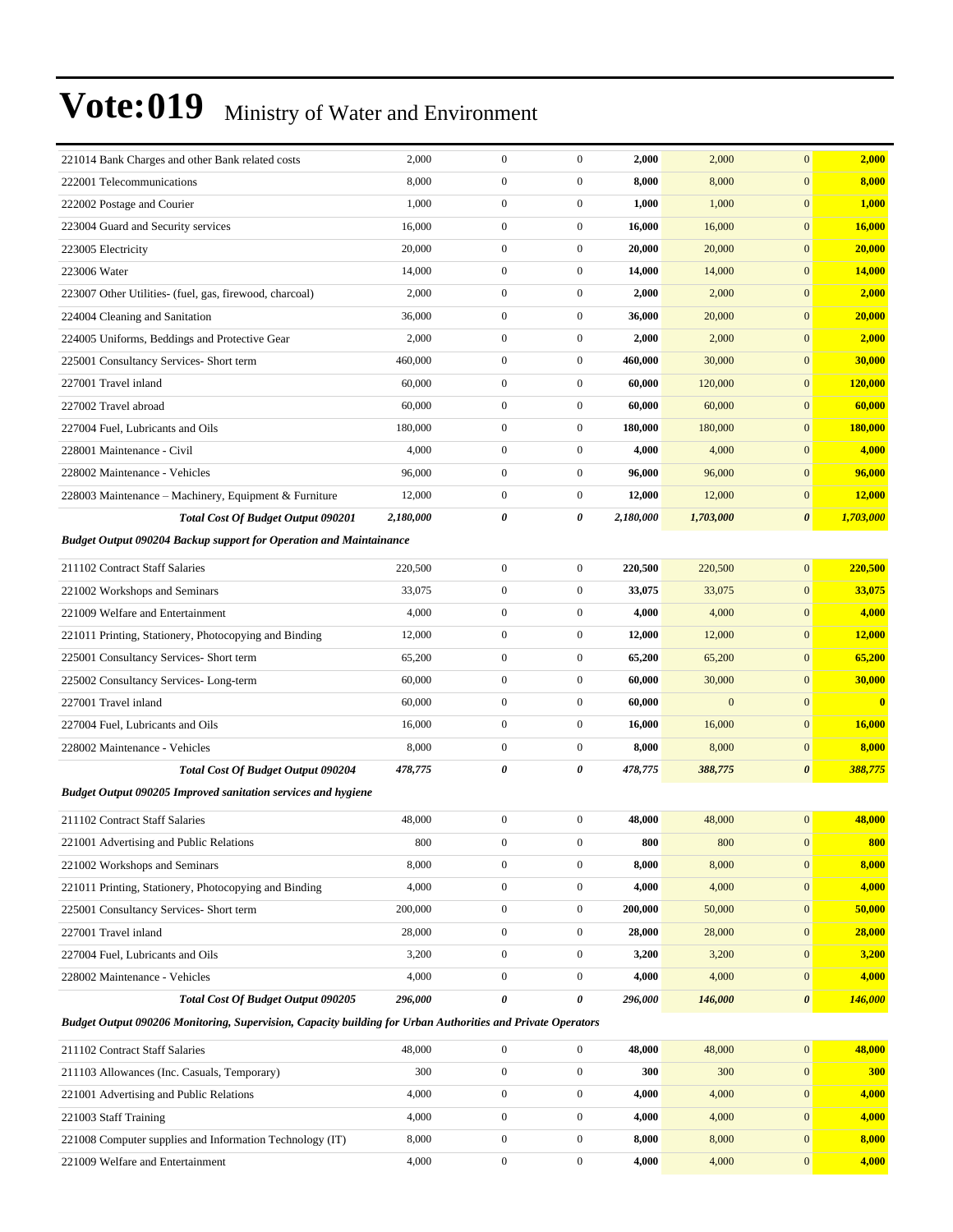# Vote:019 Ministry of Water and Environment

| | | | | | | | |
|---|---|---|---|---|---|---|---|
| 221014 Bank Charges and other Bank related costs | 2,000 | 0 | 0 | **2,000** | 2,000 | 0 | **2,000** |
| 222001 Telecommunications | 8,000 | 0 | 0 | **8,000** | 8,000 | 0 | **8,000** |
| 222002 Postage and Courier | 1,000 | 0 | 0 | **1,000** | 1,000 | 0 | **1,000** |
| 223004 Guard and Security services | 16,000 | 0 | 0 | **16,000** | 16,000 | 0 | **16,000** |
| 223005 Electricity | 20,000 | 0 | 0 | **20,000** | 20,000 | 0 | **20,000** |
| 223006 Water | 14,000 | 0 | 0 | **14,000** | 14,000 | 0 | **14,000** |
| 223007 Other Utilities- (fuel, gas, firewood, charcoal) | 2,000 | 0 | 0 | **2,000** | 2,000 | 0 | **2,000** |
| 224004 Cleaning and Sanitation | 36,000 | 0 | 0 | **36,000** | 20,000 | 0 | **20,000** |
| 224005 Uniforms, Beddings and Protective Gear | 2,000 | 0 | 0 | **2,000** | 2,000 | 0 | **2,000** |
| 225001 Consultancy Services- Short term | 460,000 | 0 | 0 | **460,000** | 30,000 | 0 | **30,000** |
| 227001 Travel inland | 60,000 | 0 | 0 | **60,000** | 120,000 | 0 | **120,000** |
| 227002 Travel abroad | 60,000 | 0 | 0 | **60,000** | 60,000 | 0 | **60,000** |
| 227004 Fuel, Lubricants and Oils | 180,000 | 0 | 0 | **180,000** | 180,000 | 0 | **180,000** |
| 228001 Maintenance - Civil | 4,000 | 0 | 0 | **4,000** | 4,000 | 0 | **4,000** |
| 228002 Maintenance - Vehicles | 96,000 | 0 | 0 | **96,000** | 96,000 | 0 | **96,000** |
| 228003 Maintenance – Machinery, Equipment & Furniture | 12,000 | 0 | 0 | **12,000** | 12,000 | 0 | **12,000** |
| ***Total Cost Of Budget Output 090201*** | ***2,180,000*** | ***0*** | ***0*** | ***2,180,000*** | ***1,703,000*** | ***0*** | ***1,703,000*** |
| ***Budget Output 090204 Backup support for Operation and Maintainance*** | | | | | | | |
| 211102 Contract Staff Salaries | 220,500 | 0 | 0 | **220,500** | 220,500 | 0 | **220,500** |
| 221002 Workshops and Seminars | 33,075 | 0 | 0 | **33,075** | 33,075 | 0 | **33,075** |
| 221009 Welfare and Entertainment | 4,000 | 0 | 0 | **4,000** | 4,000 | 0 | **4,000** |
| 221011 Printing, Stationery, Photocopying and Binding | 12,000 | 0 | 0 | **12,000** | 12,000 | 0 | **12,000** |
| 225001 Consultancy Services- Short term | 65,200 | 0 | 0 | **65,200** | 65,200 | 0 | **65,200** |
| 225002 Consultancy Services- Long-term | 60,000 | 0 | 0 | **60,000** | 30,000 | 0 | **30,000** |
| 227001 Travel inland | 60,000 | 0 | 0 | **60,000** | 0 | 0 | **0** |
| 227004 Fuel, Lubricants and Oils | 16,000 | 0 | 0 | **16,000** | 16,000 | 0 | **16,000** |
| 228002 Maintenance - Vehicles | 8,000 | 0 | 0 | **8,000** | 8,000 | 0 | **8,000** |
| ***Total Cost Of Budget Output 090204*** | ***478,775*** | ***0*** | ***0*** | ***478,775*** | ***388,775*** | ***0*** | ***388,775*** |
| ***Budget Output 090205 Improved sanitation services and hygiene*** | | | | | | | |
| 211102 Contract Staff Salaries | 48,000 | 0 | 0 | **48,000** | 48,000 | 0 | **48,000** |
| 221001 Advertising and Public Relations | 800 | 0 | 0 | **800** | 800 | 0 | **800** |
| 221002 Workshops and Seminars | 8,000 | 0 | 0 | **8,000** | 8,000 | 0 | **8,000** |
| 221011 Printing, Stationery, Photocopying and Binding | 4,000 | 0 | 0 | **4,000** | 4,000 | 0 | **4,000** |
| 225001 Consultancy Services- Short term | 200,000 | 0 | 0 | **200,000** | 50,000 | 0 | **50,000** |
| 227001 Travel inland | 28,000 | 0 | 0 | **28,000** | 28,000 | 0 | **28,000** |
| 227004 Fuel, Lubricants and Oils | 3,200 | 0 | 0 | **3,200** | 3,200 | 0 | **3,200** |
| 228002 Maintenance - Vehicles | 4,000 | 0 | 0 | **4,000** | 4,000 | 0 | **4,000** |
| ***Total Cost Of Budget Output 090205*** | ***296,000*** | ***0*** | ***0*** | ***296,000*** | ***146,000*** | ***0*** | ***146,000*** |
| ***Budget Output 090206 Monitoring, Supervision, Capacity building for Urban Authorities and Private Operators*** | | | | | | | |
| 211102 Contract Staff Salaries | 48,000 | 0 | 0 | **48,000** | 48,000 | 0 | **48,000** |
| 211103 Allowances (Inc. Casuals, Temporary) | 300 | 0 | 0 | **300** | 300 | 0 | **300** |
| 221001 Advertising and Public Relations | 4,000 | 0 | 0 | **4,000** | 4,000 | 0 | **4,000** |
| 221003 Staff Training | 4,000 | 0 | 0 | **4,000** | 4,000 | 0 | **4,000** |
| 221008 Computer supplies and Information Technology (IT) | 8,000 | 0 | 0 | **8,000** | 8,000 | 0 | **8,000** |
| 221009 Welfare and Entertainment | 4,000 | 0 | 0 | **4,000** | 4,000 | 0 | **4,000** |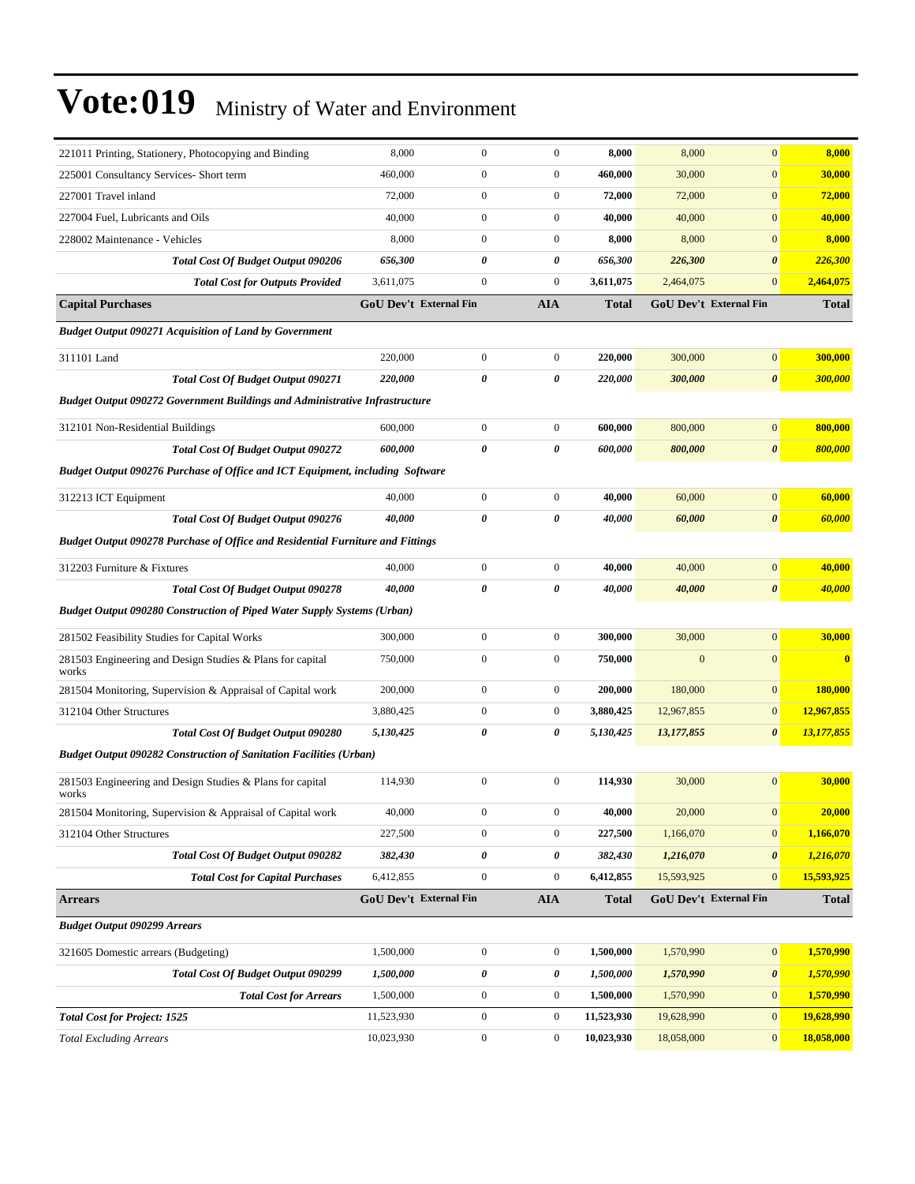# Vote:019 Ministry of Water and Environment

| | | | | | | | |
|---|---|---|---|---|---|---|---|
| 221011 Printing, Stationery, Photocopying and Binding | 8,000 | 0 | 0 | **8,000** | 8,000 | 0 | **8,000** |
| 225001 Consultancy Services- Short term | 460,000 | 0 | 0 | **460,000** | 30,000 | 0 | **30,000** |
| 227001 Travel inland | 72,000 | 0 | 0 | **72,000** | 72,000 | 0 | **72,000** |
| 227004 Fuel, Lubricants and Oils | 40,000 | 0 | 0 | **40,000** | 40,000 | 0 | **40,000** |
| 228002 Maintenance - Vehicles | 8,000 | 0 | 0 | **8,000** | 8,000 | 0 | **8,000** |
| ***Total Cost Of Budget Output 090206*** | ***656,300*** | ***0*** | ***0*** | ***656,300*** | ***226,300*** | ***0*** | ***226,300*** |
| ***Total Cost for Outputs Provided*** | 3,611,075 | 0 | 0 | **3,611,075** | 2,464,075 | 0 | **2,464,075** |
| **Capital Purchases** | **GoU Dev't** | **External Fin** | **AIA** | **Total** | **GoU Dev't** | **External Fin** | **Total** |
| ***Budget Output 090271 Acquisition of Land by Government*** | | | | | | | |
| 311101 Land | 220,000 | 0 | 0 | **220,000** | 300,000 | 0 | **300,000** |
| ***Total Cost Of Budget Output 090271*** | ***220,000*** | ***0*** | ***0*** | ***220,000*** | ***300,000*** | ***0*** | ***300,000*** |
| ***Budget Output 090272 Government Buildings and Administrative Infrastructure*** | | | | | | | |
| 312101 Non-Residential Buildings | 600,000 | 0 | 0 | **600,000** | 800,000 | 0 | **800,000** |
| ***Total Cost Of Budget Output 090272*** | ***600,000*** | ***0*** | ***0*** | ***600,000*** | ***800,000*** | ***0*** | ***800,000*** |
| ***Budget Output 090276 Purchase of Office and ICT Equipment, including Software*** | | | | | | | |
| 312213 ICT Equipment | 40,000 | 0 | 0 | **40,000** | 60,000 | 0 | **60,000** |
| ***Total Cost Of Budget Output 090276*** | ***40,000*** | ***0*** | ***0*** | ***40,000*** | ***60,000*** | ***0*** | ***60,000*** |
| ***Budget Output 090278 Purchase of Office and Residential Furniture and Fittings*** | | | | | | | |
| 312203 Furniture & Fixtures | 40,000 | 0 | 0 | **40,000** | 40,000 | 0 | **40,000** |
| ***Total Cost Of Budget Output 090278*** | ***40,000*** | ***0*** | ***0*** | ***40,000*** | ***40,000*** | ***0*** | ***40,000*** |
| ***Budget Output 090280 Construction of Piped Water Supply Systems (Urban)*** | | | | | | | |
| 281502 Feasibility Studies for Capital Works | 300,000 | 0 | 0 | **300,000** | 30,000 | 0 | **30,000** |
| 281503 Engineering and Design Studies & Plans for capital works | 750,000 | 0 | 0 | **750,000** | 0 | 0 | **0** |
| 281504 Monitoring, Supervision & Appraisal of Capital work | 200,000 | 0 | 0 | **200,000** | 180,000 | 0 | **180,000** |
| 312104 Other Structures | 3,880,425 | 0 | 0 | **3,880,425** | 12,967,855 | 0 | **12,967,855** |
| ***Total Cost Of Budget Output 090280*** | ***5,130,425*** | ***0*** | ***0*** | ***5,130,425*** | ***13,177,855*** | ***0*** | ***13,177,855*** |
| ***Budget Output 090282 Construction of Sanitation Facilities (Urban)*** | | | | | | | |
| 281503 Engineering and Design Studies & Plans for capital works | 114,930 | 0 | 0 | **114,930** | 30,000 | 0 | **30,000** |
| 281504 Monitoring, Supervision & Appraisal of Capital work | 40,000 | 0 | 0 | **40,000** | 20,000 | 0 | **20,000** |
| 312104 Other Structures | 227,500 | 0 | 0 | **227,500** | 1,166,070 | 0 | **1,166,070** |
| ***Total Cost Of Budget Output 090282*** | ***382,430*** | ***0*** | ***0*** | ***382,430*** | ***1,216,070*** | ***0*** | ***1,216,070*** |
| ***Total Cost for Capital Purchases*** | 6,412,855 | 0 | 0 | **6,412,855** | 15,593,925 | 0 | **15,593,925** |
| **Arrears** | **GoU Dev't** | **External Fin** | **AIA** | **Total** | **GoU Dev't** | **External Fin** | **Total** |
| ***Budget Output 090299 Arrears*** | | | | | | | |
| 321605 Domestic arrears (Budgeting) | 1,500,000 | 0 | 0 | **1,500,000** | 1,570,990 | 0 | **1,570,990** |
| ***Total Cost Of Budget Output 090299*** | ***1,500,000*** | ***0*** | ***0*** | ***1,500,000*** | ***1,570,990*** | ***0*** | ***1,570,990*** |
| ***Total Cost for Arrears*** | 1,500,000 | 0 | 0 | **1,500,000** | 1,570,990 | 0 | **1,570,990** |
| ***Total Cost for Project: 1525*** | 11,523,930 | 0 | 0 | **11,523,930** | 19,628,990 | 0 | **19,628,990** |
| *Total Excluding Arrears* | 10,023,930 | 0 | 0 | **10,023,930** | 18,058,000 | 0 | **18,058,000** |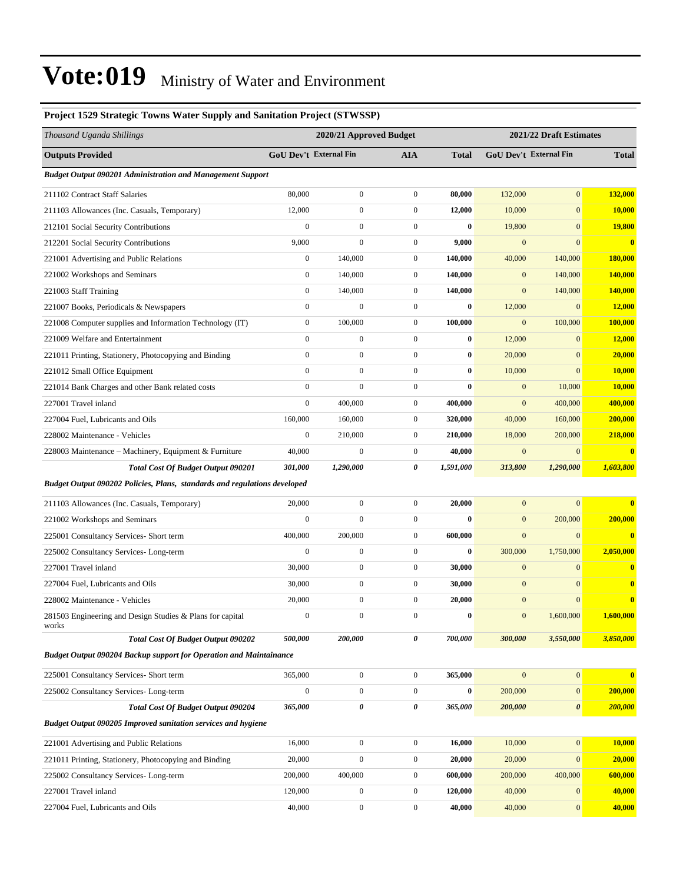# Vote:019 Ministry of Water and Environment

### Project 1529 Strategic Towns Water Supply and Sanitation Project (STWSSP)

| *Thousand Uganda Shillings* | 2020/21 Approved Budget | | | | 2021/22 Draft Estimates | | |
|---|---|---|---|---|---|---|---|
| **Outputs Provided** | **GoU Dev't** | **External Fin** | **AIA** | **Total** | **GoU Dev't** | **External Fin** | **Total** |
| ***Budget Output 090201 Administration and Management Support*** | | | | | | | |
| 211102 Contract Staff Salaries | 80,000 | 0 | 0 | **80,000** | 132,000 | 0 | **132,000** |
| 211103 Allowances (Inc. Casuals, Temporary) | 12,000 | 0 | 0 | **12,000** | 10,000 | 0 | **10,000** |
| 212101 Social Security Contributions | 0 | 0 | 0 | **0** | 19,800 | 0 | **19,800** |
| 212201 Social Security Contributions | 9,000 | 0 | 0 | **9,000** | 0 | 0 | **0** |
| 221001 Advertising and Public Relations | 0 | 140,000 | 0 | **140,000** | 40,000 | 140,000 | **180,000** |
| 221002 Workshops and Seminars | 0 | 140,000 | 0 | **140,000** | 0 | 140,000 | **140,000** |
| 221003 Staff Training | 0 | 140,000 | 0 | **140,000** | 0 | 140,000 | **140,000** |
| 221007 Books, Periodicals & Newspapers | 0 | 0 | 0 | **0** | 12,000 | 0 | **12,000** |
| 221008 Computer supplies and Information Technology (IT) | 0 | 100,000 | 0 | **100,000** | 0 | 100,000 | **100,000** |
| 221009 Welfare and Entertainment | 0 | 0 | 0 | **0** | 12,000 | 0 | **12,000** |
| 221011 Printing, Stationery, Photocopying and Binding | 0 | 0 | 0 | **0** | 20,000 | 0 | **20,000** |
| 221012 Small Office Equipment | 0 | 0 | 0 | **0** | 10,000 | 0 | **10,000** |
| 221014 Bank Charges and other Bank related costs | 0 | 0 | 0 | **0** | 0 | 10,000 | **10,000** |
| 227001 Travel inland | 0 | 400,000 | 0 | **400,000** | 0 | 400,000 | **400,000** |
| 227004 Fuel, Lubricants and Oils | 160,000 | 160,000 | 0 | **320,000** | 40,000 | 160,000 | **200,000** |
| 228002 Maintenance - Vehicles | 0 | 210,000 | 0 | **210,000** | 18,000 | 200,000 | **218,000** |
| 228003 Maintenance – Machinery, Equipment & Furniture | 40,000 | 0 | 0 | **40,000** | 0 | 0 | **0** |
| ***Total Cost Of Budget Output 090201*** | ***301,000*** | ***1,290,000*** | ***0*** | ***1,591,000*** | ***313,800*** | ***1,290,000*** | ***1,603,800*** |
| ***Budget Output 090202 Policies, Plans, standards and regulations developed*** | | | | | | | |
| 211103 Allowances (Inc. Casuals, Temporary) | 20,000 | 0 | 0 | **20,000** | 0 | 0 | **0** |
| 221002 Workshops and Seminars | 0 | 0 | 0 | **0** | 0 | 200,000 | **200,000** |
| 225001 Consultancy Services- Short term | 400,000 | 200,000 | 0 | **600,000** | 0 | 0 | **0** |
| 225002 Consultancy Services- Long-term | 0 | 0 | 0 | **0** | 300,000 | 1,750,000 | **2,050,000** |
| 227001 Travel inland | 30,000 | 0 | 0 | **30,000** | 0 | 0 | **0** |
| 227004 Fuel, Lubricants and Oils | 30,000 | 0 | 0 | **30,000** | 0 | 0 | **0** |
| 228002 Maintenance - Vehicles | 20,000 | 0 | 0 | **20,000** | 0 | 0 | **0** |
| 281503 Engineering and Design Studies & Plans for capital works | 0 | 0 | 0 | **0** | 0 | 1,600,000 | **1,600,000** |
| ***Total Cost Of Budget Output 090202*** | ***500,000*** | ***200,000*** | ***0*** | ***700,000*** | ***300,000*** | ***3,550,000*** | ***3,850,000*** |
| ***Budget Output 090204 Backup support for Operation and Maintainance*** | | | | | | | |
| 225001 Consultancy Services- Short term | 365,000 | 0 | 0 | **365,000** | 0 | 0 | **0** |
| 225002 Consultancy Services- Long-term | 0 | 0 | 0 | **0** | 200,000 | 0 | **200,000** |
| ***Total Cost Of Budget Output 090204*** | ***365,000*** | ***0*** | ***0*** | ***365,000*** | ***200,000*** | ***0*** | ***200,000*** |
| ***Budget Output 090205 Improved sanitation services and hygiene*** | | | | | | | |
| 221001 Advertising and Public Relations | 16,000 | 0 | 0 | **16,000** | 10,000 | 0 | **10,000** |
| 221011 Printing, Stationery, Photocopying and Binding | 20,000 | 0 | 0 | **20,000** | 20,000 | 0 | **20,000** |
| 225002 Consultancy Services- Long-term | 200,000 | 400,000 | 0 | **600,000** | 200,000 | 400,000 | **600,000** |
| 227001 Travel inland | 120,000 | 0 | 0 | **120,000** | 40,000 | 0 | **40,000** |
| 227004 Fuel, Lubricants and Oils | 40,000 | 0 | 0 | **40,000** | 40,000 | 0 | **40,000** |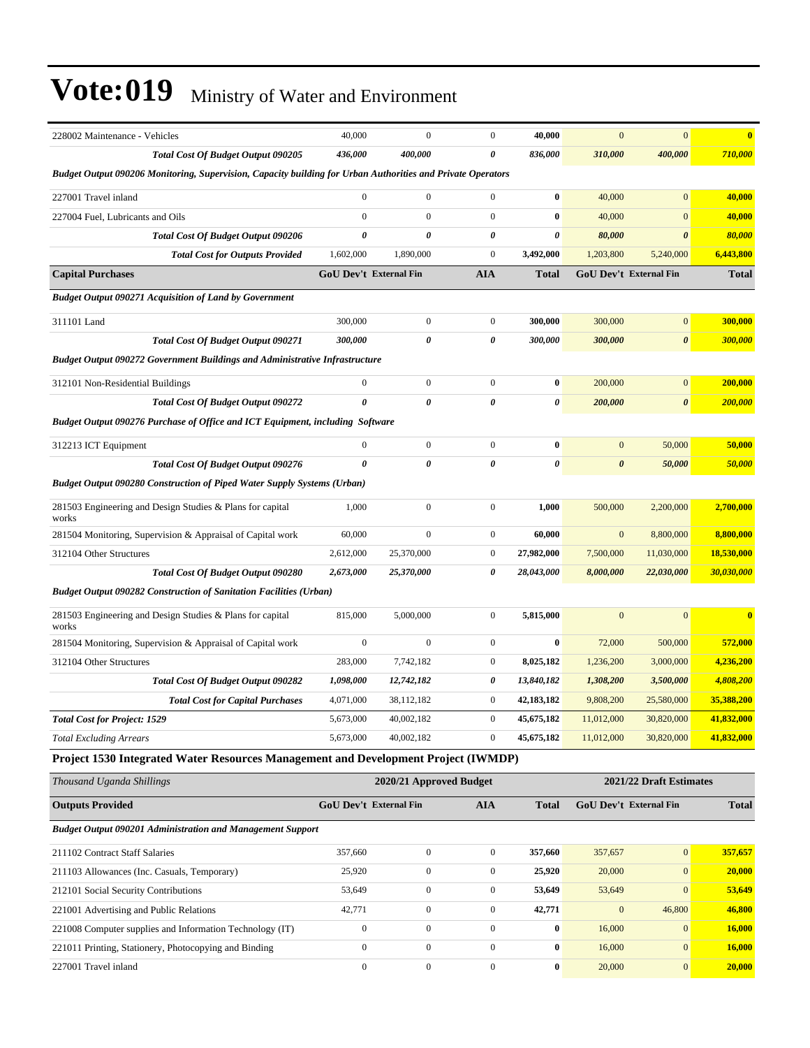# Vote:019 Ministry of Water and Environment

| | | | | | | | |
|---|---|---|---|---|---|---|---|
| 228002 Maintenance - Vehicles | 40,000 | 0 | 0 | **40,000** | 0 | 0 | **0** |
| ***Total Cost Of Budget Output 090205*** | ***436,000*** | ***400,000*** | ***0*** | ***836,000*** | ***310,000*** | ***400,000*** | ***710,000*** |
| ***Budget Output 090206 Monitoring, Supervision, Capacity building for Urban Authorities and Private Operators*** | | | | | | | |
| 227001 Travel inland | 0 | 0 | 0 | **0** | 40,000 | 0 | **40,000** |
| 227004 Fuel, Lubricants and Oils | 0 | 0 | 0 | **0** | 40,000 | 0 | **40,000** |
| ***Total Cost Of Budget Output 090206*** | ***0*** | ***0*** | ***0*** | ***0*** | ***80,000*** | ***0*** | ***80,000*** |
| ***Total Cost for Outputs Provided*** | 1,602,000 | 1,890,000 | 0 | **3,492,000** | 1,203,800 | 5,240,000 | **6,443,800** |
| **Capital Purchases** | **GoU Dev't** | **External Fin** | **AIA** | **Total** | **GoU Dev't** | **External Fin** | **Total** |
| ***Budget Output 090271 Acquisition of Land by Government*** | | | | | | | |
| 311101 Land | 300,000 | 0 | 0 | **300,000** | 300,000 | 0 | **300,000** |
| ***Total Cost Of Budget Output 090271*** | ***300,000*** | ***0*** | ***0*** | ***300,000*** | ***300,000*** | ***0*** | ***300,000*** |
| ***Budget Output 090272 Government Buildings and Administrative Infrastructure*** | | | | | | | |
| 312101 Non-Residential Buildings | 0 | 0 | 0 | **0** | 200,000 | 0 | **200,000** |
| ***Total Cost Of Budget Output 090272*** | ***0*** | ***0*** | ***0*** | ***0*** | ***200,000*** | ***0*** | ***200,000*** |
| ***Budget Output 090276 Purchase of Office and ICT Equipment, including Software*** | | | | | | | |
| 312213 ICT Equipment | 0 | 0 | 0 | **0** | 0 | 50,000 | **50,000** |
| ***Total Cost Of Budget Output 090276*** | ***0*** | ***0*** | ***0*** | ***0*** | ***0*** | ***50,000*** | ***50,000*** |
| ***Budget Output 090280 Construction of Piped Water Supply Systems (Urban)*** | | | | | | | |
| 281503 Engineering and Design Studies & Plans for capital works | 1,000 | 0 | 0 | **1,000** | 500,000 | 2,200,000 | **2,700,000** |
| 281504 Monitoring, Supervision & Appraisal of Capital work | 60,000 | 0 | 0 | **60,000** | 0 | 8,800,000 | **8,800,000** |
| 312104 Other Structures | 2,612,000 | 25,370,000 | 0 | **27,982,000** | 7,500,000 | 11,030,000 | **18,530,000** |
| ***Total Cost Of Budget Output 090280*** | ***2,673,000*** | ***25,370,000*** | ***0*** | ***28,043,000*** | ***8,000,000*** | ***22,030,000*** | ***30,030,000*** |
| ***Budget Output 090282 Construction of Sanitation Facilities (Urban)*** | | | | | | | |
| 281503 Engineering and Design Studies & Plans for capital works | 815,000 | 5,000,000 | 0 | **5,815,000** | 0 | 0 | **0** |
| 281504 Monitoring, Supervision & Appraisal of Capital work | 0 | 0 | 0 | **0** | 72,000 | 500,000 | **572,000** |
| 312104 Other Structures | 283,000 | 7,742,182 | 0 | **8,025,182** | 1,236,200 | 3,000,000 | **4,236,200** |
| ***Total Cost Of Budget Output 090282*** | ***1,098,000*** | ***12,742,182*** | ***0*** | ***13,840,182*** | ***1,308,200*** | ***3,500,000*** | ***4,808,200*** |
| ***Total Cost for Capital Purchases*** | 4,071,000 | 38,112,182 | 0 | **42,183,182** | 9,808,200 | 25,580,000 | **35,388,200** |
| ***Total Cost for Project: 1529*** | 5,673,000 | 40,002,182 | 0 | **45,675,182** | 11,012,000 | 30,820,000 | **41,832,000** |
| *Total Excluding Arrears* | 5,673,000 | 40,002,182 | 0 | **45,675,182** | 11,012,000 | 30,820,000 | **41,832,000** |

**Project 1530 Integrated Water Resources Management and Development Project (IWMDP)**

| *Thousand Uganda Shillings* | **2020/21 Approved Budget** | | | | **2021/22 Draft Estimates** | | |
|---|---|---|---|---|---|---|---|
| **Outputs Provided** | **GoU Dev't** | **External Fin** | **AIA** | **Total** | **GoU Dev't** | **External Fin** | **Total** |
| ***Budget Output 090201 Administration and Management Support*** | | | | | | | |
| 211102 Contract Staff Salaries | 357,660 | 0 | 0 | **357,660** | 357,657 | 0 | **357,657** |
| 211103 Allowances (Inc. Casuals, Temporary) | 25,920 | 0 | 0 | **25,920** | 20,000 | 0 | **20,000** |
| 212101 Social Security Contributions | 53,649 | 0 | 0 | **53,649** | 53,649 | 0 | **53,649** |
| 221001 Advertising and Public Relations | 42,771 | 0 | 0 | **42,771** | 0 | 46,800 | **46,800** |
| 221008 Computer supplies and Information Technology (IT) | 0 | 0 | 0 | **0** | 16,000 | 0 | **16,000** |
| 221011 Printing, Stationery, Photocopying and Binding | 0 | 0 | 0 | **0** | 16,000 | 0 | **16,000** |
| 227001 Travel inland | 0 | 0 | 0 | **0** | 20,000 | 0 | **20,000** |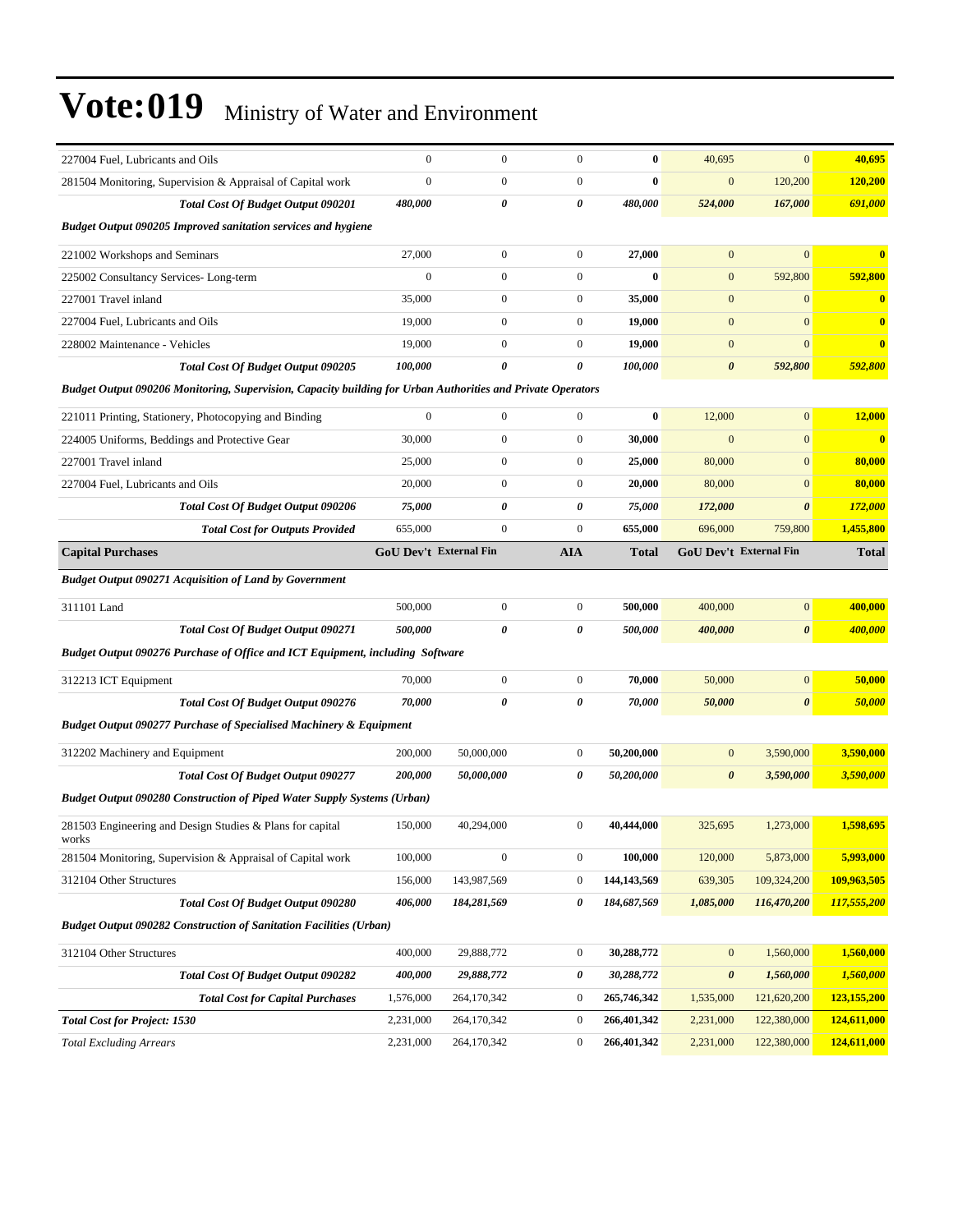# Vote:019 Ministry of Water and Environment

| | | | | | | | |
|---|---|---|---|---|---|---|---|
| 227004 Fuel, Lubricants and Oils | 0 | 0 | 0 | **0** | 40,695 | 0 | **40,695** |
| 281504 Monitoring, Supervision & Appraisal of Capital work | 0 | 0 | 0 | **0** | 0 | 120,200 | **120,200** |
| ***Total Cost Of Budget Output 090201*** | ***480,000*** | ***0*** | ***0*** | ***480,000*** | ***524,000*** | ***167,000*** | ***691,000*** |
| ***Budget Output 090205 Improved sanitation services and hygiene*** | | | | | | | |
| 221002 Workshops and Seminars | 27,000 | 0 | 0 | **27,000** | 0 | 0 | **0** |
| 225002 Consultancy Services- Long-term | 0 | 0 | 0 | **0** | 0 | 592,800 | **592,800** |
| 227001 Travel inland | 35,000 | 0 | 0 | **35,000** | 0 | 0 | **0** |
| 227004 Fuel, Lubricants and Oils | 19,000 | 0 | 0 | **19,000** | 0 | 0 | **0** |
| 228002 Maintenance - Vehicles | 19,000 | 0 | 0 | **19,000** | 0 | 0 | **0** |
| ***Total Cost Of Budget Output 090205*** | ***100,000*** | ***0*** | ***0*** | ***100,000*** | ***0*** | ***592,800*** | ***592,800*** |
| ***Budget Output 090206 Monitoring, Supervision, Capacity building for Urban Authorities and Private Operators*** | | | | | | | |
| 221011 Printing, Stationery, Photocopying and Binding | 0 | 0 | 0 | **0** | 12,000 | 0 | **12,000** |
| 224005 Uniforms, Beddings and Protective Gear | 30,000 | 0 | 0 | **30,000** | 0 | 0 | **0** |
| 227001 Travel inland | 25,000 | 0 | 0 | **25,000** | 80,000 | 0 | **80,000** |
| 227004 Fuel, Lubricants and Oils | 20,000 | 0 | 0 | **20,000** | 80,000 | 0 | **80,000** |
| ***Total Cost Of Budget Output 090206*** | ***75,000*** | ***0*** | ***0*** | ***75,000*** | ***172,000*** | ***0*** | ***172,000*** |
| ***Total Cost for Outputs Provided*** | 655,000 | 0 | 0 | **655,000** | 696,000 | 759,800 | **1,455,800** |
| **Capital Purchases** | **GoU Dev't** | **External Fin** | **AIA** | **Total** | **GoU Dev't** | **External Fin** | **Total** |
| ***Budget Output 090271 Acquisition of Land by Government*** | | | | | | | |
| 311101 Land | 500,000 | 0 | 0 | **500,000** | 400,000 | 0 | **400,000** |
| ***Total Cost Of Budget Output 090271*** | ***500,000*** | ***0*** | ***0*** | ***500,000*** | ***400,000*** | ***0*** | ***400,000*** |
| ***Budget Output 090276 Purchase of Office and ICT Equipment, including Software*** | | | | | | | |
| 312213 ICT Equipment | 70,000 | 0 | 0 | **70,000** | 50,000 | 0 | **50,000** |
| ***Total Cost Of Budget Output 090276*** | ***70,000*** | ***0*** | ***0*** | ***70,000*** | ***50,000*** | ***0*** | ***50,000*** |
| ***Budget Output 090277 Purchase of Specialised Machinery & Equipment*** | | | | | | | |
| 312202 Machinery and Equipment | 200,000 | 50,000,000 | 0 | **50,200,000** | 0 | 3,590,000 | **3,590,000** |
| ***Total Cost Of Budget Output 090277*** | ***200,000*** | ***50,000,000*** | ***0*** | ***50,200,000*** | ***0*** | ***3,590,000*** | ***3,590,000*** |
| ***Budget Output 090280 Construction of Piped Water Supply Systems (Urban)*** | | | | | | | |
| 281503 Engineering and Design Studies & Plans for capital works | 150,000 | 40,294,000 | 0 | **40,444,000** | 325,695 | 1,273,000 | **1,598,695** |
| 281504 Monitoring, Supervision & Appraisal of Capital work | 100,000 | 0 | 0 | **100,000** | 120,000 | 5,873,000 | **5,993,000** |
| 312104 Other Structures | 156,000 | 143,987,569 | 0 | **144,143,569** | 639,305 | 109,324,200 | **109,963,505** |
| ***Total Cost Of Budget Output 090280*** | ***406,000*** | ***184,281,569*** | ***0*** | ***184,687,569*** | ***1,085,000*** | ***116,470,200*** | ***117,555,200*** |
| ***Budget Output 090282 Construction of Sanitation Facilities (Urban)*** | | | | | | | |
| 312104 Other Structures | 400,000 | 29,888,772 | 0 | **30,288,772** | 0 | 1,560,000 | **1,560,000** |
| ***Total Cost Of Budget Output 090282*** | ***400,000*** | ***29,888,772*** | ***0*** | ***30,288,772*** | ***0*** | ***1,560,000*** | ***1,560,000*** |
| ***Total Cost for Capital Purchases*** | 1,576,000 | 264,170,342 | 0 | **265,746,342** | 1,535,000 | 121,620,200 | **123,155,200** |
| ***Total Cost for Project: 1530*** | 2,231,000 | 264,170,342 | 0 | **266,401,342** | 2,231,000 | 122,380,000 | **124,611,000** |
| *Total Excluding Arrears* | 2,231,000 | 264,170,342 | 0 | **266,401,342** | 2,231,000 | 122,380,000 | **124,611,000** |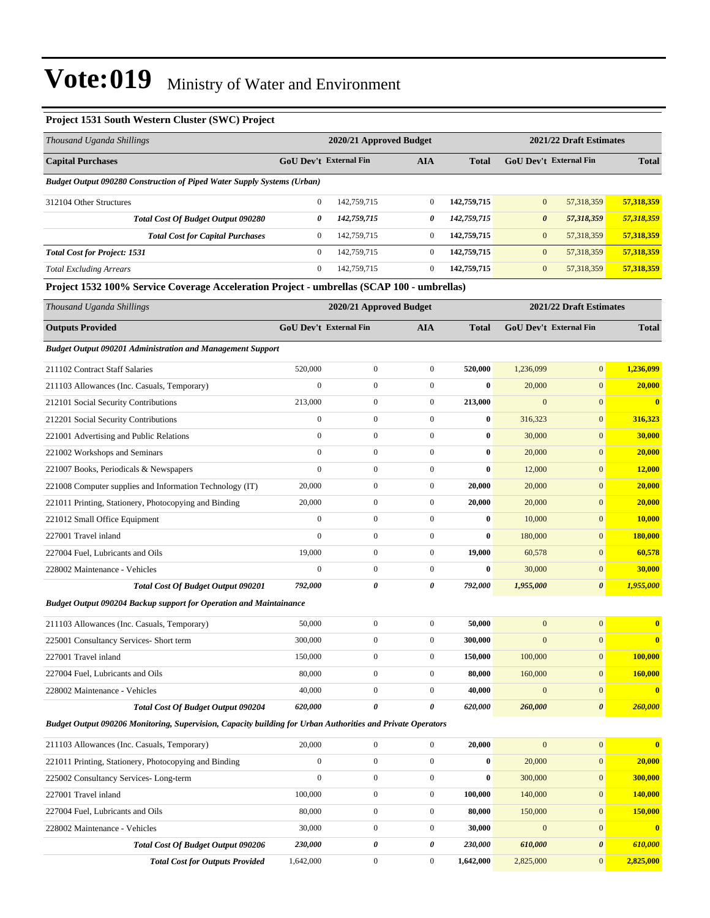# Vote:019 Ministry of Water and Environment

### Project 1531 South Western Cluster (SWC) Project

| *Thousand Uganda Shillings* | 2020/21 Approved Budget | | | | 2021/22 Draft Estimates | | |
|---|---|---|---|---|---|---|---|
| **Capital Purchases** | **GoU Dev't** | **External Fin** | **AIA** | **Total** | **GoU Dev't** | **External Fin** | **Total** |
| ***Budget Output 090280 Construction of Piped Water Supply Systems (Urban)*** | | | | | | | |
| 312104 Other Structures | 0 | 142,759,715 | 0 | **142,759,715** | 0 | 57,318,359 | **57,318,359** |
| ***Total Cost Of Budget Output 090280*** | ***0*** | ***142,759,715*** | ***0*** | ***142,759,715*** | ***0*** | ***57,318,359*** | ***57,318,359*** |
| ***Total Cost for Capital Purchases*** | 0 | 142,759,715 | 0 | **142,759,715** | 0 | 57,318,359 | **57,318,359** |
| ***Total Cost for Project: 1531*** | 0 | 142,759,715 | 0 | **142,759,715** | 0 | 57,318,359 | **57,318,359** |
| *Total Excluding Arrears* | 0 | 142,759,715 | 0 | **142,759,715** | 0 | 57,318,359 | **57,318,359** |

### Project 1532 100% Service Coverage Acceleration Project - umbrellas (SCAP 100 - umbrellas)

| *Thousand Uganda Shillings* | 2020/21 Approved Budget | | | | 2021/22 Draft Estimates | | |
|---|---|---|---|---|---|---|---|
| **Outputs Provided** | **GoU Dev't** | **External Fin** | **AIA** | **Total** | **GoU Dev't** | **External Fin** | **Total** |
| ***Budget Output 090201 Administration and Management Support*** | | | | | | | |
| 211102 Contract Staff Salaries | 520,000 | 0 | 0 | **520,000** | 1,236,099 | 0 | **1,236,099** |
| 211103 Allowances (Inc. Casuals, Temporary) | 0 | 0 | 0 | **0** | 20,000 | 0 | **20,000** |
| 212101 Social Security Contributions | 213,000 | 0 | 0 | **213,000** | 0 | 0 | **0** |
| 212201 Social Security Contributions | 0 | 0 | 0 | **0** | 316,323 | 0 | **316,323** |
| 221001 Advertising and Public Relations | 0 | 0 | 0 | **0** | 30,000 | 0 | **30,000** |
| 221002 Workshops and Seminars | 0 | 0 | 0 | **0** | 20,000 | 0 | **20,000** |
| 221007 Books, Periodicals & Newspapers | 0 | 0 | 0 | **0** | 12,000 | 0 | **12,000** |
| 221008 Computer supplies and Information Technology (IT) | 20,000 | 0 | 0 | **20,000** | 20,000 | 0 | **20,000** |
| 221011 Printing, Stationery, Photocopying and Binding | 20,000 | 0 | 0 | **20,000** | 20,000 | 0 | **20,000** |
| 221012 Small Office Equipment | 0 | 0 | 0 | **0** | 10,000 | 0 | **10,000** |
| 227001 Travel inland | 0 | 0 | 0 | **0** | 180,000 | 0 | **180,000** |
| 227004 Fuel, Lubricants and Oils | 19,000 | 0 | 0 | **19,000** | 60,578 | 0 | **60,578** |
| 228002 Maintenance - Vehicles | 0 | 0 | 0 | **0** | 30,000 | 0 | **30,000** |
| ***Total Cost Of Budget Output 090201*** | ***792,000*** | ***0*** | ***0*** | ***792,000*** | ***1,955,000*** | ***0*** | ***1,955,000*** |
| ***Budget Output 090204 Backup support for Operation and Maintainance*** | | | | | | | |
| 211103 Allowances (Inc. Casuals, Temporary) | 50,000 | 0 | 0 | **50,000** | 0 | 0 | **0** |
| 225001 Consultancy Services- Short term | 300,000 | 0 | 0 | **300,000** | 0 | 0 | **0** |
| 227001 Travel inland | 150,000 | 0 | 0 | **150,000** | 100,000 | 0 | **100,000** |
| 227004 Fuel, Lubricants and Oils | 80,000 | 0 | 0 | **80,000** | 160,000 | 0 | **160,000** |
| 228002 Maintenance - Vehicles | 40,000 | 0 | 0 | **40,000** | 0 | 0 | **0** |
| ***Total Cost Of Budget Output 090204*** | ***620,000*** | ***0*** | ***0*** | ***620,000*** | ***260,000*** | ***0*** | ***260,000*** |
| ***Budget Output 090206 Monitoring, Supervision, Capacity building for Urban Authorities and Private Operators*** | | | | | | | |
| 211103 Allowances (Inc. Casuals, Temporary) | 20,000 | 0 | 0 | **20,000** | 0 | 0 | **0** |
| 221011 Printing, Stationery, Photocopying and Binding | 0 | 0 | 0 | **0** | 20,000 | 0 | **20,000** |
| 225002 Consultancy Services- Long-term | 0 | 0 | 0 | **0** | 300,000 | 0 | **300,000** |
| 227001 Travel inland | 100,000 | 0 | 0 | **100,000** | 140,000 | 0 | **140,000** |
| 227004 Fuel, Lubricants and Oils | 80,000 | 0 | 0 | **80,000** | 150,000 | 0 | **150,000** |
| 228002 Maintenance - Vehicles | 30,000 | 0 | 0 | **30,000** | 0 | 0 | **0** |
| ***Total Cost Of Budget Output 090206*** | ***230,000*** | ***0*** | ***0*** | ***230,000*** | ***610,000*** | ***0*** | ***610,000*** |
| ***Total Cost for Outputs Provided*** | 1,642,000 | 0 | 0 | **1,642,000** | 2,825,000 | 0 | **2,825,000** |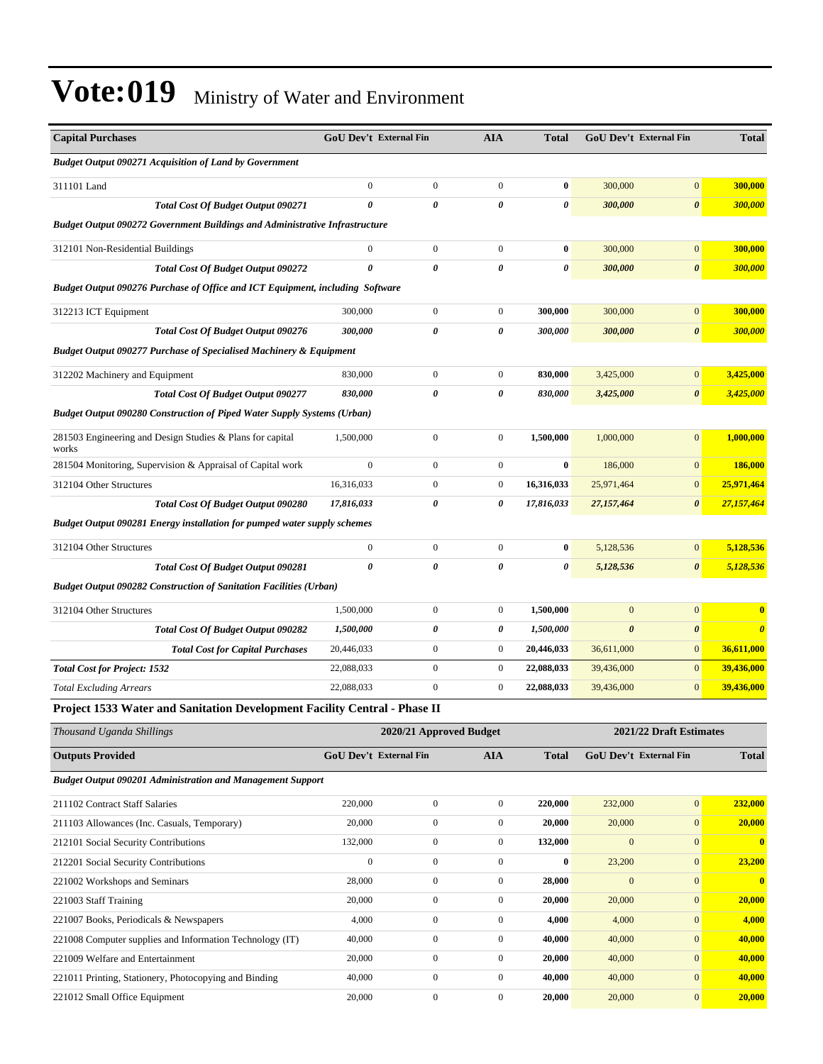# Vote:019 Ministry of Water and Environment

| Capital Purchases | GoU Dev't | External Fin | AIA | Total | GoU Dev't | External Fin | Total |
|---|---|---|---|---|---|---|---|
| ***Budget Output 090271 Acquisition of Land by Government*** | | | | | | | |
| 311101 Land | 0 | 0 | 0 | **0** | 300,000 | 0 | **300,000** |
| ***Total Cost Of Budget Output 090271*** | ***0*** | ***0*** | ***0*** | ***0*** | ***300,000*** | ***0*** | ***300,000*** |
| ***Budget Output 090272 Government Buildings and Administrative Infrastructure*** | | | | | | | |
| 312101 Non-Residential Buildings | 0 | 0 | 0 | **0** | 300,000 | 0 | **300,000** |
| ***Total Cost Of Budget Output 090272*** | ***0*** | ***0*** | ***0*** | ***0*** | ***300,000*** | ***0*** | ***300,000*** |
| ***Budget Output 090276 Purchase of Office and ICT Equipment, including Software*** | | | | | | | |
| 312213 ICT Equipment | 300,000 | 0 | 0 | **300,000** | 300,000 | 0 | **300,000** |
| ***Total Cost Of Budget Output 090276*** | ***300,000*** | ***0*** | ***0*** | ***300,000*** | ***300,000*** | ***0*** | ***300,000*** |
| ***Budget Output 090277 Purchase of Specialised Machinery & Equipment*** | | | | | | | |
| 312202 Machinery and Equipment | 830,000 | 0 | 0 | **830,000** | 3,425,000 | 0 | **3,425,000** |
| ***Total Cost Of Budget Output 090277*** | ***830,000*** | ***0*** | ***0*** | ***830,000*** | ***3,425,000*** | ***0*** | ***3,425,000*** |
| ***Budget Output 090280 Construction of Piped Water Supply Systems (Urban)*** | | | | | | | |
| 281503 Engineering and Design Studies & Plans for capital works | 1,500,000 | 0 | 0 | **1,500,000** | 1,000,000 | 0 | **1,000,000** |
| 281504 Monitoring, Supervision & Appraisal of Capital work | 0 | 0 | 0 | **0** | 186,000 | 0 | **186,000** |
| 312104 Other Structures | 16,316,033 | 0 | 0 | **16,316,033** | 25,971,464 | 0 | **25,971,464** |
| ***Total Cost Of Budget Output 090280*** | ***17,816,033*** | ***0*** | ***0*** | ***17,816,033*** | ***27,157,464*** | ***0*** | ***27,157,464*** |
| ***Budget Output 090281 Energy installation for pumped water supply schemes*** | | | | | | | |
| 312104 Other Structures | 0 | 0 | 0 | **0** | 5,128,536 | 0 | **5,128,536** |
| ***Total Cost Of Budget Output 090281*** | ***0*** | ***0*** | ***0*** | ***0*** | ***5,128,536*** | ***0*** | ***5,128,536*** |
| ***Budget Output 090282 Construction of Sanitation Facilities (Urban)*** | | | | | | | |
| 312104 Other Structures | 1,500,000 | 0 | 0 | **1,500,000** | 0 | 0 | **0** |
| ***Total Cost Of Budget Output 090282*** | ***1,500,000*** | ***0*** | ***0*** | ***1,500,000*** | ***0*** | ***0*** | ***0*** |
| ***Total Cost for Capital Purchases*** | 20,446,033 | 0 | 0 | **20,446,033** | 36,611,000 | 0 | **36,611,000** |
| ***Total Cost for Project: 1532*** | 22,088,033 | 0 | 0 | **22,088,033** | 39,436,000 | 0 | **39,436,000** |
| *Total Excluding Arrears* | 22,088,033 | 0 | 0 | **22,088,033** | 39,436,000 | 0 | **39,436,000** |

**Project 1533 Water and Sanitation Development Facility Central - Phase II**

| *Thousand Uganda Shillings* | 2020/21 Approved Budget | | | | 2021/22 Draft Estimates | | |
|---|---|---|---|---|---|---|---|
| **Outputs Provided** | **GoU Dev't** | **External Fin** | **AIA** | **Total** | **GoU Dev't** | **External Fin** | **Total** |
| ***Budget Output 090201 Administration and Management Support*** | | | | | | | |
| 211102 Contract Staff Salaries | 220,000 | 0 | 0 | **220,000** | 232,000 | 0 | **232,000** |
| 211103 Allowances (Inc. Casuals, Temporary) | 20,000 | 0 | 0 | **20,000** | 20,000 | 0 | **20,000** |
| 212101 Social Security Contributions | 132,000 | 0 | 0 | **132,000** | 0 | 0 | **0** |
| 212201 Social Security Contributions | 0 | 0 | 0 | **0** | 23,200 | 0 | **23,200** |
| 221002 Workshops and Seminars | 28,000 | 0 | 0 | **28,000** | 0 | 0 | **0** |
| 221003 Staff Training | 20,000 | 0 | 0 | **20,000** | 20,000 | 0 | **20,000** |
| 221007 Books, Periodicals & Newspapers | 4,000 | 0 | 0 | **4,000** | 4,000 | 0 | **4,000** |
| 221008 Computer supplies and Information Technology (IT) | 40,000 | 0 | 0 | **40,000** | 40,000 | 0 | **40,000** |
| 221009 Welfare and Entertainment | 20,000 | 0 | 0 | **20,000** | 40,000 | 0 | **40,000** |
| 221011 Printing, Stationery, Photocopying and Binding | 40,000 | 0 | 0 | **40,000** | 40,000 | 0 | **40,000** |
| 221012 Small Office Equipment | 20,000 | 0 | 0 | **20,000** | 20,000 | 0 | **20,000** |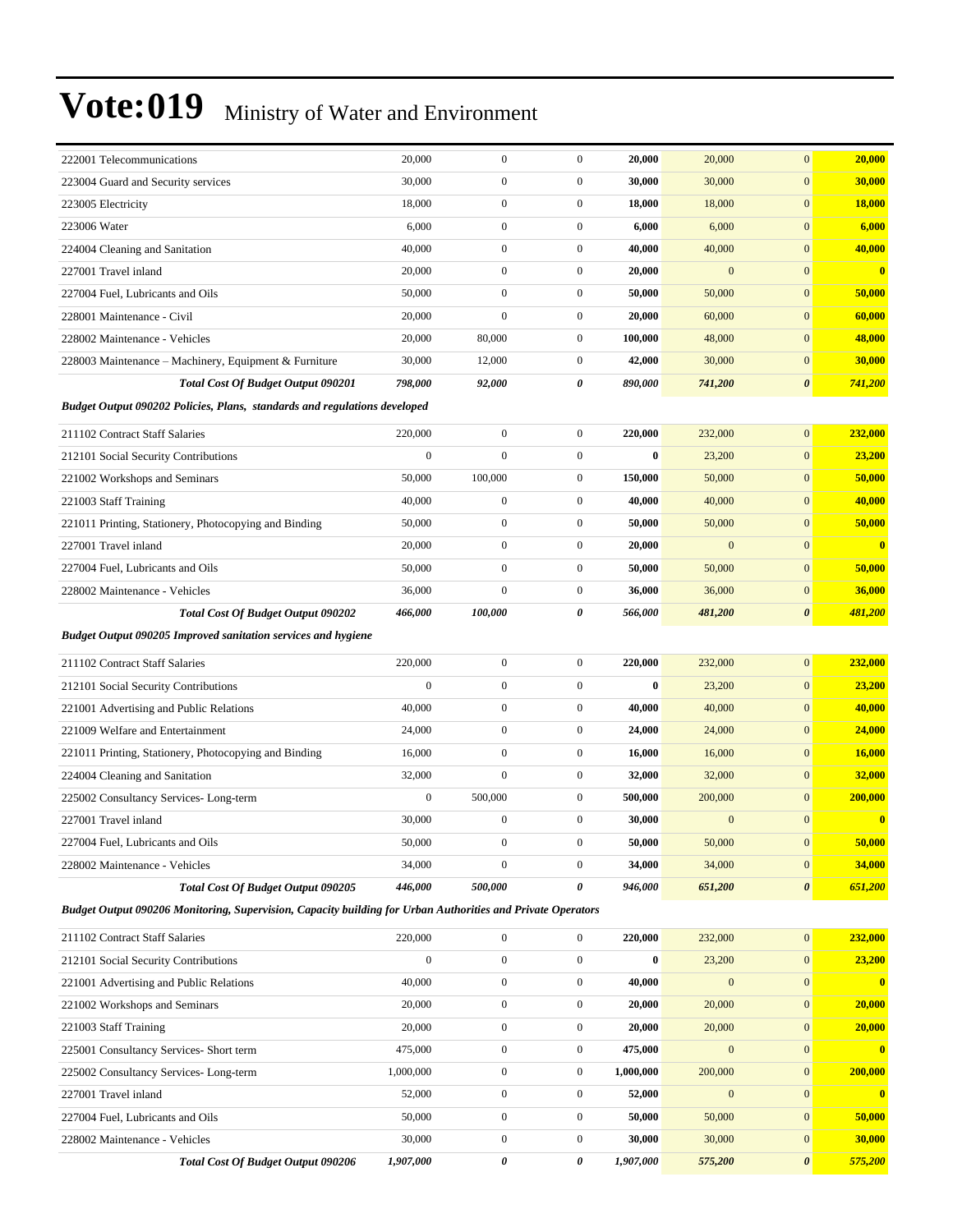# Vote:019 Ministry of Water and Environment

| | | | | | | | |
|---|---|---|---|---|---|---|---|
| 222001 Telecommunications | 20,000 | 0 | 0 | **20,000** | 20,000 | 0 | **20,000** |
| 223004 Guard and Security services | 30,000 | 0 | 0 | **30,000** | 30,000 | 0 | **30,000** |
| 223005 Electricity | 18,000 | 0 | 0 | **18,000** | 18,000 | 0 | **18,000** |
| 223006 Water | 6,000 | 0 | 0 | **6,000** | 6,000 | 0 | **6,000** |
| 224004 Cleaning and Sanitation | 40,000 | 0 | 0 | **40,000** | 40,000 | 0 | **40,000** |
| 227001 Travel inland | 20,000 | 0 | 0 | **20,000** | 0 | 0 | **0** |
| 227004 Fuel, Lubricants and Oils | 50,000 | 0 | 0 | **50,000** | 50,000 | 0 | **50,000** |
| 228001 Maintenance - Civil | 20,000 | 0 | 0 | **20,000** | 60,000 | 0 | **60,000** |
| 228002 Maintenance - Vehicles | 20,000 | 80,000 | 0 | **100,000** | 48,000 | 0 | **48,000** |
| 228003 Maintenance – Machinery, Equipment & Furniture | 30,000 | 12,000 | 0 | **42,000** | 30,000 | 0 | **30,000** |
| ***Total Cost Of Budget Output 090201*** | ***798,000*** | ***92,000*** | ***0*** | ***890,000*** | ***741,200*** | ***0*** | ***741,200*** |
| ***Budget Output 090202 Policies, Plans, standards and regulations developed*** | | | | | | | |
| 211102 Contract Staff Salaries | 220,000 | 0 | 0 | **220,000** | 232,000 | 0 | **232,000** |
| 212101 Social Security Contributions | 0 | 0 | 0 | **0** | 23,200 | 0 | **23,200** |
| 221002 Workshops and Seminars | 50,000 | 100,000 | 0 | **150,000** | 50,000 | 0 | **50,000** |
| 221003 Staff Training | 40,000 | 0 | 0 | **40,000** | 40,000 | 0 | **40,000** |
| 221011 Printing, Stationery, Photocopying and Binding | 50,000 | 0 | 0 | **50,000** | 50,000 | 0 | **50,000** |
| 227001 Travel inland | 20,000 | 0 | 0 | **20,000** | 0 | 0 | **0** |
| 227004 Fuel, Lubricants and Oils | 50,000 | 0 | 0 | **50,000** | 50,000 | 0 | **50,000** |
| 228002 Maintenance - Vehicles | 36,000 | 0 | 0 | **36,000** | 36,000 | 0 | **36,000** |
| ***Total Cost Of Budget Output 090202*** | ***466,000*** | ***100,000*** | ***0*** | ***566,000*** | ***481,200*** | ***0*** | ***481,200*** |
| ***Budget Output 090205 Improved sanitation services and hygiene*** | | | | | | | |
| 211102 Contract Staff Salaries | 220,000 | 0 | 0 | **220,000** | 232,000 | 0 | **232,000** |
| 212101 Social Security Contributions | 0 | 0 | 0 | **0** | 23,200 | 0 | **23,200** |
| 221001 Advertising and Public Relations | 40,000 | 0 | 0 | **40,000** | 40,000 | 0 | **40,000** |
| 221009 Welfare and Entertainment | 24,000 | 0 | 0 | **24,000** | 24,000 | 0 | **24,000** |
| 221011 Printing, Stationery, Photocopying and Binding | 16,000 | 0 | 0 | **16,000** | 16,000 | 0 | **16,000** |
| 224004 Cleaning and Sanitation | 32,000 | 0 | 0 | **32,000** | 32,000 | 0 | **32,000** |
| 225002 Consultancy Services- Long-term | 0 | 500,000 | 0 | **500,000** | 200,000 | 0 | **200,000** |
| 227001 Travel inland | 30,000 | 0 | 0 | **30,000** | 0 | 0 | **0** |
| 227004 Fuel, Lubricants and Oils | 50,000 | 0 | 0 | **50,000** | 50,000 | 0 | **50,000** |
| 228002 Maintenance - Vehicles | 34,000 | 0 | 0 | **34,000** | 34,000 | 0 | **34,000** |
| ***Total Cost Of Budget Output 090205*** | ***446,000*** | ***500,000*** | ***0*** | ***946,000*** | ***651,200*** | ***0*** | ***651,200*** |
| ***Budget Output 090206 Monitoring, Supervision, Capacity building for Urban Authorities and Private Operators*** | | | | | | | |
| 211102 Contract Staff Salaries | 220,000 | 0 | 0 | **220,000** | 232,000 | 0 | **232,000** |
| 212101 Social Security Contributions | 0 | 0 | 0 | **0** | 23,200 | 0 | **23,200** |
| 221001 Advertising and Public Relations | 40,000 | 0 | 0 | **40,000** | 0 | 0 | **0** |
| 221002 Workshops and Seminars | 20,000 | 0 | 0 | **20,000** | 20,000 | 0 | **20,000** |
| 221003 Staff Training | 20,000 | 0 | 0 | **20,000** | 20,000 | 0 | **20,000** |
| 225001 Consultancy Services- Short term | 475,000 | 0 | 0 | **475,000** | 0 | 0 | **0** |
| 225002 Consultancy Services- Long-term | 1,000,000 | 0 | 0 | **1,000,000** | 200,000 | 0 | **200,000** |
| 227001 Travel inland | 52,000 | 0 | 0 | **52,000** | 0 | 0 | **0** |
| 227004 Fuel, Lubricants and Oils | 50,000 | 0 | 0 | **50,000** | 50,000 | 0 | **50,000** |
| 228002 Maintenance - Vehicles | 30,000 | 0 | 0 | **30,000** | 30,000 | 0 | **30,000** |
| ***Total Cost Of Budget Output 090206*** | ***1,907,000*** | ***0*** | ***0*** | ***1,907,000*** | ***575,200*** | ***0*** | ***575,200*** |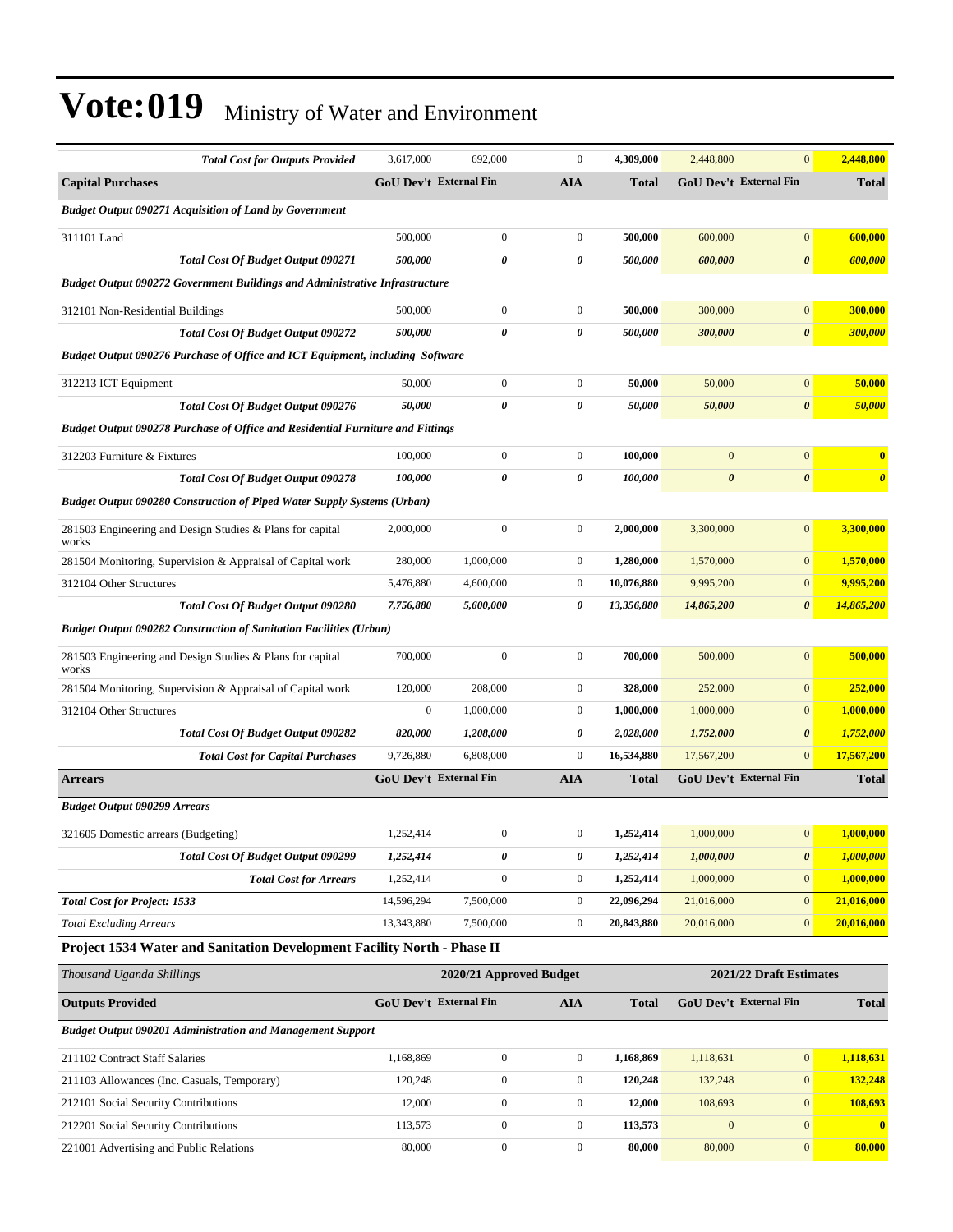# Vote:019 Ministry of Water and Environment

| | | | | | | | |
|---|---|---|---|---|---|---|---|
| ***Total Cost for Outputs Provided*** | 3,617,000 | 692,000 | 0 | **4,309,000** | 2,448,800 | 0 | **2,448,800** |
| **Capital Purchases** | **GoU Dev't** | **External Fin** | **AIA** | **Total** | **GoU Dev't** | **External Fin** | **Total** |
| ***Budget Output 090271 Acquisition of Land by Government*** | | | | | | | |
| 311101 Land | 500,000 | 0 | 0 | **500,000** | 600,000 | 0 | **600,000** |
| ***Total Cost Of Budget Output 090271*** | ***500,000*** | ***0*** | ***0*** | ***500,000*** | ***600,000*** | ***0*** | ***600,000*** |
| ***Budget Output 090272 Government Buildings and Administrative Infrastructure*** | | | | | | | |
| 312101 Non-Residential Buildings | 500,000 | 0 | 0 | **500,000** | 300,000 | 0 | **300,000** |
| ***Total Cost Of Budget Output 090272*** | ***500,000*** | ***0*** | ***0*** | ***500,000*** | ***300,000*** | ***0*** | ***300,000*** |
| ***Budget Output 090276 Purchase of Office and ICT Equipment, including Software*** | | | | | | | |
| 312213 ICT Equipment | 50,000 | 0 | 0 | **50,000** | 50,000 | 0 | **50,000** |
| ***Total Cost Of Budget Output 090276*** | ***50,000*** | ***0*** | ***0*** | ***50,000*** | ***50,000*** | ***0*** | ***50,000*** |
| ***Budget Output 090278 Purchase of Office and Residential Furniture and Fittings*** | | | | | | | |
| 312203 Furniture & Fixtures | 100,000 | 0 | 0 | **100,000** | 0 | 0 | **0** |
| ***Total Cost Of Budget Output 090278*** | ***100,000*** | ***0*** | ***0*** | ***100,000*** | ***0*** | ***0*** | ***0*** |
| ***Budget Output 090280 Construction of Piped Water Supply Systems (Urban)*** | | | | | | | |
| 281503 Engineering and Design Studies & Plans for capital works | 2,000,000 | 0 | 0 | **2,000,000** | 3,300,000 | 0 | **3,300,000** |
| 281504 Monitoring, Supervision & Appraisal of Capital work | 280,000 | 1,000,000 | 0 | **1,280,000** | 1,570,000 | 0 | **1,570,000** |
| 312104 Other Structures | 5,476,880 | 4,600,000 | 0 | **10,076,880** | 9,995,200 | 0 | **9,995,200** |
| ***Total Cost Of Budget Output 090280*** | ***7,756,880*** | ***5,600,000*** | ***0*** | ***13,356,880*** | ***14,865,200*** | ***0*** | ***14,865,200*** |
| ***Budget Output 090282 Construction of Sanitation Facilities (Urban)*** | | | | | | | |
| 281503 Engineering and Design Studies & Plans for capital works | 700,000 | 0 | 0 | **700,000** | 500,000 | 0 | **500,000** |
| 281504 Monitoring, Supervision & Appraisal of Capital work | 120,000 | 208,000 | 0 | **328,000** | 252,000 | 0 | **252,000** |
| 312104 Other Structures | 0 | 1,000,000 | 0 | **1,000,000** | 1,000,000 | 0 | **1,000,000** |
| ***Total Cost Of Budget Output 090282*** | ***820,000*** | ***1,208,000*** | ***0*** | ***2,028,000*** | ***1,752,000*** | ***0*** | ***1,752,000*** |
| ***Total Cost for Capital Purchases*** | 9,726,880 | 6,808,000 | 0 | **16,534,880** | 17,567,200 | 0 | **17,567,200** |
| **Arrears** | **GoU Dev't** | **External Fin** | **AIA** | **Total** | **GoU Dev't** | **External Fin** | **Total** |
| ***Budget Output 090299 Arrears*** | | | | | | | |
| 321605 Domestic arrears (Budgeting) | 1,252,414 | 0 | 0 | **1,252,414** | 1,000,000 | 0 | **1,000,000** |
| ***Total Cost Of Budget Output 090299*** | ***1,252,414*** | ***0*** | ***0*** | ***1,252,414*** | ***1,000,000*** | ***0*** | ***1,000,000*** |
| ***Total Cost for Arrears*** | 1,252,414 | 0 | 0 | **1,252,414** | 1,000,000 | 0 | **1,000,000** |
| ***Total Cost for Project: 1533*** | 14,596,294 | 7,500,000 | 0 | **22,096,294** | 21,016,000 | 0 | **21,016,000** |
| *Total Excluding Arrears* | 13,343,880 | 7,500,000 | 0 | **20,843,880** | 20,016,000 | 0 | **20,016,000** |

### Project 1534 Water and Sanitation Development Facility North - Phase II

| *Thousand Uganda Shillings* | **2020/21 Approved Budget** | | | | **2021/22 Draft Estimates** | | |
|---|---|---|---|---|---|---|---|
| **Outputs Provided** | **GoU Dev't** | **External Fin** | **AIA** | **Total** | **GoU Dev't** | **External Fin** | **Total** |
| ***Budget Output 090201 Administration and Management Support*** | | | | | | | |
| 211102 Contract Staff Salaries | 1,168,869 | 0 | 0 | **1,168,869** | 1,118,631 | 0 | **1,118,631** |
| 211103 Allowances (Inc. Casuals, Temporary) | 120,248 | 0 | 0 | **120,248** | 132,248 | 0 | **132,248** |
| 212101 Social Security Contributions | 12,000 | 0 | 0 | **12,000** | 108,693 | 0 | **108,693** |
| 212201 Social Security Contributions | 113,573 | 0 | 0 | **113,573** | 0 | 0 | **0** |
| 221001 Advertising and Public Relations | 80,000 | 0 | 0 | **80,000** | 80,000 | 0 | **80,000** |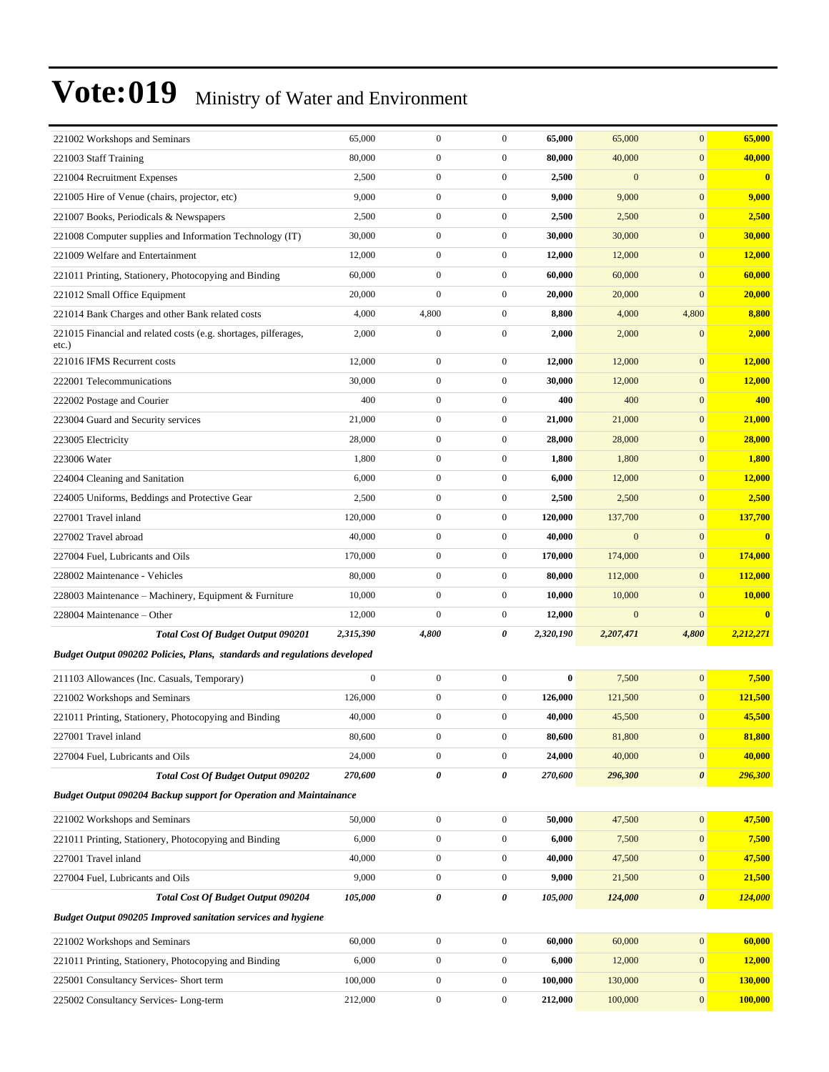# Vote:019 Ministry of Water and Environment

| | | | | | | | |
|---|---|---|---|---|---|---|---|
| 221002 Workshops and Seminars | 65,000 | 0 | 0 | **65,000** | 65,000 | 0 | **65,000** |
| 221003 Staff Training | 80,000 | 0 | 0 | **80,000** | 40,000 | 0 | **40,000** |
| 221004 Recruitment Expenses | 2,500 | 0 | 0 | **2,500** | 0 | 0 | **0** |
| 221005 Hire of Venue (chairs, projector, etc) | 9,000 | 0 | 0 | **9,000** | 9,000 | 0 | **9,000** |
| 221007 Books, Periodicals & Newspapers | 2,500 | 0 | 0 | **2,500** | 2,500 | 0 | **2,500** |
| 221008 Computer supplies and Information Technology (IT) | 30,000 | 0 | 0 | **30,000** | 30,000 | 0 | **30,000** |
| 221009 Welfare and Entertainment | 12,000 | 0 | 0 | **12,000** | 12,000 | 0 | **12,000** |
| 221011 Printing, Stationery, Photocopying and Binding | 60,000 | 0 | 0 | **60,000** | 60,000 | 0 | **60,000** |
| 221012 Small Office Equipment | 20,000 | 0 | 0 | **20,000** | 20,000 | 0 | **20,000** |
| 221014 Bank Charges and other Bank related costs | 4,000 | 4,800 | 0 | **8,800** | 4,000 | 4,800 | **8,800** |
| 221015 Financial and related costs (e.g. shortages, pilferages, etc.) | 2,000 | 0 | 0 | **2,000** | 2,000 | 0 | **2,000** |
| 221016 IFMS Recurrent costs | 12,000 | 0 | 0 | **12,000** | 12,000 | 0 | **12,000** |
| 222001 Telecommunications | 30,000 | 0 | 0 | **30,000** | 12,000 | 0 | **12,000** |
| 222002 Postage and Courier | 400 | 0 | 0 | **400** | 400 | 0 | **400** |
| 223004 Guard and Security services | 21,000 | 0 | 0 | **21,000** | 21,000 | 0 | **21,000** |
| 223005 Electricity | 28,000 | 0 | 0 | **28,000** | 28,000 | 0 | **28,000** |
| 223006 Water | 1,800 | 0 | 0 | **1,800** | 1,800 | 0 | **1,800** |
| 224004 Cleaning and Sanitation | 6,000 | 0 | 0 | **6,000** | 12,000 | 0 | **12,000** |
| 224005 Uniforms, Beddings and Protective Gear | 2,500 | 0 | 0 | **2,500** | 2,500 | 0 | **2,500** |
| 227001 Travel inland | 120,000 | 0 | 0 | **120,000** | 137,700 | 0 | **137,700** |
| 227002 Travel abroad | 40,000 | 0 | 0 | **40,000** | 0 | 0 | **0** |
| 227004 Fuel, Lubricants and Oils | 170,000 | 0 | 0 | **170,000** | 174,000 | 0 | **174,000** |
| 228002 Maintenance - Vehicles | 80,000 | 0 | 0 | **80,000** | 112,000 | 0 | **112,000** |
| 228003 Maintenance – Machinery, Equipment & Furniture | 10,000 | 0 | 0 | **10,000** | 10,000 | 0 | **10,000** |
| 228004 Maintenance – Other | 12,000 | 0 | 0 | **12,000** | 0 | 0 | **0** |
| ***Total Cost Of Budget Output 090201*** | ***2,315,390*** | ***4,800*** | ***0*** | ***2,320,190*** | ***2,207,471*** | ***4,800*** | ***2,212,271*** |
| ***Budget Output 090202 Policies, Plans, standards and regulations developed*** | | | | | | | |
| 211103 Allowances (Inc. Casuals, Temporary) | 0 | 0 | 0 | **0** | 7,500 | 0 | **7,500** |
| 221002 Workshops and Seminars | 126,000 | 0 | 0 | **126,000** | 121,500 | 0 | **121,500** |
| 221011 Printing, Stationery, Photocopying and Binding | 40,000 | 0 | 0 | **40,000** | 45,500 | 0 | **45,500** |
| 227001 Travel inland | 80,600 | 0 | 0 | **80,600** | 81,800 | 0 | **81,800** |
| 227004 Fuel, Lubricants and Oils | 24,000 | 0 | 0 | **24,000** | 40,000 | 0 | **40,000** |
| ***Total Cost Of Budget Output 090202*** | ***270,600*** | ***0*** | ***0*** | ***270,600*** | ***296,300*** | ***0*** | ***296,300*** |
| ***Budget Output 090204 Backup support for Operation and Maintainance*** | | | | | | | |
| 221002 Workshops and Seminars | 50,000 | 0 | 0 | **50,000** | 47,500 | 0 | **47,500** |
| 221011 Printing, Stationery, Photocopying and Binding | 6,000 | 0 | 0 | **6,000** | 7,500 | 0 | **7,500** |
| 227001 Travel inland | 40,000 | 0 | 0 | **40,000** | 47,500 | 0 | **47,500** |
| 227004 Fuel, Lubricants and Oils | 9,000 | 0 | 0 | **9,000** | 21,500 | 0 | **21,500** |
| ***Total Cost Of Budget Output 090204*** | ***105,000*** | ***0*** | ***0*** | ***105,000*** | ***124,000*** | ***0*** | ***124,000*** |
| ***Budget Output 090205 Improved sanitation services and hygiene*** | | | | | | | |
| 221002 Workshops and Seminars | 60,000 | 0 | 0 | **60,000** | 60,000 | 0 | **60,000** |
| 221011 Printing, Stationery, Photocopying and Binding | 6,000 | 0 | 0 | **6,000** | 12,000 | 0 | **12,000** |
| 225001 Consultancy Services- Short term | 100,000 | 0 | 0 | **100,000** | 130,000 | 0 | **130,000** |
| 225002 Consultancy Services- Long-term | 212,000 | 0 | 0 | **212,000** | 100,000 | 0 | **100,000** |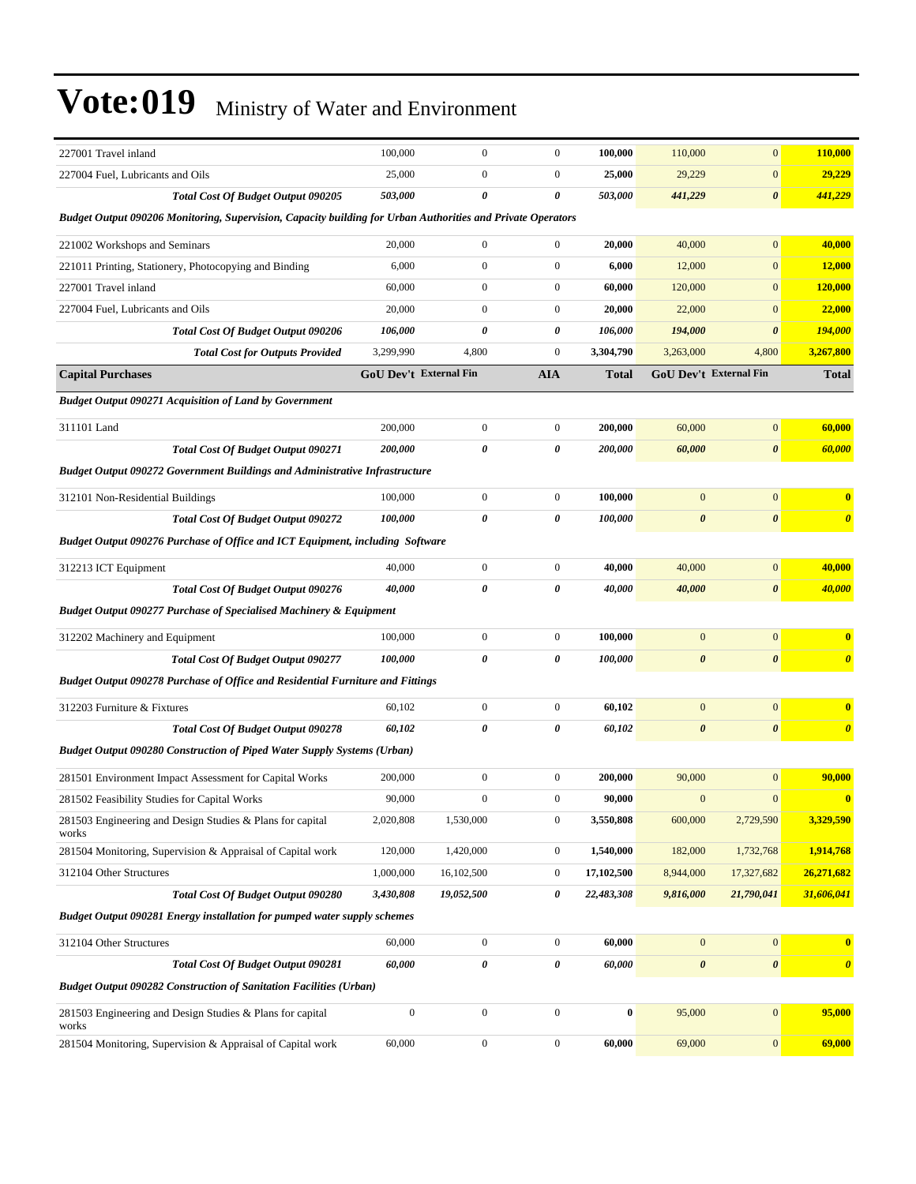# Vote:019 Ministry of Water and Environment

| | | | | | | | |
|---|---|---|---|---|---|---|---|
| 227001 Travel inland | 100,000 | 0 | 0 | **100,000** | 110,000 | 0 | **110,000** |
| 227004 Fuel, Lubricants and Oils | 25,000 | 0 | 0 | **25,000** | 29,229 | 0 | **29,229** |
| ***Total Cost Of Budget Output 090205*** | ***503,000*** | ***0*** | ***0*** | ***503,000*** | ***441,229*** | ***0*** | ***441,229*** |
| ***Budget Output 090206 Monitoring, Supervision, Capacity building for Urban Authorities and Private Operators*** | | | | | | | |
| 221002 Workshops and Seminars | 20,000 | 0 | 0 | **20,000** | 40,000 | 0 | **40,000** |
| 221011 Printing, Stationery, Photocopying and Binding | 6,000 | 0 | 0 | **6,000** | 12,000 | 0 | **12,000** |
| 227001 Travel inland | 60,000 | 0 | 0 | **60,000** | 120,000 | 0 | **120,000** |
| 227004 Fuel, Lubricants and Oils | 20,000 | 0 | 0 | **20,000** | 22,000 | 0 | **22,000** |
| ***Total Cost Of Budget Output 090206*** | ***106,000*** | ***0*** | ***0*** | ***106,000*** | ***194,000*** | ***0*** | ***194,000*** |
| ***Total Cost for Outputs Provided*** | 3,299,990 | 4,800 | 0 | **3,304,790** | 3,263,000 | 4,800 | **3,267,800** |
| **Capital Purchases** | **GoU Dev't** | **External Fin** | **AIA** | **Total** | **GoU Dev't** | **External Fin** | **Total** |
| ***Budget Output 090271 Acquisition of Land by Government*** | | | | | | | |
| 311101 Land | 200,000 | 0 | 0 | **200,000** | 60,000 | 0 | **60,000** |
| ***Total Cost Of Budget Output 090271*** | ***200,000*** | ***0*** | ***0*** | ***200,000*** | ***60,000*** | ***0*** | ***60,000*** |
| ***Budget Output 090272 Government Buildings and Administrative Infrastructure*** | | | | | | | |
| 312101 Non-Residential Buildings | 100,000 | 0 | 0 | **100,000** | 0 | 0 | **0** |
| ***Total Cost Of Budget Output 090272*** | ***100,000*** | ***0*** | ***0*** | ***100,000*** | ***0*** | ***0*** | ***0*** |
| ***Budget Output 090276 Purchase of Office and ICT Equipment, including Software*** | | | | | | | |
| 312213 ICT Equipment | 40,000 | 0 | 0 | **40,000** | 40,000 | 0 | **40,000** |
| ***Total Cost Of Budget Output 090276*** | ***40,000*** | ***0*** | ***0*** | ***40,000*** | ***40,000*** | ***0*** | ***40,000*** |
| ***Budget Output 090277 Purchase of Specialised Machinery & Equipment*** | | | | | | | |
| 312202 Machinery and Equipment | 100,000 | 0 | 0 | **100,000** | 0 | 0 | **0** |
| ***Total Cost Of Budget Output 090277*** | ***100,000*** | ***0*** | ***0*** | ***100,000*** | ***0*** | ***0*** | ***0*** |
| ***Budget Output 090278 Purchase of Office and Residential Furniture and Fittings*** | | | | | | | |
| 312203 Furniture & Fixtures | 60,102 | 0 | 0 | **60,102** | 0 | 0 | **0** |
| ***Total Cost Of Budget Output 090278*** | ***60,102*** | ***0*** | ***0*** | ***60,102*** | ***0*** | ***0*** | ***0*** |
| ***Budget Output 090280 Construction of Piped Water Supply Systems (Urban)*** | | | | | | | |
| 281501 Environment Impact Assessment for Capital Works | 200,000 | 0 | 0 | **200,000** | 90,000 | 0 | **90,000** |
| 281502 Feasibility Studies for Capital Works | 90,000 | 0 | 0 | **90,000** | 0 | 0 | **0** |
| 281503 Engineering and Design Studies & Plans for capital works | 2,020,808 | 1,530,000 | 0 | **3,550,808** | 600,000 | 2,729,590 | **3,329,590** |
| 281504 Monitoring, Supervision & Appraisal of Capital work | 120,000 | 1,420,000 | 0 | **1,540,000** | 182,000 | 1,732,768 | **1,914,768** |
| 312104 Other Structures | 1,000,000 | 16,102,500 | 0 | **17,102,500** | 8,944,000 | 17,327,682 | **26,271,682** |
| ***Total Cost Of Budget Output 090280*** | ***3,430,808*** | ***19,052,500*** | ***0*** | ***22,483,308*** | ***9,816,000*** | ***21,790,041*** | ***31,606,041*** |
| ***Budget Output 090281 Energy installation for pumped water supply schemes*** | | | | | | | |
| 312104 Other Structures | 60,000 | 0 | 0 | **60,000** | 0 | 0 | **0** |
| ***Total Cost Of Budget Output 090281*** | ***60,000*** | ***0*** | ***0*** | ***60,000*** | ***0*** | ***0*** | ***0*** |
| ***Budget Output 090282 Construction of Sanitation Facilities (Urban)*** | | | | | | | |
| 281503 Engineering and Design Studies & Plans for capital works | 0 | 0 | 0 | **0** | 95,000 | 0 | **95,000** |
| 281504 Monitoring, Supervision & Appraisal of Capital work | 60,000 | 0 | 0 | **60,000** | 69,000 | 0 | **69,000** |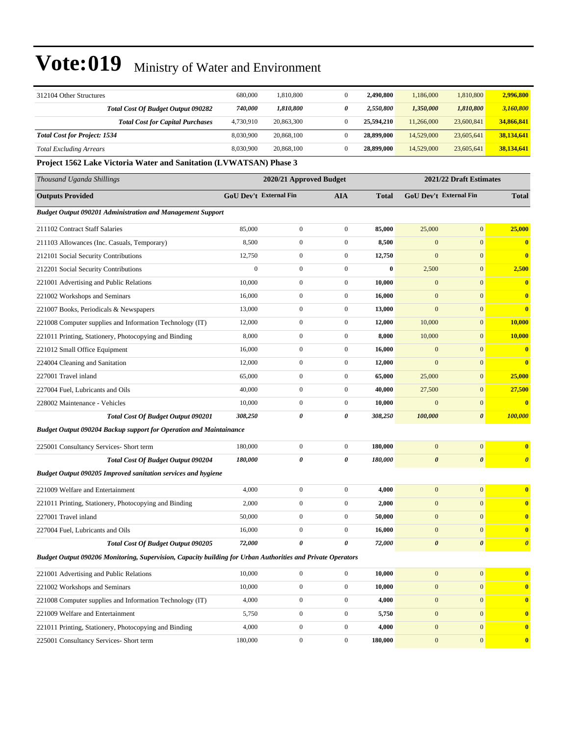# Vote:019 Ministry of Water and Environment

| | | | | | | | |
|---|---|---|---|---|---|---|---|
| 312104 Other Structures | 680,000 | 1,810,800 | 0 | **2,490,800** | 1,186,000 | 1,810,800 | **2,996,800** |
| ***Total Cost Of Budget Output 090282*** | ***740,000*** | ***1,810,800*** | ***0*** | ***2,550,800*** | ***1,350,000*** | ***1,810,800*** | ***3,160,800*** |
| ***Total Cost for Capital Purchases*** | 4,730,910 | 20,863,300 | 0 | **25,594,210** | 11,266,000 | 23,600,841 | **34,866,841** |
| ***Total Cost for Project: 1534*** | 8,030,900 | 20,868,100 | 0 | **28,899,000** | 14,529,000 | 23,605,641 | **38,134,641** |
| *Total Excluding Arrears* | 8,030,900 | 20,868,100 | 0 | **28,899,000** | 14,529,000 | 23,605,641 | **38,134,641** |

**Project 1562 Lake Victoria Water and Sanitation (LVWATSAN) Phase 3**

| *Thousand Uganda Shillings* | 2020/21 Approved Budget | | | | 2021/22 Draft Estimates | | |
|---|---|---|---|---|---|---|---|
| **Outputs Provided** | **GoU Dev't** | **External Fin** | **AIA** | **Total** | **GoU Dev't** | **External Fin** | **Total** |
| ***Budget Output 090201 Administration and Management Support*** | | | | | | | |
| 211102 Contract Staff Salaries | 85,000 | 0 | 0 | **85,000** | 25,000 | 0 | **25,000** |
| 211103 Allowances (Inc. Casuals, Temporary) | 8,500 | 0 | 0 | **8,500** | 0 | 0 | **0** |
| 212101 Social Security Contributions | 12,750 | 0 | 0 | **12,750** | 0 | 0 | **0** |
| 212201 Social Security Contributions | 0 | 0 | 0 | **0** | 2,500 | 0 | **2,500** |
| 221001 Advertising and Public Relations | 10,000 | 0 | 0 | **10,000** | 0 | 0 | **0** |
| 221002 Workshops and Seminars | 16,000 | 0 | 0 | **16,000** | 0 | 0 | **0** |
| 221007 Books, Periodicals & Newspapers | 13,000 | 0 | 0 | **13,000** | 0 | 0 | **0** |
| 221008 Computer supplies and Information Technology (IT) | 12,000 | 0 | 0 | **12,000** | 10,000 | 0 | **10,000** |
| 221011 Printing, Stationery, Photocopying and Binding | 8,000 | 0 | 0 | **8,000** | 10,000 | 0 | **10,000** |
| 221012 Small Office Equipment | 16,000 | 0 | 0 | **16,000** | 0 | 0 | **0** |
| 224004 Cleaning and Sanitation | 12,000 | 0 | 0 | **12,000** | 0 | 0 | **0** |
| 227001 Travel inland | 65,000 | 0 | 0 | **65,000** | 25,000 | 0 | **25,000** |
| 227004 Fuel, Lubricants and Oils | 40,000 | 0 | 0 | **40,000** | 27,500 | 0 | **27,500** |
| 228002 Maintenance - Vehicles | 10,000 | 0 | 0 | **10,000** | 0 | 0 | **0** |
| ***Total Cost Of Budget Output 090201*** | ***308,250*** | ***0*** | ***0*** | ***308,250*** | ***100,000*** | ***0*** | ***100,000*** |
| ***Budget Output 090204 Backup support for Operation and Maintainance*** | | | | | | | |
| 225001 Consultancy Services- Short term | 180,000 | 0 | 0 | **180,000** | 0 | 0 | **0** |
| ***Total Cost Of Budget Output 090204*** | ***180,000*** | ***0*** | ***0*** | ***180,000*** | ***0*** | ***0*** | ***0*** |
| ***Budget Output 090205 Improved sanitation services and hygiene*** | | | | | | | |
| 221009 Welfare and Entertainment | 4,000 | 0 | 0 | **4,000** | 0 | 0 | **0** |
| 221011 Printing, Stationery, Photocopying and Binding | 2,000 | 0 | 0 | **2,000** | 0 | 0 | **0** |
| 227001 Travel inland | 50,000 | 0 | 0 | **50,000** | 0 | 0 | **0** |
| 227004 Fuel, Lubricants and Oils | 16,000 | 0 | 0 | **16,000** | 0 | 0 | **0** |
| ***Total Cost Of Budget Output 090205*** | ***72,000*** | ***0*** | ***0*** | ***72,000*** | ***0*** | ***0*** | ***0*** |
| ***Budget Output 090206 Monitoring, Supervision, Capacity building for Urban Authorities and Private Operators*** | | | | | | | |
| 221001 Advertising and Public Relations | 10,000 | 0 | 0 | **10,000** | 0 | 0 | **0** |
| 221002 Workshops and Seminars | 10,000 | 0 | 0 | **10,000** | 0 | 0 | **0** |
| 221008 Computer supplies and Information Technology (IT) | 4,000 | 0 | 0 | **4,000** | 0 | 0 | **0** |
| 221009 Welfare and Entertainment | 5,750 | 0 | 0 | **5,750** | 0 | 0 | **0** |
| 221011 Printing, Stationery, Photocopying and Binding | 4,000 | 0 | 0 | **4,000** | 0 | 0 | **0** |
| 225001 Consultancy Services- Short term | 180,000 | 0 | 0 | **180,000** | 0 | 0 | **0** |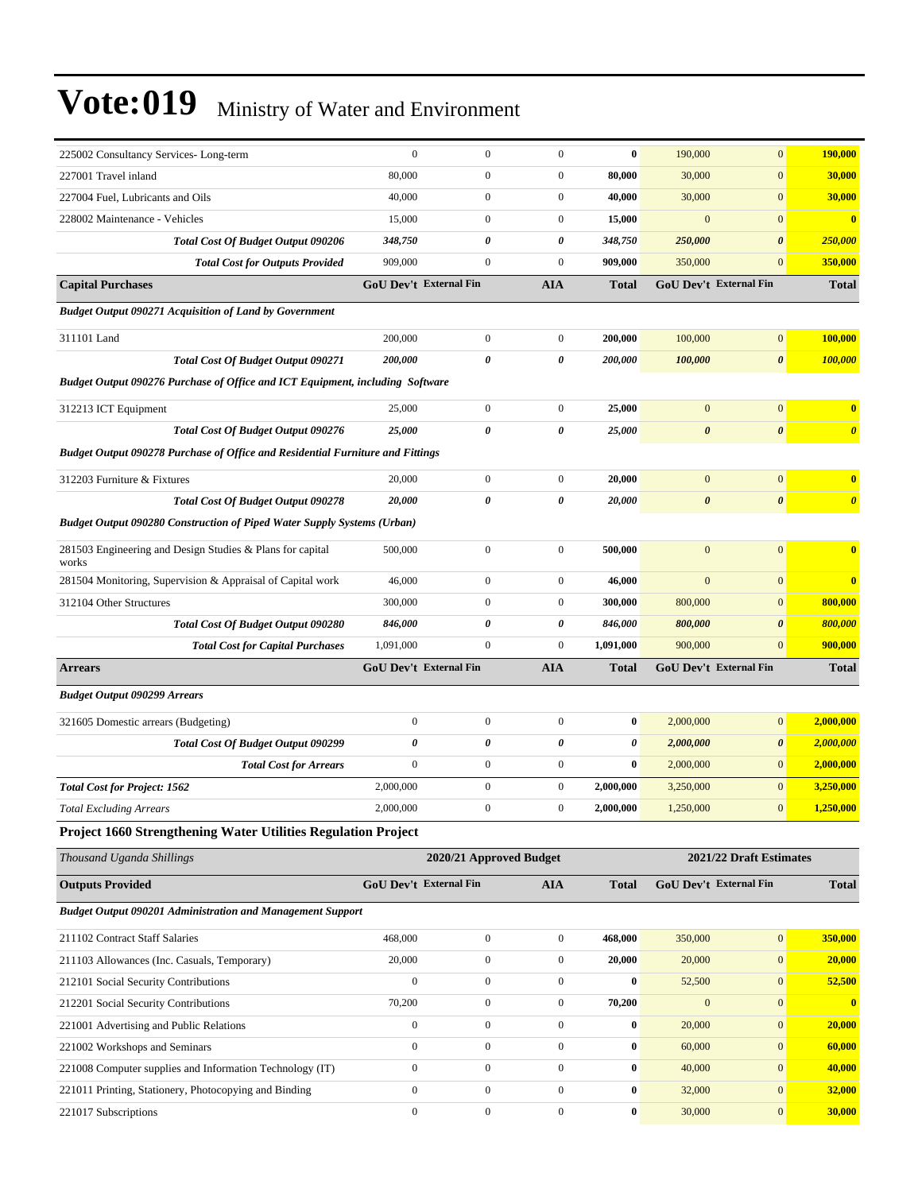# Vote:019 Ministry of Water and Environment

| | GoU Dev't | External Fin | AIA | Total | GoU Dev't | External Fin | Total |
|---|---|---|---|---|---|---|---|
| 225002 Consultancy Services- Long-term | 0 | 0 | 0 | **0** | 190,000 | 0 | **190,000** |
| 227001 Travel inland | 80,000 | 0 | 0 | **80,000** | 30,000 | 0 | **30,000** |
| 227004 Fuel, Lubricants and Oils | 40,000 | 0 | 0 | **40,000** | 30,000 | 0 | **30,000** |
| 228002 Maintenance - Vehicles | 15,000 | 0 | 0 | **15,000** | 0 | 0 | **0** |
| ***Total Cost Of Budget Output 090206*** | ***348,750*** | ***0*** | ***0*** | ***348,750*** | ***250,000*** | ***0*** | ***250,000*** |
| ***Total Cost for Outputs Provided*** | 909,000 | 0 | 0 | **909,000** | 350,000 | 0 | **350,000** |
| **Capital Purchases** | **GoU Dev't** | **External Fin** | **AIA** | **Total** | **GoU Dev't** | **External Fin** | **Total** |
| ***Budget Output 090271 Acquisition of Land by Government*** | | | | | | | |
| 311101 Land | 200,000 | 0 | 0 | **200,000** | 100,000 | 0 | **100,000** |
| ***Total Cost Of Budget Output 090271*** | ***200,000*** | ***0*** | ***0*** | ***200,000*** | ***100,000*** | ***0*** | ***100,000*** |
| ***Budget Output 090276 Purchase of Office and ICT Equipment, including Software*** | | | | | | | |
| 312213 ICT Equipment | 25,000 | 0 | 0 | **25,000** | 0 | 0 | **0** |
| ***Total Cost Of Budget Output 090276*** | ***25,000*** | ***0*** | ***0*** | ***25,000*** | ***0*** | ***0*** | ***0*** |
| ***Budget Output 090278 Purchase of Office and Residential Furniture and Fittings*** | | | | | | | |
| 312203 Furniture & Fixtures | 20,000 | 0 | 0 | **20,000** | 0 | 0 | **0** |
| ***Total Cost Of Budget Output 090278*** | ***20,000*** | ***0*** | ***0*** | ***20,000*** | ***0*** | ***0*** | ***0*** |
| ***Budget Output 090280 Construction of Piped Water Supply Systems (Urban)*** | | | | | | | |
| 281503 Engineering and Design Studies & Plans for capital works | 500,000 | 0 | 0 | **500,000** | 0 | 0 | **0** |
| 281504 Monitoring, Supervision & Appraisal of Capital work | 46,000 | 0 | 0 | **46,000** | 0 | 0 | **0** |
| 312104 Other Structures | 300,000 | 0 | 0 | **300,000** | 800,000 | 0 | **800,000** |
| ***Total Cost Of Budget Output 090280*** | ***846,000*** | ***0*** | ***0*** | ***846,000*** | ***800,000*** | ***0*** | ***800,000*** |
| ***Total Cost for Capital Purchases*** | 1,091,000 | 0 | 0 | **1,091,000** | 900,000 | 0 | **900,000** |
| **Arrears** | **GoU Dev't** | **External Fin** | **AIA** | **Total** | **GoU Dev't** | **External Fin** | **Total** |
| ***Budget Output 090299 Arrears*** | | | | | | | |
| 321605 Domestic arrears (Budgeting) | 0 | 0 | 0 | **0** | 2,000,000 | 0 | **2,000,000** |
| ***Total Cost Of Budget Output 090299*** | ***0*** | ***0*** | ***0*** | ***0*** | ***2,000,000*** | ***0*** | ***2,000,000*** |
| ***Total Cost for Arrears*** | 0 | 0 | 0 | **0** | 2,000,000 | 0 | **2,000,000** |
| ***Total Cost for Project: 1562*** | 2,000,000 | 0 | 0 | **2,000,000** | 3,250,000 | 0 | **3,250,000** |
| *Total Excluding Arrears* | 2,000,000 | 0 | 0 | **2,000,000** | 1,250,000 | 0 | **1,250,000** |

### Project 1660 Strengthening Water Utilities Regulation Project

| *Thousand Uganda Shillings* | 2020/21 Approved Budget | | | | 2021/22 Draft Estimates | | |
|---|---|---|---|---|---|---|---|
| **Outputs Provided** | **GoU Dev't** | **External Fin** | **AIA** | **Total** | **GoU Dev't** | **External Fin** | **Total** |
| ***Budget Output 090201 Administration and Management Support*** | | | | | | | |
| 211102 Contract Staff Salaries | 468,000 | 0 | 0 | **468,000** | 350,000 | 0 | **350,000** |
| 211103 Allowances (Inc. Casuals, Temporary) | 20,000 | 0 | 0 | **20,000** | 20,000 | 0 | **20,000** |
| 212101 Social Security Contributions | 0 | 0 | 0 | **0** | 52,500 | 0 | **52,500** |
| 212201 Social Security Contributions | 70,200 | 0 | 0 | **70,200** | 0 | 0 | **0** |
| 221001 Advertising and Public Relations | 0 | 0 | 0 | **0** | 20,000 | 0 | **20,000** |
| 221002 Workshops and Seminars | 0 | 0 | 0 | **0** | 60,000 | 0 | **60,000** |
| 221008 Computer supplies and Information Technology (IT) | 0 | 0 | 0 | **0** | 40,000 | 0 | **40,000** |
| 221011 Printing, Stationery, Photocopying and Binding | 0 | 0 | 0 | **0** | 32,000 | 0 | **32,000** |
| 221017 Subscriptions | 0 | 0 | 0 | **0** | 30,000 | 0 | **30,000** |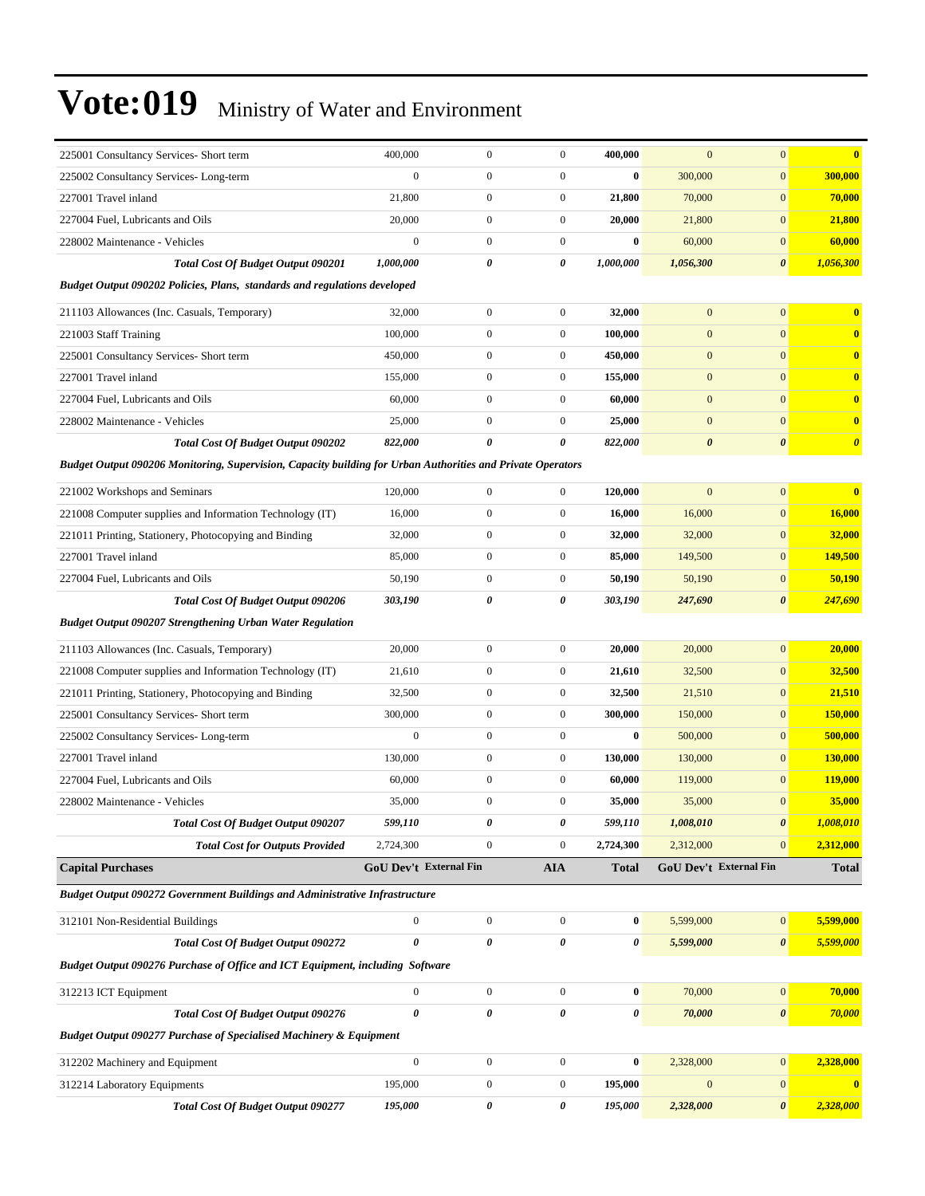# Vote:019 Ministry of Water and Environment

| | | | | | | | |
|---|---|---|---|---|---|---|---|
| 225001 Consultancy Services- Short term | 400,000 | 0 | 0 | **400,000** | 0 | 0 | **0** |
| 225002 Consultancy Services- Long-term | 0 | 0 | 0 | **0** | 300,000 | 0 | **300,000** |
| 227001 Travel inland | 21,800 | 0 | 0 | **21,800** | 70,000 | 0 | **70,000** |
| 227004 Fuel, Lubricants and Oils | 20,000 | 0 | 0 | **20,000** | 21,800 | 0 | **21,800** |
| 228002 Maintenance - Vehicles | 0 | 0 | 0 | **0** | 60,000 | 0 | **60,000** |
| ***Total Cost Of Budget Output 090201*** | ***1,000,000*** | ***0*** | ***0*** | ***1,000,000*** | ***1,056,300*** | ***0*** | ***1,056,300*** |
| ***Budget Output 090202 Policies, Plans, standards and regulations developed*** | | | | | | | |
| 211103 Allowances (Inc. Casuals, Temporary) | 32,000 | 0 | 0 | **32,000** | 0 | 0 | **0** |
| 221003 Staff Training | 100,000 | 0 | 0 | **100,000** | 0 | 0 | **0** |
| 225001 Consultancy Services- Short term | 450,000 | 0 | 0 | **450,000** | 0 | 0 | **0** |
| 227001 Travel inland | 155,000 | 0 | 0 | **155,000** | 0 | 0 | **0** |
| 227004 Fuel, Lubricants and Oils | 60,000 | 0 | 0 | **60,000** | 0 | 0 | **0** |
| 228002 Maintenance - Vehicles | 25,000 | 0 | 0 | **25,000** | 0 | 0 | **0** |
| ***Total Cost Of Budget Output 090202*** | ***822,000*** | ***0*** | ***0*** | ***822,000*** | ***0*** | ***0*** | ***0*** |
| ***Budget Output 090206 Monitoring, Supervision, Capacity building for Urban Authorities and Private Operators*** | | | | | | | |
| 221002 Workshops and Seminars | 120,000 | 0 | 0 | **120,000** | 0 | 0 | **0** |
| 221008 Computer supplies and Information Technology (IT) | 16,000 | 0 | 0 | **16,000** | 16,000 | 0 | **16,000** |
| 221011 Printing, Stationery, Photocopying and Binding | 32,000 | 0 | 0 | **32,000** | 32,000 | 0 | **32,000** |
| 227001 Travel inland | 85,000 | 0 | 0 | **85,000** | 149,500 | 0 | **149,500** |
| 227004 Fuel, Lubricants and Oils | 50,190 | 0 | 0 | **50,190** | 50,190 | 0 | **50,190** |
| ***Total Cost Of Budget Output 090206*** | ***303,190*** | ***0*** | ***0*** | ***303,190*** | ***247,690*** | ***0*** | ***247,690*** |
| ***Budget Output 090207 Strengthening Urban Water Regulation*** | | | | | | | |
| 211103 Allowances (Inc. Casuals, Temporary) | 20,000 | 0 | 0 | **20,000** | 20,000 | 0 | **20,000** |
| 221008 Computer supplies and Information Technology (IT) | 21,610 | 0 | 0 | **21,610** | 32,500 | 0 | **32,500** |
| 221011 Printing, Stationery, Photocopying and Binding | 32,500 | 0 | 0 | **32,500** | 21,510 | 0 | **21,510** |
| 225001 Consultancy Services- Short term | 300,000 | 0 | 0 | **300,000** | 150,000 | 0 | **150,000** |
| 225002 Consultancy Services- Long-term | 0 | 0 | 0 | **0** | 500,000 | 0 | **500,000** |
| 227001 Travel inland | 130,000 | 0 | 0 | **130,000** | 130,000 | 0 | **130,000** |
| 227004 Fuel, Lubricants and Oils | 60,000 | 0 | 0 | **60,000** | 119,000 | 0 | **119,000** |
| 228002 Maintenance - Vehicles | 35,000 | 0 | 0 | **35,000** | 35,000 | 0 | **35,000** |
| ***Total Cost Of Budget Output 090207*** | ***599,110*** | ***0*** | ***0*** | ***599,110*** | ***1,008,010*** | ***0*** | ***1,008,010*** |
| ***Total Cost for Outputs Provided*** | 2,724,300 | 0 | 0 | **2,724,300** | 2,312,000 | 0 | **2,312,000** |
| **Capital Purchases** | **GoU Dev't** | **External Fin** | **AIA** | **Total** | **GoU Dev't** | **External Fin** | **Total** |
| ***Budget Output 090272 Government Buildings and Administrative Infrastructure*** | | | | | | | |
| 312101 Non-Residential Buildings | 0 | 0 | 0 | **0** | 5,599,000 | 0 | **5,599,000** |
| ***Total Cost Of Budget Output 090272*** | ***0*** | ***0*** | ***0*** | ***0*** | ***5,599,000*** | ***0*** | ***5,599,000*** |
| ***Budget Output 090276 Purchase of Office and ICT Equipment, including Software*** | | | | | | | |
| 312213 ICT Equipment | 0 | 0 | 0 | **0** | 70,000 | 0 | **70,000** |
| ***Total Cost Of Budget Output 090276*** | ***0*** | ***0*** | ***0*** | ***0*** | ***70,000*** | ***0*** | ***70,000*** |
| ***Budget Output 090277 Purchase of Specialised Machinery & Equipment*** | | | | | | | |
| 312202 Machinery and Equipment | 0 | 0 | 0 | **0** | 2,328,000 | 0 | **2,328,000** |
| 312214 Laboratory Equipments | 195,000 | 0 | 0 | **195,000** | 0 | 0 | **0** |
| ***Total Cost Of Budget Output 090277*** | ***195,000*** | ***0*** | ***0*** | ***195,000*** | ***2,328,000*** | ***0*** | ***2,328,000*** |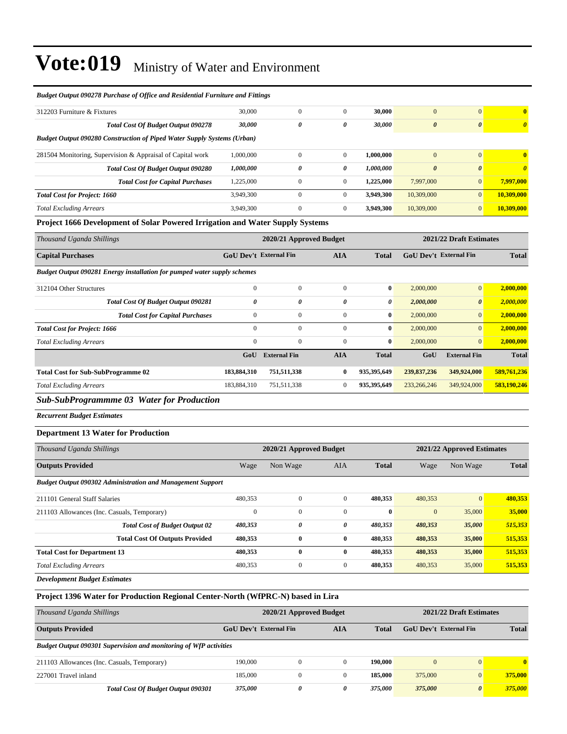# Vote:019 Ministry of Water and Environment

| | | | | | | | |
|---|---|---|---|---|---|---|---|
| ***Budget Output 090278 Purchase of Office and Residential Furniture and Fittings*** | | | | | | | |
| 312203 Furniture & Fixtures | 30,000 | 0 | 0 | **30,000** | 0 | 0 | **0** |
| ***Total Cost Of Budget Output 090278*** | ***30,000*** | ***0*** | ***0*** | ***30,000*** | ***0*** | ***0*** | ***0*** |
| ***Budget Output 090280 Construction of Piped Water Supply Systems (Urban)*** | | | | | | | |
| 281504 Monitoring, Supervision & Appraisal of Capital work | 1,000,000 | 0 | 0 | **1,000,000** | 0 | 0 | **0** |
| ***Total Cost Of Budget Output 090280*** | ***1,000,000*** | ***0*** | ***0*** | ***1,000,000*** | ***0*** | ***0*** | ***0*** |
| ***Total Cost for Capital Purchases*** | 1,225,000 | 0 | 0 | **1,225,000** | 7,997,000 | 0 | **7,997,000** |
| ***Total Cost for Project: 1660*** | 3,949,300 | 0 | 0 | **3,949,300** | 10,309,000 | 0 | **10,309,000** |
| *Total Excluding Arrears* | 3,949,300 | 0 | 0 | **3,949,300** | 10,309,000 | 0 | **10,309,000** |

### Project 1666 Development of Solar Powered Irrigation and Water Supply Systems

| *Thousand Uganda Shillings* | 2020/21 Approved Budget | | | | 2021/22 Draft Estimates | | |
|---|---|---|---|---|---|---|---|
| **Capital Purchases** | **GoU Dev't** | **External Fin** | **AIA** | **Total** | **GoU Dev't** | **External Fin** | **Total** |
| ***Budget Output 090281 Energy installation for pumped water supply schemes*** | | | | | | | |
| 312104 Other Structures | 0 | 0 | 0 | **0** | 2,000,000 | 0 | **2,000,000** |
| ***Total Cost Of Budget Output 090281*** | ***0*** | ***0*** | ***0*** | ***0*** | ***2,000,000*** | ***0*** | ***2,000,000*** |
| ***Total Cost for Capital Purchases*** | 0 | 0 | 0 | **0** | 2,000,000 | 0 | **2,000,000** |
| ***Total Cost for Project: 1666*** | 0 | 0 | 0 | **0** | 2,000,000 | 0 | **2,000,000** |
| *Total Excluding Arrears* | 0 | 0 | 0 | **0** | 2,000,000 | 0 | **2,000,000** |
| | **GoU** | **External Fin** | **AIA** | **Total** | **GoU** | **External Fin** | **Total** |
| **Total Cost for Sub-SubProgramme 02** | **183,884,310** | **751,511,338** | **0** | **935,395,649** | **239,837,236** | **349,924,000** | **589,761,236** |
| *Total Excluding Arrears* | 183,884,310 | 751,511,338 | 0 | **935,395,649** | 233,266,246 | 349,924,000 | **583,190,246** |

## *Sub-SubProgrammme 03 Water for Production*

***Recurrent Budget Estimates***

### Department 13 Water for Production

| *Thousand Uganda Shillings* | 2020/21 Approved Budget | | | | 2021/22 Approved Estimates | | |
|---|---|---|---|---|---|---|---|
| **Outputs Provided** | Wage | Non Wage | AIA | **Total** | Wage | Non Wage | **Total** |
| ***Budget Output 090302 Administration and Management Support*** | | | | | | | |
| 211101 General Staff Salaries | 480,353 | 0 | 0 | **480,353** | 480,353 | 0 | **480,353** |
| 211103 Allowances (Inc. Casuals, Temporary) | 0 | 0 | 0 | **0** | 0 | 35,000 | **35,000** |
| ***Total Cost of Budget Output 02*** | ***480,353*** | ***0*** | ***0*** | ***480,353*** | ***480,353*** | ***35,000*** | ***515,353*** |
| **Total Cost Of Outputs Provided** | **480,353** | **0** | **0** | **480,353** | **480,353** | **35,000** | **515,353** |
| **Total Cost for Department 13** | **480,353** | **0** | **0** | **480,353** | **480,353** | **35,000** | **515,353** |
| *Total Excluding Arrears* | 480,353 | 0 | 0 | **480,353** | 480,353 | 35,000 | **515,353** |

***Development Budget Estimates***

### Project 1396 Water for Production Regional Center-North (WfPRC-N) based in Lira

| *Thousand Uganda Shillings* | 2020/21 Approved Budget | | | | 2021/22 Draft Estimates | | |
|---|---|---|---|---|---|---|---|
| **Outputs Provided** | **GoU Dev't** | **External Fin** | **AIA** | **Total** | **GoU Dev't** | **External Fin** | **Total** |
| ***Budget Output 090301 Supervision and monitoring of WfP activities*** | | | | | | | |
| 211103 Allowances (Inc. Casuals, Temporary) | 190,000 | 0 | 0 | **190,000** | 0 | 0 | **0** |
| 227001 Travel inland | 185,000 | 0 | 0 | **185,000** | 375,000 | 0 | **375,000** |
| ***Total Cost Of Budget Output 090301*** | ***375,000*** | ***0*** | ***0*** | ***375,000*** | ***375,000*** | ***0*** | ***375,000*** |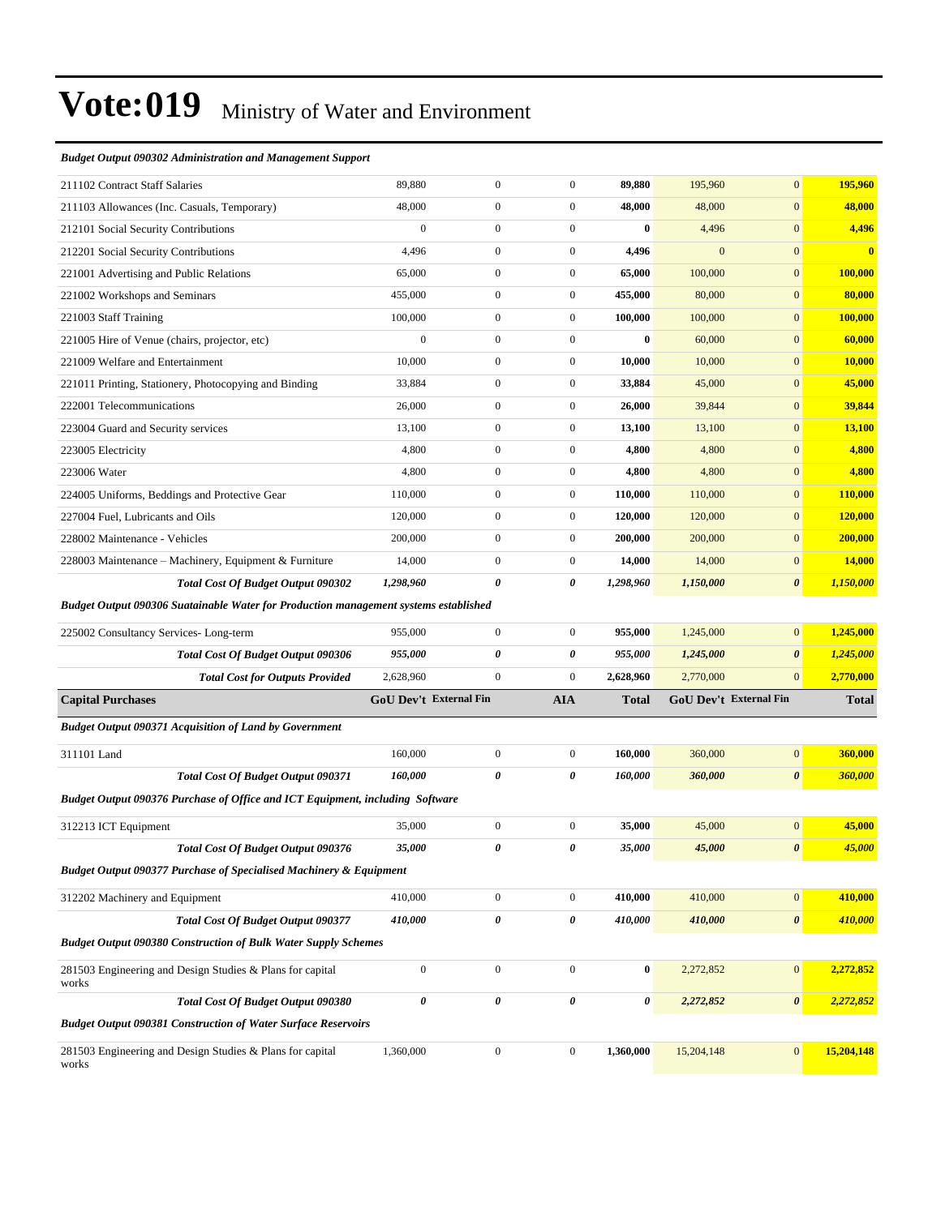# Vote:019 Ministry of Water and Environment

| | | | | | | | |
|---|---|---|---|---|---|---|---|
| ***Budget Output 090302 Administration and Management Support*** | | | | | | | |
| 211102 Contract Staff Salaries | 89,880 | 0 | 0 | **89,880** | 195,960 | 0 | **195,960** |
| 211103 Allowances (Inc. Casuals, Temporary) | 48,000 | 0 | 0 | **48,000** | 48,000 | 0 | **48,000** |
| 212101 Social Security Contributions | 0 | 0 | 0 | **0** | 4,496 | 0 | **4,496** |
| 212201 Social Security Contributions | 4,496 | 0 | 0 | **4,496** | 0 | 0 | **0** |
| 221001 Advertising and Public Relations | 65,000 | 0 | 0 | **65,000** | 100,000 | 0 | **100,000** |
| 221002 Workshops and Seminars | 455,000 | 0 | 0 | **455,000** | 80,000 | 0 | **80,000** |
| 221003 Staff Training | 100,000 | 0 | 0 | **100,000** | 100,000 | 0 | **100,000** |
| 221005 Hire of Venue (chairs, projector, etc) | 0 | 0 | 0 | **0** | 60,000 | 0 | **60,000** |
| 221009 Welfare and Entertainment | 10,000 | 0 | 0 | **10,000** | 10,000 | 0 | **10,000** |
| 221011 Printing, Stationery, Photocopying and Binding | 33,884 | 0 | 0 | **33,884** | 45,000 | 0 | **45,000** |
| 222001 Telecommunications | 26,000 | 0 | 0 | **26,000** | 39,844 | 0 | **39,844** |
| 223004 Guard and Security services | 13,100 | 0 | 0 | **13,100** | 13,100 | 0 | **13,100** |
| 223005 Electricity | 4,800 | 0 | 0 | **4,800** | 4,800 | 0 | **4,800** |
| 223006 Water | 4,800 | 0 | 0 | **4,800** | 4,800 | 0 | **4,800** |
| 224005 Uniforms, Beddings and Protective Gear | 110,000 | 0 | 0 | **110,000** | 110,000 | 0 | **110,000** |
| 227004 Fuel, Lubricants and Oils | 120,000 | 0 | 0 | **120,000** | 120,000 | 0 | **120,000** |
| 228002 Maintenance - Vehicles | 200,000 | 0 | 0 | **200,000** | 200,000 | 0 | **200,000** |
| 228003 Maintenance – Machinery, Equipment & Furniture | 14,000 | 0 | 0 | **14,000** | 14,000 | 0 | **14,000** |
| ***Total Cost Of Budget Output 090302*** | ***1,298,960*** | ***0*** | ***0*** | ***1,298,960*** | ***1,150,000*** | ***0*** | ***1,150,000*** |
| ***Budget Output 090306 Suatainable Water for Production management systems established*** | | | | | | | |
| 225002 Consultancy Services- Long-term | 955,000 | 0 | 0 | **955,000** | 1,245,000 | 0 | **1,245,000** |
| ***Total Cost Of Budget Output 090306*** | ***955,000*** | ***0*** | ***0*** | ***955,000*** | ***1,245,000*** | ***0*** | ***1,245,000*** |
| ***Total Cost for Outputs Provided*** | 2,628,960 | 0 | 0 | **2,628,960** | 2,770,000 | 0 | **2,770,000** |
| **Capital Purchases** | **GoU Dev't** | **External Fin** | **AIA** | **Total** | **GoU Dev't** | **External Fin** | **Total** |
| ***Budget Output 090371 Acquisition of Land by Government*** | | | | | | | |
| 311101 Land | 160,000 | 0 | 0 | **160,000** | 360,000 | 0 | **360,000** |
| ***Total Cost Of Budget Output 090371*** | ***160,000*** | ***0*** | ***0*** | ***160,000*** | ***360,000*** | ***0*** | ***360,000*** |
| ***Budget Output 090376 Purchase of Office and ICT Equipment, including Software*** | | | | | | | |
| 312213 ICT Equipment | 35,000 | 0 | 0 | **35,000** | 45,000 | 0 | **45,000** |
| ***Total Cost Of Budget Output 090376*** | ***35,000*** | ***0*** | ***0*** | ***35,000*** | ***45,000*** | ***0*** | ***45,000*** |
| ***Budget Output 090377 Purchase of Specialised Machinery & Equipment*** | | | | | | | |
| 312202 Machinery and Equipment | 410,000 | 0 | 0 | **410,000** | 410,000 | 0 | **410,000** |
| ***Total Cost Of Budget Output 090377*** | ***410,000*** | ***0*** | ***0*** | ***410,000*** | ***410,000*** | ***0*** | ***410,000*** |
| ***Budget Output 090380 Construction of Bulk Water Supply Schemes*** | | | | | | | |
| 281503 Engineering and Design Studies & Plans for capital works | 0 | 0 | 0 | **0** | 2,272,852 | 0 | **2,272,852** |
| ***Total Cost Of Budget Output 090380*** | ***0*** | ***0*** | ***0*** | ***0*** | ***2,272,852*** | ***0*** | ***2,272,852*** |
| ***Budget Output 090381 Construction of Water Surface Reservoirs*** | | | | | | | |
| 281503 Engineering and Design Studies & Plans for capital works | 1,360,000 | 0 | 0 | **1,360,000** | 15,204,148 | 0 | **15,204,148** |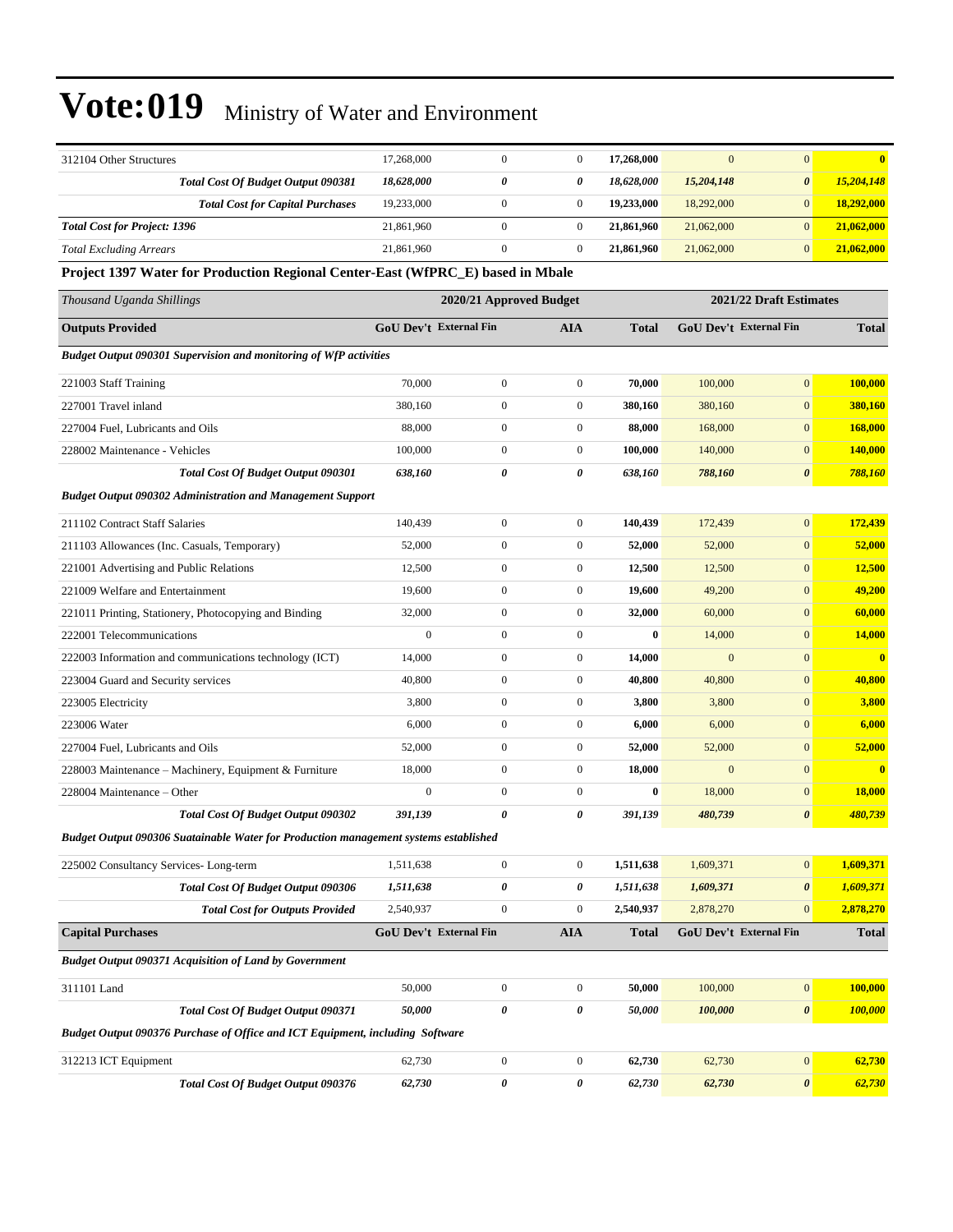# Vote:019 Ministry of Water and Environment

| | | | | | | | |
|---|---|---|---|---|---|---|---|
| 312104 Other Structures | 17,268,000 | 0 | 0 | **17,268,000** | 0 | 0 | **0** |
| ***Total Cost Of Budget Output 090381*** | ***18,628,000*** | ***0*** | ***0*** | ***18,628,000*** | ***15,204,148*** | ***0*** | ***15,204,148*** |
| ***Total Cost for Capital Purchases*** | 19,233,000 | 0 | 0 | 19,233,000 | 18,292,000 | 0 | **18,292,000** |
| ***Total Cost for Project: 1396*** | 21,861,960 | 0 | 0 | 21,861,960 | 21,062,000 | 0 | **21,062,000** |
| *Total Excluding Arrears* | 21,861,960 | 0 | 0 | 21,861,960 | 21,062,000 | 0 | **21,062,000** |

**Project 1397 Water for Production Regional Center-East (WfPRC_E) based in Mbale**

| *Thousand Uganda Shillings* | 2020/21 Approved Budget | | | | 2021/22 Draft Estimates | | |
|---|---|---|---|---|---|---|---|
| **Outputs Provided** | **GoU Dev't** | **External Fin** | **AIA** | **Total** | **GoU Dev't** | **External Fin** | **Total** |
| ***Budget Output 090301 Supervision and monitoring of WfP activities*** | | | | | | | |
| 221003 Staff Training | 70,000 | 0 | 0 | **70,000** | 100,000 | 0 | **100,000** |
| 227001 Travel inland | 380,160 | 0 | 0 | **380,160** | 380,160 | 0 | **380,160** |
| 227004 Fuel, Lubricants and Oils | 88,000 | 0 | 0 | **88,000** | 168,000 | 0 | **168,000** |
| 228002 Maintenance - Vehicles | 100,000 | 0 | 0 | **100,000** | 140,000 | 0 | **140,000** |
| ***Total Cost Of Budget Output 090301*** | ***638,160*** | ***0*** | ***0*** | ***638,160*** | ***788,160*** | ***0*** | ***788,160*** |
| ***Budget Output 090302 Administration and Management Support*** | | | | | | | |
| 211102 Contract Staff Salaries | 140,439 | 0 | 0 | **140,439** | 172,439 | 0 | **172,439** |
| 211103 Allowances (Inc. Casuals, Temporary) | 52,000 | 0 | 0 | **52,000** | 52,000 | 0 | **52,000** |
| 221001 Advertising and Public Relations | 12,500 | 0 | 0 | **12,500** | 12,500 | 0 | **12,500** |
| 221009 Welfare and Entertainment | 19,600 | 0 | 0 | **19,600** | 49,200 | 0 | **49,200** |
| 221011 Printing, Stationery, Photocopying and Binding | 32,000 | 0 | 0 | **32,000** | 60,000 | 0 | **60,000** |
| 222001 Telecommunications | 0 | 0 | 0 | **0** | 14,000 | 0 | **14,000** |
| 222003 Information and communications technology (ICT) | 14,000 | 0 | 0 | **14,000** | 0 | 0 | **0** |
| 223004 Guard and Security services | 40,800 | 0 | 0 | **40,800** | 40,800 | 0 | **40,800** |
| 223005 Electricity | 3,800 | 0 | 0 | **3,800** | 3,800 | 0 | **3,800** |
| 223006 Water | 6,000 | 0 | 0 | **6,000** | 6,000 | 0 | **6,000** |
| 227004 Fuel, Lubricants and Oils | 52,000 | 0 | 0 | **52,000** | 52,000 | 0 | **52,000** |
| 228003 Maintenance – Machinery, Equipment & Furniture | 18,000 | 0 | 0 | **18,000** | 0 | 0 | **0** |
| 228004 Maintenance – Other | 0 | 0 | 0 | **0** | 18,000 | 0 | **18,000** |
| ***Total Cost Of Budget Output 090302*** | ***391,139*** | ***0*** | ***0*** | ***391,139*** | ***480,739*** | ***0*** | ***480,739*** |
| ***Budget Output 090306 Suatainable Water for Production management systems established*** | | | | | | | |
| 225002 Consultancy Services- Long-term | 1,511,638 | 0 | 0 | **1,511,638** | 1,609,371 | 0 | **1,609,371** |
| ***Total Cost Of Budget Output 090306*** | ***1,511,638*** | ***0*** | ***0*** | ***1,511,638*** | ***1,609,371*** | ***0*** | ***1,609,371*** |
| ***Total Cost for Outputs Provided*** | 2,540,937 | 0 | 0 | 2,540,937 | 2,878,270 | 0 | **2,878,270** |
| **Capital Purchases** | **GoU Dev't** | **External Fin** | **AIA** | **Total** | **GoU Dev't** | **External Fin** | **Total** |
| ***Budget Output 090371 Acquisition of Land by Government*** | | | | | | | |
| 311101 Land | 50,000 | 0 | 0 | **50,000** | 100,000 | 0 | **100,000** |
| ***Total Cost Of Budget Output 090371*** | ***50,000*** | ***0*** | ***0*** | ***50,000*** | ***100,000*** | ***0*** | ***100,000*** |
| ***Budget Output 090376 Purchase of Office and ICT Equipment, including Software*** | | | | | | | |
| 312213 ICT Equipment | 62,730 | 0 | 0 | **62,730** | 62,730 | 0 | **62,730** |
| ***Total Cost Of Budget Output 090376*** | ***62,730*** | ***0*** | ***0*** | ***62,730*** | ***62,730*** | ***0*** | ***62,730*** |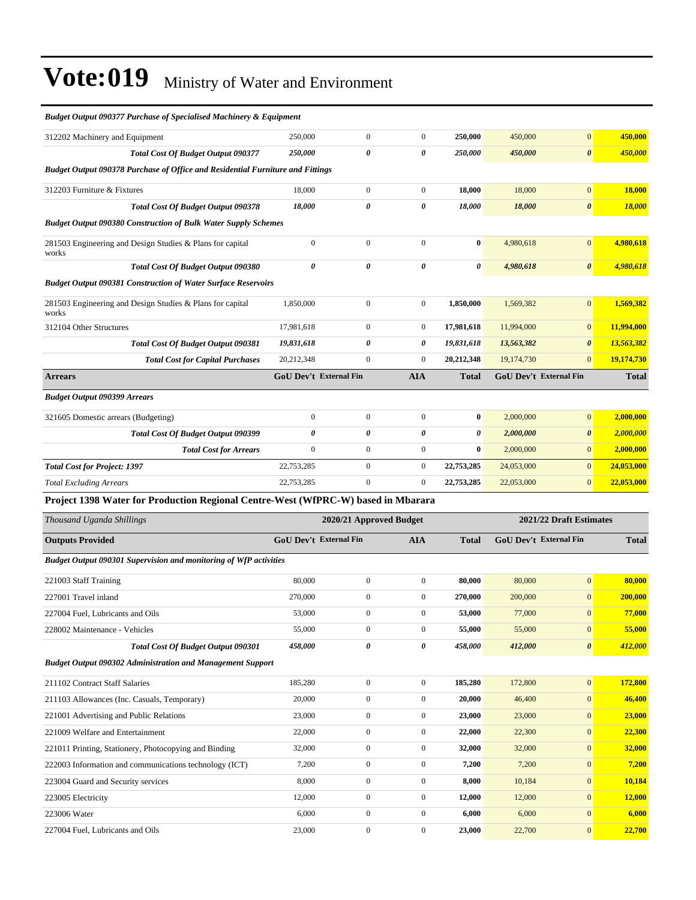# Vote:019 Ministry of Water and Environment

| | GoU Dev't | External Fin | AIA | Total | GoU Dev't | External Fin | Total |
|---|---|---|---|---|---|---|---|
| ***Budget Output 090377 Purchase of Specialised Machinery & Equipment*** | | | | | | | |
| 312202 Machinery and Equipment | 250,000 | 0 | 0 | **250,000** | 450,000 | 0 | **450,000** |
| ***Total Cost Of Budget Output 090377*** | ***250,000*** | ***0*** | ***0*** | ***250,000*** | ***450,000*** | ***0*** | ***450,000*** |
| ***Budget Output 090378 Purchase of Office and Residential Furniture and Fittings*** | | | | | | | |
| 312203 Furniture & Fixtures | 18,000 | 0 | 0 | **18,000** | 18,000 | 0 | **18,000** |
| ***Total Cost Of Budget Output 090378*** | ***18,000*** | ***0*** | ***0*** | ***18,000*** | ***18,000*** | ***0*** | ***18,000*** |
| ***Budget Output 090380 Construction of Bulk Water Supply Schemes*** | | | | | | | |
| 281503 Engineering and Design Studies & Plans for capital works | 0 | 0 | 0 | **0** | 4,980,618 | 0 | **4,980,618** |
| ***Total Cost Of Budget Output 090380*** | ***0*** | ***0*** | ***0*** | ***0*** | ***4,980,618*** | ***0*** | ***4,980,618*** |
| ***Budget Output 090381 Construction of Water Surface Reservoirs*** | | | | | | | |
| 281503 Engineering and Design Studies & Plans for capital works | 1,850,000 | 0 | 0 | **1,850,000** | 1,569,382 | 0 | **1,569,382** |
| 312104 Other Structures | 17,981,618 | 0 | 0 | **17,981,618** | 11,994,000 | 0 | **11,994,000** |
| ***Total Cost Of Budget Output 090381*** | ***19,831,618*** | ***0*** | ***0*** | ***19,831,618*** | ***13,563,382*** | ***0*** | ***13,563,382*** |
| ***Total Cost for Capital Purchases*** | 20,212,348 | 0 | 0 | **20,212,348** | 19,174,730 | 0 | **19,174,730** |
| **Arrears** | **GoU Dev't** | **External Fin** | **AIA** | **Total** | **GoU Dev't** | **External Fin** | **Total** |
| ***Budget Output 090399 Arrears*** | | | | | | | |
| 321605 Domestic arrears (Budgeting) | 0 | 0 | 0 | **0** | 2,000,000 | 0 | **2,000,000** |
| ***Total Cost Of Budget Output 090399*** | ***0*** | ***0*** | ***0*** | ***0*** | ***2,000,000*** | ***0*** | ***2,000,000*** |
| ***Total Cost for Arrears*** | 0 | 0 | 0 | **0** | 2,000,000 | 0 | **2,000,000** |
| ***Total Cost for Project: 1397*** | 22,753,285 | 0 | 0 | **22,753,285** | 24,053,000 | 0 | **24,053,000** |
| *Total Excluding Arrears* | 22,753,285 | 0 | 0 | **22,753,285** | 22,053,000 | 0 | **22,053,000** |

## Project 1398 Water for Production Regional Centre-West (WfPRC-W) based in Mbarara

| *Thousand Uganda Shillings* | 2020/21 Approved Budget | | | | 2021/22 Draft Estimates | | |
|---|---|---|---|---|---|---|---|
| **Outputs Provided** | **GoU Dev't** | **External Fin** | **AIA** | **Total** | **GoU Dev't** | **External Fin** | **Total** |
| ***Budget Output 090301 Supervision and monitoring of WfP activities*** | | | | | | | |
| 221003 Staff Training | 80,000 | 0 | 0 | **80,000** | 80,000 | 0 | **80,000** |
| 227001 Travel inland | 270,000 | 0 | 0 | **270,000** | 200,000 | 0 | **200,000** |
| 227004 Fuel, Lubricants and Oils | 53,000 | 0 | 0 | **53,000** | 77,000 | 0 | **77,000** |
| 228002 Maintenance - Vehicles | 55,000 | 0 | 0 | **55,000** | 55,000 | 0 | **55,000** |
| ***Total Cost Of Budget Output 090301*** | ***458,000*** | ***0*** | ***0*** | ***458,000*** | ***412,000*** | ***0*** | ***412,000*** |
| ***Budget Output 090302 Administration and Management Support*** | | | | | | | |
| 211102 Contract Staff Salaries | 185,280 | 0 | 0 | **185,280** | 172,800 | 0 | **172,800** |
| 211103 Allowances (Inc. Casuals, Temporary) | 20,000 | 0 | 0 | **20,000** | 46,400 | 0 | **46,400** |
| 221001 Advertising and Public Relations | 23,000 | 0 | 0 | **23,000** | 23,000 | 0 | **23,000** |
| 221009 Welfare and Entertainment | 22,000 | 0 | 0 | **22,000** | 22,300 | 0 | **22,300** |
| 221011 Printing, Stationery, Photocopying and Binding | 32,000 | 0 | 0 | **32,000** | 32,000 | 0 | **32,000** |
| 222003 Information and communications technology (ICT) | 7,200 | 0 | 0 | **7,200** | 7,200 | 0 | **7,200** |
| 223004 Guard and Security services | 8,000 | 0 | 0 | **8,000** | 10,184 | 0 | **10,184** |
| 223005 Electricity | 12,000 | 0 | 0 | **12,000** | 12,000 | 0 | **12,000** |
| 223006 Water | 6,000 | 0 | 0 | **6,000** | 6,000 | 0 | **6,000** |
| 227004 Fuel, Lubricants and Oils | 23,000 | 0 | 0 | **23,000** | 22,700 | 0 | **22,700** |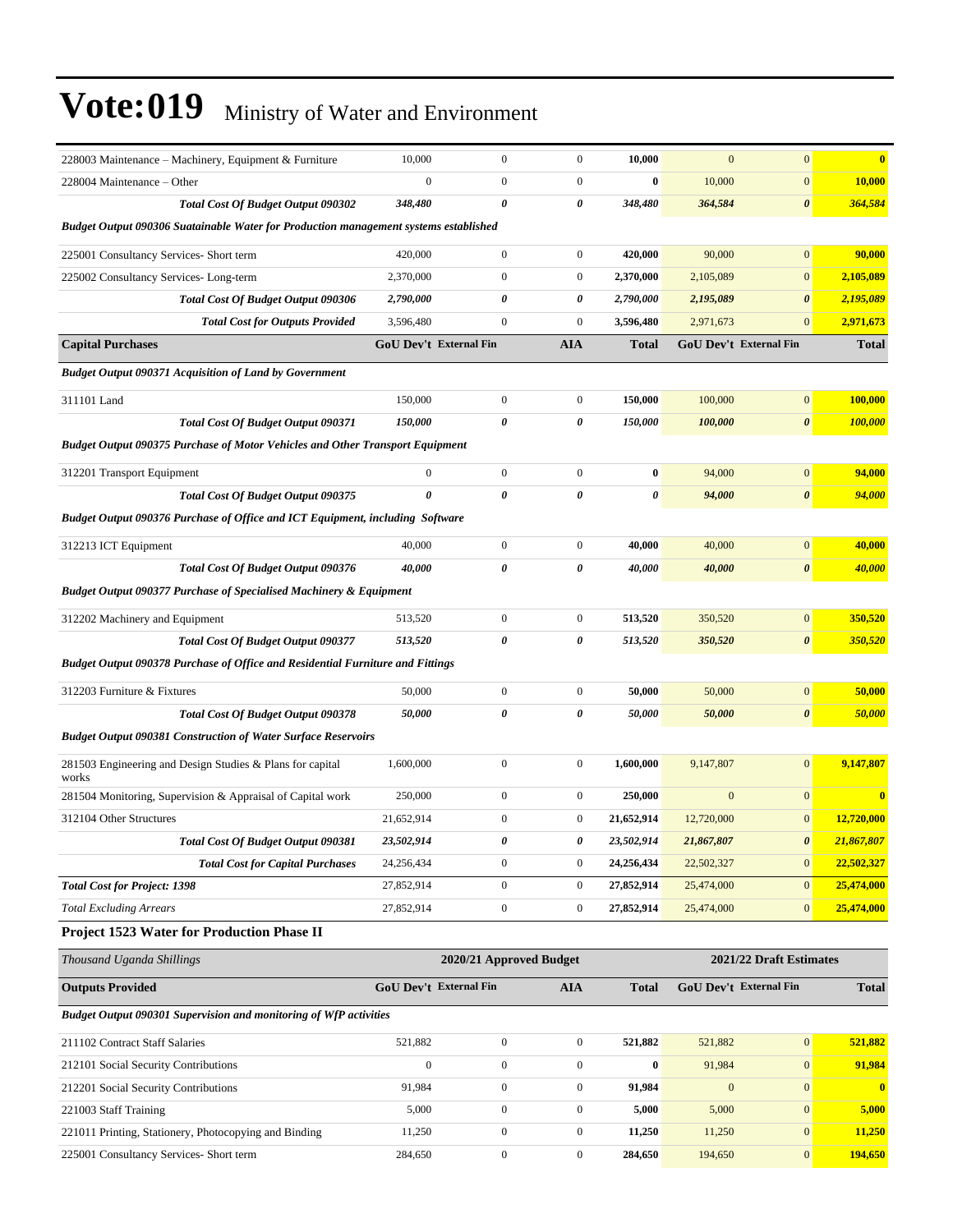# Vote:019 Ministry of Water and Environment

| | | | | | | | |
|---|---|---|---|---|---|---|---|
| 228003 Maintenance – Machinery, Equipment & Furniture | 10,000 | 0 | 0 | **10,000** | 0 | 0 | **0** |
| 228004 Maintenance – Other | 0 | 0 | 0 | **0** | 10,000 | 0 | **10,000** |
| ***Total Cost Of Budget Output 090302*** | ***348,480*** | ***0*** | ***0*** | ***348,480*** | ***364,584*** | ***0*** | ***364,584*** |
| ***Budget Output 090306 Suatainable Water for Production management systems established*** | | | | | | | |
| 225001 Consultancy Services- Short term | 420,000 | 0 | 0 | **420,000** | 90,000 | 0 | **90,000** |
| 225002 Consultancy Services- Long-term | 2,370,000 | 0 | 0 | **2,370,000** | 2,105,089 | 0 | **2,105,089** |
| ***Total Cost Of Budget Output 090306*** | ***2,790,000*** | ***0*** | ***0*** | ***2,790,000*** | ***2,195,089*** | ***0*** | ***2,195,089*** |
| ***Total Cost for Outputs Provided*** | 3,596,480 | 0 | 0 | 3,596,480 | 2,971,673 | 0 | 2,971,673 |
| **Capital Purchases** | **GoU Dev't** | **External Fin** | **AIA** | **Total** | **GoU Dev't** | **External Fin** | **Total** |
| ***Budget Output 090371 Acquisition of Land by Government*** | | | | | | | |
| 311101 Land | 150,000 | 0 | 0 | **150,000** | 100,000 | 0 | **100,000** |
| ***Total Cost Of Budget Output 090371*** | ***150,000*** | ***0*** | ***0*** | ***150,000*** | ***100,000*** | ***0*** | ***100,000*** |
| ***Budget Output 090375 Purchase of Motor Vehicles and Other Transport Equipment*** | | | | | | | |
| 312201 Transport Equipment | 0 | 0 | 0 | **0** | 94,000 | 0 | **94,000** |
| ***Total Cost Of Budget Output 090375*** | ***0*** | ***0*** | ***0*** | ***0*** | ***94,000*** | ***0*** | ***94,000*** |
| ***Budget Output 090376 Purchase of Office and ICT Equipment, including Software*** | | | | | | | |
| 312213 ICT Equipment | 40,000 | 0 | 0 | **40,000** | 40,000 | 0 | **40,000** |
| ***Total Cost Of Budget Output 090376*** | ***40,000*** | ***0*** | ***0*** | ***40,000*** | ***40,000*** | ***0*** | ***40,000*** |
| ***Budget Output 090377 Purchase of Specialised Machinery & Equipment*** | | | | | | | |
| 312202 Machinery and Equipment | 513,520 | 0 | 0 | **513,520** | 350,520 | 0 | **350,520** |
| ***Total Cost Of Budget Output 090377*** | ***513,520*** | ***0*** | ***0*** | ***513,520*** | ***350,520*** | ***0*** | ***350,520*** |
| ***Budget Output 090378 Purchase of Office and Residential Furniture and Fittings*** | | | | | | | |
| 312203 Furniture & Fixtures | 50,000 | 0 | 0 | **50,000** | 50,000 | 0 | **50,000** |
| ***Total Cost Of Budget Output 090378*** | ***50,000*** | ***0*** | ***0*** | ***50,000*** | ***50,000*** | ***0*** | ***50,000*** |
| ***Budget Output 090381 Construction of Water Surface Reservoirs*** | | | | | | | |
| 281503 Engineering and Design Studies & Plans for capital works | 1,600,000 | 0 | 0 | **1,600,000** | 9,147,807 | 0 | **9,147,807** |
| 281504 Monitoring, Supervision & Appraisal of Capital work | 250,000 | 0 | 0 | **250,000** | 0 | 0 | **0** |
| 312104 Other Structures | 21,652,914 | 0 | 0 | **21,652,914** | 12,720,000 | 0 | **12,720,000** |
| ***Total Cost Of Budget Output 090381*** | ***23,502,914*** | ***0*** | ***0*** | ***23,502,914*** | ***21,867,807*** | ***0*** | ***21,867,807*** |
| ***Total Cost for Capital Purchases*** | 24,256,434 | 0 | 0 | 24,256,434 | 22,502,327 | 0 | 22,502,327 |
| ***Total Cost for Project: 1398*** | 27,852,914 | 0 | 0 | 27,852,914 | 25,474,000 | 0 | 25,474,000 |
| *Total Excluding Arrears* | 27,852,914 | 0 | 0 | 27,852,914 | 25,474,000 | 0 | 25,474,000 |

### Project 1523 Water for Production Phase II

| *Thousand Uganda Shillings* | 2020/21 Approved Budget | | | | 2021/22 Draft Estimates | | |
|---|---|---|---|---|---|---|---|
| **Outputs Provided** | **GoU Dev't** | **External Fin** | **AIA** | **Total** | **GoU Dev't** | **External Fin** | **Total** |
| ***Budget Output 090301 Supervision and monitoring of WfP activities*** | | | | | | | |
| 211102 Contract Staff Salaries | 521,882 | 0 | 0 | **521,882** | 521,882 | 0 | **521,882** |
| 212101 Social Security Contributions | 0 | 0 | 0 | **0** | 91,984 | 0 | **91,984** |
| 212201 Social Security Contributions | 91,984 | 0 | 0 | **91,984** | 0 | 0 | **0** |
| 221003 Staff Training | 5,000 | 0 | 0 | **5,000** | 5,000 | 0 | **5,000** |
| 221011 Printing, Stationery, Photocopying and Binding | 11,250 | 0 | 0 | **11,250** | 11,250 | 0 | **11,250** |
| 225001 Consultancy Services- Short term | 284,650 | 0 | 0 | **284,650** | 194,650 | 0 | **194,650** |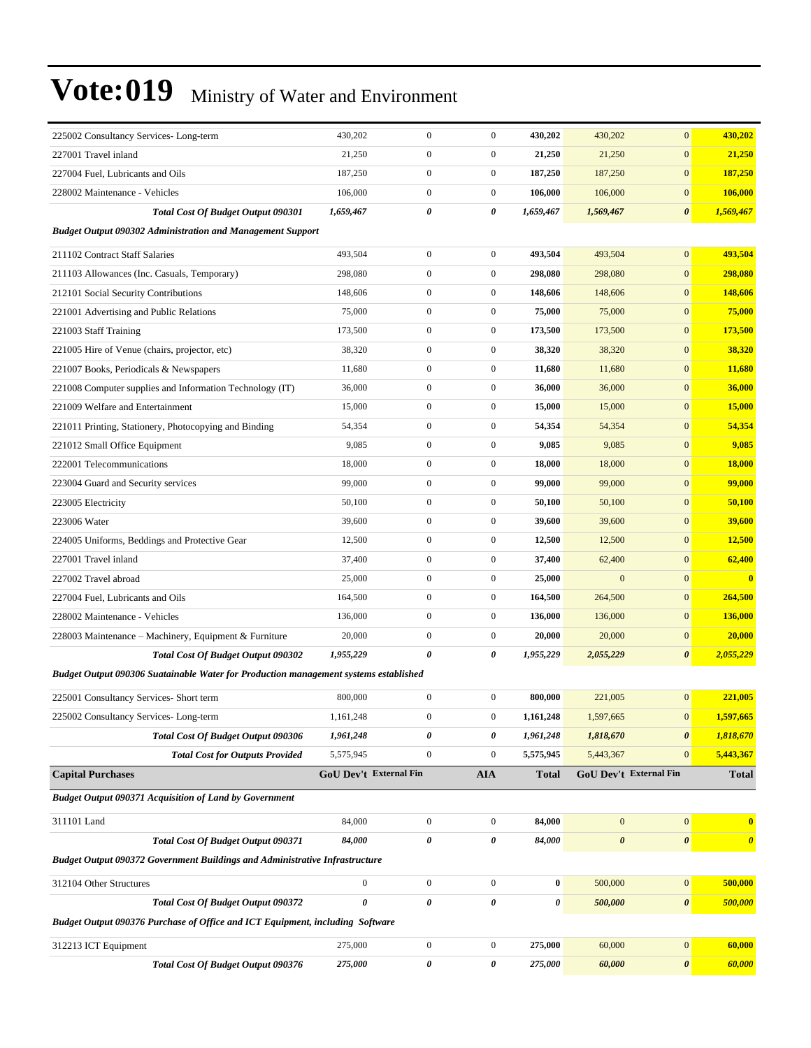# Vote:019 Ministry of Water and Environment

| | | | | | | | |
|---|---|---|---|---|---|---|---|
| 225002 Consultancy Services- Long-term | 430,202 | 0 | 0 | **430,202** | 430,202 | 0 | **430,202** |
| 227001 Travel inland | 21,250 | 0 | 0 | **21,250** | 21,250 | 0 | **21,250** |
| 227004 Fuel, Lubricants and Oils | 187,250 | 0 | 0 | **187,250** | 187,250 | 0 | **187,250** |
| 228002 Maintenance - Vehicles | 106,000 | 0 | 0 | **106,000** | 106,000 | 0 | **106,000** |
| ***Total Cost Of Budget Output 090301*** | ***1,659,467*** | ***0*** | ***0*** | ***1,659,467*** | ***1,569,467*** | ***0*** | ***1,569,467*** |
| ***Budget Output 090302 Administration and Management Support*** | | | | | | | |
| 211102 Contract Staff Salaries | 493,504 | 0 | 0 | **493,504** | 493,504 | 0 | **493,504** |
| 211103 Allowances (Inc. Casuals, Temporary) | 298,080 | 0 | 0 | **298,080** | 298,080 | 0 | **298,080** |
| 212101 Social Security Contributions | 148,606 | 0 | 0 | **148,606** | 148,606 | 0 | **148,606** |
| 221001 Advertising and Public Relations | 75,000 | 0 | 0 | **75,000** | 75,000 | 0 | **75,000** |
| 221003 Staff Training | 173,500 | 0 | 0 | **173,500** | 173,500 | 0 | **173,500** |
| 221005 Hire of Venue (chairs, projector, etc) | 38,320 | 0 | 0 | **38,320** | 38,320 | 0 | **38,320** |
| 221007 Books, Periodicals & Newspapers | 11,680 | 0 | 0 | **11,680** | 11,680 | 0 | **11,680** |
| 221008 Computer supplies and Information Technology (IT) | 36,000 | 0 | 0 | **36,000** | 36,000 | 0 | **36,000** |
| 221009 Welfare and Entertainment | 15,000 | 0 | 0 | **15,000** | 15,000 | 0 | **15,000** |
| 221011 Printing, Stationery, Photocopying and Binding | 54,354 | 0 | 0 | **54,354** | 54,354 | 0 | **54,354** |
| 221012 Small Office Equipment | 9,085 | 0 | 0 | **9,085** | 9,085 | 0 | **9,085** |
| 222001 Telecommunications | 18,000 | 0 | 0 | **18,000** | 18,000 | 0 | **18,000** |
| 223004 Guard and Security services | 99,000 | 0 | 0 | **99,000** | 99,000 | 0 | **99,000** |
| 223005 Electricity | 50,100 | 0 | 0 | **50,100** | 50,100 | 0 | **50,100** |
| 223006 Water | 39,600 | 0 | 0 | **39,600** | 39,600 | 0 | **39,600** |
| 224005 Uniforms, Beddings and Protective Gear | 12,500 | 0 | 0 | **12,500** | 12,500 | 0 | **12,500** |
| 227001 Travel inland | 37,400 | 0 | 0 | **37,400** | 62,400 | 0 | **62,400** |
| 227002 Travel abroad | 25,000 | 0 | 0 | **25,000** | 0 | 0 | **0** |
| 227004 Fuel, Lubricants and Oils | 164,500 | 0 | 0 | **164,500** | 264,500 | 0 | **264,500** |
| 228002 Maintenance - Vehicles | 136,000 | 0 | 0 | **136,000** | 136,000 | 0 | **136,000** |
| 228003 Maintenance – Machinery, Equipment & Furniture | 20,000 | 0 | 0 | **20,000** | 20,000 | 0 | **20,000** |
| ***Total Cost Of Budget Output 090302*** | ***1,955,229*** | ***0*** | ***0*** | ***1,955,229*** | ***2,055,229*** | ***0*** | ***2,055,229*** |
| ***Budget Output 090306 Suatainable Water for Production management systems established*** | | | | | | | |
| 225001 Consultancy Services- Short term | 800,000 | 0 | 0 | **800,000** | 221,005 | 0 | **221,005** |
| 225002 Consultancy Services- Long-term | 1,161,248 | 0 | 0 | **1,161,248** | 1,597,665 | 0 | **1,597,665** |
| ***Total Cost Of Budget Output 090306*** | ***1,961,248*** | ***0*** | ***0*** | ***1,961,248*** | ***1,818,670*** | ***0*** | ***1,818,670*** |
| ***Total Cost for Outputs Provided*** | 5,575,945 | 0 | 0 | **5,575,945** | 5,443,367 | 0 | **5,443,367** |
| **Capital Purchases** | **GoU Dev't** | **External Fin** | **AIA** | **Total** | **GoU Dev't** | **External Fin** | **Total** |
| ***Budget Output 090371 Acquisition of Land by Government*** | | | | | | | |
| 311101 Land | 84,000 | 0 | 0 | **84,000** | 0 | 0 | **0** |
| ***Total Cost Of Budget Output 090371*** | ***84,000*** | ***0*** | ***0*** | ***84,000*** | ***0*** | ***0*** | ***0*** |
| ***Budget Output 090372 Government Buildings and Administrative Infrastructure*** | | | | | | | |
| 312104 Other Structures | 0 | 0 | 0 | **0** | 500,000 | 0 | **500,000** |
| ***Total Cost Of Budget Output 090372*** | ***0*** | ***0*** | ***0*** | ***0*** | ***500,000*** | ***0*** | ***500,000*** |
| ***Budget Output 090376 Purchase of Office and ICT Equipment, including Software*** | | | | | | | |
| 312213 ICT Equipment | 275,000 | 0 | 0 | **275,000** | 60,000 | 0 | **60,000** |
| ***Total Cost Of Budget Output 090376*** | ***275,000*** | ***0*** | ***0*** | ***275,000*** | ***60,000*** | ***0*** | ***60,000*** |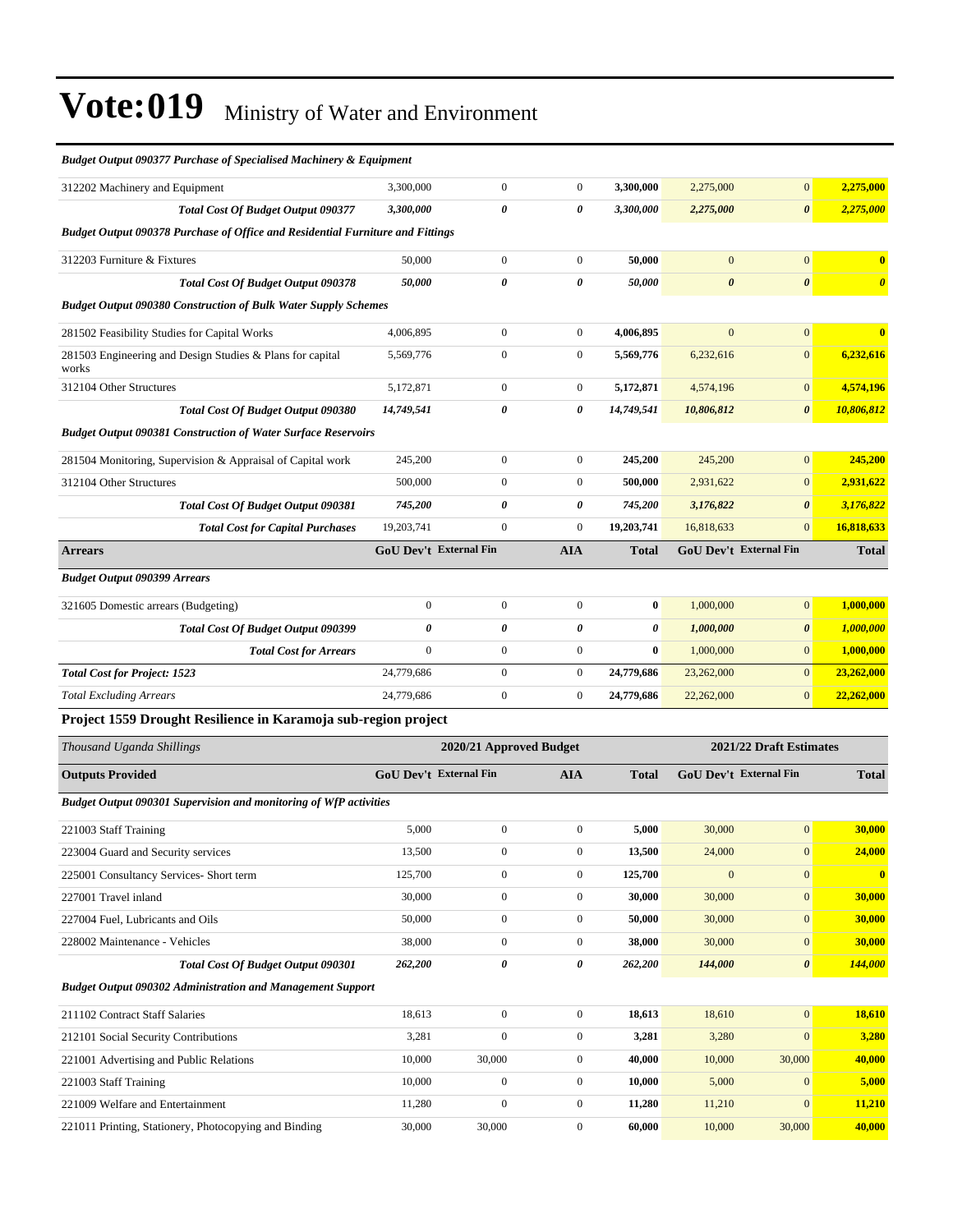# Vote:019 Ministry of Water and Environment

| | | | | | | | |
|---|---|---|---|---|---|---|---|
| ***Budget Output 090377 Purchase of Specialised Machinery & Equipment*** | | | | | | | |
| 312202 Machinery and Equipment | 3,300,000 | 0 | 0 | **3,300,000** | 2,275,000 | 0 | **2,275,000** |
| ***Total Cost Of Budget Output 090377*** | ***3,300,000*** | ***0*** | ***0*** | ***3,300,000*** | ***2,275,000*** | ***0*** | ***2,275,000*** |
| ***Budget Output 090378 Purchase of Office and Residential Furniture and Fittings*** | | | | | | | |
| 312203 Furniture & Fixtures | 50,000 | 0 | 0 | **50,000** | 0 | 0 | **0** |
| ***Total Cost Of Budget Output 090378*** | ***50,000*** | ***0*** | ***0*** | ***50,000*** | ***0*** | ***0*** | ***0*** |
| ***Budget Output 090380 Construction of Bulk Water Supply Schemes*** | | | | | | | |
| 281502 Feasibility Studies for Capital Works | 4,006,895 | 0 | 0 | **4,006,895** | 0 | 0 | **0** |
| 281503 Engineering and Design Studies & Plans for capital works | 5,569,776 | 0 | 0 | **5,569,776** | 6,232,616 | 0 | **6,232,616** |
| 312104 Other Structures | 5,172,871 | 0 | 0 | **5,172,871** | 4,574,196 | 0 | **4,574,196** |
| ***Total Cost Of Budget Output 090380*** | ***14,749,541*** | ***0*** | ***0*** | ***14,749,541*** | ***10,806,812*** | ***0*** | ***10,806,812*** |
| ***Budget Output 090381 Construction of Water Surface Reservoirs*** | | | | | | | |
| 281504 Monitoring, Supervision & Appraisal of Capital work | 245,200 | 0 | 0 | **245,200** | 245,200 | 0 | **245,200** |
| 312104 Other Structures | 500,000 | 0 | 0 | **500,000** | 2,931,622 | 0 | **2,931,622** |
| ***Total Cost Of Budget Output 090381*** | ***745,200*** | ***0*** | ***0*** | ***745,200*** | ***3,176,822*** | ***0*** | ***3,176,822*** |
| ***Total Cost for Capital Purchases*** | 19,203,741 | 0 | 0 | **19,203,741** | 16,818,633 | 0 | **16,818,633** |
| **Arrears** | **GoU Dev't** | **External Fin** | **AIA** | **Total** | **GoU Dev't** | **External Fin** | **Total** |
| ***Budget Output 090399 Arrears*** | | | | | | | |
| 321605 Domestic arrears (Budgeting) | 0 | 0 | 0 | **0** | 1,000,000 | 0 | **1,000,000** |
| ***Total Cost Of Budget Output 090399*** | ***0*** | ***0*** | ***0*** | ***0*** | ***1,000,000*** | ***0*** | ***1,000,000*** |
| ***Total Cost for Arrears*** | 0 | 0 | 0 | **0** | 1,000,000 | 0 | **1,000,000** |
| ***Total Cost for Project: 1523*** | 24,779,686 | 0 | 0 | **24,779,686** | 23,262,000 | 0 | **23,262,000** |
| *Total Excluding Arrears* | 24,779,686 | 0 | 0 | **24,779,686** | 22,262,000 | 0 | **22,262,000** |

### Project 1559 Drought Resilience in Karamoja sub-region project

| *Thousand Uganda Shillings* | 2020/21 Approved Budget | | | | 2021/22 Draft Estimates | | |
|---|---|---|---|---|---|---|---|
| **Outputs Provided** | **GoU Dev't** | **External Fin** | **AIA** | **Total** | **GoU Dev't** | **External Fin** | **Total** |
| ***Budget Output 090301 Supervision and monitoring of WfP activities*** | | | | | | | |
| 221003 Staff Training | 5,000 | 0 | 0 | **5,000** | 30,000 | 0 | **30,000** |
| 223004 Guard and Security services | 13,500 | 0 | 0 | **13,500** | 24,000 | 0 | **24,000** |
| 225001 Consultancy Services- Short term | 125,700 | 0 | 0 | **125,700** | 0 | 0 | **0** |
| 227001 Travel inland | 30,000 | 0 | 0 | **30,000** | 30,000 | 0 | **30,000** |
| 227004 Fuel, Lubricants and Oils | 50,000 | 0 | 0 | **50,000** | 30,000 | 0 | **30,000** |
| 228002 Maintenance - Vehicles | 38,000 | 0 | 0 | **38,000** | 30,000 | 0 | **30,000** |
| ***Total Cost Of Budget Output 090301*** | ***262,200*** | ***0*** | ***0*** | ***262,200*** | ***144,000*** | ***0*** | ***144,000*** |
| ***Budget Output 090302 Administration and Management Support*** | | | | | | | |
| 211102 Contract Staff Salaries | 18,613 | 0 | 0 | **18,613** | 18,610 | 0 | **18,610** |
| 212101 Social Security Contributions | 3,281 | 0 | 0 | **3,281** | 3,280 | 0 | **3,280** |
| 221001 Advertising and Public Relations | 10,000 | 30,000 | 0 | **40,000** | 10,000 | 30,000 | **40,000** |
| 221003 Staff Training | 10,000 | 0 | 0 | **10,000** | 5,000 | 0 | **5,000** |
| 221009 Welfare and Entertainment | 11,280 | 0 | 0 | **11,280** | 11,210 | 0 | **11,210** |
| 221011 Printing, Stationery, Photocopying and Binding | 30,000 | 30,000 | 0 | **60,000** | 10,000 | 30,000 | **40,000** |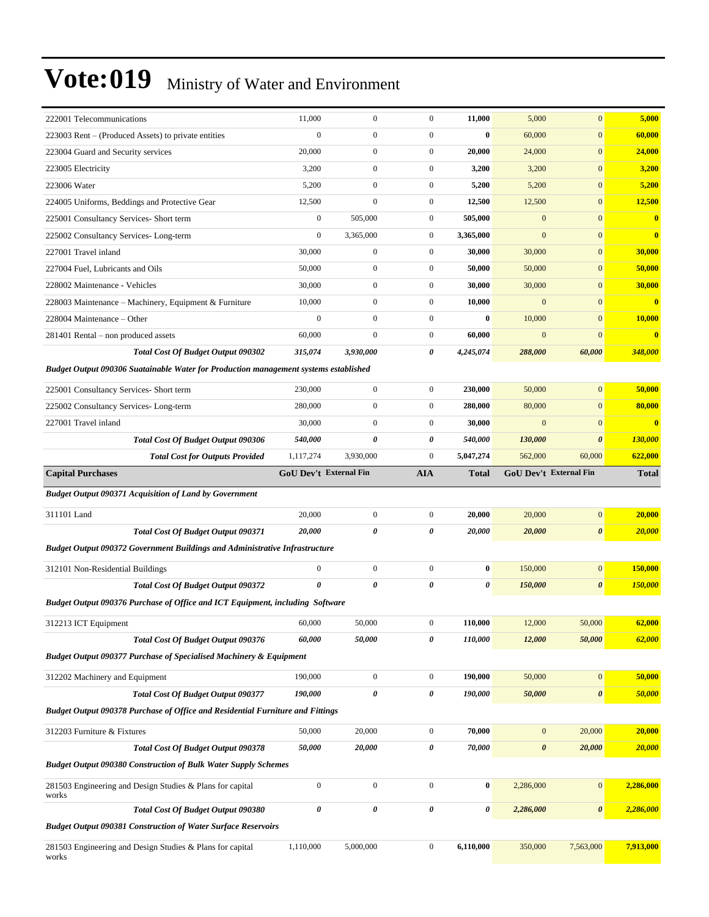# Vote:019 Ministry of Water and Environment

| | | | | | | | |
|---|---|---|---|---|---|---|---|
| 222001 Telecommunications | 11,000 | 0 | 0 | **11,000** | 5,000 | 0 | **5,000** |
| 223003 Rent – (Produced Assets) to private entities | 0 | 0 | 0 | **0** | 60,000 | 0 | **60,000** |
| 223004 Guard and Security services | 20,000 | 0 | 0 | **20,000** | 24,000 | 0 | **24,000** |
| 223005 Electricity | 3,200 | 0 | 0 | **3,200** | 3,200 | 0 | **3,200** |
| 223006 Water | 5,200 | 0 | 0 | **5,200** | 5,200 | 0 | **5,200** |
| 224005 Uniforms, Beddings and Protective Gear | 12,500 | 0 | 0 | **12,500** | 12,500 | 0 | **12,500** |
| 225001 Consultancy Services- Short term | 0 | 505,000 | 0 | **505,000** | 0 | 0 | **0** |
| 225002 Consultancy Services- Long-term | 0 | 3,365,000 | 0 | **3,365,000** | 0 | 0 | **0** |
| 227001 Travel inland | 30,000 | 0 | 0 | **30,000** | 30,000 | 0 | **30,000** |
| 227004 Fuel, Lubricants and Oils | 50,000 | 0 | 0 | **50,000** | 50,000 | 0 | **50,000** |
| 228002 Maintenance - Vehicles | 30,000 | 0 | 0 | **30,000** | 30,000 | 0 | **30,000** |
| 228003 Maintenance – Machinery, Equipment & Furniture | 10,000 | 0 | 0 | **10,000** | 0 | 0 | **0** |
| 228004 Maintenance – Other | 0 | 0 | 0 | **0** | 10,000 | 0 | **10,000** |
| 281401 Rental – non produced assets | 60,000 | 0 | 0 | **60,000** | 0 | 0 | **0** |
| ***Total Cost Of Budget Output 090302*** | ***315,074*** | ***3,930,000*** | ***0*** | ***4,245,074*** | ***288,000*** | ***60,000*** | ***348,000*** |
| ***Budget Output 090306 Suatainable Water for Production management systems established*** | | | | | | | |
| 225001 Consultancy Services- Short term | 230,000 | 0 | 0 | **230,000** | 50,000 | 0 | **50,000** |
| 225002 Consultancy Services- Long-term | 280,000 | 0 | 0 | **280,000** | 80,000 | 0 | **80,000** |
| 227001 Travel inland | 30,000 | 0 | 0 | **30,000** | 0 | 0 | **0** |
| ***Total Cost Of Budget Output 090306*** | ***540,000*** | ***0*** | ***0*** | ***540,000*** | ***130,000*** | ***0*** | ***130,000*** |
| ***Total Cost for Outputs Provided*** | 1,117,274 | 3,930,000 | 0 | 5,047,274 | 562,000 | 60,000 | 622,000 |
| **Capital Purchases** | **GoU Dev't** | **External Fin** | **AIA** | **Total** | **GoU Dev't** | **External Fin** | **Total** |
| ***Budget Output 090371 Acquisition of Land by Government*** | | | | | | | |
| 311101 Land | 20,000 | 0 | 0 | **20,000** | 20,000 | 0 | **20,000** |
| ***Total Cost Of Budget Output 090371*** | ***20,000*** | ***0*** | ***0*** | ***20,000*** | ***20,000*** | ***0*** | ***20,000*** |
| ***Budget Output 090372 Government Buildings and Administrative Infrastructure*** | | | | | | | |
| 312101 Non-Residential Buildings | 0 | 0 | 0 | **0** | 150,000 | 0 | **150,000** |
| ***Total Cost Of Budget Output 090372*** | ***0*** | ***0*** | ***0*** | ***0*** | ***150,000*** | ***0*** | ***150,000*** |
| ***Budget Output 090376 Purchase of Office and ICT Equipment, including Software*** | | | | | | | |
| 312213 ICT Equipment | 60,000 | 50,000 | 0 | **110,000** | 12,000 | 50,000 | **62,000** |
| ***Total Cost Of Budget Output 090376*** | ***60,000*** | ***50,000*** | ***0*** | ***110,000*** | ***12,000*** | ***50,000*** | ***62,000*** |
| ***Budget Output 090377 Purchase of Specialised Machinery & Equipment*** | | | | | | | |
| 312202 Machinery and Equipment | 190,000 | 0 | 0 | **190,000** | 50,000 | 0 | **50,000** |
| ***Total Cost Of Budget Output 090377*** | ***190,000*** | ***0*** | ***0*** | ***190,000*** | ***50,000*** | ***0*** | ***50,000*** |
| ***Budget Output 090378 Purchase of Office and Residential Furniture and Fittings*** | | | | | | | |
| 312203 Furniture & Fixtures | 50,000 | 20,000 | 0 | **70,000** | 0 | 20,000 | **20,000** |
| ***Total Cost Of Budget Output 090378*** | ***50,000*** | ***20,000*** | ***0*** | ***70,000*** | ***0*** | ***20,000*** | ***20,000*** |
| ***Budget Output 090380 Construction of Bulk Water Supply Schemes*** | | | | | | | |
| 281503 Engineering and Design Studies & Plans for capital works | 0 | 0 | 0 | **0** | 2,286,000 | 0 | **2,286,000** |
| ***Total Cost Of Budget Output 090380*** | ***0*** | ***0*** | ***0*** | ***0*** | ***2,286,000*** | ***0*** | ***2,286,000*** |
| ***Budget Output 090381 Construction of Water Surface Reservoirs*** | | | | | | | |
| 281503 Engineering and Design Studies & Plans for capital works | 1,110,000 | 5,000,000 | 0 | **6,110,000** | 350,000 | 7,563,000 | **7,913,000** |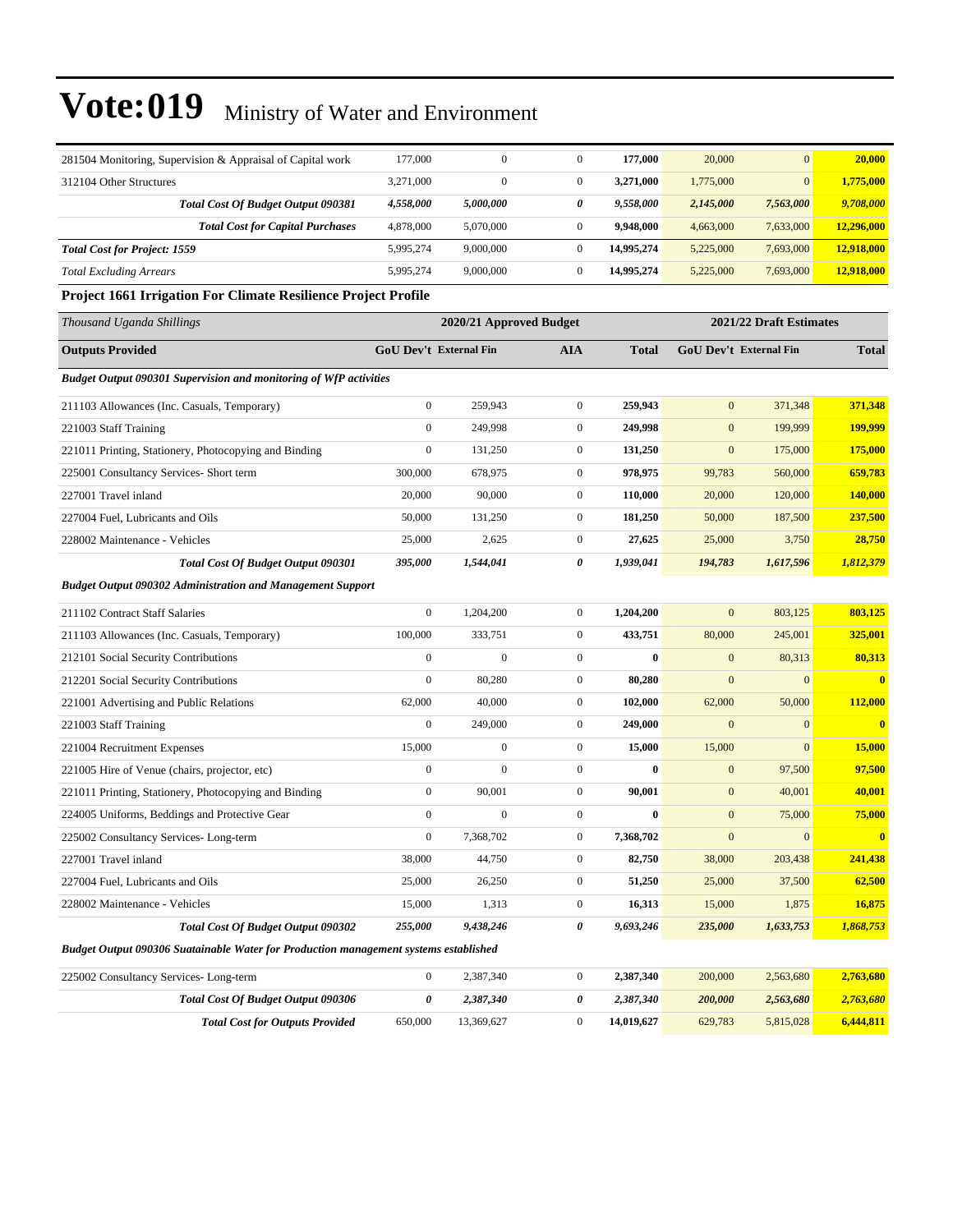# Vote:019 Ministry of Water and Environment

| | | | | | | | |
|---|---|---|---|---|---|---|---|
| 281504 Monitoring, Supervision & Appraisal of Capital work | 177,000 | 0 | 0 | **177,000** | 20,000 | 0 | **20,000** |
| 312104 Other Structures | 3,271,000 | 0 | 0 | **3,271,000** | 1,775,000 | 0 | **1,775,000** |
| ***Total Cost Of Budget Output 090381*** | ***4,558,000*** | ***5,000,000*** | ***0*** | ***9,558,000*** | ***2,145,000*** | ***7,563,000*** | ***9,708,000*** |
| ***Total Cost for Capital Purchases*** | 4,878,000 | 5,070,000 | 0 | **9,948,000** | 4,663,000 | 7,633,000 | **12,296,000** |
| ***Total Cost for Project: 1559*** | 5,995,274 | 9,000,000 | 0 | **14,995,274** | 5,225,000 | 7,693,000 | **12,918,000** |
| *Total Excluding Arrears* | 5,995,274 | 9,000,000 | 0 | **14,995,274** | 5,225,000 | 7,693,000 | **12,918,000** |

### Project 1661 Irrigation For Climate Resilience Project Profile

| *Thousand Uganda Shillings* | 2020/21 Approved Budget | | | | 2021/22 Draft Estimates | | |
|---|---|---|---|---|---|---|---|
| **Outputs Provided** | **GoU Dev't** | **External Fin** | **AIA** | **Total** | **GoU Dev't** | **External Fin** | **Total** |
| ***Budget Output 090301 Supervision and monitoring of WfP activities*** | | | | | | | |
| 211103 Allowances (Inc. Casuals, Temporary) | 0 | 259,943 | 0 | **259,943** | 0 | 371,348 | **371,348** |
| 221003 Staff Training | 0 | 249,998 | 0 | **249,998** | 0 | 199,999 | **199,999** |
| 221011 Printing, Stationery, Photocopying and Binding | 0 | 131,250 | 0 | **131,250** | 0 | 175,000 | **175,000** |
| 225001 Consultancy Services- Short term | 300,000 | 678,975 | 0 | **978,975** | 99,783 | 560,000 | **659,783** |
| 227001 Travel inland | 20,000 | 90,000 | 0 | **110,000** | 20,000 | 120,000 | **140,000** |
| 227004 Fuel, Lubricants and Oils | 50,000 | 131,250 | 0 | **181,250** | 50,000 | 187,500 | **237,500** |
| 228002 Maintenance - Vehicles | 25,000 | 2,625 | 0 | **27,625** | 25,000 | 3,750 | **28,750** |
| ***Total Cost Of Budget Output 090301*** | ***395,000*** | ***1,544,041*** | ***0*** | ***1,939,041*** | ***194,783*** | ***1,617,596*** | ***1,812,379*** |
| ***Budget Output 090302 Administration and Management Support*** | | | | | | | |
| 211102 Contract Staff Salaries | 0 | 1,204,200 | 0 | **1,204,200** | 0 | 803,125 | **803,125** |
| 211103 Allowances (Inc. Casuals, Temporary) | 100,000 | 333,751 | 0 | **433,751** | 80,000 | 245,001 | **325,001** |
| 212101 Social Security Contributions | 0 | 0 | 0 | **0** | 0 | 80,313 | **80,313** |
| 212201 Social Security Contributions | 0 | 80,280 | 0 | **80,280** | 0 | 0 | **0** |
| 221001 Advertising and Public Relations | 62,000 | 40,000 | 0 | **102,000** | 62,000 | 50,000 | **112,000** |
| 221003 Staff Training | 0 | 249,000 | 0 | **249,000** | 0 | 0 | **0** |
| 221004 Recruitment Expenses | 15,000 | 0 | 0 | **15,000** | 15,000 | 0 | **15,000** |
| 221005 Hire of Venue (chairs, projector, etc) | 0 | 0 | 0 | **0** | 0 | 97,500 | **97,500** |
| 221011 Printing, Stationery, Photocopying and Binding | 0 | 90,001 | 0 | **90,001** | 0 | 40,001 | **40,001** |
| 224005 Uniforms, Beddings and Protective Gear | 0 | 0 | 0 | **0** | 0 | 75,000 | **75,000** |
| 225002 Consultancy Services- Long-term | 0 | 7,368,702 | 0 | **7,368,702** | 0 | 0 | **0** |
| 227001 Travel inland | 38,000 | 44,750 | 0 | **82,750** | 38,000 | 203,438 | **241,438** |
| 227004 Fuel, Lubricants and Oils | 25,000 | 26,250 | 0 | **51,250** | 25,000 | 37,500 | **62,500** |
| 228002 Maintenance - Vehicles | 15,000 | 1,313 | 0 | **16,313** | 15,000 | 1,875 | **16,875** |
| ***Total Cost Of Budget Output 090302*** | ***255,000*** | ***9,438,246*** | ***0*** | ***9,693,246*** | ***235,000*** | ***1,633,753*** | ***1,868,753*** |
| ***Budget Output 090306 Suatainable Water for Production management systems established*** | | | | | | | |
| 225002 Consultancy Services- Long-term | 0 | 2,387,340 | 0 | **2,387,340** | 200,000 | 2,563,680 | **2,763,680** |
| ***Total Cost Of Budget Output 090306*** | ***0*** | ***2,387,340*** | ***0*** | ***2,387,340*** | ***200,000*** | ***2,563,680*** | ***2,763,680*** |
| ***Total Cost for Outputs Provided*** | 650,000 | 13,369,627 | 0 | **14,019,627** | 629,783 | 5,815,028 | **6,444,811** |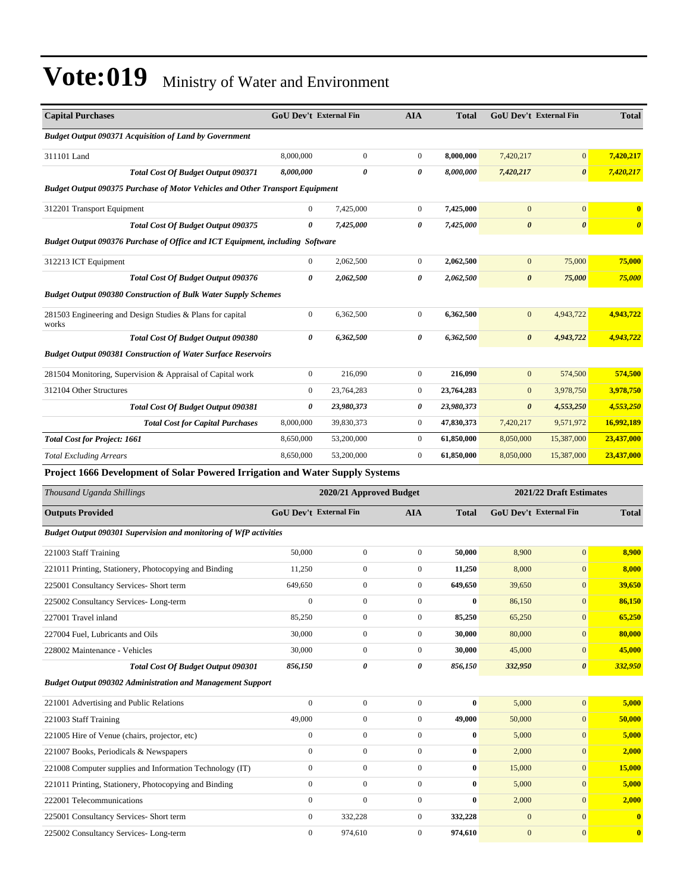# Vote:019 Ministry of Water and Environment

| Capital Purchases | GoU Dev't | External Fin | AIA | Total | GoU Dev't | External Fin | Total |
|---|---|---|---|---|---|---|---|
| *Budget Output 090371 Acquisition of Land by Government* | | | | | | | |
| 311101 Land | 8,000,000 | 0 | 0 | **8,000,000** | 7,420,217 | 0 | **7,420,217** |
| ***Total Cost Of Budget Output 090371*** | ***8,000,000*** | ***0*** | ***0*** | ***8,000,000*** | ***7,420,217*** | ***0*** | ***7,420,217*** |
| *Budget Output 090375 Purchase of Motor Vehicles and Other Transport Equipment* | | | | | | | |
| 312201 Transport Equipment | 0 | 7,425,000 | 0 | **7,425,000** | 0 | 0 | **0** |
| ***Total Cost Of Budget Output 090375*** | ***0*** | ***7,425,000*** | ***0*** | ***7,425,000*** | ***0*** | ***0*** | ***0*** |
| *Budget Output 090376 Purchase of Office and ICT Equipment, including Software* | | | | | | | |
| 312213 ICT Equipment | 0 | 2,062,500 | 0 | **2,062,500** | 0 | 75,000 | **75,000** |
| ***Total Cost Of Budget Output 090376*** | ***0*** | ***2,062,500*** | ***0*** | ***2,062,500*** | ***0*** | ***75,000*** | ***75,000*** |
| *Budget Output 090380 Construction of Bulk Water Supply Schemes* | | | | | | | |
| 281503 Engineering and Design Studies & Plans for capital works | 0 | 6,362,500 | 0 | **6,362,500** | 0 | 4,943,722 | **4,943,722** |
| ***Total Cost Of Budget Output 090380*** | ***0*** | ***6,362,500*** | ***0*** | ***6,362,500*** | ***0*** | ***4,943,722*** | ***4,943,722*** |
| *Budget Output 090381 Construction of Water Surface Reservoirs* | | | | | | | |
| 281504 Monitoring, Supervision & Appraisal of Capital work | 0 | 216,090 | 0 | **216,090** | 0 | 574,500 | **574,500** |
| 312104 Other Structures | 0 | 23,764,283 | 0 | **23,764,283** | 0 | 3,978,750 | **3,978,750** |
| ***Total Cost Of Budget Output 090381*** | ***0*** | ***23,980,373*** | ***0*** | ***23,980,373*** | ***0*** | ***4,553,250*** | ***4,553,250*** |
| ***Total Cost for Capital Purchases*** | 8,000,000 | 39,830,373 | 0 | 47,830,373 | 7,420,217 | 9,571,972 | 16,992,189 |
| ***Total Cost for Project: 1661*** | 8,650,000 | 53,200,000 | 0 | 61,850,000 | 8,050,000 | 15,387,000 | 23,437,000 |
| *Total Excluding Arrears* | 8,650,000 | 53,200,000 | 0 | 61,850,000 | 8,050,000 | 15,387,000 | 23,437,000 |

**Project 1666 Development of Solar Powered Irrigation and Water Supply Systems**

| *Thousand Uganda Shillings* | 2020/21 Approved Budget | | | | 2021/22 Draft Estimates | | |
|---|---|---|---|---|---|---|---|
| **Outputs Provided** | **GoU Dev't** | **External Fin** | **AIA** | **Total** | **GoU Dev't** | **External Fin** | **Total** |
| *Budget Output 090301 Supervision and monitoring of WfP activities* | | | | | | | |
| 221003 Staff Training | 50,000 | 0 | 0 | **50,000** | 8,900 | 0 | **8,900** |
| 221011 Printing, Stationery, Photocopying and Binding | 11,250 | 0 | 0 | **11,250** | 8,000 | 0 | **8,000** |
| 225001 Consultancy Services- Short term | 649,650 | 0 | 0 | **649,650** | 39,650 | 0 | **39,650** |
| 225002 Consultancy Services- Long-term | 0 | 0 | 0 | **0** | 86,150 | 0 | **86,150** |
| 227001 Travel inland | 85,250 | 0 | 0 | **85,250** | 65,250 | 0 | **65,250** |
| 227004 Fuel, Lubricants and Oils | 30,000 | 0 | 0 | **30,000** | 80,000 | 0 | **80,000** |
| 228002 Maintenance - Vehicles | 30,000 | 0 | 0 | **30,000** | 45,000 | 0 | **45,000** |
| ***Total Cost Of Budget Output 090301*** | ***856,150*** | ***0*** | ***0*** | ***856,150*** | ***332,950*** | ***0*** | ***332,950*** |
| *Budget Output 090302 Administration and Management Support* | | | | | | | |
| 221001 Advertising and Public Relations | 0 | 0 | 0 | **0** | 5,000 | 0 | **5,000** |
| 221003 Staff Training | 49,000 | 0 | 0 | **49,000** | 50,000 | 0 | **50,000** |
| 221005 Hire of Venue (chairs, projector, etc) | 0 | 0 | 0 | **0** | 5,000 | 0 | **5,000** |
| 221007 Books, Periodicals & Newspapers | 0 | 0 | 0 | **0** | 2,000 | 0 | **2,000** |
| 221008 Computer supplies and Information Technology (IT) | 0 | 0 | 0 | **0** | 15,000 | 0 | **15,000** |
| 221011 Printing, Stationery, Photocopying and Binding | 0 | 0 | 0 | **0** | 5,000 | 0 | **5,000** |
| 222001 Telecommunications | 0 | 0 | 0 | **0** | 2,000 | 0 | **2,000** |
| 225001 Consultancy Services- Short term | 0 | 332,228 | 0 | **332,228** | 0 | 0 | **0** |
| 225002 Consultancy Services- Long-term | 0 | 974,610 | 0 | **974,610** | 0 | 0 | **0** |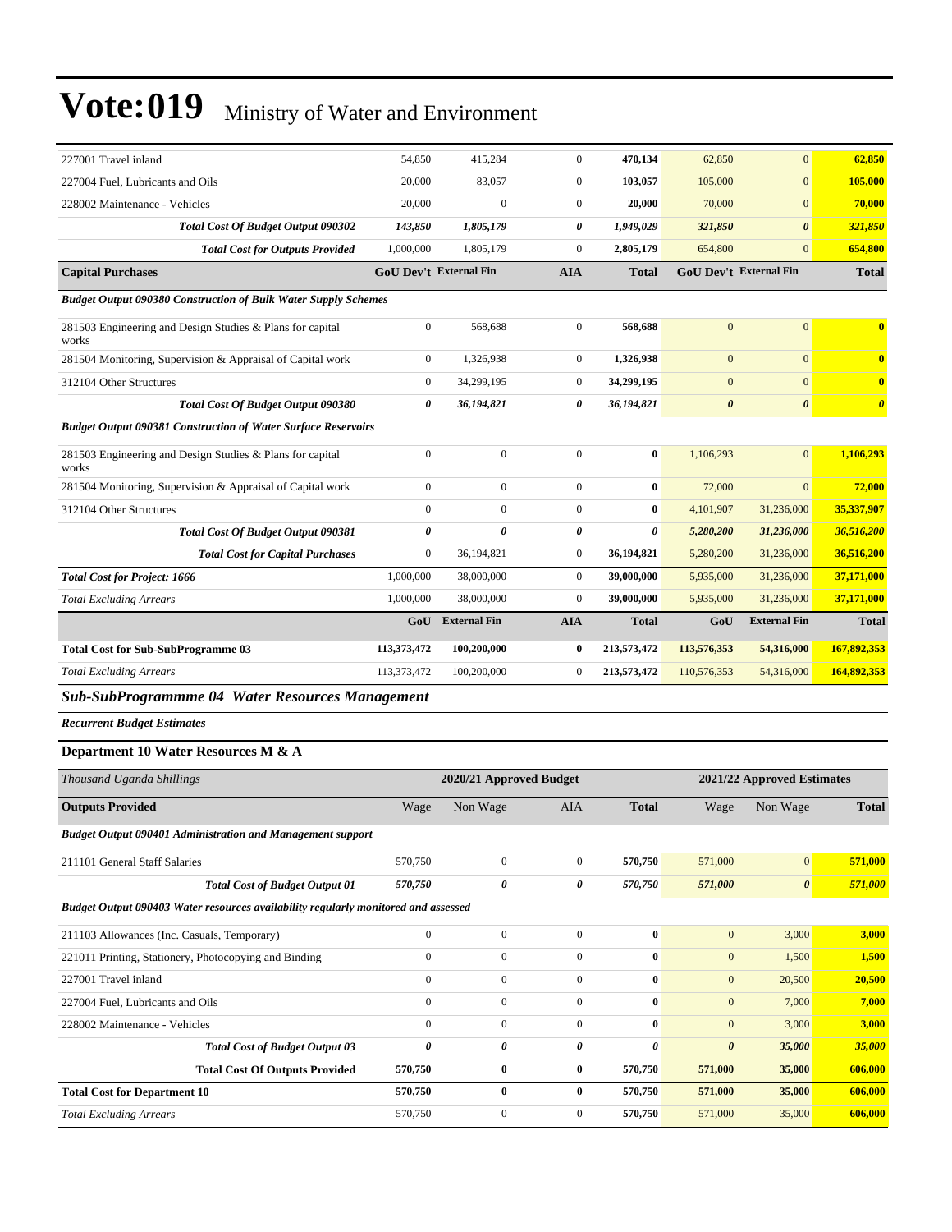# Vote:019 Ministry of Water and Environment

| | | | | | | | |
|---|---|---|---|---|---|---|---|
| 227001 Travel inland | 54,850 | 415,284 | 0 | **470,134** | 62,850 | 0 | **62,850** |
| 227004 Fuel, Lubricants and Oils | 20,000 | 83,057 | 0 | **103,057** | 105,000 | 0 | **105,000** |
| 228002 Maintenance - Vehicles | 20,000 | 0 | 0 | **20,000** | 70,000 | 0 | **70,000** |
| ***Total Cost Of Budget Output 090302*** | ***143,850*** | ***1,805,179*** | ***0*** | ***1,949,029*** | ***321,850*** | ***0*** | ***321,850*** |
| ***Total Cost for Outputs Provided*** | 1,000,000 | 1,805,179 | 0 | **2,805,179** | 654,800 | 0 | **654,800** |
| **Capital Purchases** | **GoU Dev't** | **External Fin** | **AIA** | **Total** | **GoU Dev't** | **External Fin** | **Total** |
| ***Budget Output 090380 Construction of Bulk Water Supply Schemes*** | | | | | | | |
| 281503 Engineering and Design Studies & Plans for capital works | 0 | 568,688 | 0 | **568,688** | 0 | 0 | **0** |
| 281504 Monitoring, Supervision & Appraisal of Capital work | 0 | 1,326,938 | 0 | **1,326,938** | 0 | 0 | **0** |
| 312104 Other Structures | 0 | 34,299,195 | 0 | **34,299,195** | 0 | 0 | **0** |
| ***Total Cost Of Budget Output 090380*** | ***0*** | ***36,194,821*** | ***0*** | ***36,194,821*** | ***0*** | ***0*** | ***0*** |
| ***Budget Output 090381 Construction of Water Surface Reservoirs*** | | | | | | | |
| 281503 Engineering and Design Studies & Plans for capital works | 0 | 0 | 0 | **0** | 1,106,293 | 0 | **1,106,293** |
| 281504 Monitoring, Supervision & Appraisal of Capital work | 0 | 0 | 0 | **0** | 72,000 | 0 | **72,000** |
| 312104 Other Structures | 0 | 0 | 0 | **0** | 4,101,907 | 31,236,000 | **35,337,907** |
| ***Total Cost Of Budget Output 090381*** | ***0*** | ***0*** | ***0*** | ***0*** | ***5,280,200*** | ***31,236,000*** | ***36,516,200*** |
| ***Total Cost for Capital Purchases*** | 0 | 36,194,821 | 0 | **36,194,821** | 5,280,200 | 31,236,000 | **36,516,200** |
| ***Total Cost for Project: 1666*** | 1,000,000 | 38,000,000 | 0 | **39,000,000** | 5,935,000 | 31,236,000 | **37,171,000** |
| *Total Excluding Arrears* | 1,000,000 | 38,000,000 | 0 | **39,000,000** | 5,935,000 | 31,236,000 | **37,171,000** |
| | **GoU** | **External Fin** | **AIA** | **Total** | **GoU** | **External Fin** | **Total** |
| **Total Cost for Sub-SubProgramme 03** | **113,373,472** | **100,200,000** | **0** | **213,573,472** | **113,576,353** | **54,316,000** | **167,892,353** |
| *Total Excluding Arrears* | 113,373,472 | 100,200,000 | 0 | **213,573,472** | 110,576,353 | 54,316,000 | **164,892,353** |

## *Sub-SubProgrammme 04 Water Resources Management*

***Recurrent Budget Estimates***

### Department 10 Water Resources M & A

| *Thousand Uganda Shillings* | **2020/21 Approved Budget** | | | | **2021/22 Approved Estimates** | | |
|---|---|---|---|---|---|---|---|
| **Outputs Provided** | Wage | Non Wage | AIA | **Total** | Wage | Non Wage | **Total** |
| ***Budget Output 090401 Administration and Management support*** | | | | | | | |
| 211101 General Staff Salaries | 570,750 | 0 | 0 | **570,750** | 571,000 | 0 | **571,000** |
| ***Total Cost of Budget Output 01*** | ***570,750*** | ***0*** | ***0*** | ***570,750*** | ***571,000*** | ***0*** | ***571,000*** |
| ***Budget Output 090403 Water resources availability regularly monitored and assessed*** | | | | | | | |
| 211103 Allowances (Inc. Casuals, Temporary) | 0 | 0 | 0 | **0** | 0 | 3,000 | **3,000** |
| 221011 Printing, Stationery, Photocopying and Binding | 0 | 0 | 0 | **0** | 0 | 1,500 | **1,500** |
| 227001 Travel inland | 0 | 0 | 0 | **0** | 0 | 20,500 | **20,500** |
| 227004 Fuel, Lubricants and Oils | 0 | 0 | 0 | **0** | 0 | 7,000 | **7,000** |
| 228002 Maintenance - Vehicles | 0 | 0 | 0 | **0** | 0 | 3,000 | **3,000** |
| ***Total Cost of Budget Output 03*** | ***0*** | ***0*** | ***0*** | ***0*** | ***0*** | ***35,000*** | ***35,000*** |
| **Total Cost Of Outputs Provided** | **570,750** | **0** | **0** | **570,750** | **571,000** | **35,000** | **606,000** |
| **Total Cost for Department 10** | **570,750** | **0** | **0** | **570,750** | **571,000** | **35,000** | **606,000** |
| *Total Excluding Arrears* | 570,750 | 0 | 0 | **570,750** | 571,000 | 35,000 | **606,000** |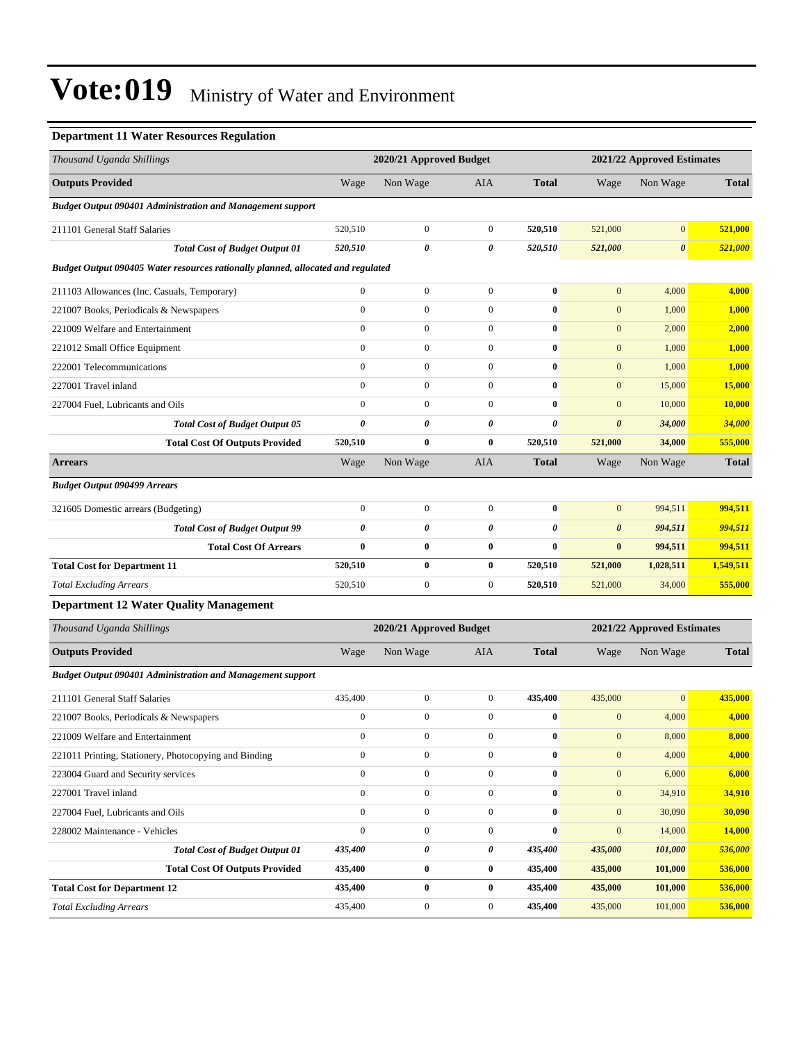# Vote:019 Ministry of Water and Environment

### Department 11 Water Resources Regulation

| Thousand Uganda Shillings | 2020/21 Approved Budget | | | | 2021/22 Approved Estimates | | |
|---|---|---|---|---|---|---|---|
| **Outputs Provided** | Wage | Non Wage | AIA | **Total** | Wage | Non Wage | **Total** |
| ***Budget Output 090401 Administration and Management support*** | | | | | | | |
| 211101 General Staff Salaries | 520,510 | 0 | 0 | **520,510** | 521,000 | 0 | **521,000** |
| ***Total Cost of Budget Output 01*** | ***520,510*** | ***0*** | ***0*** | ***520,510*** | ***521,000*** | ***0*** | ***521,000*** |
| ***Budget Output 090405 Water resources rationally planned, allocated and regulated*** | | | | | | | |
| 211103 Allowances (Inc. Casuals, Temporary) | 0 | 0 | 0 | **0** | 0 | 4,000 | **4,000** |
| 221007 Books, Periodicals & Newspapers | 0 | 0 | 0 | **0** | 0 | 1,000 | **1,000** |
| 221009 Welfare and Entertainment | 0 | 0 | 0 | **0** | 0 | 2,000 | **2,000** |
| 221012 Small Office Equipment | 0 | 0 | 0 | **0** | 0 | 1,000 | **1,000** |
| 222001 Telecommunications | 0 | 0 | 0 | **0** | 0 | 1,000 | **1,000** |
| 227001 Travel inland | 0 | 0 | 0 | **0** | 0 | 15,000 | **15,000** |
| 227004 Fuel, Lubricants and Oils | 0 | 0 | 0 | **0** | 0 | 10,000 | **10,000** |
| ***Total Cost of Budget Output 05*** | ***0*** | ***0*** | ***0*** | ***0*** | ***0*** | ***34,000*** | ***34,000*** |
| **Total Cost Of Outputs Provided** | **520,510** | **0** | **0** | **520,510** | **521,000** | **34,000** | **555,000** |
| **Arrears** | Wage | Non Wage | AIA | **Total** | Wage | Non Wage | **Total** |
| ***Budget Output 090499 Arrears*** | | | | | | | |
| 321605 Domestic arrears (Budgeting) | 0 | 0 | 0 | **0** | 0 | 994,511 | **994,511** |
| ***Total Cost of Budget Output 99*** | ***0*** | ***0*** | ***0*** | ***0*** | ***0*** | ***994,511*** | ***994,511*** |
| **Total Cost Of Arrears** | **0** | **0** | **0** | **0** | **0** | **994,511** | **994,511** |
| **Total Cost for Department 11** | **520,510** | **0** | **0** | **520,510** | **521,000** | **1,028,511** | **1,549,511** |
| *Total Excluding Arrears* | 520,510 | 0 | 0 | **520,510** | 521,000 | 34,000 | **555,000** |

### Department 12 Water Quality Management

| Thousand Uganda Shillings | 2020/21 Approved Budget | | | | 2021/22 Approved Estimates | | |
|---|---|---|---|---|---|---|---|
| **Outputs Provided** | Wage | Non Wage | AIA | **Total** | Wage | Non Wage | **Total** |
| ***Budget Output 090401 Administration and Management support*** | | | | | | | |
| 211101 General Staff Salaries | 435,400 | 0 | 0 | **435,400** | 435,000 | 0 | **435,000** |
| 221007 Books, Periodicals & Newspapers | 0 | 0 | 0 | **0** | 0 | 4,000 | **4,000** |
| 221009 Welfare and Entertainment | 0 | 0 | 0 | **0** | 0 | 8,000 | **8,000** |
| 221011 Printing, Stationery, Photocopying and Binding | 0 | 0 | 0 | **0** | 0 | 4,000 | **4,000** |
| 223004 Guard and Security services | 0 | 0 | 0 | **0** | 0 | 6,000 | **6,000** |
| 227001 Travel inland | 0 | 0 | 0 | **0** | 0 | 34,910 | **34,910** |
| 227004 Fuel, Lubricants and Oils | 0 | 0 | 0 | **0** | 0 | 30,090 | **30,090** |
| 228002 Maintenance - Vehicles | 0 | 0 | 0 | **0** | 0 | 14,000 | **14,000** |
| ***Total Cost of Budget Output 01*** | ***435,400*** | ***0*** | ***0*** | ***435,400*** | ***435,000*** | ***101,000*** | ***536,000*** |
| **Total Cost Of Outputs Provided** | **435,400** | **0** | **0** | **435,400** | **435,000** | **101,000** | **536,000** |
| **Total Cost for Department 12** | **435,400** | **0** | **0** | **435,400** | **435,000** | **101,000** | **536,000** |
| *Total Excluding Arrears* | 435,400 | 0 | 0 | **435,400** | 435,000 | 101,000 | **536,000** |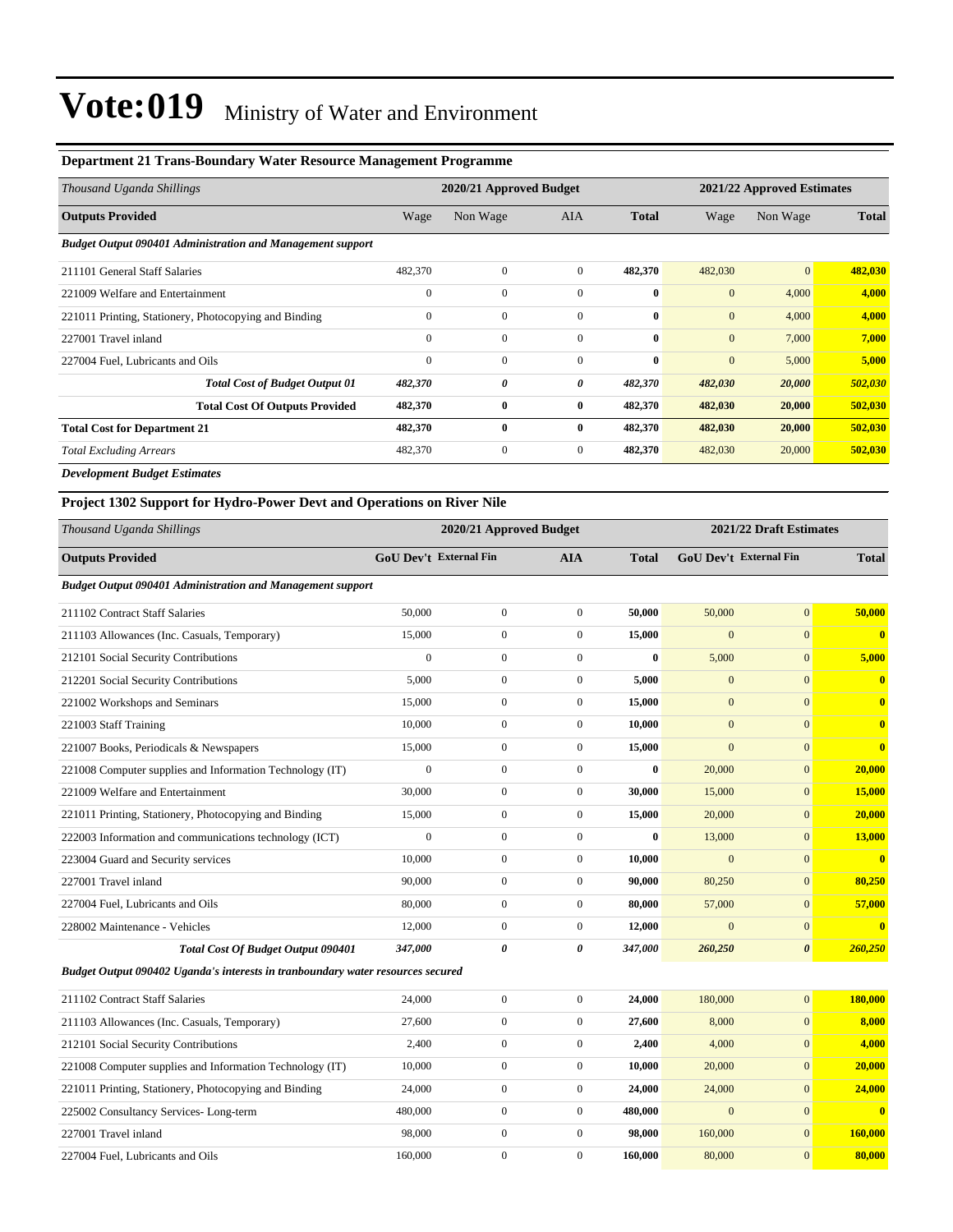# Vote:019 Ministry of Water and Environment

### Department 21 Trans-Boundary Water Resource Management Programme

| Thousand Uganda Shillings | 2020/21 Approved Budget | | | | 2021/22 Approved Estimates | | |
|---|---|---|---|---|---|---|---|
| **Outputs Provided** | Wage | Non Wage | AIA | **Total** | Wage | Non Wage | **Total** |
| ***Budget Output 090401 Administration and Management support*** | | | | | | | |
| 211101 General Staff Salaries | 482,370 | 0 | 0 | **482,370** | 482,030 | 0 | **482,030** |
| 221009 Welfare and Entertainment | 0 | 0 | 0 | **0** | 0 | 4,000 | **4,000** |
| 221011 Printing, Stationery, Photocopying and Binding | 0 | 0 | 0 | **0** | 0 | 4,000 | **4,000** |
| 227001 Travel inland | 0 | 0 | 0 | **0** | 0 | 7,000 | **7,000** |
| 227004 Fuel, Lubricants and Oils | 0 | 0 | 0 | **0** | 0 | 5,000 | **5,000** |
| ***Total Cost of Budget Output 01*** | ***482,370*** | ***0*** | ***0*** | ***482,370*** | ***482,030*** | ***20,000*** | ***502,030*** |
| **Total Cost Of Outputs Provided** | **482,370** | **0** | **0** | **482,370** | **482,030** | **20,000** | **502,030** |
| **Total Cost for Department 21** | **482,370** | **0** | **0** | **482,370** | **482,030** | **20,000** | **502,030** |
| *Total Excluding Arrears* | 482,370 | 0 | 0 | **482,370** | 482,030 | 20,000 | **502,030** |

***Development Budget Estimates***

### Project 1302 Support for Hydro-Power Devt and Operations on River Nile

| Thousand Uganda Shillings | 2020/21 Approved Budget | | | | 2021/22 Draft Estimates | | |
|---|---|---|---|---|---|---|---|
| **Outputs Provided** | **GoU Dev't** | **External Fin** | **AIA** | **Total** | **GoU Dev't** | **External Fin** | **Total** |
| ***Budget Output 090401 Administration and Management support*** | | | | | | | |
| 211102 Contract Staff Salaries | 50,000 | 0 | 0 | **50,000** | 50,000 | 0 | **50,000** |
| 211103 Allowances (Inc. Casuals, Temporary) | 15,000 | 0 | 0 | **15,000** | 0 | 0 | **0** |
| 212101 Social Security Contributions | 0 | 0 | 0 | **0** | 5,000 | 0 | **5,000** |
| 212201 Social Security Contributions | 5,000 | 0 | 0 | **5,000** | 0 | 0 | **0** |
| 221002 Workshops and Seminars | 15,000 | 0 | 0 | **15,000** | 0 | 0 | **0** |
| 221003 Staff Training | 10,000 | 0 | 0 | **10,000** | 0 | 0 | **0** |
| 221007 Books, Periodicals & Newspapers | 15,000 | 0 | 0 | **15,000** | 0 | 0 | **0** |
| 221008 Computer supplies and Information Technology (IT) | 0 | 0 | 0 | **0** | 20,000 | 0 | **20,000** |
| 221009 Welfare and Entertainment | 30,000 | 0 | 0 | **30,000** | 15,000 | 0 | **15,000** |
| 221011 Printing, Stationery, Photocopying and Binding | 15,000 | 0 | 0 | **15,000** | 20,000 | 0 | **20,000** |
| 222003 Information and communications technology (ICT) | 0 | 0 | 0 | **0** | 13,000 | 0 | **13,000** |
| 223004 Guard and Security services | 10,000 | 0 | 0 | **10,000** | 0 | 0 | **0** |
| 227001 Travel inland | 90,000 | 0 | 0 | **90,000** | 80,250 | 0 | **80,250** |
| 227004 Fuel, Lubricants and Oils | 80,000 | 0 | 0 | **80,000** | 57,000 | 0 | **57,000** |
| 228002 Maintenance - Vehicles | 12,000 | 0 | 0 | **12,000** | 0 | 0 | **0** |
| ***Total Cost Of Budget Output 090401*** | ***347,000*** | ***0*** | ***0*** | ***347,000*** | ***260,250*** | ***0*** | ***260,250*** |
| ***Budget Output 090402 Uganda's interests in tranboundary water resources secured*** | | | | | | | |
| 211102 Contract Staff Salaries | 24,000 | 0 | 0 | **24,000** | 180,000 | 0 | **180,000** |
| 211103 Allowances (Inc. Casuals, Temporary) | 27,600 | 0 | 0 | **27,600** | 8,000 | 0 | **8,000** |
| 212101 Social Security Contributions | 2,400 | 0 | 0 | **2,400** | 4,000 | 0 | **4,000** |
| 221008 Computer supplies and Information Technology (IT) | 10,000 | 0 | 0 | **10,000** | 20,000 | 0 | **20,000** |
| 221011 Printing, Stationery, Photocopying and Binding | 24,000 | 0 | 0 | **24,000** | 24,000 | 0 | **24,000** |
| 225002 Consultancy Services- Long-term | 480,000 | 0 | 0 | **480,000** | 0 | 0 | **0** |
| 227001 Travel inland | 98,000 | 0 | 0 | **98,000** | 160,000 | 0 | **160,000** |
| 227004 Fuel, Lubricants and Oils | 160,000 | 0 | 0 | **160,000** | 80,000 | 0 | **80,000** |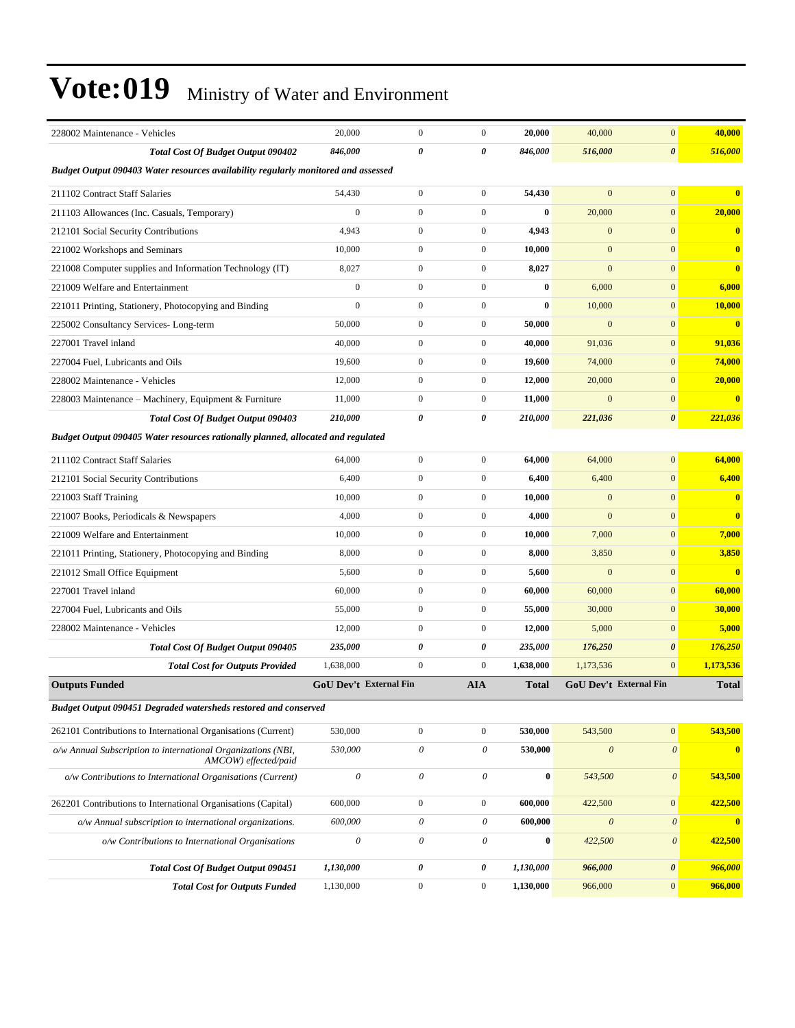# Vote:019 Ministry of Water and Environment

| | | | | | | | |
|---|---|---|---|---|---|---|---|
| 228002 Maintenance - Vehicles | 20,000 | 0 | 0 | **20,000** | 40,000 | 0 | **40,000** |
| ***Total Cost Of Budget Output 090402*** | ***846,000*** | ***0*** | ***0*** | ***846,000*** | ***516,000*** | ***0*** | ***516,000*** |
| ***Budget Output 090403 Water resources availability regularly monitored and assessed*** | | | | | | | |
| 211102 Contract Staff Salaries | 54,430 | 0 | 0 | **54,430** | 0 | 0 | **0** |
| 211103 Allowances (Inc. Casuals, Temporary) | 0 | 0 | 0 | **0** | 20,000 | 0 | **20,000** |
| 212101 Social Security Contributions | 4,943 | 0 | 0 | **4,943** | 0 | 0 | **0** |
| 221002 Workshops and Seminars | 10,000 | 0 | 0 | **10,000** | 0 | 0 | **0** |
| 221008 Computer supplies and Information Technology (IT) | 8,027 | 0 | 0 | **8,027** | 0 | 0 | **0** |
| 221009 Welfare and Entertainment | 0 | 0 | 0 | **0** | 6,000 | 0 | **6,000** |
| 221011 Printing, Stationery, Photocopying and Binding | 0 | 0 | 0 | **0** | 10,000 | 0 | **10,000** |
| 225002 Consultancy Services- Long-term | 50,000 | 0 | 0 | **50,000** | 0 | 0 | **0** |
| 227001 Travel inland | 40,000 | 0 | 0 | **40,000** | 91,036 | 0 | **91,036** |
| 227004 Fuel, Lubricants and Oils | 19,600 | 0 | 0 | **19,600** | 74,000 | 0 | **74,000** |
| 228002 Maintenance - Vehicles | 12,000 | 0 | 0 | **12,000** | 20,000 | 0 | **20,000** |
| 228003 Maintenance – Machinery, Equipment & Furniture | 11,000 | 0 | 0 | **11,000** | 0 | 0 | **0** |
| ***Total Cost Of Budget Output 090403*** | ***210,000*** | ***0*** | ***0*** | ***210,000*** | ***221,036*** | ***0*** | ***221,036*** |
| ***Budget Output 090405 Water resources rationally planned, allocated and regulated*** | | | | | | | |
| 211102 Contract Staff Salaries | 64,000 | 0 | 0 | **64,000** | 64,000 | 0 | **64,000** |
| 212101 Social Security Contributions | 6,400 | 0 | 0 | **6,400** | 6,400 | 0 | **6,400** |
| 221003 Staff Training | 10,000 | 0 | 0 | **10,000** | 0 | 0 | **0** |
| 221007 Books, Periodicals & Newspapers | 4,000 | 0 | 0 | **4,000** | 0 | 0 | **0** |
| 221009 Welfare and Entertainment | 10,000 | 0 | 0 | **10,000** | 7,000 | 0 | **7,000** |
| 221011 Printing, Stationery, Photocopying and Binding | 8,000 | 0 | 0 | **8,000** | 3,850 | 0 | **3,850** |
| 221012 Small Office Equipment | 5,600 | 0 | 0 | **5,600** | 0 | 0 | **0** |
| 227001 Travel inland | 60,000 | 0 | 0 | **60,000** | 60,000 | 0 | **60,000** |
| 227004 Fuel, Lubricants and Oils | 55,000 | 0 | 0 | **55,000** | 30,000 | 0 | **30,000** |
| 228002 Maintenance - Vehicles | 12,000 | 0 | 0 | **12,000** | 5,000 | 0 | **5,000** |
| ***Total Cost Of Budget Output 090405*** | ***235,000*** | ***0*** | ***0*** | ***235,000*** | ***176,250*** | ***0*** | ***176,250*** |
| ***Total Cost for Outputs Provided*** | 1,638,000 | 0 | 0 | **1,638,000** | 1,173,536 | 0 | **1,173,536** |
| **Outputs Funded** | **GoU Dev't** | **External Fin** | **AIA** | **Total** | **GoU Dev't** | **External Fin** | **Total** |
| ***Budget Output 090451 Degraded watersheds restored and conserved*** | | | | | | | |
| 262101 Contributions to International Organisations (Current) | 530,000 | 0 | 0 | **530,000** | 543,500 | 0 | **543,500** |
| *o/w Annual Subscription to international Organizations (NBI, AMCOW) effected/paid* | *530,000* | *0* | *0* | **530,000** | *0* | *0* | **0** |
| *o/w Contributions to International Organisations (Current)* | *0* | *0* | *0* | **0** | *543,500* | *0* | **543,500** |
| 262201 Contributions to International Organisations (Capital) | 600,000 | 0 | 0 | **600,000** | 422,500 | 0 | **422,500** |
| *o/w Annual subscription to international organizations.* | *600,000* | *0* | *0* | **600,000** | *0* | *0* | **0** |
| *o/w Contributions to International Organisations* | *0* | *0* | *0* | **0** | *422,500* | *0* | **422,500** |
| ***Total Cost Of Budget Output 090451*** | ***1,130,000*** | ***0*** | ***0*** | ***1,130,000*** | ***966,000*** | ***0*** | ***966,000*** |
| ***Total Cost for Outputs Funded*** | 1,130,000 | 0 | 0 | **1,130,000** | 966,000 | 0 | **966,000** |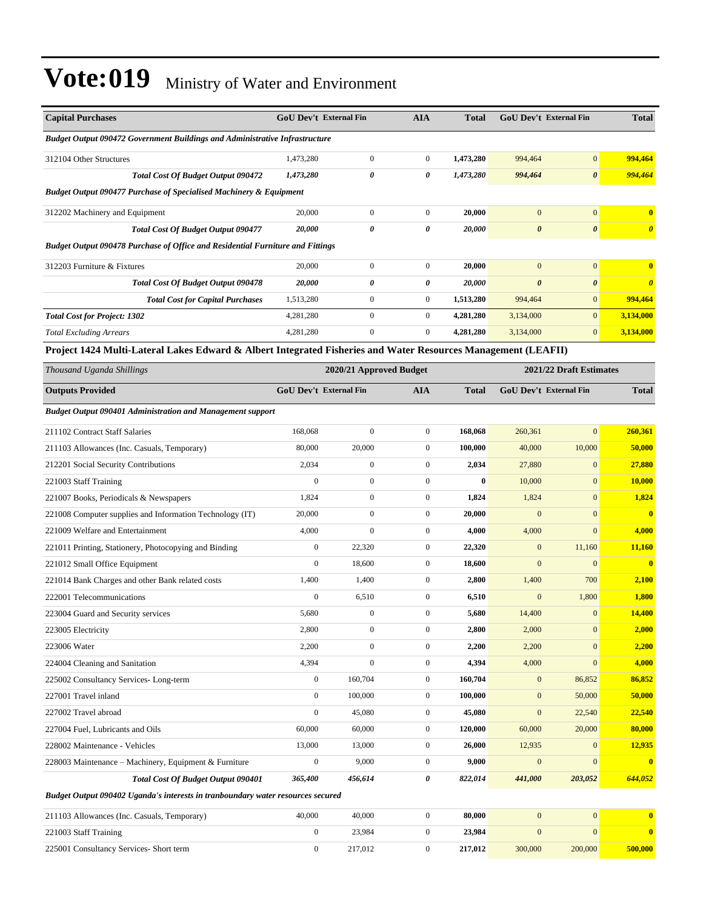# Vote:019 Ministry of Water and Environment

| Capital Purchases | GoU Dev't | External Fin | AIA | Total | GoU Dev't | External Fin | Total |
|---|---|---|---|---|---|---|---|
| ***Budget Output 090472 Government Buildings and Administrative Infrastructure*** | | | | | | | |
| 312104 Other Structures | 1,473,280 | 0 | 0 | **1,473,280** | 994,464 | 0 | **994,464** |
| ***Total Cost Of Budget Output 090472*** | ***1,473,280*** | ***0*** | ***0*** | ***1,473,280*** | ***994,464*** | ***0*** | ***994,464*** |
| ***Budget Output 090477 Purchase of Specialised Machinery & Equipment*** | | | | | | | |
| 312202 Machinery and Equipment | 20,000 | 0 | 0 | **20,000** | 0 | 0 | **0** |
| ***Total Cost Of Budget Output 090477*** | ***20,000*** | ***0*** | ***0*** | ***20,000*** | ***0*** | ***0*** | ***0*** |
| ***Budget Output 090478 Purchase of Office and Residential Furniture and Fittings*** | | | | | | | |
| 312203 Furniture & Fixtures | 20,000 | 0 | 0 | **20,000** | 0 | 0 | **0** |
| ***Total Cost Of Budget Output 090478*** | ***20,000*** | ***0*** | ***0*** | ***20,000*** | ***0*** | ***0*** | ***0*** |
| ***Total Cost for Capital Purchases*** | 1,513,280 | 0 | 0 | **1,513,280** | 994,464 | 0 | **994,464** |
| ***Total Cost for Project: 1302*** | 4,281,280 | 0 | 0 | **4,281,280** | 3,134,000 | 0 | **3,134,000** |
| *Total Excluding Arrears* | 4,281,280 | 0 | 0 | **4,281,280** | 3,134,000 | 0 | **3,134,000** |

**Project 1424 Multi-Lateral Lakes Edward & Albert Integrated Fisheries and Water Resources Management (LEAFII)**

| *Thousand Uganda Shillings* | 2020/21 Approved Budget | | | | 2021/22 Draft Estimates | | |
|---|---|---|---|---|---|---|---|
| **Outputs Provided** | **GoU Dev't** | **External Fin** | **AIA** | **Total** | **GoU Dev't** | **External Fin** | **Total** |
| ***Budget Output 090401 Administration and Management support*** | | | | | | | |
| 211102 Contract Staff Salaries | 168,068 | 0 | 0 | **168,068** | 260,361 | 0 | **260,361** |
| 211103 Allowances (Inc. Casuals, Temporary) | 80,000 | 20,000 | 0 | **100,000** | 40,000 | 10,000 | **50,000** |
| 212201 Social Security Contributions | 2,034 | 0 | 0 | **2,034** | 27,880 | 0 | **27,880** |
| 221003 Staff Training | 0 | 0 | 0 | **0** | 10,000 | 0 | **10,000** |
| 221007 Books, Periodicals & Newspapers | 1,824 | 0 | 0 | **1,824** | 1,824 | 0 | **1,824** |
| 221008 Computer supplies and Information Technology (IT) | 20,000 | 0 | 0 | **20,000** | 0 | 0 | **0** |
| 221009 Welfare and Entertainment | 4,000 | 0 | 0 | **4,000** | 4,000 | 0 | **4,000** |
| 221011 Printing, Stationery, Photocopying and Binding | 0 | 22,320 | 0 | **22,320** | 0 | 11,160 | **11,160** |
| 221012 Small Office Equipment | 0 | 18,600 | 0 | **18,600** | 0 | 0 | **0** |
| 221014 Bank Charges and other Bank related costs | 1,400 | 1,400 | 0 | **2,800** | 1,400 | 700 | **2,100** |
| 222001 Telecommunications | 0 | 6,510 | 0 | **6,510** | 0 | 1,800 | **1,800** |
| 223004 Guard and Security services | 5,680 | 0 | 0 | **5,680** | 14,400 | 0 | **14,400** |
| 223005 Electricity | 2,800 | 0 | 0 | **2,800** | 2,000 | 0 | **2,000** |
| 223006 Water | 2,200 | 0 | 0 | **2,200** | 2,200 | 0 | **2,200** |
| 224004 Cleaning and Sanitation | 4,394 | 0 | 0 | **4,394** | 4,000 | 0 | **4,000** |
| 225002 Consultancy Services- Long-term | 0 | 160,704 | 0 | **160,704** | 0 | 86,852 | **86,852** |
| 227001 Travel inland | 0 | 100,000 | 0 | **100,000** | 0 | 50,000 | **50,000** |
| 227002 Travel abroad | 0 | 45,080 | 0 | **45,080** | 0 | 22,540 | **22,540** |
| 227004 Fuel, Lubricants and Oils | 60,000 | 60,000 | 0 | **120,000** | 60,000 | 20,000 | **80,000** |
| 228002 Maintenance - Vehicles | 13,000 | 13,000 | 0 | **26,000** | 12,935 | 0 | **12,935** |
| 228003 Maintenance – Machinery, Equipment & Furniture | 0 | 9,000 | 0 | **9,000** | 0 | 0 | **0** |
| ***Total Cost Of Budget Output 090401*** | ***365,400*** | ***456,614*** | ***0*** | ***822,014*** | ***441,000*** | ***203,052*** | ***644,052*** |
| ***Budget Output 090402 Uganda's interests in tranboundary water resources secured*** | | | | | | | |
| 211103 Allowances (Inc. Casuals, Temporary) | 40,000 | 40,000 | 0 | **80,000** | 0 | 0 | **0** |
| 221003 Staff Training | 0 | 23,984 | 0 | **23,984** | 0 | 0 | **0** |
| 225001 Consultancy Services- Short term | 0 | 217,012 | 0 | **217,012** | 300,000 | 200,000 | **500,000** |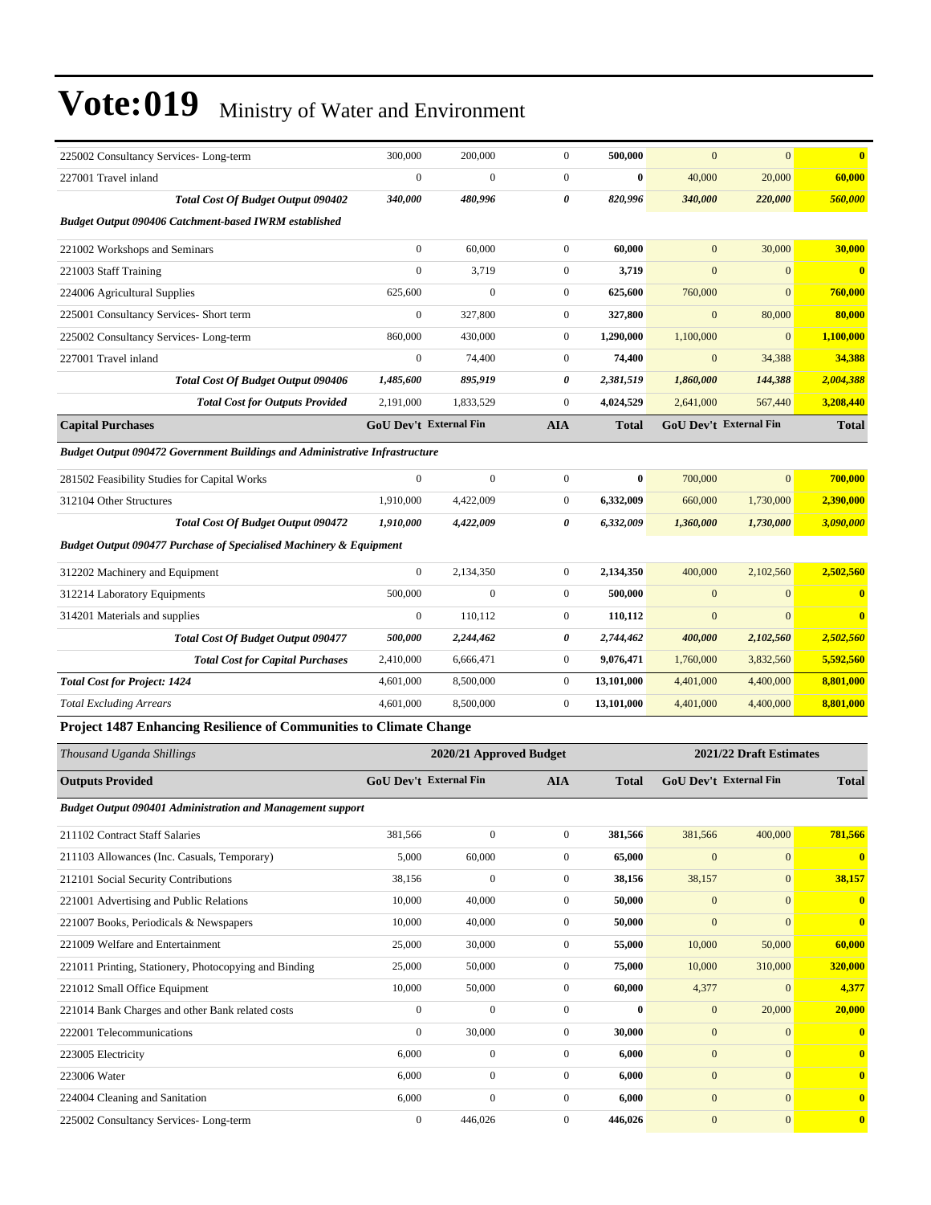# Vote:019 Ministry of Water and Environment

| | | | | | | | |
|---|---|---|---|---|---|---|---|
| 225002 Consultancy Services- Long-term | 300,000 | 200,000 | 0 | **500,000** | 0 | 0 | **0** |
| 227001 Travel inland | 0 | 0 | 0 | **0** | 40,000 | 20,000 | **60,000** |
| ***Total Cost Of Budget Output 090402*** | ***340,000*** | ***480,996*** | ***0*** | ***820,996*** | ***340,000*** | ***220,000*** | ***560,000*** |
| ***Budget Output 090406 Catchment-based IWRM established*** | | | | | | | |
| 221002 Workshops and Seminars | 0 | 60,000 | 0 | **60,000** | 0 | 30,000 | **30,000** |
| 221003 Staff Training | 0 | 3,719 | 0 | **3,719** | 0 | 0 | **0** |
| 224006 Agricultural Supplies | 625,600 | 0 | 0 | **625,600** | 760,000 | 0 | **760,000** |
| 225001 Consultancy Services- Short term | 0 | 327,800 | 0 | **327,800** | 0 | 80,000 | **80,000** |
| 225002 Consultancy Services- Long-term | 860,000 | 430,000 | 0 | **1,290,000** | 1,100,000 | 0 | **1,100,000** |
| 227001 Travel inland | 0 | 74,400 | 0 | **74,400** | 0 | 34,388 | **34,388** |
| ***Total Cost Of Budget Output 090406*** | ***1,485,600*** | ***895,919*** | ***0*** | ***2,381,519*** | ***1,860,000*** | ***144,388*** | ***2,004,388*** |
| ***Total Cost for Outputs Provided*** | 2,191,000 | 1,833,529 | 0 | 4,024,529 | 2,641,000 | 567,440 | 3,208,440 |
| **Capital Purchases** | **GoU Dev't** | **External Fin** | **AIA** | **Total** | **GoU Dev't** | **External Fin** | **Total** |
| ***Budget Output 090472 Government Buildings and Administrative Infrastructure*** | | | | | | | |
| 281502 Feasibility Studies for Capital Works | 0 | 0 | 0 | **0** | 700,000 | 0 | **700,000** |
| 312104 Other Structures | 1,910,000 | 4,422,009 | 0 | **6,332,009** | 660,000 | 1,730,000 | **2,390,000** |
| ***Total Cost Of Budget Output 090472*** | ***1,910,000*** | ***4,422,009*** | ***0*** | ***6,332,009*** | ***1,360,000*** | ***1,730,000*** | ***3,090,000*** |
| ***Budget Output 090477 Purchase of Specialised Machinery & Equipment*** | | | | | | | |
| 312202 Machinery and Equipment | 0 | 2,134,350 | 0 | **2,134,350** | 400,000 | 2,102,560 | **2,502,560** |
| 312214 Laboratory Equipments | 500,000 | 0 | 0 | **500,000** | 0 | 0 | **0** |
| 314201 Materials and supplies | 0 | 110,112 | 0 | **110,112** | 0 | 0 | **0** |
| ***Total Cost Of Budget Output 090477*** | ***500,000*** | ***2,244,462*** | ***0*** | ***2,744,462*** | ***400,000*** | ***2,102,560*** | ***2,502,560*** |
| ***Total Cost for Capital Purchases*** | 2,410,000 | 6,666,471 | 0 | 9,076,471 | 1,760,000 | 3,832,560 | 5,592,560 |
| ***Total Cost for Project: 1424*** | 4,601,000 | 8,500,000 | 0 | 13,101,000 | 4,401,000 | 4,400,000 | 8,801,000 |
| *Total Excluding Arrears* | 4,601,000 | 8,500,000 | 0 | 13,101,000 | 4,401,000 | 4,400,000 | 8,801,000 |

**Project 1487 Enhancing Resilience of Communities to Climate Change**

| *Thousand Uganda Shillings* | 2020/21 Approved Budget | | | | 2021/22 Draft Estimates | | |
|---|---|---|---|---|---|---|---|
| **Outputs Provided** | **GoU Dev't** | **External Fin** | **AIA** | **Total** | **GoU Dev't** | **External Fin** | **Total** |
| ***Budget Output 090401 Administration and Management support*** | | | | | | | |
| 211102 Contract Staff Salaries | 381,566 | 0 | 0 | **381,566** | 381,566 | 400,000 | **781,566** |
| 211103 Allowances (Inc. Casuals, Temporary) | 5,000 | 60,000 | 0 | **65,000** | 0 | 0 | **0** |
| 212101 Social Security Contributions | 38,156 | 0 | 0 | **38,156** | 38,157 | 0 | **38,157** |
| 221001 Advertising and Public Relations | 10,000 | 40,000 | 0 | **50,000** | 0 | 0 | **0** |
| 221007 Books, Periodicals & Newspapers | 10,000 | 40,000 | 0 | **50,000** | 0 | 0 | **0** |
| 221009 Welfare and Entertainment | 25,000 | 30,000 | 0 | **55,000** | 10,000 | 50,000 | **60,000** |
| 221011 Printing, Stationery, Photocopying and Binding | 25,000 | 50,000 | 0 | **75,000** | 10,000 | 310,000 | **320,000** |
| 221012 Small Office Equipment | 10,000 | 50,000 | 0 | **60,000** | 4,377 | 0 | **4,377** |
| 221014 Bank Charges and other Bank related costs | 0 | 0 | 0 | **0** | 0 | 20,000 | **20,000** |
| 222001 Telecommunications | 0 | 30,000 | 0 | **30,000** | 0 | 0 | **0** |
| 223005 Electricity | 6,000 | 0 | 0 | **6,000** | 0 | 0 | **0** |
| 223006 Water | 6,000 | 0 | 0 | **6,000** | 0 | 0 | **0** |
| 224004 Cleaning and Sanitation | 6,000 | 0 | 0 | **6,000** | 0 | 0 | **0** |
| 225002 Consultancy Services- Long-term | 0 | 446,026 | 0 | **446,026** | 0 | 0 | **0** |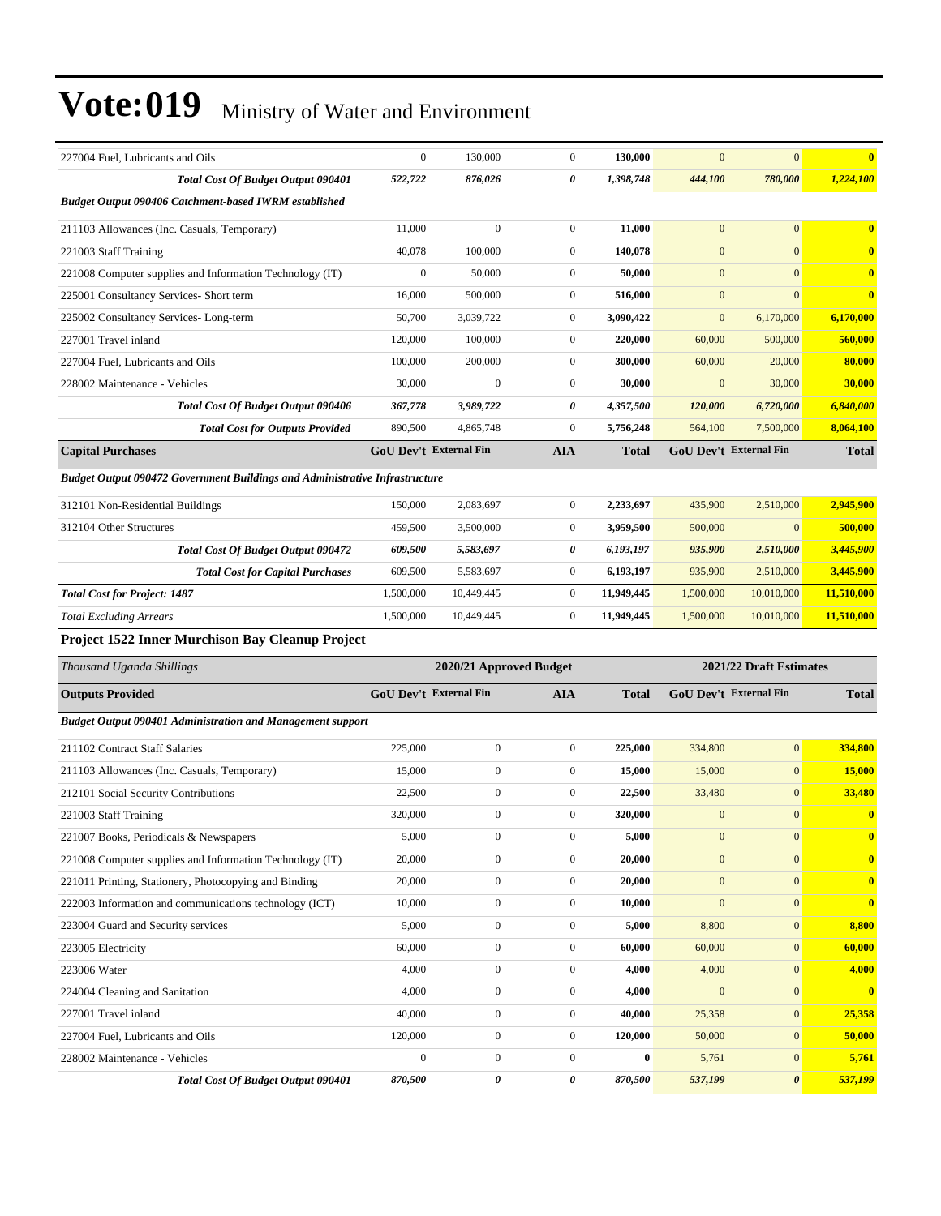# Vote:019 Ministry of Water and Environment

| | | | | | | | |
|---|---|---|---|---|---|---|---|
| 227004 Fuel, Lubricants and Oils | 0 | 130,000 | 0 | **130,000** | 0 | 0 | **0** |
| ***Total Cost Of Budget Output 090401*** | ***522,722*** | ***876,026*** | ***0*** | ***1,398,748*** | ***444,100*** | ***780,000*** | ***1,224,100*** |
| ***Budget Output 090406 Catchment-based IWRM established*** | | | | | | | |
| 211103 Allowances (Inc. Casuals, Temporary) | 11,000 | 0 | 0 | **11,000** | 0 | 0 | **0** |
| 221003 Staff Training | 40,078 | 100,000 | 0 | **140,078** | 0 | 0 | **0** |
| 221008 Computer supplies and Information Technology (IT) | 0 | 50,000 | 0 | **50,000** | 0 | 0 | **0** |
| 225001 Consultancy Services- Short term | 16,000 | 500,000 | 0 | **516,000** | 0 | 0 | **0** |
| 225002 Consultancy Services- Long-term | 50,700 | 3,039,722 | 0 | **3,090,422** | 0 | 6,170,000 | **6,170,000** |
| 227001 Travel inland | 120,000 | 100,000 | 0 | **220,000** | 60,000 | 500,000 | **560,000** |
| 227004 Fuel, Lubricants and Oils | 100,000 | 200,000 | 0 | **300,000** | 60,000 | 20,000 | **80,000** |
| 228002 Maintenance - Vehicles | 30,000 | 0 | 0 | **30,000** | 0 | 30,000 | **30,000** |
| ***Total Cost Of Budget Output 090406*** | ***367,778*** | ***3,989,722*** | ***0*** | ***4,357,500*** | ***120,000*** | ***6,720,000*** | ***6,840,000*** |
| ***Total Cost for Outputs Provided*** | 890,500 | 4,865,748 | 0 | 5,756,248 | 564,100 | 7,500,000 | 8,064,100 |
| **Capital Purchases** | **GoU Dev't** | **External Fin** | **AIA** | **Total** | **GoU Dev't** | **External Fin** | **Total** |
| ***Budget Output 090472 Government Buildings and Administrative Infrastructure*** | | | | | | | |
| 312101 Non-Residential Buildings | 150,000 | 2,083,697 | 0 | **2,233,697** | 435,900 | 2,510,000 | **2,945,900** |
| 312104 Other Structures | 459,500 | 3,500,000 | 0 | **3,959,500** | 500,000 | 0 | **500,000** |
| ***Total Cost Of Budget Output 090472*** | ***609,500*** | ***5,583,697*** | ***0*** | ***6,193,197*** | ***935,900*** | ***2,510,000*** | ***3,445,900*** |
| ***Total Cost for Capital Purchases*** | 609,500 | 5,583,697 | 0 | 6,193,197 | 935,900 | 2,510,000 | 3,445,900 |
| ***Total Cost for Project: 1487*** | 1,500,000 | 10,449,445 | 0 | 11,949,445 | 1,500,000 | 10,010,000 | 11,510,000 |
| *Total Excluding Arrears* | 1,500,000 | 10,449,445 | 0 | 11,949,445 | 1,500,000 | 10,010,000 | 11,510,000 |

**Project 1522 Inner Murchison Bay Cleanup Project**

| *Thousand Uganda Shillings* | 2020/21 Approved Budget | | | | 2021/22 Draft Estimates | | |
|---|---|---|---|---|---|---|---|
| **Outputs Provided** | **GoU Dev't** | **External Fin** | **AIA** | **Total** | **GoU Dev't** | **External Fin** | **Total** |
| ***Budget Output 090401 Administration and Management support*** | | | | | | | |
| 211102 Contract Staff Salaries | 225,000 | 0 | 0 | **225,000** | 334,800 | 0 | **334,800** |
| 211103 Allowances (Inc. Casuals, Temporary) | 15,000 | 0 | 0 | **15,000** | 15,000 | 0 | **15,000** |
| 212101 Social Security Contributions | 22,500 | 0 | 0 | **22,500** | 33,480 | 0 | **33,480** |
| 221003 Staff Training | 320,000 | 0 | 0 | **320,000** | 0 | 0 | **0** |
| 221007 Books, Periodicals & Newspapers | 5,000 | 0 | 0 | **5,000** | 0 | 0 | **0** |
| 221008 Computer supplies and Information Technology (IT) | 20,000 | 0 | 0 | **20,000** | 0 | 0 | **0** |
| 221011 Printing, Stationery, Photocopying and Binding | 20,000 | 0 | 0 | **20,000** | 0 | 0 | **0** |
| 222003 Information and communications technology (ICT) | 10,000 | 0 | 0 | **10,000** | 0 | 0 | **0** |
| 223004 Guard and Security services | 5,000 | 0 | 0 | **5,000** | 8,800 | 0 | **8,800** |
| 223005 Electricity | 60,000 | 0 | 0 | **60,000** | 60,000 | 0 | **60,000** |
| 223006 Water | 4,000 | 0 | 0 | **4,000** | 4,000 | 0 | **4,000** |
| 224004 Cleaning and Sanitation | 4,000 | 0 | 0 | **4,000** | 0 | 0 | **0** |
| 227001 Travel inland | 40,000 | 0 | 0 | **40,000** | 25,358 | 0 | **25,358** |
| 227004 Fuel, Lubricants and Oils | 120,000 | 0 | 0 | **120,000** | 50,000 | 0 | **50,000** |
| 228002 Maintenance - Vehicles | 0 | 0 | 0 | **0** | 5,761 | 0 | **5,761** |
| ***Total Cost Of Budget Output 090401*** | ***870,500*** | ***0*** | ***0*** | ***870,500*** | ***537,199*** | ***0*** | ***537,199*** |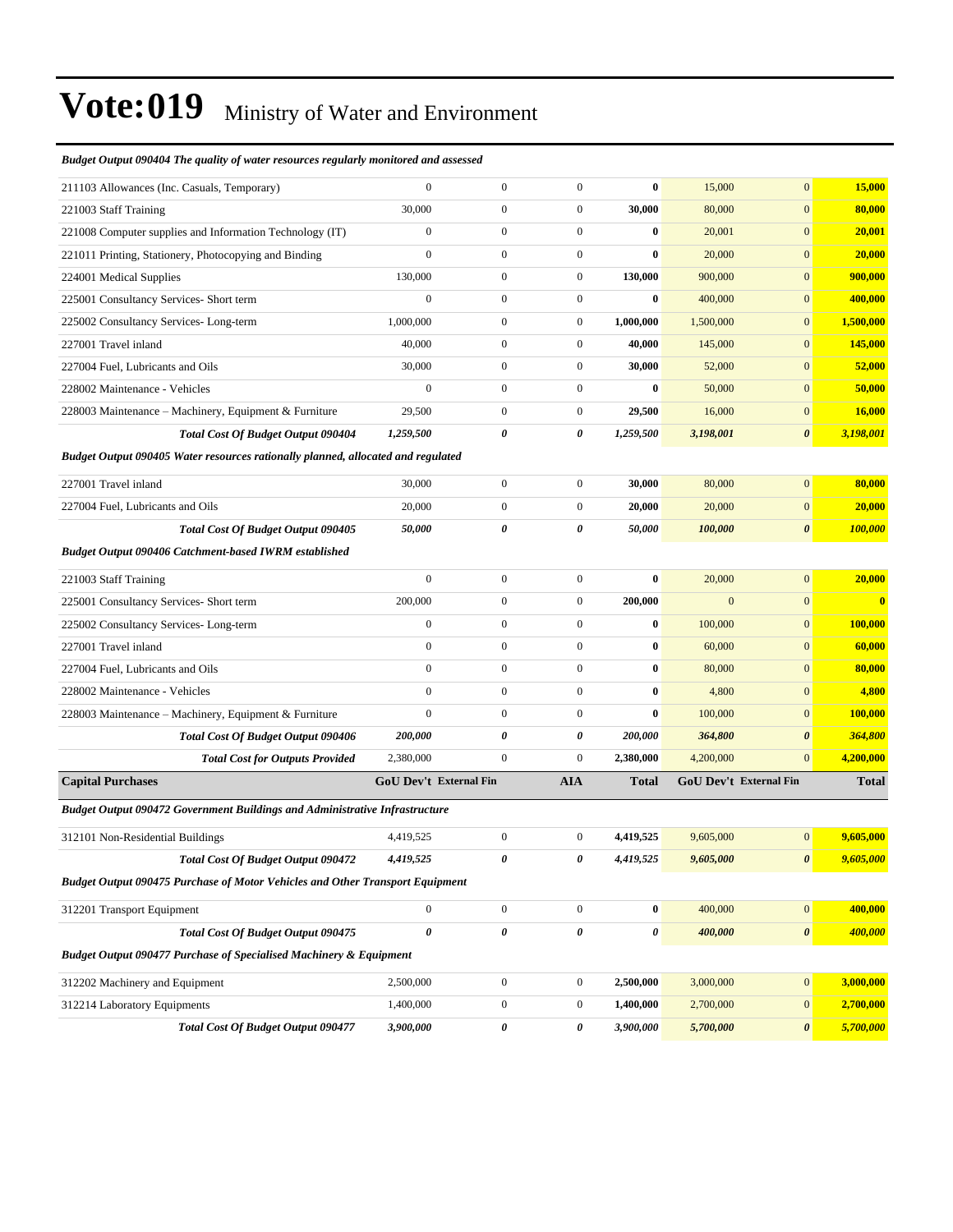# Vote:019 Ministry of Water and Environment

| | | | | | | | |
|---|---|---|---|---|---|---|---|
| ***Budget Output 090404 The quality of water resources regularly monitored and assessed*** | | | | | | | |
| 211103 Allowances (Inc. Casuals, Temporary) | 0 | 0 | 0 | **0** | 15,000 | 0 | **15,000** |
| 221003 Staff Training | 30,000 | 0 | 0 | **30,000** | 80,000 | 0 | **80,000** |
| 221008 Computer supplies and Information Technology (IT) | 0 | 0 | 0 | **0** | 20,001 | 0 | **20,001** |
| 221011 Printing, Stationery, Photocopying and Binding | 0 | 0 | 0 | **0** | 20,000 | 0 | **20,000** |
| 224001 Medical Supplies | 130,000 | 0 | 0 | **130,000** | 900,000 | 0 | **900,000** |
| 225001 Consultancy Services- Short term | 0 | 0 | 0 | **0** | 400,000 | 0 | **400,000** |
| 225002 Consultancy Services- Long-term | 1,000,000 | 0 | 0 | **1,000,000** | 1,500,000 | 0 | **1,500,000** |
| 227001 Travel inland | 40,000 | 0 | 0 | **40,000** | 145,000 | 0 | **145,000** |
| 227004 Fuel, Lubricants and Oils | 30,000 | 0 | 0 | **30,000** | 52,000 | 0 | **52,000** |
| 228002 Maintenance - Vehicles | 0 | 0 | 0 | **0** | 50,000 | 0 | **50,000** |
| 228003 Maintenance – Machinery, Equipment & Furniture | 29,500 | 0 | 0 | **29,500** | 16,000 | 0 | **16,000** |
| ***Total Cost Of Budget Output 090404*** | ***1,259,500*** | ***0*** | ***0*** | ***1,259,500*** | ***3,198,001*** | ***0*** | ***3,198,001*** |
| ***Budget Output 090405 Water resources rationally planned, allocated and regulated*** | | | | | | | |
| 227001 Travel inland | 30,000 | 0 | 0 | **30,000** | 80,000 | 0 | **80,000** |
| 227004 Fuel, Lubricants and Oils | 20,000 | 0 | 0 | **20,000** | 20,000 | 0 | **20,000** |
| ***Total Cost Of Budget Output 090405*** | ***50,000*** | ***0*** | ***0*** | ***50,000*** | ***100,000*** | ***0*** | ***100,000*** |
| ***Budget Output 090406 Catchment-based IWRM established*** | | | | | | | |
| 221003 Staff Training | 0 | 0 | 0 | **0** | 20,000 | 0 | **20,000** |
| 225001 Consultancy Services- Short term | 200,000 | 0 | 0 | **200,000** | 0 | 0 | **0** |
| 225002 Consultancy Services- Long-term | 0 | 0 | 0 | **0** | 100,000 | 0 | **100,000** |
| 227001 Travel inland | 0 | 0 | 0 | **0** | 60,000 | 0 | **60,000** |
| 227004 Fuel, Lubricants and Oils | 0 | 0 | 0 | **0** | 80,000 | 0 | **80,000** |
| 228002 Maintenance - Vehicles | 0 | 0 | 0 | **0** | 4,800 | 0 | **4,800** |
| 228003 Maintenance – Machinery, Equipment & Furniture | 0 | 0 | 0 | **0** | 100,000 | 0 | **100,000** |
| ***Total Cost Of Budget Output 090406*** | ***200,000*** | ***0*** | ***0*** | ***200,000*** | ***364,800*** | ***0*** | ***364,800*** |
| ***Total Cost for Outputs Provided*** | 2,380,000 | 0 | 0 | **2,380,000** | 4,200,000 | 0 | **4,200,000** |
| **Capital Purchases** | **GoU Dev't** | **External Fin** | **AIA** | **Total** | **GoU Dev't** | **External Fin** | **Total** |
| ***Budget Output 090472 Government Buildings and Administrative Infrastructure*** | | | | | | | |
| 312101 Non-Residential Buildings | 4,419,525 | 0 | 0 | **4,419,525** | 9,605,000 | 0 | **9,605,000** |
| ***Total Cost Of Budget Output 090472*** | ***4,419,525*** | ***0*** | ***0*** | ***4,419,525*** | ***9,605,000*** | ***0*** | ***9,605,000*** |
| ***Budget Output 090475 Purchase of Motor Vehicles and Other Transport Equipment*** | | | | | | | |
| 312201 Transport Equipment | 0 | 0 | 0 | **0** | 400,000 | 0 | **400,000** |
| ***Total Cost Of Budget Output 090475*** | ***0*** | ***0*** | ***0*** | ***0*** | ***400,000*** | ***0*** | ***400,000*** |
| ***Budget Output 090477 Purchase of Specialised Machinery & Equipment*** | | | | | | | |
| 312202 Machinery and Equipment | 2,500,000 | 0 | 0 | **2,500,000** | 3,000,000 | 0 | **3,000,000** |
| 312214 Laboratory Equipments | 1,400,000 | 0 | 0 | **1,400,000** | 2,700,000 | 0 | **2,700,000** |
| ***Total Cost Of Budget Output 090477*** | ***3,900,000*** | ***0*** | ***0*** | ***3,900,000*** | ***5,700,000*** | ***0*** | ***5,700,000*** |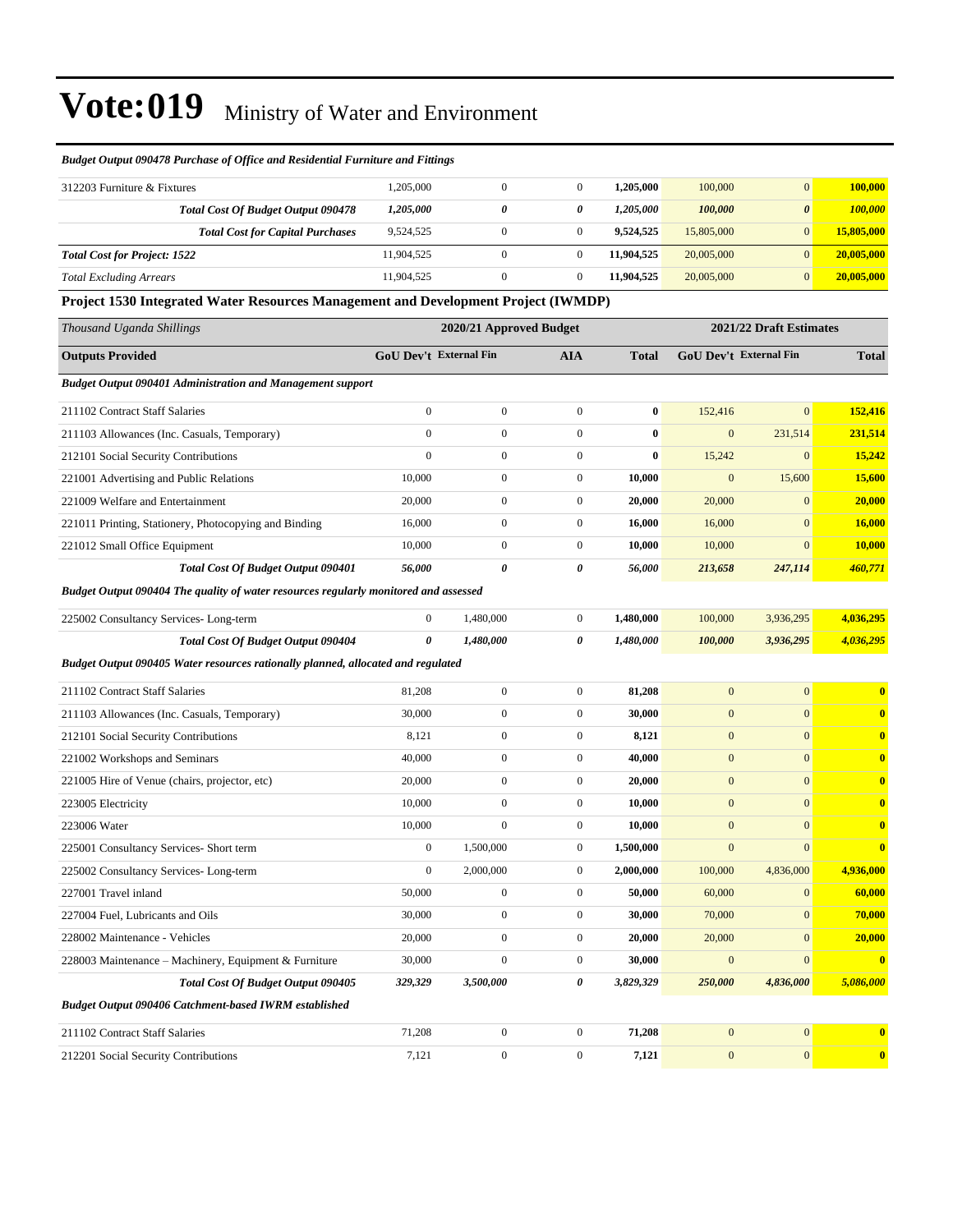# Vote:019 Ministry of Water and Environment

***Budget Output 090478 Purchase of Office and Residential Furniture and Fittings***

| | | | | | | | |
|---|---|---|---|---|---|---|---|
| 312203 Furniture & Fixtures | 1,205,000 | 0 | 0 | **1,205,000** | 100,000 | 0 | **100,000** |
| ***Total Cost Of Budget Output 090478*** | ***1,205,000*** | ***0*** | ***0*** | ***1,205,000*** | ***100,000*** | ***0*** | ***100,000*** |
| ***Total Cost for Capital Purchases*** | 9,524,525 | 0 | 0 | **9,524,525** | 15,805,000 | 0 | **15,805,000** |
| ***Total Cost for Project: 1522*** | 11,904,525 | 0 | 0 | **11,904,525** | 20,005,000 | 0 | **20,005,000** |
| *Total Excluding Arrears* | 11,904,525 | 0 | 0 | **11,904,525** | 20,005,000 | 0 | **20,005,000** |

**Project 1530 Integrated Water Resources Management and Development Project (IWMDP)**

| *Thousand Uganda Shillings* | 2020/21 Approved Budget | | | | 2021/22 Draft Estimates | | |
|---|---|---|---|---|---|---|---|
| **Outputs Provided** | **GoU Dev't** | **External Fin** | **AIA** | **Total** | **GoU Dev't** | **External Fin** | **Total** |
| ***Budget Output 090401 Administration and Management support*** | | | | | | | |
| 211102 Contract Staff Salaries | 0 | 0 | 0 | **0** | 152,416 | 0 | **152,416** |
| 211103 Allowances (Inc. Casuals, Temporary) | 0 | 0 | 0 | **0** | 0 | 231,514 | **231,514** |
| 212101 Social Security Contributions | 0 | 0 | 0 | **0** | 15,242 | 0 | **15,242** |
| 221001 Advertising and Public Relations | 10,000 | 0 | 0 | **10,000** | 0 | 15,600 | **15,600** |
| 221009 Welfare and Entertainment | 20,000 | 0 | 0 | **20,000** | 20,000 | 0 | **20,000** |
| 221011 Printing, Stationery, Photocopying and Binding | 16,000 | 0 | 0 | **16,000** | 16,000 | 0 | **16,000** |
| 221012 Small Office Equipment | 10,000 | 0 | 0 | **10,000** | 10,000 | 0 | **10,000** |
| ***Total Cost Of Budget Output 090401*** | ***56,000*** | ***0*** | ***0*** | ***56,000*** | ***213,658*** | ***247,114*** | ***460,771*** |
| ***Budget Output 090404 The quality of water resources regularly monitored and assessed*** | | | | | | | |
| 225002 Consultancy Services- Long-term | 0 | 1,480,000 | 0 | **1,480,000** | 100,000 | 3,936,295 | **4,036,295** |
| ***Total Cost Of Budget Output 090404*** | ***0*** | ***1,480,000*** | ***0*** | ***1,480,000*** | ***100,000*** | ***3,936,295*** | ***4,036,295*** |
| ***Budget Output 090405 Water resources rationally planned, allocated and regulated*** | | | | | | | |
| 211102 Contract Staff Salaries | 81,208 | 0 | 0 | **81,208** | 0 | 0 | **0** |
| 211103 Allowances (Inc. Casuals, Temporary) | 30,000 | 0 | 0 | **30,000** | 0 | 0 | **0** |
| 212101 Social Security Contributions | 8,121 | 0 | 0 | **8,121** | 0 | 0 | **0** |
| 221002 Workshops and Seminars | 40,000 | 0 | 0 | **40,000** | 0 | 0 | **0** |
| 221005 Hire of Venue (chairs, projector, etc) | 20,000 | 0 | 0 | **20,000** | 0 | 0 | **0** |
| 223005 Electricity | 10,000 | 0 | 0 | **10,000** | 0 | 0 | **0** |
| 223006 Water | 10,000 | 0 | 0 | **10,000** | 0 | 0 | **0** |
| 225001 Consultancy Services- Short term | 0 | 1,500,000 | 0 | **1,500,000** | 0 | 0 | **0** |
| 225002 Consultancy Services- Long-term | 0 | 2,000,000 | 0 | **2,000,000** | 100,000 | 4,836,000 | **4,936,000** |
| 227001 Travel inland | 50,000 | 0 | 0 | **50,000** | 60,000 | 0 | **60,000** |
| 227004 Fuel, Lubricants and Oils | 30,000 | 0 | 0 | **30,000** | 70,000 | 0 | **70,000** |
| 228002 Maintenance - Vehicles | 20,000 | 0 | 0 | **20,000** | 20,000 | 0 | **20,000** |
| 228003 Maintenance – Machinery, Equipment & Furniture | 30,000 | 0 | 0 | **30,000** | 0 | 0 | **0** |
| ***Total Cost Of Budget Output 090405*** | ***329,329*** | ***3,500,000*** | ***0*** | ***3,829,329*** | ***250,000*** | ***4,836,000*** | ***5,086,000*** |
| ***Budget Output 090406 Catchment-based IWRM established*** | | | | | | | |
| 211102 Contract Staff Salaries | 71,208 | 0 | 0 | **71,208** | 0 | 0 | **0** |
| 212201 Social Security Contributions | 7,121 | 0 | 0 | **7,121** | 0 | 0 | **0** |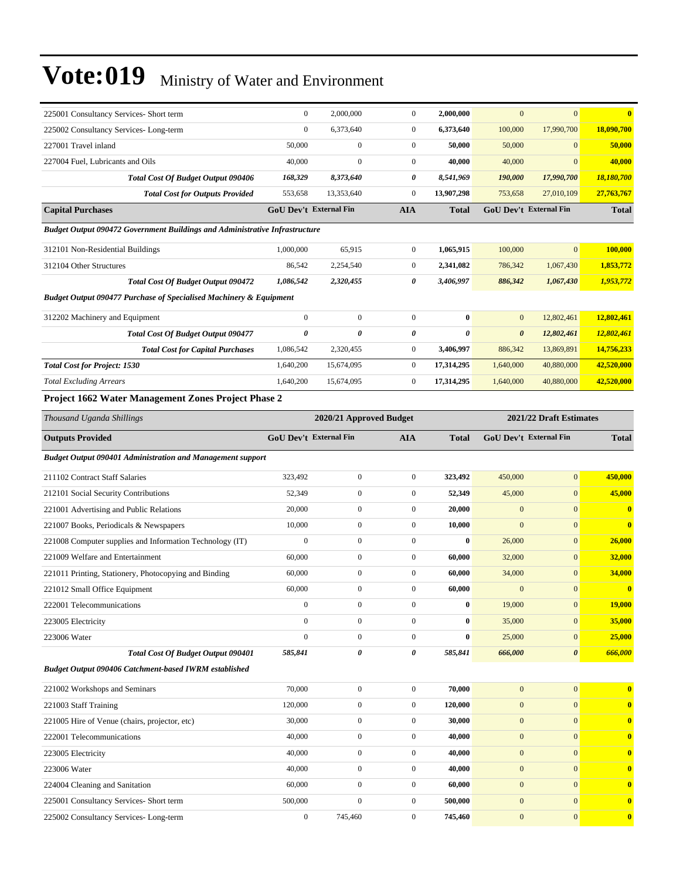# Vote:019 Ministry of Water and Environment

| | | | | | | | |
|---|---|---|---|---|---|---|---|
| 225001 Consultancy Services- Short term | 0 | 2,000,000 | 0 | **2,000,000** | 0 | 0 | **0** |
| 225002 Consultancy Services- Long-term | 0 | 6,373,640 | 0 | **6,373,640** | 100,000 | 17,990,700 | **18,090,700** |
| 227001 Travel inland | 50,000 | 0 | 0 | **50,000** | 50,000 | 0 | **50,000** |
| 227004 Fuel, Lubricants and Oils | 40,000 | 0 | 0 | **40,000** | 40,000 | 0 | **40,000** |
| ***Total Cost Of Budget Output 090406*** | ***168,329*** | ***8,373,640*** | ***0*** | ***8,541,969*** | ***190,000*** | ***17,990,700*** | ***18,180,700*** |
| ***Total Cost for Outputs Provided*** | 553,658 | 13,353,640 | 0 | 13,907,298 | 753,658 | 27,010,109 | 27,763,767 |
| **Capital Purchases** | **GoU Dev't** | **External Fin** | **AIA** | **Total** | **GoU Dev't** | **External Fin** | **Total** |
| ***Budget Output 090472 Government Buildings and Administrative Infrastructure*** | | | | | | | |
| 312101 Non-Residential Buildings | 1,000,000 | 65,915 | 0 | **1,065,915** | 100,000 | 0 | **100,000** |
| 312104 Other Structures | 86,542 | 2,254,540 | 0 | **2,341,082** | 786,342 | 1,067,430 | **1,853,772** |
| ***Total Cost Of Budget Output 090472*** | ***1,086,542*** | ***2,320,455*** | ***0*** | ***3,406,997*** | ***886,342*** | ***1,067,430*** | ***1,953,772*** |
| ***Budget Output 090477 Purchase of Specialised Machinery & Equipment*** | | | | | | | |
| 312202 Machinery and Equipment | 0 | 0 | 0 | **0** | 0 | 12,802,461 | **12,802,461** |
| ***Total Cost Of Budget Output 090477*** | ***0*** | ***0*** | ***0*** | ***0*** | ***0*** | ***12,802,461*** | ***12,802,461*** |
| ***Total Cost for Capital Purchases*** | 1,086,542 | 2,320,455 | 0 | 3,406,997 | 886,342 | 13,869,891 | 14,756,233 |
| ***Total Cost for Project: 1530*** | 1,640,200 | 15,674,095 | 0 | 17,314,295 | 1,640,000 | 40,880,000 | 42,520,000 |
| *Total Excluding Arrears* | 1,640,200 | 15,674,095 | 0 | 17,314,295 | 1,640,000 | 40,880,000 | 42,520,000 |

### Project 1662 Water Management Zones Project Phase 2

| *Thousand Uganda Shillings* | 2020/21 Approved Budget | | | | 2021/22 Draft Estimates | | |
|---|---|---|---|---|---|---|---|
| **Outputs Provided** | **GoU Dev't** | **External Fin** | **AIA** | **Total** | **GoU Dev't** | **External Fin** | **Total** |
| ***Budget Output 090401 Administration and Management support*** | | | | | | | |
| 211102 Contract Staff Salaries | 323,492 | 0 | 0 | **323,492** | 450,000 | 0 | **450,000** |
| 212101 Social Security Contributions | 52,349 | 0 | 0 | **52,349** | 45,000 | 0 | **45,000** |
| 221001 Advertising and Public Relations | 20,000 | 0 | 0 | **20,000** | 0 | 0 | **0** |
| 221007 Books, Periodicals & Newspapers | 10,000 | 0 | 0 | **10,000** | 0 | 0 | **0** |
| 221008 Computer supplies and Information Technology (IT) | 0 | 0 | 0 | **0** | 26,000 | 0 | **26,000** |
| 221009 Welfare and Entertainment | 60,000 | 0 | 0 | **60,000** | 32,000 | 0 | **32,000** |
| 221011 Printing, Stationery, Photocopying and Binding | 60,000 | 0 | 0 | **60,000** | 34,000 | 0 | **34,000** |
| 221012 Small Office Equipment | 60,000 | 0 | 0 | **60,000** | 0 | 0 | **0** |
| 222001 Telecommunications | 0 | 0 | 0 | **0** | 19,000 | 0 | **19,000** |
| 223005 Electricity | 0 | 0 | 0 | **0** | 35,000 | 0 | **35,000** |
| 223006 Water | 0 | 0 | 0 | **0** | 25,000 | 0 | **25,000** |
| ***Total Cost Of Budget Output 090401*** | ***585,841*** | ***0*** | ***0*** | ***585,841*** | ***666,000*** | ***0*** | ***666,000*** |
| ***Budget Output 090406 Catchment-based IWRM established*** | | | | | | | |
| 221002 Workshops and Seminars | 70,000 | 0 | 0 | **70,000** | 0 | 0 | **0** |
| 221003 Staff Training | 120,000 | 0 | 0 | **120,000** | 0 | 0 | **0** |
| 221005 Hire of Venue (chairs, projector, etc) | 30,000 | 0 | 0 | **30,000** | 0 | 0 | **0** |
| 222001 Telecommunications | 40,000 | 0 | 0 | **40,000** | 0 | 0 | **0** |
| 223005 Electricity | 40,000 | 0 | 0 | **40,000** | 0 | 0 | **0** |
| 223006 Water | 40,000 | 0 | 0 | **40,000** | 0 | 0 | **0** |
| 224004 Cleaning and Sanitation | 60,000 | 0 | 0 | **60,000** | 0 | 0 | **0** |
| 225001 Consultancy Services- Short term | 500,000 | 0 | 0 | **500,000** | 0 | 0 | **0** |
| 225002 Consultancy Services- Long-term | 0 | 745,460 | 0 | **745,460** | 0 | 0 | **0** |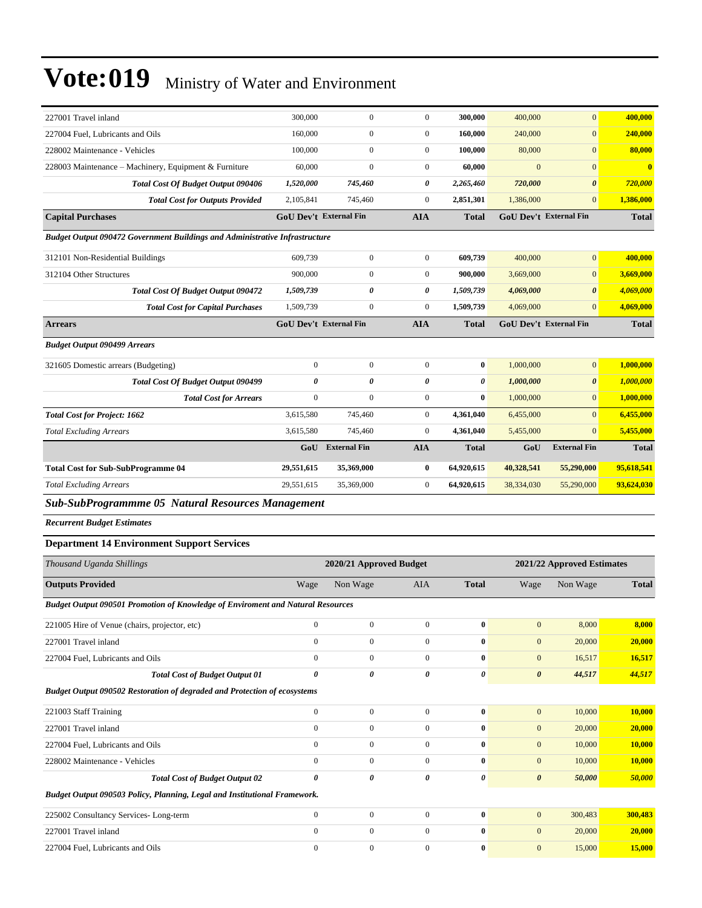# Vote:019 Ministry of Water and Environment

| | | | | | | | |
|---|---|---|---|---|---|---|---|
| 227001 Travel inland | 300,000 | 0 | 0 | **300,000** | 400,000 | 0 | **400,000** |
| 227004 Fuel, Lubricants and Oils | 160,000 | 0 | 0 | **160,000** | 240,000 | 0 | **240,000** |
| 228002 Maintenance - Vehicles | 100,000 | 0 | 0 | **100,000** | 80,000 | 0 | **80,000** |
| 228003 Maintenance – Machinery, Equipment & Furniture | 60,000 | 0 | 0 | **60,000** | 0 | 0 | **0** |
| ***Total Cost Of Budget Output 090406*** | ***1,520,000*** | ***745,460*** | ***0*** | ***2,265,460*** | ***720,000*** | ***0*** | ***720,000*** |
| ***Total Cost for Outputs Provided*** | 2,105,841 | 745,460 | 0 | **2,851,301** | 1,386,000 | 0 | **1,386,000** |
| **Capital Purchases** | **GoU Dev't** | **External Fin** | **AIA** | **Total** | **GoU Dev't** | **External Fin** | **Total** |
| ***Budget Output 090472 Government Buildings and Administrative Infrastructure*** | | | | | | | |
| 312101 Non-Residential Buildings | 609,739 | 0 | 0 | **609,739** | 400,000 | 0 | **400,000** |
| 312104 Other Structures | 900,000 | 0 | 0 | **900,000** | 3,669,000 | 0 | **3,669,000** |
| ***Total Cost Of Budget Output 090472*** | ***1,509,739*** | ***0*** | ***0*** | ***1,509,739*** | ***4,069,000*** | ***0*** | ***4,069,000*** |
| ***Total Cost for Capital Purchases*** | 1,509,739 | 0 | 0 | **1,509,739** | 4,069,000 | 0 | **4,069,000** |
| **Arrears** | **GoU Dev't** | **External Fin** | **AIA** | **Total** | **GoU Dev't** | **External Fin** | **Total** |
| ***Budget Output 090499 Arrears*** | | | | | | | |
| 321605 Domestic arrears (Budgeting) | 0 | 0 | 0 | **0** | 1,000,000 | 0 | **1,000,000** |
| ***Total Cost Of Budget Output 090499*** | ***0*** | ***0*** | ***0*** | ***0*** | ***1,000,000*** | ***0*** | ***1,000,000*** |
| ***Total Cost for Arrears*** | 0 | 0 | 0 | **0** | 1,000,000 | 0 | **1,000,000** |
| ***Total Cost for Project: 1662*** | 3,615,580 | 745,460 | 0 | **4,361,040** | 6,455,000 | 0 | **6,455,000** |
| *Total Excluding Arrears* | 3,615,580 | 745,460 | 0 | **4,361,040** | 5,455,000 | 0 | **5,455,000** |
| | **GoU** | **External Fin** | **AIA** | **Total** | **GoU** | **External Fin** | **Total** |
| **Total Cost for Sub-SubProgramme 04** | **29,551,615** | **35,369,000** | **0** | **64,920,615** | **40,328,541** | **55,290,000** | **95,618,541** |
| *Total Excluding Arrears* | 29,551,615 | 35,369,000 | 0 | **64,920,615** | 38,334,030 | 55,290,000 | **93,624,030** |

## *Sub-SubProgrammme 05 Natural Resources Management*

***Recurrent Budget Estimates***

### Department 14 Environment Support Services

| *Thousand Uganda Shillings* | 2020/21 Approved Budget | | | | 2021/22 Approved Estimates | | |
|---|---|---|---|---|---|---|---|
| **Outputs Provided** | Wage | Non Wage | AIA | **Total** | Wage | Non Wage | **Total** |
| ***Budget Output 090501 Promotion of Knowledge of Enviroment and Natural Resources*** | | | | | | | |
| 221005 Hire of Venue (chairs, projector, etc) | 0 | 0 | 0 | **0** | 0 | 8,000 | **8,000** |
| 227001 Travel inland | 0 | 0 | 0 | **0** | 0 | 20,000 | **20,000** |
| 227004 Fuel, Lubricants and Oils | 0 | 0 | 0 | **0** | 0 | 16,517 | **16,517** |
| ***Total Cost of Budget Output 01*** | ***0*** | ***0*** | ***0*** | ***0*** | ***0*** | ***44,517*** | ***44,517*** |
| ***Budget Output 090502 Restoration of degraded and Protection of ecosystems*** | | | | | | | |
| 221003 Staff Training | 0 | 0 | 0 | **0** | 0 | 10,000 | **10,000** |
| 227001 Travel inland | 0 | 0 | 0 | **0** | 0 | 20,000 | **20,000** |
| 227004 Fuel, Lubricants and Oils | 0 | 0 | 0 | **0** | 0 | 10,000 | **10,000** |
| 228002 Maintenance - Vehicles | 0 | 0 | 0 | **0** | 0 | 10,000 | **10,000** |
| ***Total Cost of Budget Output 02*** | ***0*** | ***0*** | ***0*** | ***0*** | ***0*** | ***50,000*** | ***50,000*** |
| ***Budget Output 090503 Policy, Planning, Legal and Institutional Framework.*** | | | | | | | |
| 225002 Consultancy Services- Long-term | 0 | 0 | 0 | **0** | 0 | 300,483 | **300,483** |
| 227001 Travel inland | 0 | 0 | 0 | **0** | 0 | 20,000 | **20,000** |
| 227004 Fuel, Lubricants and Oils | 0 | 0 | 0 | **0** | 0 | 15,000 | **15,000** |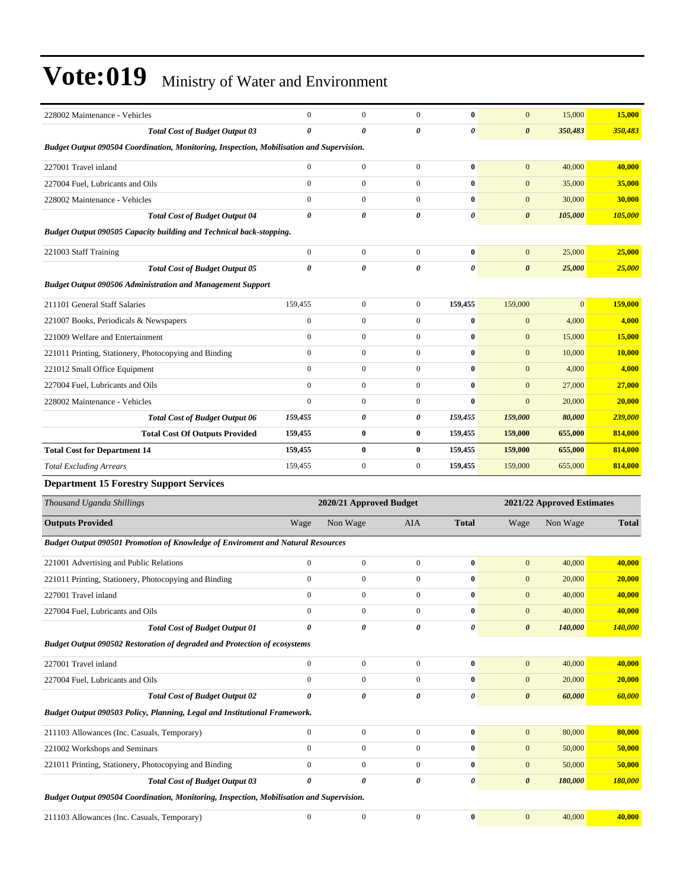| | | | | | | | |
|---|---|---|---|---|---|---|---|
| 228002 Maintenance - Vehicles | 0 | 0 | 0 | **0** | 0 | 15,000 | **15,000** |
| ***Total Cost of Budget Output 03*** | ***0*** | ***0*** | ***0*** | ***0*** | ***0*** | ***350,483*** | ***350,483*** |
| ***Budget Output 090504 Coordination, Monitoring, Inspection, Mobilisation and Supervision.*** | | | | | | | |
| 227001 Travel inland | 0 | 0 | 0 | **0** | 0 | 40,000 | **40,000** |
| 227004 Fuel, Lubricants and Oils | 0 | 0 | 0 | **0** | 0 | 35,000 | **35,000** |
| 228002 Maintenance - Vehicles | 0 | 0 | 0 | **0** | 0 | 30,000 | **30,000** |
| ***Total Cost of Budget Output 04*** | ***0*** | ***0*** | ***0*** | ***0*** | ***0*** | ***105,000*** | ***105,000*** |
| ***Budget Output 090505 Capacity building and Technical back-stopping.*** | | | | | | | |
| 221003 Staff Training | 0 | 0 | 0 | **0** | 0 | 25,000 | **25,000** |
| ***Total Cost of Budget Output 05*** | ***0*** | ***0*** | ***0*** | ***0*** | ***0*** | ***25,000*** | ***25,000*** |
| ***Budget Output 090506 Administration and Management Support*** | | | | | | | |
| 211101 General Staff Salaries | 159,455 | 0 | 0 | **159,455** | 159,000 | 0 | **159,000** |
| 221007 Books, Periodicals & Newspapers | 0 | 0 | 0 | **0** | 0 | 4,000 | **4,000** |
| 221009 Welfare and Entertainment | 0 | 0 | 0 | **0** | 0 | 15,000 | **15,000** |
| 221011 Printing, Stationery, Photocopying and Binding | 0 | 0 | 0 | **0** | 0 | 10,000 | **10,000** |
| 221012 Small Office Equipment | 0 | 0 | 0 | **0** | 0 | 4,000 | **4,000** |
| 227004 Fuel, Lubricants and Oils | 0 | 0 | 0 | **0** | 0 | 27,000 | **27,000** |
| 228002 Maintenance - Vehicles | 0 | 0 | 0 | **0** | 0 | 20,000 | **20,000** |
| ***Total Cost of Budget Output 06*** | ***159,455*** | ***0*** | ***0*** | ***159,455*** | ***159,000*** | ***80,000*** | ***239,000*** |
| **Total Cost Of Outputs Provided** | **159,455** | **0** | **0** | **159,455** | **159,000** | **655,000** | **814,000** |
| **Total Cost for Department 14** | **159,455** | **0** | **0** | **159,455** | **159,000** | **655,000** | **814,000** |
| *Total Excluding Arrears* | 159,455 | 0 | 0 | **159,455** | 159,000 | 655,000 | **814,000** |

**Department 15 Forestry Support Services**

| *Thousand Uganda Shillings* | 2020/21 Approved Budget | | | | 2021/22 Approved Estimates | | |
|---|---|---|---|---|---|---|---|
| **Outputs Provided** | Wage | Non Wage | AIA | **Total** | Wage | Non Wage | **Total** |
| ***Budget Output 090501 Promotion of Knowledge of Enviroment and Natural Resources*** | | | | | | | |
| 221001 Advertising and Public Relations | 0 | 0 | 0 | **0** | 0 | 40,000 | **40,000** |
| 221011 Printing, Stationery, Photocopying and Binding | 0 | 0 | 0 | **0** | 0 | 20,000 | **20,000** |
| 227001 Travel inland | 0 | 0 | 0 | **0** | 0 | 40,000 | **40,000** |
| 227004 Fuel, Lubricants and Oils | 0 | 0 | 0 | **0** | 0 | 40,000 | **40,000** |
| ***Total Cost of Budget Output 01*** | ***0*** | ***0*** | ***0*** | ***0*** | ***0*** | ***140,000*** | ***140,000*** |
| ***Budget Output 090502 Restoration of degraded and Protection of ecosystems*** | | | | | | | |
| 227001 Travel inland | 0 | 0 | 0 | **0** | 0 | 40,000 | **40,000** |
| 227004 Fuel, Lubricants and Oils | 0 | 0 | 0 | **0** | 0 | 20,000 | **20,000** |
| ***Total Cost of Budget Output 02*** | ***0*** | ***0*** | ***0*** | ***0*** | ***0*** | ***60,000*** | ***60,000*** |
| ***Budget Output 090503 Policy, Planning, Legal and Institutional Framework.*** | | | | | | | |
| 211103 Allowances (Inc. Casuals, Temporary) | 0 | 0 | 0 | **0** | 0 | 80,000 | **80,000** |
| 221002 Workshops and Seminars | 0 | 0 | 0 | **0** | 0 | 50,000 | **50,000** |
| 221011 Printing, Stationery, Photocopying and Binding | 0 | 0 | 0 | **0** | 0 | 50,000 | **50,000** |
| ***Total Cost of Budget Output 03*** | ***0*** | ***0*** | ***0*** | ***0*** | ***0*** | ***180,000*** | ***180,000*** |
| ***Budget Output 090504 Coordination, Monitoring, Inspection, Mobilisation and Supervision.*** | | | | | | | |
| 211103 Allowances (Inc. Casuals, Temporary) | 0 | 0 | 0 | **0** | 0 | 40,000 | **40,000** |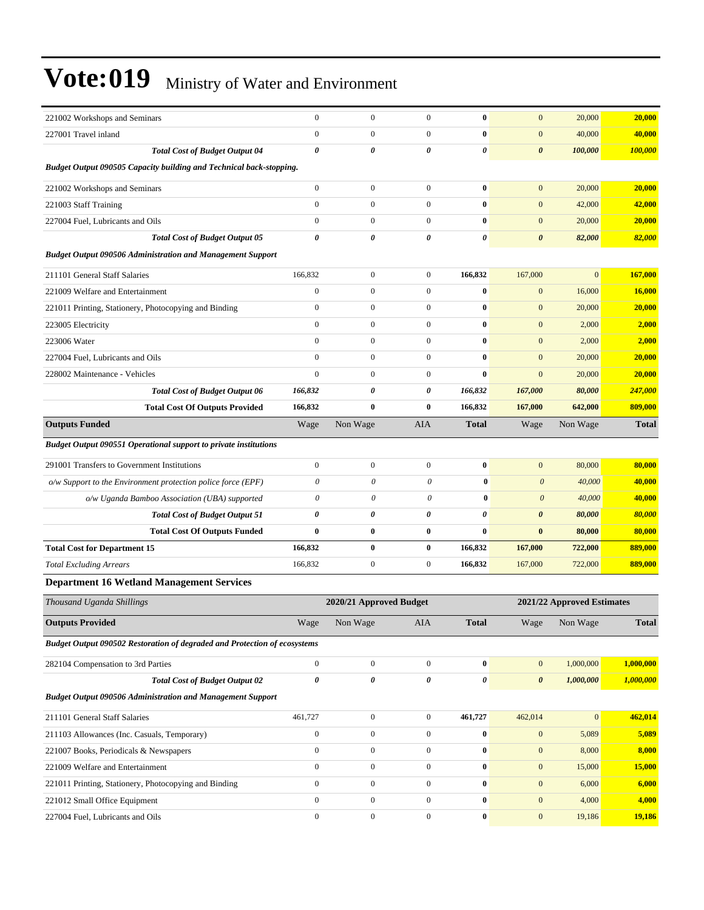| | Wage | Non Wage | AIA | Total | Wage | Non Wage | Total |
|---|---|---|---|---|---|---|---|
| 221002 Workshops and Seminars | 0 | 0 | 0 | **0** | 0 | 20,000 | **20,000** |
| 227001 Travel inland | 0 | 0 | 0 | **0** | 0 | 40,000 | **40,000** |
| ***Total Cost of Budget Output 04*** | ***0*** | ***0*** | ***0*** | ***0*** | ***0*** | ***100,000*** | ***100,000*** |
| ***Budget Output 090505 Capacity building and Technical back-stopping.*** | | | | | | | |
| 221002 Workshops and Seminars | 0 | 0 | 0 | **0** | 0 | 20,000 | **20,000** |
| 221003 Staff Training | 0 | 0 | 0 | **0** | 0 | 42,000 | **42,000** |
| 227004 Fuel, Lubricants and Oils | 0 | 0 | 0 | **0** | 0 | 20,000 | **20,000** |
| ***Total Cost of Budget Output 05*** | ***0*** | ***0*** | ***0*** | ***0*** | ***0*** | ***82,000*** | ***82,000*** |
| ***Budget Output 090506 Administration and Management Support*** | | | | | | | |
| 211101 General Staff Salaries | 166,832 | 0 | 0 | **166,832** | 167,000 | 0 | **167,000** |
| 221009 Welfare and Entertainment | 0 | 0 | 0 | **0** | 0 | 16,000 | **16,000** |
| 221011 Printing, Stationery, Photocopying and Binding | 0 | 0 | 0 | **0** | 0 | 20,000 | **20,000** |
| 223005 Electricity | 0 | 0 | 0 | **0** | 0 | 2,000 | **2,000** |
| 223006 Water | 0 | 0 | 0 | **0** | 0 | 2,000 | **2,000** |
| 227004 Fuel, Lubricants and Oils | 0 | 0 | 0 | **0** | 0 | 20,000 | **20,000** |
| 228002 Maintenance - Vehicles | 0 | 0 | 0 | **0** | 0 | 20,000 | **20,000** |
| ***Total Cost of Budget Output 06*** | ***166,832*** | ***0*** | ***0*** | ***166,832*** | ***167,000*** | ***80,000*** | ***247,000*** |
| **Total Cost Of Outputs Provided** | **166,832** | **0** | **0** | **166,832** | **167,000** | **642,000** | **809,000** |
| **Outputs Funded** | Wage | Non Wage | AIA | **Total** | Wage | Non Wage | **Total** |
| ***Budget Output 090551 Operational support to private institutions*** | | | | | | | |
| 291001 Transfers to Government Institutions | 0 | 0 | 0 | **0** | 0 | 80,000 | **80,000** |
| *o/w Support to the Environment protection police force (EPF)* | *0* | *0* | *0* | **0** | *0* | *40,000* | **40,000** |
| *o/w Uganda Bamboo Association (UBA) supported* | *0* | *0* | *0* | **0** | *0* | *40,000* | **40,000** |
| ***Total Cost of Budget Output 51*** | ***0*** | ***0*** | ***0*** | ***0*** | ***0*** | ***80,000*** | ***80,000*** |
| **Total Cost Of Outputs Funded** | **0** | **0** | **0** | **0** | **0** | **80,000** | **80,000** |
| **Total Cost for Department 15** | **166,832** | **0** | **0** | **166,832** | **167,000** | **722,000** | **889,000** |
| *Total Excluding Arrears* | 166,832 | 0 | 0 | **166,832** | 167,000 | 722,000 | **889,000** |

### Department 16 Wetland Management Services

| *Thousand Uganda Shillings* | 2020/21 Approved Budget | | | | 2021/22 Approved Estimates | | |
|---|---|---|---|---|---|---|---|
| **Outputs Provided** | Wage | Non Wage | AIA | **Total** | Wage | Non Wage | **Total** |
| ***Budget Output 090502 Restoration of degraded and Protection of ecosystems*** | | | | | | | |
| 282104 Compensation to 3rd Parties | 0 | 0 | 0 | **0** | 0 | 1,000,000 | **1,000,000** |
| ***Total Cost of Budget Output 02*** | ***0*** | ***0*** | ***0*** | ***0*** | ***0*** | ***1,000,000*** | ***1,000,000*** |
| ***Budget Output 090506 Administration and Management Support*** | | | | | | | |
| 211101 General Staff Salaries | 461,727 | 0 | 0 | **461,727** | 462,014 | 0 | **462,014** |
| 211103 Allowances (Inc. Casuals, Temporary) | 0 | 0 | 0 | **0** | 0 | 5,089 | **5,089** |
| 221007 Books, Periodicals & Newspapers | 0 | 0 | 0 | **0** | 0 | 8,000 | **8,000** |
| 221009 Welfare and Entertainment | 0 | 0 | 0 | **0** | 0 | 15,000 | **15,000** |
| 221011 Printing, Stationery, Photocopying and Binding | 0 | 0 | 0 | **0** | 0 | 6,000 | **6,000** |
| 221012 Small Office Equipment | 0 | 0 | 0 | **0** | 0 | 4,000 | **4,000** |
| 227004 Fuel, Lubricants and Oils | 0 | 0 | 0 | **0** | 0 | 19,186 | **19,186** |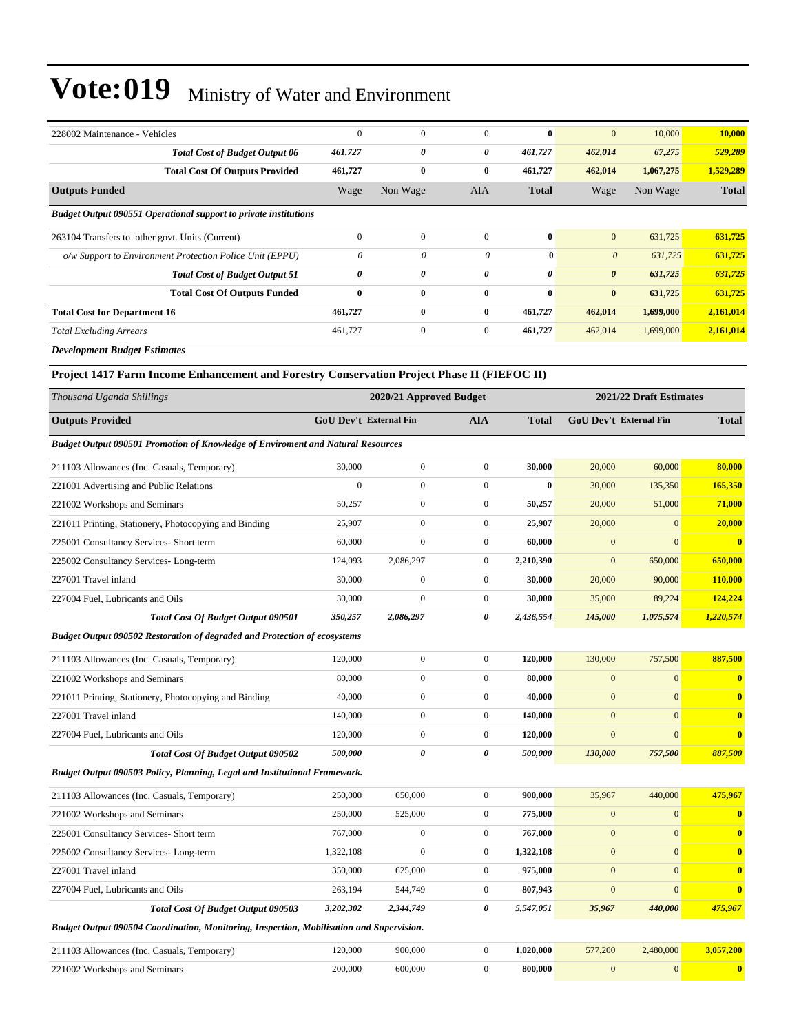| | | | | | | | |
|---|---|---|---|---|---|---|---|
| 228002 Maintenance - Vehicles | 0 | 0 | 0 | **0** | 0 | 10,000 | **10,000** |
| ***Total Cost of Budget Output 06*** | ***461,727*** | ***0*** | ***0*** | ***461,727*** | ***462,014*** | ***67,275*** | ***529,289*** |
| **Total Cost Of Outputs Provided** | **461,727** | **0** | **0** | **461,727** | **462,014** | **1,067,275** | **1,529,289** |
| **Outputs Funded** | Wage | Non Wage | AIA | **Total** | Wage | Non Wage | **Total** |
| ***Budget Output 090551 Operational support to private institutions*** | | | | | | | |
| 263104 Transfers to other govt. Units (Current) | 0 | 0 | 0 | **0** | 0 | 631,725 | **631,725** |
| *o/w Support to Environment Protection Police Unit (EPPU)* | *0* | *0* | *0* | **0** | *0* | *631,725* | **631,725** |
| ***Total Cost of Budget Output 51*** | ***0*** | ***0*** | ***0*** | ***0*** | ***0*** | ***631,725*** | ***631,725*** |
| **Total Cost Of Outputs Funded** | **0** | **0** | **0** | **0** | **0** | **631,725** | **631,725** |
| **Total Cost for Department 16** | **461,727** | **0** | **0** | **461,727** | **462,014** | **1,699,000** | **2,161,014** |
| *Total Excluding Arrears* | 461,727 | 0 | 0 | **461,727** | 462,014 | 1,699,000 | **2,161,014** |

***Development Budget Estimates***

**Project 1417 Farm Income Enhancement and Forestry Conservation Project Phase II (FIEFOC II)**

| *Thousand Uganda Shillings* | 2020/21 Approved Budget | | | | 2021/22 Draft Estimates | | |
|---|---|---|---|---|---|---|---|
| **Outputs Provided** | **GoU Dev't** | **External Fin** | **AIA** | **Total** | **GoU Dev't** | **External Fin** | **Total** |
| ***Budget Output 090501 Promotion of Knowledge of Enviroment and Natural Resources*** | | | | | | | |
| 211103 Allowances (Inc. Casuals, Temporary) | 30,000 | 0 | 0 | **30,000** | 20,000 | 60,000 | **80,000** |
| 221001 Advertising and Public Relations | 0 | 0 | 0 | **0** | 30,000 | 135,350 | **165,350** |
| 221002 Workshops and Seminars | 50,257 | 0 | 0 | **50,257** | 20,000 | 51,000 | **71,000** |
| 221011 Printing, Stationery, Photocopying and Binding | 25,907 | 0 | 0 | **25,907** | 20,000 | 0 | **20,000** |
| 225001 Consultancy Services- Short term | 60,000 | 0 | 0 | **60,000** | 0 | 0 | **0** |
| 225002 Consultancy Services- Long-term | 124,093 | 2,086,297 | 0 | **2,210,390** | 0 | 650,000 | **650,000** |
| 227001 Travel inland | 30,000 | 0 | 0 | **30,000** | 20,000 | 90,000 | **110,000** |
| 227004 Fuel, Lubricants and Oils | 30,000 | 0 | 0 | **30,000** | 35,000 | 89,224 | **124,224** |
| ***Total Cost Of Budget Output 090501*** | ***350,257*** | ***2,086,297*** | ***0*** | ***2,436,554*** | ***145,000*** | ***1,075,574*** | ***1,220,574*** |
| ***Budget Output 090502 Restoration of degraded and Protection of ecosystems*** | | | | | | | |
| 211103 Allowances (Inc. Casuals, Temporary) | 120,000 | 0 | 0 | **120,000** | 130,000 | 757,500 | **887,500** |
| 221002 Workshops and Seminars | 80,000 | 0 | 0 | **80,000** | 0 | 0 | **0** |
| 221011 Printing, Stationery, Photocopying and Binding | 40,000 | 0 | 0 | **40,000** | 0 | 0 | **0** |
| 227001 Travel inland | 140,000 | 0 | 0 | **140,000** | 0 | 0 | **0** |
| 227004 Fuel, Lubricants and Oils | 120,000 | 0 | 0 | **120,000** | 0 | 0 | **0** |
| ***Total Cost Of Budget Output 090502*** | ***500,000*** | ***0*** | ***0*** | ***500,000*** | ***130,000*** | ***757,500*** | ***887,500*** |
| ***Budget Output 090503 Policy, Planning, Legal and Institutional Framework.*** | | | | | | | |
| 211103 Allowances (Inc. Casuals, Temporary) | 250,000 | 650,000 | 0 | **900,000** | 35,967 | 440,000 | **475,967** |
| 221002 Workshops and Seminars | 250,000 | 525,000 | 0 | **775,000** | 0 | 0 | **0** |
| 225001 Consultancy Services- Short term | 767,000 | 0 | 0 | **767,000** | 0 | 0 | **0** |
| 225002 Consultancy Services- Long-term | 1,322,108 | 0 | 0 | **1,322,108** | 0 | 0 | **0** |
| 227001 Travel inland | 350,000 | 625,000 | 0 | **975,000** | 0 | 0 | **0** |
| 227004 Fuel, Lubricants and Oils | 263,194 | 544,749 | 0 | **807,943** | 0 | 0 | **0** |
| ***Total Cost Of Budget Output 090503*** | ***3,202,302*** | ***2,344,749*** | ***0*** | ***5,547,051*** | ***35,967*** | ***440,000*** | ***475,967*** |
| ***Budget Output 090504 Coordination, Monitoring, Inspection, Mobilisation and Supervision.*** | | | | | | | |
| 211103 Allowances (Inc. Casuals, Temporary) | 120,000 | 900,000 | 0 | **1,020,000** | 577,200 | 2,480,000 | **3,057,200** |
| 221002 Workshops and Seminars | 200,000 | 600,000 | 0 | **800,000** | 0 | 0 | **0** |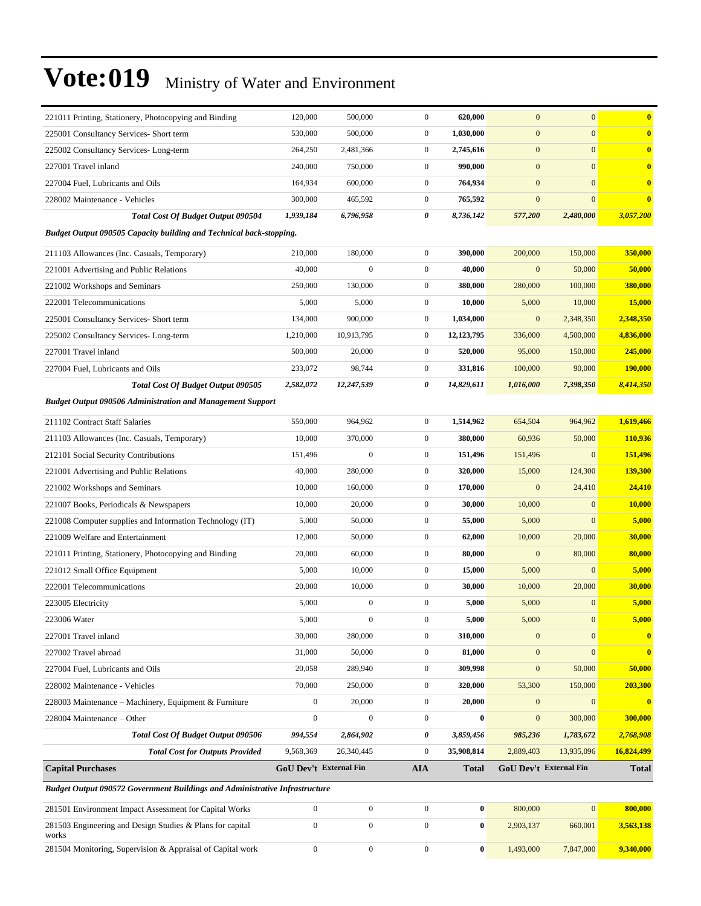# Vote:019 Ministry of Water and Environment

| | | | | | | | |
|---|---|---|---|---|---|---|---|
| 221011 Printing, Stationery, Photocopying and Binding | 120,000 | 500,000 | 0 | **620,000** | 0 | 0 | **0** |
| 225001 Consultancy Services- Short term | 530,000 | 500,000 | 0 | **1,030,000** | 0 | 0 | **0** |
| 225002 Consultancy Services- Long-term | 264,250 | 2,481,366 | 0 | **2,745,616** | 0 | 0 | **0** |
| 227001 Travel inland | 240,000 | 750,000 | 0 | **990,000** | 0 | 0 | **0** |
| 227004 Fuel, Lubricants and Oils | 164,934 | 600,000 | 0 | **764,934** | 0 | 0 | **0** |
| 228002 Maintenance - Vehicles | 300,000 | 465,592 | 0 | **765,592** | 0 | 0 | **0** |
| ***Total Cost Of Budget Output 090504*** | ***1,939,184*** | ***6,796,958*** | ***0*** | ***8,736,142*** | ***577,200*** | ***2,480,000*** | ***3,057,200*** |
| ***Budget Output 090505 Capacity building and Technical back-stopping.*** | | | | | | | |
| 211103 Allowances (Inc. Casuals, Temporary) | 210,000 | 180,000 | 0 | **390,000** | 200,000 | 150,000 | **350,000** |
| 221001 Advertising and Public Relations | 40,000 | 0 | 0 | **40,000** | 0 | 50,000 | **50,000** |
| 221002 Workshops and Seminars | 250,000 | 130,000 | 0 | **380,000** | 280,000 | 100,000 | **380,000** |
| 222001 Telecommunications | 5,000 | 5,000 | 0 | **10,000** | 5,000 | 10,000 | **15,000** |
| 225001 Consultancy Services- Short term | 134,000 | 900,000 | 0 | **1,034,000** | 0 | 2,348,350 | **2,348,350** |
| 225002 Consultancy Services- Long-term | 1,210,000 | 10,913,795 | 0 | **12,123,795** | 336,000 | 4,500,000 | **4,836,000** |
| 227001 Travel inland | 500,000 | 20,000 | 0 | **520,000** | 95,000 | 150,000 | **245,000** |
| 227004 Fuel, Lubricants and Oils | 233,072 | 98,744 | 0 | **331,816** | 100,000 | 90,000 | **190,000** |
| ***Total Cost Of Budget Output 090505*** | ***2,582,072*** | ***12,247,539*** | ***0*** | ***14,829,611*** | ***1,016,000*** | ***7,398,350*** | ***8,414,350*** |
| ***Budget Output 090506 Administration and Management Support*** | | | | | | | |
| 211102 Contract Staff Salaries | 550,000 | 964,962 | 0 | **1,514,962** | 654,504 | 964,962 | **1,619,466** |
| 211103 Allowances (Inc. Casuals, Temporary) | 10,000 | 370,000 | 0 | **380,000** | 60,936 | 50,000 | **110,936** |
| 212101 Social Security Contributions | 151,496 | 0 | 0 | **151,496** | 151,496 | 0 | **151,496** |
| 221001 Advertising and Public Relations | 40,000 | 280,000 | 0 | **320,000** | 15,000 | 124,300 | **139,300** |
| 221002 Workshops and Seminars | 10,000 | 160,000 | 0 | **170,000** | 0 | 24,410 | **24,410** |
| 221007 Books, Periodicals & Newspapers | 10,000 | 20,000 | 0 | **30,000** | 10,000 | 0 | **10,000** |
| 221008 Computer supplies and Information Technology (IT) | 5,000 | 50,000 | 0 | **55,000** | 5,000 | 0 | **5,000** |
| 221009 Welfare and Entertainment | 12,000 | 50,000 | 0 | **62,000** | 10,000 | 20,000 | **30,000** |
| 221011 Printing, Stationery, Photocopying and Binding | 20,000 | 60,000 | 0 | **80,000** | 0 | 80,000 | **80,000** |
| 221012 Small Office Equipment | 5,000 | 10,000 | 0 | **15,000** | 5,000 | 0 | **5,000** |
| 222001 Telecommunications | 20,000 | 10,000 | 0 | **30,000** | 10,000 | 20,000 | **30,000** |
| 223005 Electricity | 5,000 | 0 | 0 | **5,000** | 5,000 | 0 | **5,000** |
| 223006 Water | 5,000 | 0 | 0 | **5,000** | 5,000 | 0 | **5,000** |
| 227001 Travel inland | 30,000 | 280,000 | 0 | **310,000** | 0 | 0 | **0** |
| 227002 Travel abroad | 31,000 | 50,000 | 0 | **81,000** | 0 | 0 | **0** |
| 227004 Fuel, Lubricants and Oils | 20,058 | 289,940 | 0 | **309,998** | 0 | 50,000 | **50,000** |
| 228002 Maintenance - Vehicles | 70,000 | 250,000 | 0 | **320,000** | 53,300 | 150,000 | **203,300** |
| 228003 Maintenance – Machinery, Equipment & Furniture | 0 | 20,000 | 0 | **20,000** | 0 | 0 | **0** |
| 228004 Maintenance – Other | 0 | 0 | 0 | **0** | 0 | 300,000 | **300,000** |
| ***Total Cost Of Budget Output 090506*** | ***994,554*** | ***2,864,902*** | ***0*** | ***3,859,456*** | ***985,236*** | ***1,783,672*** | ***2,768,908*** |
| ***Total Cost for Outputs Provided*** | 9,568,369 | 26,340,445 | 0 | 35,908,814 | 2,889,403 | 13,935,096 | 16,824,499 |
| **Capital Purchases** | **GoU Dev't** | **External Fin** | **AIA** | **Total** | **GoU Dev't** | **External Fin** | **Total** |
| ***Budget Output 090572 Government Buildings and Administrative Infrastructure*** | | | | | | | |
| 281501 Environment Impact Assessment for Capital Works | 0 | 0 | 0 | **0** | 800,000 | 0 | **800,000** |
| 281503 Engineering and Design Studies & Plans for capital works | 0 | 0 | 0 | **0** | 2,903,137 | 660,001 | **3,563,138** |
| 281504 Monitoring, Supervision & Appraisal of Capital work | 0 | 0 | 0 | **0** | 1,493,000 | 7,847,000 | **9,340,000** |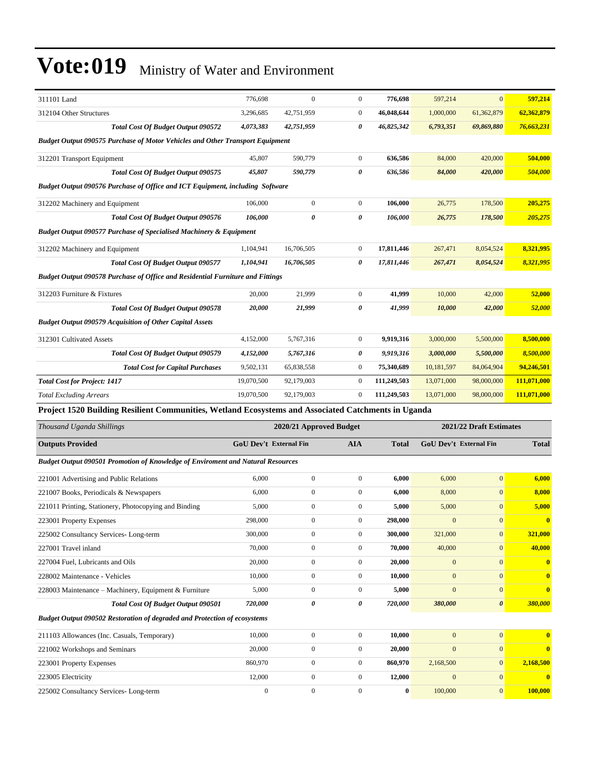# Vote:019 Ministry of Water and Environment

| | | | | | | | |
|---|---|---|---|---|---|---|---|
| 311101 Land | 776,698 | 0 | 0 | **776,698** | 597,214 | 0 | **597,214** |
| 312104 Other Structures | 3,296,685 | 42,751,959 | 0 | **46,048,644** | 1,000,000 | 61,362,879 | **62,362,879** |
| ***Total Cost Of Budget Output 090572*** | ***4,073,383*** | ***42,751,959*** | ***0*** | ***46,825,342*** | ***6,793,351*** | ***69,869,880*** | ***76,663,231*** |
| ***Budget Output 090575 Purchase of Motor Vehicles and Other Transport Equipment*** | | | | | | | |
| 312201 Transport Equipment | 45,807 | 590,779 | 0 | **636,586** | 84,000 | 420,000 | **504,000** |
| ***Total Cost Of Budget Output 090575*** | ***45,807*** | ***590,779*** | ***0*** | ***636,586*** | ***84,000*** | ***420,000*** | ***504,000*** |
| ***Budget Output 090576 Purchase of Office and ICT Equipment, including Software*** | | | | | | | |
| 312202 Machinery and Equipment | 106,000 | 0 | 0 | **106,000** | 26,775 | 178,500 | **205,275** |
| ***Total Cost Of Budget Output 090576*** | ***106,000*** | ***0*** | ***0*** | ***106,000*** | ***26,775*** | ***178,500*** | ***205,275*** |
| ***Budget Output 090577 Purchase of Specialised Machinery & Equipment*** | | | | | | | |
| 312202 Machinery and Equipment | 1,104,941 | 16,706,505 | 0 | **17,811,446** | 267,471 | 8,054,524 | **8,321,995** |
| ***Total Cost Of Budget Output 090577*** | ***1,104,941*** | ***16,706,505*** | ***0*** | ***17,811,446*** | ***267,471*** | ***8,054,524*** | ***8,321,995*** |
| ***Budget Output 090578 Purchase of Office and Residential Furniture and Fittings*** | | | | | | | |
| 312203 Furniture & Fixtures | 20,000 | 21,999 | 0 | **41,999** | 10,000 | 42,000 | **52,000** |
| ***Total Cost Of Budget Output 090578*** | ***20,000*** | ***21,999*** | ***0*** | ***41,999*** | ***10,000*** | ***42,000*** | ***52,000*** |
| ***Budget Output 090579 Acquisition of Other Capital Assets*** | | | | | | | |
| 312301 Cultivated Assets | 4,152,000 | 5,767,316 | 0 | **9,919,316** | 3,000,000 | 5,500,000 | **8,500,000** |
| ***Total Cost Of Budget Output 090579*** | ***4,152,000*** | ***5,767,316*** | ***0*** | ***9,919,316*** | ***3,000,000*** | ***5,500,000*** | ***8,500,000*** |
| ***Total Cost for Capital Purchases*** | 9,502,131 | 65,838,558 | 0 | **75,340,689** | 10,181,597 | 84,064,904 | **94,246,501** |
| ***Total Cost for Project: 1417*** | 19,070,500 | 92,179,003 | 0 | **111,249,503** | 13,071,000 | 98,000,000 | **111,071,000** |
| *Total Excluding Arrears* | 19,070,500 | 92,179,003 | 0 | **111,249,503** | 13,071,000 | 98,000,000 | **111,071,000** |

**Project 1520 Building Resilient Communities, Wetland Ecosystems and Associated Catchments in Uganda**

| *Thousand Uganda Shillings* | 2020/21 Approved Budget | | | | 2021/22 Draft Estimates | | |
|---|---|---|---|---|---|---|---|
| **Outputs Provided** | **GoU Dev't** | **External Fin** | **AIA** | **Total** | **GoU Dev't** | **External Fin** | **Total** |
| ***Budget Output 090501 Promotion of Knowledge of Enviroment and Natural Resources*** | | | | | | | |
| 221001 Advertising and Public Relations | 6,000 | 0 | 0 | **6,000** | 6,000 | 0 | **6,000** |
| 221007 Books, Periodicals & Newspapers | 6,000 | 0 | 0 | **6,000** | 8,000 | 0 | **8,000** |
| 221011 Printing, Stationery, Photocopying and Binding | 5,000 | 0 | 0 | **5,000** | 5,000 | 0 | **5,000** |
| 223001 Property Expenses | 298,000 | 0 | 0 | **298,000** | 0 | 0 | **0** |
| 225002 Consultancy Services- Long-term | 300,000 | 0 | 0 | **300,000** | 321,000 | 0 | **321,000** |
| 227001 Travel inland | 70,000 | 0 | 0 | **70,000** | 40,000 | 0 | **40,000** |
| 227004 Fuel, Lubricants and Oils | 20,000 | 0 | 0 | **20,000** | 0 | 0 | **0** |
| 228002 Maintenance - Vehicles | 10,000 | 0 | 0 | **10,000** | 0 | 0 | **0** |
| 228003 Maintenance – Machinery, Equipment & Furniture | 5,000 | 0 | 0 | **5,000** | 0 | 0 | **0** |
| ***Total Cost Of Budget Output 090501*** | ***720,000*** | ***0*** | ***0*** | ***720,000*** | ***380,000*** | ***0*** | ***380,000*** |
| ***Budget Output 090502 Restoration of degraded and Protection of ecosystems*** | | | | | | | |
| 211103 Allowances (Inc. Casuals, Temporary) | 10,000 | 0 | 0 | **10,000** | 0 | 0 | **0** |
| 221002 Workshops and Seminars | 20,000 | 0 | 0 | **20,000** | 0 | 0 | **0** |
| 223001 Property Expenses | 860,970 | 0 | 0 | **860,970** | 2,168,500 | 0 | **2,168,500** |
| 223005 Electricity | 12,000 | 0 | 0 | **12,000** | 0 | 0 | **0** |
| 225002 Consultancy Services- Long-term | 0 | 0 | 0 | **0** | 100,000 | 0 | **100,000** |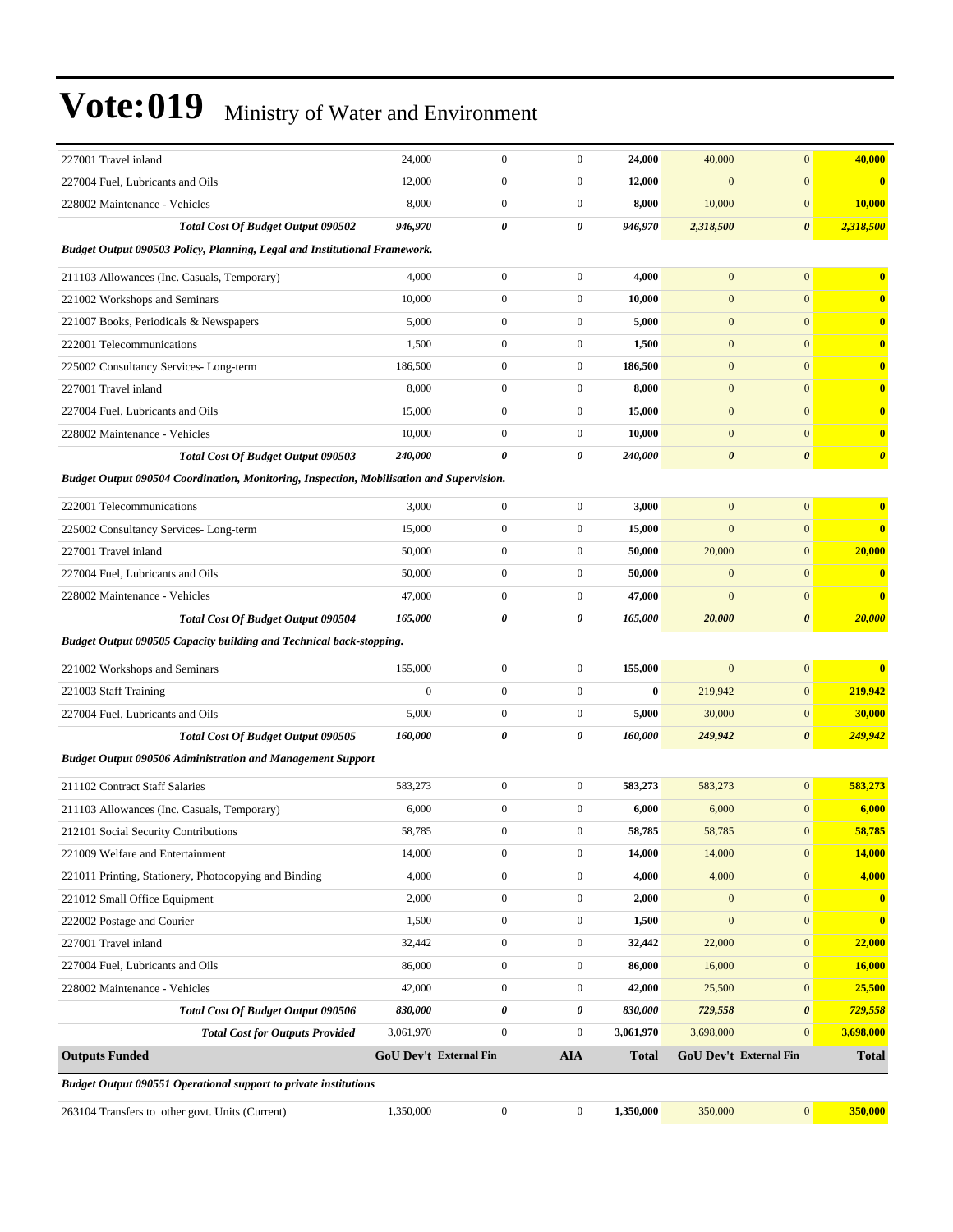# Vote:019 Ministry of Water and Environment

| | | | | | | | |
|---|---|---|---|---|---|---|---|
| 227001 Travel inland | 24,000 | 0 | 0 | **24,000** | 40,000 | 0 | **40,000** |
| 227004 Fuel, Lubricants and Oils | 12,000 | 0 | 0 | **12,000** | 0 | 0 | **0** |
| 228002 Maintenance - Vehicles | 8,000 | 0 | 0 | **8,000** | 10,000 | 0 | **10,000** |
| ***Total Cost Of Budget Output 090502*** | ***946,970*** | ***0*** | ***0*** | ***946,970*** | ***2,318,500*** | ***0*** | ***2,318,500*** |
| ***Budget Output 090503 Policy, Planning, Legal and Institutional Framework.*** | | | | | | | |
| 211103 Allowances (Inc. Casuals, Temporary) | 4,000 | 0 | 0 | **4,000** | 0 | 0 | **0** |
| 221002 Workshops and Seminars | 10,000 | 0 | 0 | **10,000** | 0 | 0 | **0** |
| 221007 Books, Periodicals & Newspapers | 5,000 | 0 | 0 | **5,000** | 0 | 0 | **0** |
| 222001 Telecommunications | 1,500 | 0 | 0 | **1,500** | 0 | 0 | **0** |
| 225002 Consultancy Services- Long-term | 186,500 | 0 | 0 | **186,500** | 0 | 0 | **0** |
| 227001 Travel inland | 8,000 | 0 | 0 | **8,000** | 0 | 0 | **0** |
| 227004 Fuel, Lubricants and Oils | 15,000 | 0 | 0 | **15,000** | 0 | 0 | **0** |
| 228002 Maintenance - Vehicles | 10,000 | 0 | 0 | **10,000** | 0 | 0 | **0** |
| ***Total Cost Of Budget Output 090503*** | ***240,000*** | ***0*** | ***0*** | ***240,000*** | ***0*** | ***0*** | ***0*** |
| ***Budget Output 090504 Coordination, Monitoring, Inspection, Mobilisation and Supervision.*** | | | | | | | |
| 222001 Telecommunications | 3,000 | 0 | 0 | **3,000** | 0 | 0 | **0** |
| 225002 Consultancy Services- Long-term | 15,000 | 0 | 0 | **15,000** | 0 | 0 | **0** |
| 227001 Travel inland | 50,000 | 0 | 0 | **50,000** | 20,000 | 0 | **20,000** |
| 227004 Fuel, Lubricants and Oils | 50,000 | 0 | 0 | **50,000** | 0 | 0 | **0** |
| 228002 Maintenance - Vehicles | 47,000 | 0 | 0 | **47,000** | 0 | 0 | **0** |
| ***Total Cost Of Budget Output 090504*** | ***165,000*** | ***0*** | ***0*** | ***165,000*** | ***20,000*** | ***0*** | ***20,000*** |
| ***Budget Output 090505 Capacity building and Technical back-stopping.*** | | | | | | | |
| 221002 Workshops and Seminars | 155,000 | 0 | 0 | **155,000** | 0 | 0 | **0** |
| 221003 Staff Training | 0 | 0 | 0 | **0** | 219,942 | 0 | **219,942** |
| 227004 Fuel, Lubricants and Oils | 5,000 | 0 | 0 | **5,000** | 30,000 | 0 | **30,000** |
| ***Total Cost Of Budget Output 090505*** | ***160,000*** | ***0*** | ***0*** | ***160,000*** | ***249,942*** | ***0*** | ***249,942*** |
| ***Budget Output 090506 Administration and Management Support*** | | | | | | | |
| 211102 Contract Staff Salaries | 583,273 | 0 | 0 | **583,273** | 583,273 | 0 | **583,273** |
| 211103 Allowances (Inc. Casuals, Temporary) | 6,000 | 0 | 0 | **6,000** | 6,000 | 0 | **6,000** |
| 212101 Social Security Contributions | 58,785 | 0 | 0 | **58,785** | 58,785 | 0 | **58,785** |
| 221009 Welfare and Entertainment | 14,000 | 0 | 0 | **14,000** | 14,000 | 0 | **14,000** |
| 221011 Printing, Stationery, Photocopying and Binding | 4,000 | 0 | 0 | **4,000** | 4,000 | 0 | **4,000** |
| 221012 Small Office Equipment | 2,000 | 0 | 0 | **2,000** | 0 | 0 | **0** |
| 222002 Postage and Courier | 1,500 | 0 | 0 | **1,500** | 0 | 0 | **0** |
| 227001 Travel inland | 32,442 | 0 | 0 | **32,442** | 22,000 | 0 | **22,000** |
| 227004 Fuel, Lubricants and Oils | 86,000 | 0 | 0 | **86,000** | 16,000 | 0 | **16,000** |
| 228002 Maintenance - Vehicles | 42,000 | 0 | 0 | **42,000** | 25,500 | 0 | **25,500** |
| ***Total Cost Of Budget Output 090506*** | ***830,000*** | ***0*** | ***0*** | ***830,000*** | ***729,558*** | ***0*** | ***729,558*** |
| ***Total Cost for Outputs Provided*** | 3,061,970 | 0 | 0 | **3,061,970** | 3,698,000 | 0 | **3,698,000** |
| **Outputs Funded** | **GoU Dev't** | **External Fin** | **AIA** | **Total** | **GoU Dev't** | **External Fin** | **Total** |
| ***Budget Output 090551 Operational support to private institutions*** | | | | | | | |
| 263104 Transfers to other govt. Units (Current) | 1,350,000 | 0 | 0 | **1,350,000** | 350,000 | 0 | **350,000** |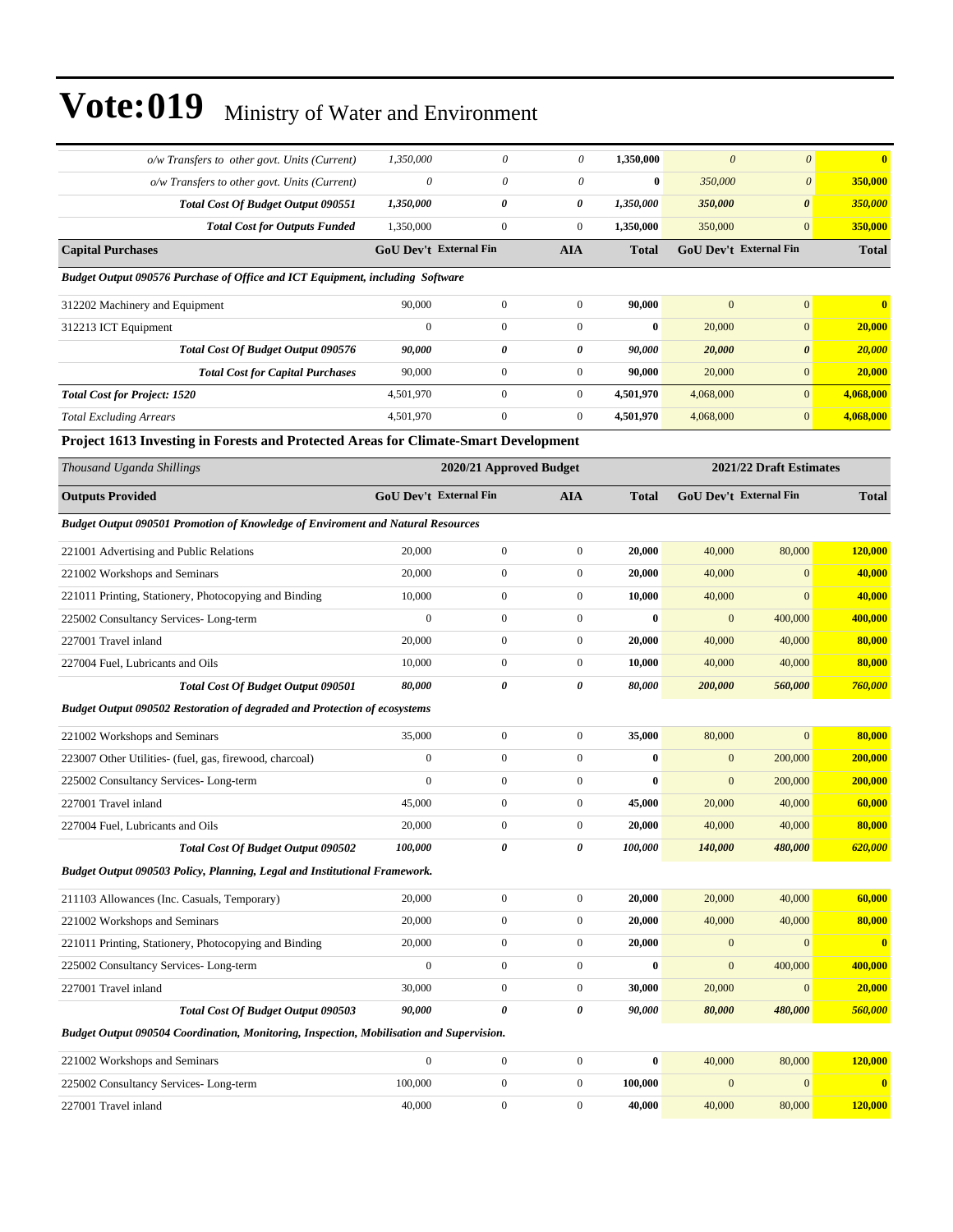# Vote:019 Ministry of Water and Environment

| | | | | | | | |
|---|---|---|---|---|---|---|---|
| *o/w Transfers to other govt. Units (Current)* | *1,350,000* | *0* | *0* | **1,350,000** | *0* | *0* | **0** |
| *o/w Transfers to other govt. Units (Current)* | *0* | *0* | *0* | **0** | *350,000* | *0* | **350,000** |
| ***Total Cost Of Budget Output 090551*** | ***1,350,000*** | ***0*** | ***0*** | ***1,350,000*** | ***350,000*** | ***0*** | ***350,000*** |
| ***Total Cost for Outputs Funded*** | 1,350,000 | 0 | 0 | **1,350,000** | 350,000 | 0 | **350,000** |
| **Capital Purchases** | **GoU Dev't** | **External Fin** | **AIA** | **Total** | **GoU Dev't** | **External Fin** | **Total** |
| ***Budget Output 090576 Purchase of Office and ICT Equipment, including Software*** | | | | | | | |
| 312202 Machinery and Equipment | 90,000 | 0 | 0 | **90,000** | 0 | 0 | **0** |
| 312213 ICT Equipment | 0 | 0 | 0 | **0** | 20,000 | 0 | **20,000** |
| ***Total Cost Of Budget Output 090576*** | ***90,000*** | ***0*** | ***0*** | ***90,000*** | ***20,000*** | ***0*** | ***20,000*** |
| ***Total Cost for Capital Purchases*** | 90,000 | 0 | 0 | **90,000** | 20,000 | 0 | **20,000** |
| ***Total Cost for Project: 1520*** | 4,501,970 | 0 | 0 | **4,501,970** | 4,068,000 | 0 | **4,068,000** |
| *Total Excluding Arrears* | 4,501,970 | 0 | 0 | **4,501,970** | 4,068,000 | 0 | **4,068,000** |

**Project 1613 Investing in Forests and Protected Areas for Climate-Smart Development**

| *Thousand Uganda Shillings* | **2020/21 Approved Budget** | | | | **2021/22 Draft Estimates** | | |
|---|---|---|---|---|---|---|---|
| **Outputs Provided** | **GoU Dev't** | **External Fin** | **AIA** | **Total** | **GoU Dev't** | **External Fin** | **Total** |
| ***Budget Output 090501 Promotion of Knowledge of Enviroment and Natural Resources*** | | | | | | | |
| 221001 Advertising and Public Relations | 20,000 | 0 | 0 | **20,000** | 40,000 | 80,000 | **120,000** |
| 221002 Workshops and Seminars | 20,000 | 0 | 0 | **20,000** | 40,000 | 0 | **40,000** |
| 221011 Printing, Stationery, Photocopying and Binding | 10,000 | 0 | 0 | **10,000** | 40,000 | 0 | **40,000** |
| 225002 Consultancy Services- Long-term | 0 | 0 | 0 | **0** | 0 | 400,000 | **400,000** |
| 227001 Travel inland | 20,000 | 0 | 0 | **20,000** | 40,000 | 40,000 | **80,000** |
| 227004 Fuel, Lubricants and Oils | 10,000 | 0 | 0 | **10,000** | 40,000 | 40,000 | **80,000** |
| ***Total Cost Of Budget Output 090501*** | ***80,000*** | ***0*** | ***0*** | ***80,000*** | ***200,000*** | ***560,000*** | ***760,000*** |
| ***Budget Output 090502 Restoration of degraded and Protection of ecosystems*** | | | | | | | |
| 221002 Workshops and Seminars | 35,000 | 0 | 0 | **35,000** | 80,000 | 0 | **80,000** |
| 223007 Other Utilities- (fuel, gas, firewood, charcoal) | 0 | 0 | 0 | **0** | 0 | 200,000 | **200,000** |
| 225002 Consultancy Services- Long-term | 0 | 0 | 0 | **0** | 0 | 200,000 | **200,000** |
| 227001 Travel inland | 45,000 | 0 | 0 | **45,000** | 20,000 | 40,000 | **60,000** |
| 227004 Fuel, Lubricants and Oils | 20,000 | 0 | 0 | **20,000** | 40,000 | 40,000 | **80,000** |
| ***Total Cost Of Budget Output 090502*** | ***100,000*** | ***0*** | ***0*** | ***100,000*** | ***140,000*** | ***480,000*** | ***620,000*** |
| ***Budget Output 090503 Policy, Planning, Legal and Institutional Framework.*** | | | | | | | |
| 211103 Allowances (Inc. Casuals, Temporary) | 20,000 | 0 | 0 | **20,000** | 20,000 | 40,000 | **60,000** |
| 221002 Workshops and Seminars | 20,000 | 0 | 0 | **20,000** | 40,000 | 40,000 | **80,000** |
| 221011 Printing, Stationery, Photocopying and Binding | 20,000 | 0 | 0 | **20,000** | 0 | 0 | **0** |
| 225002 Consultancy Services- Long-term | 0 | 0 | 0 | **0** | 0 | 400,000 | **400,000** |
| 227001 Travel inland | 30,000 | 0 | 0 | **30,000** | 20,000 | 0 | **20,000** |
| ***Total Cost Of Budget Output 090503*** | ***90,000*** | ***0*** | ***0*** | ***90,000*** | ***80,000*** | ***480,000*** | ***560,000*** |
| ***Budget Output 090504 Coordination, Monitoring, Inspection, Mobilisation and Supervision.*** | | | | | | | |
| 221002 Workshops and Seminars | 0 | 0 | 0 | **0** | 40,000 | 80,000 | **120,000** |
| 225002 Consultancy Services- Long-term | 100,000 | 0 | 0 | **100,000** | 0 | 0 | **0** |
| 227001 Travel inland | 40,000 | 0 | 0 | **40,000** | 40,000 | 80,000 | **120,000** |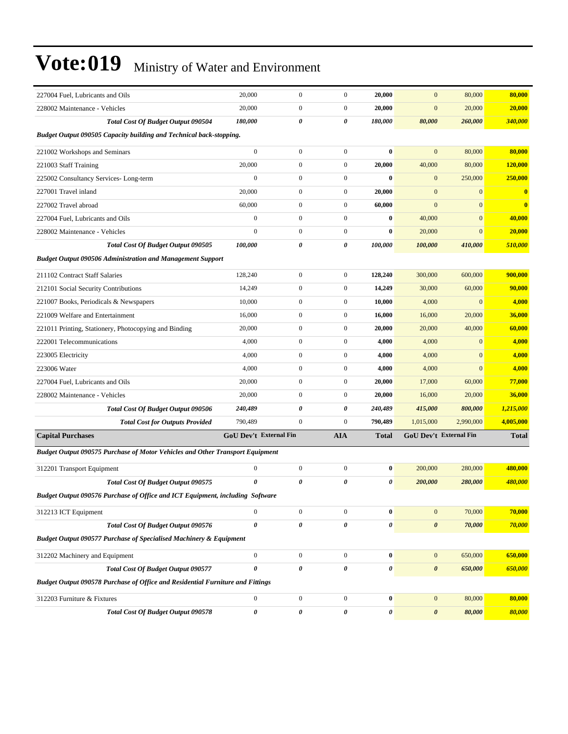# Vote:019 Ministry of Water and Environment

| | | | | | | | |
|---|---|---|---|---|---|---|---|
| 227004 Fuel, Lubricants and Oils | 20,000 | 0 | 0 | **20,000** | 0 | 80,000 | **80,000** |
| 228002 Maintenance - Vehicles | 20,000 | 0 | 0 | **20,000** | 0 | 20,000 | **20,000** |
| ***Total Cost Of Budget Output 090504*** | ***180,000*** | ***0*** | ***0*** | ***180,000*** | ***80,000*** | ***260,000*** | ***340,000*** |
| ***Budget Output 090505 Capacity building and Technical back-stopping.*** | | | | | | | |
| 221002 Workshops and Seminars | 0 | 0 | 0 | **0** | 0 | 80,000 | **80,000** |
| 221003 Staff Training | 20,000 | 0 | 0 | **20,000** | 40,000 | 80,000 | **120,000** |
| 225002 Consultancy Services- Long-term | 0 | 0 | 0 | **0** | 0 | 250,000 | **250,000** |
| 227001 Travel inland | 20,000 | 0 | 0 | **20,000** | 0 | 0 | **0** |
| 227002 Travel abroad | 60,000 | 0 | 0 | **60,000** | 0 | 0 | **0** |
| 227004 Fuel, Lubricants and Oils | 0 | 0 | 0 | **0** | 40,000 | 0 | **40,000** |
| 228002 Maintenance - Vehicles | 0 | 0 | 0 | **0** | 20,000 | 0 | **20,000** |
| ***Total Cost Of Budget Output 090505*** | ***100,000*** | ***0*** | ***0*** | ***100,000*** | ***100,000*** | ***410,000*** | ***510,000*** |
| ***Budget Output 090506 Administration and Management Support*** | | | | | | | |
| 211102 Contract Staff Salaries | 128,240 | 0 | 0 | **128,240** | 300,000 | 600,000 | **900,000** |
| 212101 Social Security Contributions | 14,249 | 0 | 0 | **14,249** | 30,000 | 60,000 | **90,000** |
| 221007 Books, Periodicals & Newspapers | 10,000 | 0 | 0 | **10,000** | 4,000 | 0 | **4,000** |
| 221009 Welfare and Entertainment | 16,000 | 0 | 0 | **16,000** | 16,000 | 20,000 | **36,000** |
| 221011 Printing, Stationery, Photocopying and Binding | 20,000 | 0 | 0 | **20,000** | 20,000 | 40,000 | **60,000** |
| 222001 Telecommunications | 4,000 | 0 | 0 | **4,000** | 4,000 | 0 | **4,000** |
| 223005 Electricity | 4,000 | 0 | 0 | **4,000** | 4,000 | 0 | **4,000** |
| 223006 Water | 4,000 | 0 | 0 | **4,000** | 4,000 | 0 | **4,000** |
| 227004 Fuel, Lubricants and Oils | 20,000 | 0 | 0 | **20,000** | 17,000 | 60,000 | **77,000** |
| 228002 Maintenance - Vehicles | 20,000 | 0 | 0 | **20,000** | 16,000 | 20,000 | **36,000** |
| ***Total Cost Of Budget Output 090506*** | ***240,489*** | ***0*** | ***0*** | ***240,489*** | ***415,000*** | ***800,000*** | ***1,215,000*** |
| ***Total Cost for Outputs Provided*** | 790,489 | 0 | 0 | **790,489** | 1,015,000 | 2,990,000 | **4,005,000** |
| **Capital Purchases** | **GoU Dev't** | **External Fin** | **AIA** | **Total** | **GoU Dev't** | **External Fin** | **Total** |
| ***Budget Output 090575 Purchase of Motor Vehicles and Other Transport Equipment*** | | | | | | | |
| 312201 Transport Equipment | 0 | 0 | 0 | **0** | 200,000 | 280,000 | **480,000** |
| ***Total Cost Of Budget Output 090575*** | ***0*** | ***0*** | ***0*** | ***0*** | ***200,000*** | ***280,000*** | ***480,000*** |
| ***Budget Output 090576 Purchase of Office and ICT Equipment, including Software*** | | | | | | | |
| 312213 ICT Equipment | 0 | 0 | 0 | **0** | 0 | 70,000 | **70,000** |
| ***Total Cost Of Budget Output 090576*** | ***0*** | ***0*** | ***0*** | ***0*** | ***0*** | ***70,000*** | ***70,000*** |
| ***Budget Output 090577 Purchase of Specialised Machinery & Equipment*** | | | | | | | |
| 312202 Machinery and Equipment | 0 | 0 | 0 | **0** | 0 | 650,000 | **650,000** |
| ***Total Cost Of Budget Output 090577*** | ***0*** | ***0*** | ***0*** | ***0*** | ***0*** | ***650,000*** | ***650,000*** |
| ***Budget Output 090578 Purchase of Office and Residential Furniture and Fittings*** | | | | | | | |
| 312203 Furniture & Fixtures | 0 | 0 | 0 | **0** | 0 | 80,000 | **80,000** |
| ***Total Cost Of Budget Output 090578*** | ***0*** | ***0*** | ***0*** | ***0*** | ***0*** | ***80,000*** | ***80,000*** |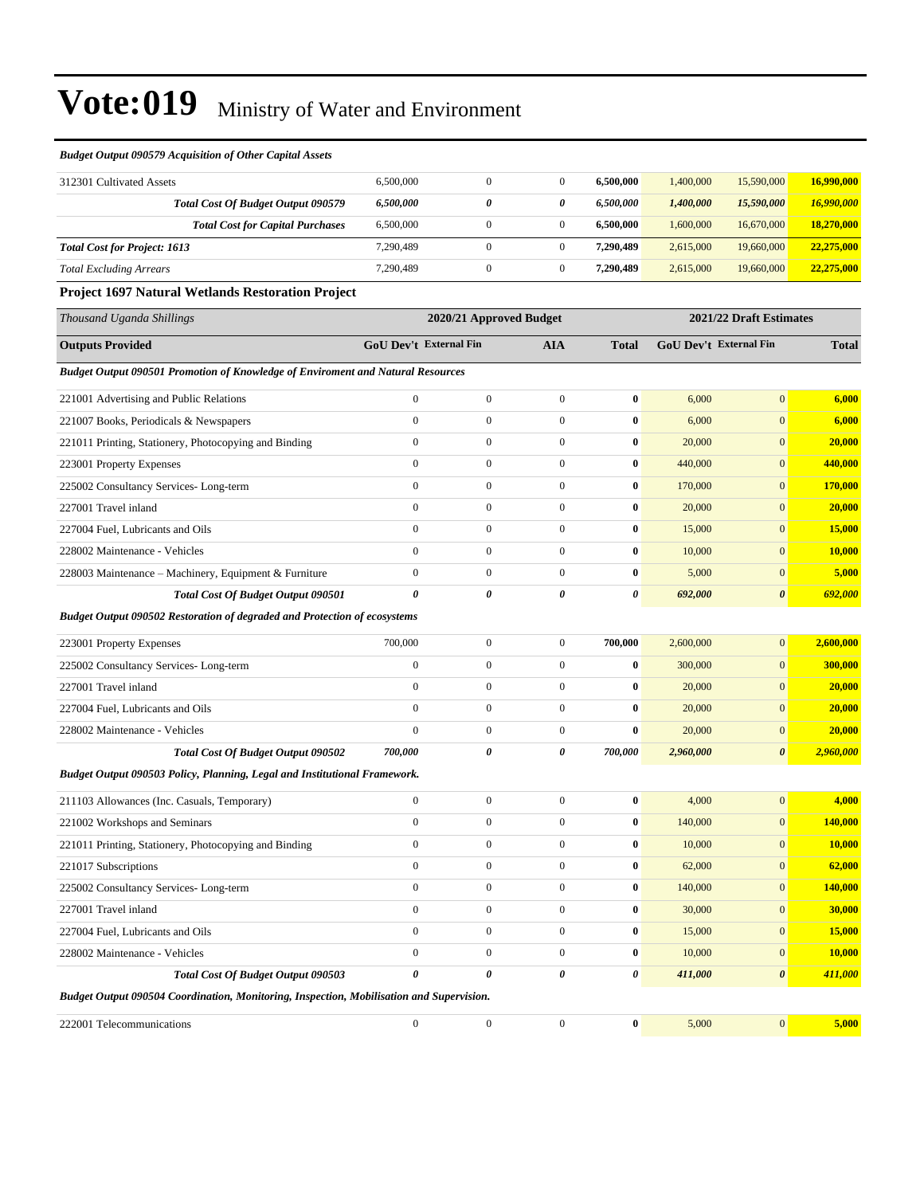# Vote:019 Ministry of Water and Environment

***Budget Output 090579 Acquisition of Other Capital Assets***

| | | | | | | | |
|---|---|---|---|---|---|---|---|
| 312301 Cultivated Assets | 6,500,000 | 0 | 0 | **6,500,000** | 1,400,000 | 15,590,000 | **16,990,000** |
| ***Total Cost Of Budget Output 090579*** | ***6,500,000*** | ***0*** | ***0*** | ***6,500,000*** | ***1,400,000*** | ***15,590,000*** | ***16,990,000*** |
| ***Total Cost for Capital Purchases*** | 6,500,000 | 0 | 0 | **6,500,000** | 1,600,000 | 16,670,000 | **18,270,000** |
| ***Total Cost for Project: 1613*** | 7,290,489 | 0 | 0 | **7,290,489** | 2,615,000 | 19,660,000 | **22,275,000** |
| *Total Excluding Arrears* | 7,290,489 | 0 | 0 | **7,290,489** | 2,615,000 | 19,660,000 | **22,275,000** |

**Project 1697 Natural Wetlands Restoration Project**

| *Thousand Uganda Shillings* | 2020/21 Approved Budget | | | | 2021/22 Draft Estimates | | |
|---|---|---|---|---|---|---|---|
| **Outputs Provided** | **GoU Dev't** | **External Fin** | **AIA** | **Total** | **GoU Dev't** | **External Fin** | **Total** |
| ***Budget Output 090501 Promotion of Knowledge of Enviroment and Natural Resources*** | | | | | | | |
| 221001 Advertising and Public Relations | 0 | 0 | 0 | **0** | 6,000 | 0 | **6,000** |
| 221007 Books, Periodicals & Newspapers | 0 | 0 | 0 | **0** | 6,000 | 0 | **6,000** |
| 221011 Printing, Stationery, Photocopying and Binding | 0 | 0 | 0 | **0** | 20,000 | 0 | **20,000** |
| 223001 Property Expenses | 0 | 0 | 0 | **0** | 440,000 | 0 | **440,000** |
| 225002 Consultancy Services- Long-term | 0 | 0 | 0 | **0** | 170,000 | 0 | **170,000** |
| 227001 Travel inland | 0 | 0 | 0 | **0** | 20,000 | 0 | **20,000** |
| 227004 Fuel, Lubricants and Oils | 0 | 0 | 0 | **0** | 15,000 | 0 | **15,000** |
| 228002 Maintenance - Vehicles | 0 | 0 | 0 | **0** | 10,000 | 0 | **10,000** |
| 228003 Maintenance – Machinery, Equipment & Furniture | 0 | 0 | 0 | **0** | 5,000 | 0 | **5,000** |
| ***Total Cost Of Budget Output 090501*** | ***0*** | ***0*** | ***0*** | ***0*** | ***692,000*** | ***0*** | ***692,000*** |
| ***Budget Output 090502 Restoration of degraded and Protection of ecosystems*** | | | | | | | |
| 223001 Property Expenses | 700,000 | 0 | 0 | **700,000** | 2,600,000 | 0 | **2,600,000** |
| 225002 Consultancy Services- Long-term | 0 | 0 | 0 | **0** | 300,000 | 0 | **300,000** |
| 227001 Travel inland | 0 | 0 | 0 | **0** | 20,000 | 0 | **20,000** |
| 227004 Fuel, Lubricants and Oils | 0 | 0 | 0 | **0** | 20,000 | 0 | **20,000** |
| 228002 Maintenance - Vehicles | 0 | 0 | 0 | **0** | 20,000 | 0 | **20,000** |
| ***Total Cost Of Budget Output 090502*** | ***700,000*** | ***0*** | ***0*** | ***700,000*** | ***2,960,000*** | ***0*** | ***2,960,000*** |
| ***Budget Output 090503 Policy, Planning, Legal and Institutional Framework.*** | | | | | | | |
| 211103 Allowances (Inc. Casuals, Temporary) | 0 | 0 | 0 | **0** | 4,000 | 0 | **4,000** |
| 221002 Workshops and Seminars | 0 | 0 | 0 | **0** | 140,000 | 0 | **140,000** |
| 221011 Printing, Stationery, Photocopying and Binding | 0 | 0 | 0 | **0** | 10,000 | 0 | **10,000** |
| 221017 Subscriptions | 0 | 0 | 0 | **0** | 62,000 | 0 | **62,000** |
| 225002 Consultancy Services- Long-term | 0 | 0 | 0 | **0** | 140,000 | 0 | **140,000** |
| 227001 Travel inland | 0 | 0 | 0 | **0** | 30,000 | 0 | **30,000** |
| 227004 Fuel, Lubricants and Oils | 0 | 0 | 0 | **0** | 15,000 | 0 | **15,000** |
| 228002 Maintenance - Vehicles | 0 | 0 | 0 | **0** | 10,000 | 0 | **10,000** |
| ***Total Cost Of Budget Output 090503*** | ***0*** | ***0*** | ***0*** | ***0*** | ***411,000*** | ***0*** | ***411,000*** |
| ***Budget Output 090504 Coordination, Monitoring, Inspection, Mobilisation and Supervision.*** | | | | | | | |
| 222001 Telecommunications | 0 | 0 | 0 | **0** | 5,000 | 0 | **5,000** |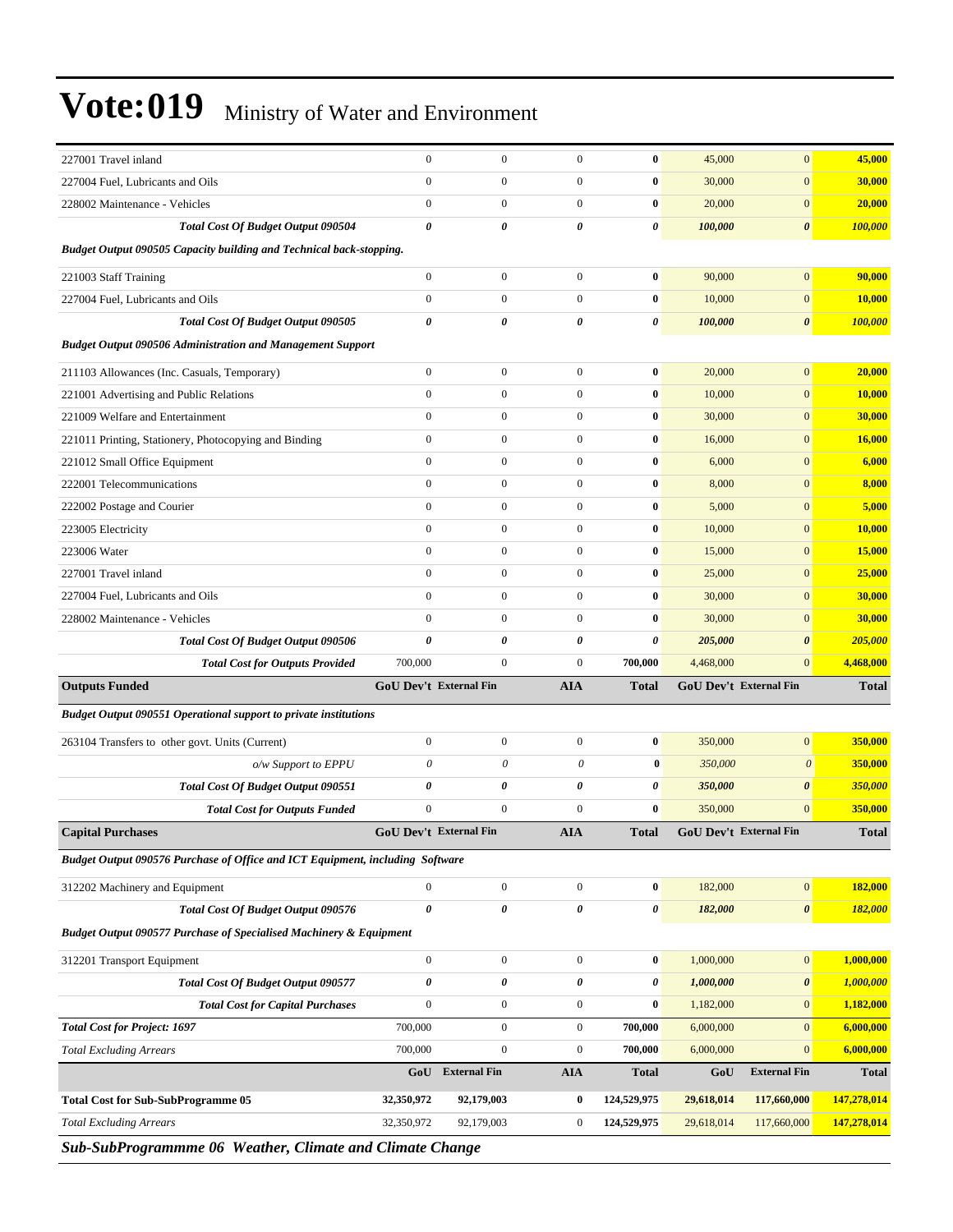# Vote:019 Ministry of Water and Environment

| | | | | | | | |
|---|---|---|---|---|---|---|---|
| 227001 Travel inland | 0 | 0 | 0 | **0** | 45,000 | 0 | **45,000** |
| 227004 Fuel, Lubricants and Oils | 0 | 0 | 0 | **0** | 30,000 | 0 | **30,000** |
| 228002 Maintenance - Vehicles | 0 | 0 | 0 | **0** | 20,000 | 0 | **20,000** |
| ***Total Cost Of Budget Output 090504*** | ***0*** | ***0*** | ***0*** | ***0*** | ***100,000*** | ***0*** | ***100,000*** |
| ***Budget Output 090505 Capacity building and Technical back-stopping.*** | | | | | | | |
| 221003 Staff Training | 0 | 0 | 0 | **0** | 90,000 | 0 | **90,000** |
| 227004 Fuel, Lubricants and Oils | 0 | 0 | 0 | **0** | 10,000 | 0 | **10,000** |
| ***Total Cost Of Budget Output 090505*** | ***0*** | ***0*** | ***0*** | ***0*** | ***100,000*** | ***0*** | ***100,000*** |
| ***Budget Output 090506 Administration and Management Support*** | | | | | | | |
| 211103 Allowances (Inc. Casuals, Temporary) | 0 | 0 | 0 | **0** | 20,000 | 0 | **20,000** |
| 221001 Advertising and Public Relations | 0 | 0 | 0 | **0** | 10,000 | 0 | **10,000** |
| 221009 Welfare and Entertainment | 0 | 0 | 0 | **0** | 30,000 | 0 | **30,000** |
| 221011 Printing, Stationery, Photocopying and Binding | 0 | 0 | 0 | **0** | 16,000 | 0 | **16,000** |
| 221012 Small Office Equipment | 0 | 0 | 0 | **0** | 6,000 | 0 | **6,000** |
| 222001 Telecommunications | 0 | 0 | 0 | **0** | 8,000 | 0 | **8,000** |
| 222002 Postage and Courier | 0 | 0 | 0 | **0** | 5,000 | 0 | **5,000** |
| 223005 Electricity | 0 | 0 | 0 | **0** | 10,000 | 0 | **10,000** |
| 223006 Water | 0 | 0 | 0 | **0** | 15,000 | 0 | **15,000** |
| 227001 Travel inland | 0 | 0 | 0 | **0** | 25,000 | 0 | **25,000** |
| 227004 Fuel, Lubricants and Oils | 0 | 0 | 0 | **0** | 30,000 | 0 | **30,000** |
| 228002 Maintenance - Vehicles | 0 | 0 | 0 | **0** | 30,000 | 0 | **30,000** |
| ***Total Cost Of Budget Output 090506*** | ***0*** | ***0*** | ***0*** | ***0*** | ***205,000*** | ***0*** | ***205,000*** |
| ***Total Cost for Outputs Provided*** | 700,000 | 0 | 0 | **700,000** | 4,468,000 | 0 | **4,468,000** |
| **Outputs Funded** | **GoU Dev't** | **External Fin** | **AIA** | **Total** | **GoU Dev't** | **External Fin** | **Total** |
| ***Budget Output 090551 Operational support to private institutions*** | | | | | | | |
| 263104 Transfers to other govt. Units (Current) | 0 | 0 | 0 | **0** | 350,000 | 0 | **350,000** |
| *o/w Support to EPPU* | *0* | *0* | *0* | **0** | *350,000* | *0* | **350,000** |
| ***Total Cost Of Budget Output 090551*** | ***0*** | ***0*** | ***0*** | ***0*** | ***350,000*** | ***0*** | ***350,000*** |
| ***Total Cost for Outputs Funded*** | 0 | 0 | 0 | **0** | 350,000 | 0 | **350,000** |
| **Capital Purchases** | **GoU Dev't** | **External Fin** | **AIA** | **Total** | **GoU Dev't** | **External Fin** | **Total** |
| ***Budget Output 090576 Purchase of Office and ICT Equipment, including Software*** | | | | | | | |
| 312202 Machinery and Equipment | 0 | 0 | 0 | **0** | 182,000 | 0 | **182,000** |
| ***Total Cost Of Budget Output 090576*** | ***0*** | ***0*** | ***0*** | ***0*** | ***182,000*** | ***0*** | ***182,000*** |
| ***Budget Output 090577 Purchase of Specialised Machinery & Equipment*** | | | | | | | |
| 312201 Transport Equipment | 0 | 0 | 0 | **0** | 1,000,000 | 0 | **1,000,000** |
| ***Total Cost Of Budget Output 090577*** | ***0*** | ***0*** | ***0*** | ***0*** | ***1,000,000*** | ***0*** | ***1,000,000*** |
| ***Total Cost for Capital Purchases*** | 0 | 0 | 0 | **0** | 1,182,000 | 0 | **1,182,000** |
| ***Total Cost for Project: 1697*** | 700,000 | 0 | 0 | **700,000** | 6,000,000 | 0 | **6,000,000** |
| *Total Excluding Arrears* | 700,000 | 0 | 0 | **700,000** | 6,000,000 | 0 | **6,000,000** |
| | **GoU** | **External Fin** | **AIA** | **Total** | **GoU** | **External Fin** | **Total** |
| **Total Cost for Sub-SubProgramme 05** | **32,350,972** | **92,179,003** | **0** | **124,529,975** | **29,618,014** | **117,660,000** | **147,278,014** |
| *Total Excluding Arrears* | 32,350,972 | 92,179,003 | 0 | **124,529,975** | 29,618,014 | 117,660,000 | **147,278,014** |

## *Sub-SubProgrammme 06 Weather, Climate and Climate Change*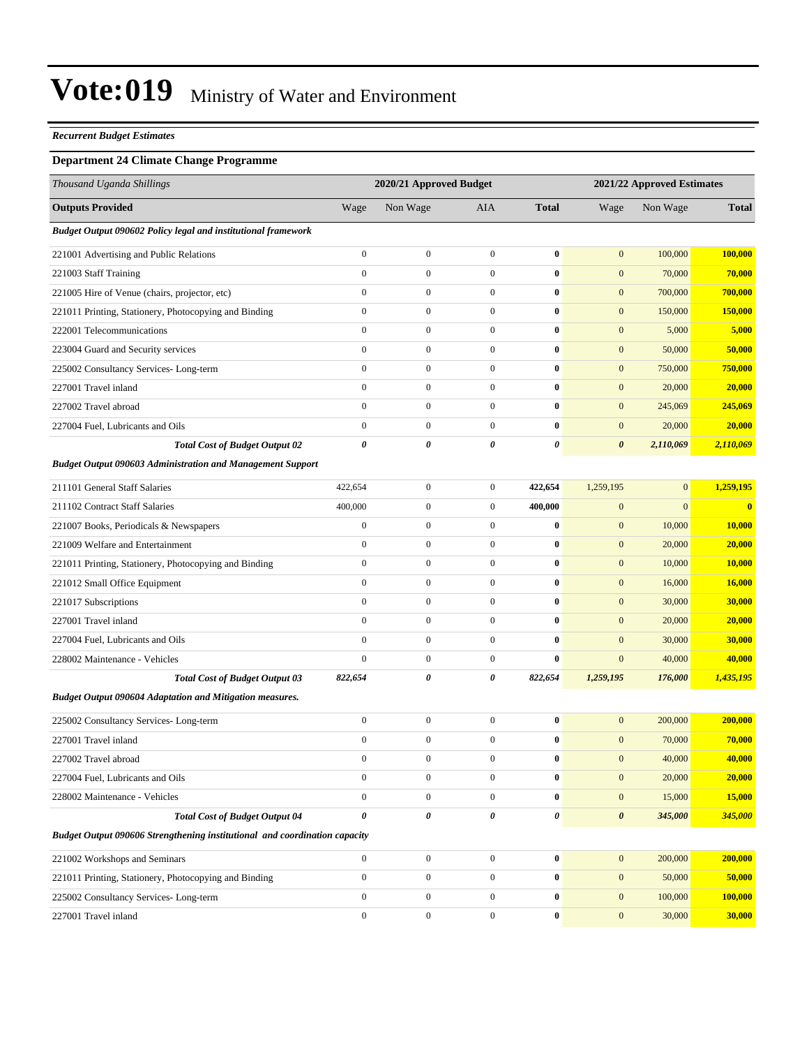# Vote:019 Ministry of Water and Environment

***Recurrent Budget Estimates***

### Department 24 Climate Change Programme

| *Thousand Uganda Shillings* | 2020/21 Approved Budget | | | | 2021/22 Approved Estimates | | |
|---|---|---|---|---|---|---|---|
| **Outputs Provided** | Wage | Non Wage | AIA | **Total** | Wage | Non Wage | **Total** |
| ***Budget Output 090602 Policy legal and institutional framework*** | | | | | | | |
| 221001 Advertising and Public Relations | 0 | 0 | 0 | **0** | 0 | 100,000 | **100,000** |
| 221003 Staff Training | 0 | 0 | 0 | **0** | 0 | 70,000 | **70,000** |
| 221005 Hire of Venue (chairs, projector, etc) | 0 | 0 | 0 | **0** | 0 | 700,000 | **700,000** |
| 221011 Printing, Stationery, Photocopying and Binding | 0 | 0 | 0 | **0** | 0 | 150,000 | **150,000** |
| 222001 Telecommunications | 0 | 0 | 0 | **0** | 0 | 5,000 | **5,000** |
| 223004 Guard and Security services | 0 | 0 | 0 | **0** | 0 | 50,000 | **50,000** |
| 225002 Consultancy Services- Long-term | 0 | 0 | 0 | **0** | 0 | 750,000 | **750,000** |
| 227001 Travel inland | 0 | 0 | 0 | **0** | 0 | 20,000 | **20,000** |
| 227002 Travel abroad | 0 | 0 | 0 | **0** | 0 | 245,069 | **245,069** |
| 227004 Fuel, Lubricants and Oils | 0 | 0 | 0 | **0** | 0 | 20,000 | **20,000** |
| ***Total Cost of Budget Output 02*** | ***0*** | ***0*** | ***0*** | ***0*** | ***0*** | ***2,110,069*** | ***2,110,069*** |
| ***Budget Output 090603 Administration and Management Support*** | | | | | | | |
| 211101 General Staff Salaries | 422,654 | 0 | 0 | **422,654** | 1,259,195 | 0 | **1,259,195** |
| 211102 Contract Staff Salaries | 400,000 | 0 | 0 | **400,000** | 0 | 0 | **0** |
| 221007 Books, Periodicals & Newspapers | 0 | 0 | 0 | **0** | 0 | 10,000 | **10,000** |
| 221009 Welfare and Entertainment | 0 | 0 | 0 | **0** | 0 | 20,000 | **20,000** |
| 221011 Printing, Stationery, Photocopying and Binding | 0 | 0 | 0 | **0** | 0 | 10,000 | **10,000** |
| 221012 Small Office Equipment | 0 | 0 | 0 | **0** | 0 | 16,000 | **16,000** |
| 221017 Subscriptions | 0 | 0 | 0 | **0** | 0 | 30,000 | **30,000** |
| 227001 Travel inland | 0 | 0 | 0 | **0** | 0 | 20,000 | **20,000** |
| 227004 Fuel, Lubricants and Oils | 0 | 0 | 0 | **0** | 0 | 30,000 | **30,000** |
| 228002 Maintenance - Vehicles | 0 | 0 | 0 | **0** | 0 | 40,000 | **40,000** |
| ***Total Cost of Budget Output 03*** | ***822,654*** | ***0*** | ***0*** | ***822,654*** | ***1,259,195*** | ***176,000*** | ***1,435,195*** |
| ***Budget Output 090604 Adaptation and Mitigation measures.*** | | | | | | | |
| 225002 Consultancy Services- Long-term | 0 | 0 | 0 | **0** | 0 | 200,000 | **200,000** |
| 227001 Travel inland | 0 | 0 | 0 | **0** | 0 | 70,000 | **70,000** |
| 227002 Travel abroad | 0 | 0 | 0 | **0** | 0 | 40,000 | **40,000** |
| 227004 Fuel, Lubricants and Oils | 0 | 0 | 0 | **0** | 0 | 20,000 | **20,000** |
| 228002 Maintenance - Vehicles | 0 | 0 | 0 | **0** | 0 | 15,000 | **15,000** |
| ***Total Cost of Budget Output 04*** | ***0*** | ***0*** | ***0*** | ***0*** | ***0*** | ***345,000*** | ***345,000*** |
| ***Budget Output 090606 Strengthening institutional and coordination capacity*** | | | | | | | |
| 221002 Workshops and Seminars | 0 | 0 | 0 | **0** | 0 | 200,000 | **200,000** |
| 221011 Printing, Stationery, Photocopying and Binding | 0 | 0 | 0 | **0** | 0 | 50,000 | **50,000** |
| 225002 Consultancy Services- Long-term | 0 | 0 | 0 | **0** | 0 | 100,000 | **100,000** |
| 227001 Travel inland | 0 | 0 | 0 | **0** | 0 | 30,000 | **30,000** |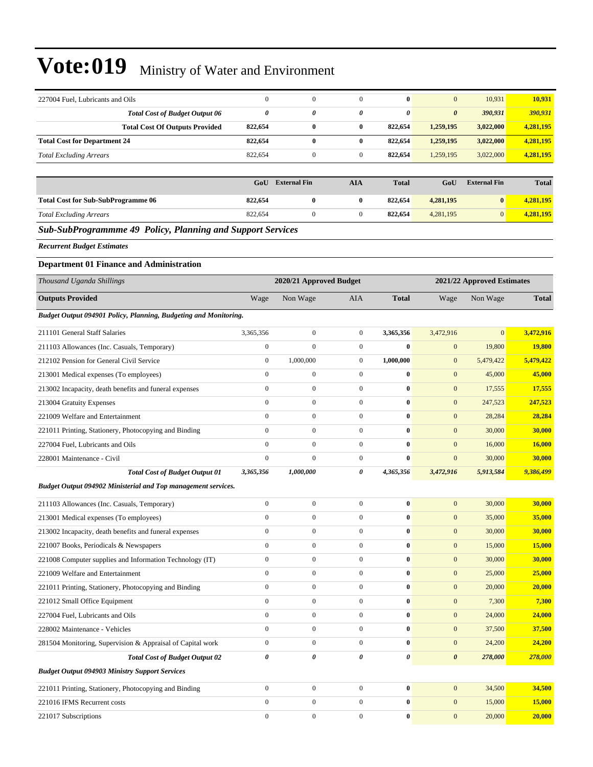| | | | | | | | |
|---|---|---|---|---|---|---|---|
| 227004 Fuel, Lubricants and Oils | 0 | 0 | 0 | **0** | 0 | 10,931 | **10,931** |
| ***Total Cost of Budget Output 06*** | ***0*** | ***0*** | ***0*** | ***0*** | ***0*** | ***390,931*** | ***390,931*** |
| **Total Cost Of Outputs Provided** | **822,654** | **0** | **0** | **822,654** | **1,259,195** | **3,022,000** | **4,281,195** |
| **Total Cost for Department 24** | **822,654** | **0** | **0** | **822,654** | **1,259,195** | **3,022,000** | **4,281,195** |
| *Total Excluding Arrears* | 822,654 | 0 | 0 | **822,654** | 1,259,195 | 3,022,000 | **4,281,195** |

| | GoU | External Fin | AIA | Total | GoU | External Fin | Total |
|---|---|---|---|---|---|---|---|
| **Total Cost for Sub-SubProgramme 06** | **822,654** | **0** | **0** | **822,654** | **4,281,195** | **0** | **4,281,195** |
| *Total Excluding Arrears* | 822,654 | 0 | 0 | **822,654** | 4,281,195 | 0 | **4,281,195** |

## *Sub-SubProgrammme 49 Policy, Planning and Support Services*

***Recurrent Budget Estimates***

### Department 01 Finance and Administration

| *Thousand Uganda Shillings* | 2020/21 Approved Budget | | | | 2021/22 Approved Estimates | | |
|---|---|---|---|---|---|---|---|
| **Outputs Provided** | Wage | Non Wage | AIA | **Total** | Wage | Non Wage | **Total** |
| ***Budget Output 094901 Policy, Planning, Budgeting and Monitoring.*** | | | | | | | |
| 211101 General Staff Salaries | 3,365,356 | 0 | 0 | **3,365,356** | 3,472,916 | 0 | **3,472,916** |
| 211103 Allowances (Inc. Casuals, Temporary) | 0 | 0 | 0 | **0** | 0 | 19,800 | **19,800** |
| 212102 Pension for General Civil Service | 0 | 1,000,000 | 0 | **1,000,000** | 0 | 5,479,422 | **5,479,422** |
| 213001 Medical expenses (To employees) | 0 | 0 | 0 | **0** | 0 | 45,000 | **45,000** |
| 213002 Incapacity, death benefits and funeral expenses | 0 | 0 | 0 | **0** | 0 | 17,555 | **17,555** |
| 213004 Gratuity Expenses | 0 | 0 | 0 | **0** | 0 | 247,523 | **247,523** |
| 221009 Welfare and Entertainment | 0 | 0 | 0 | **0** | 0 | 28,284 | **28,284** |
| 221011 Printing, Stationery, Photocopying and Binding | 0 | 0 | 0 | **0** | 0 | 30,000 | **30,000** |
| 227004 Fuel, Lubricants and Oils | 0 | 0 | 0 | **0** | 0 | 16,000 | **16,000** |
| 228001 Maintenance - Civil | 0 | 0 | 0 | **0** | 0 | 30,000 | **30,000** |
| ***Total Cost of Budget Output 01*** | ***3,365,356*** | ***1,000,000*** | ***0*** | ***4,365,356*** | ***3,472,916*** | ***5,913,584*** | ***9,386,499*** |
| ***Budget Output 094902 Ministerial and Top management services.*** | | | | | | | |
| 211103 Allowances (Inc. Casuals, Temporary) | 0 | 0 | 0 | **0** | 0 | 30,000 | **30,000** |
| 213001 Medical expenses (To employees) | 0 | 0 | 0 | **0** | 0 | 35,000 | **35,000** |
| 213002 Incapacity, death benefits and funeral expenses | 0 | 0 | 0 | **0** | 0 | 30,000 | **30,000** |
| 221007 Books, Periodicals & Newspapers | 0 | 0 | 0 | **0** | 0 | 15,000 | **15,000** |
| 221008 Computer supplies and Information Technology (IT) | 0 | 0 | 0 | **0** | 0 | 30,000 | **30,000** |
| 221009 Welfare and Entertainment | 0 | 0 | 0 | **0** | 0 | 25,000 | **25,000** |
| 221011 Printing, Stationery, Photocopying and Binding | 0 | 0 | 0 | **0** | 0 | 20,000 | **20,000** |
| 221012 Small Office Equipment | 0 | 0 | 0 | **0** | 0 | 7,300 | **7,300** |
| 227004 Fuel, Lubricants and Oils | 0 | 0 | 0 | **0** | 0 | 24,000 | **24,000** |
| 228002 Maintenance - Vehicles | 0 | 0 | 0 | **0** | 0 | 37,500 | **37,500** |
| 281504 Monitoring, Supervision & Appraisal of Capital work | 0 | 0 | 0 | **0** | 0 | 24,200 | **24,200** |
| ***Total Cost of Budget Output 02*** | ***0*** | ***0*** | ***0*** | ***0*** | ***0*** | ***278,000*** | ***278,000*** |
| ***Budget Output 094903 Ministry Support Services*** | | | | | | | |
| 221011 Printing, Stationery, Photocopying and Binding | 0 | 0 | 0 | **0** | 0 | 34,500 | **34,500** |
| 221016 IFMS Recurrent costs | 0 | 0 | 0 | **0** | 0 | 15,000 | **15,000** |
| 221017 Subscriptions | 0 | 0 | 0 | **0** | 0 | 20,000 | **20,000** |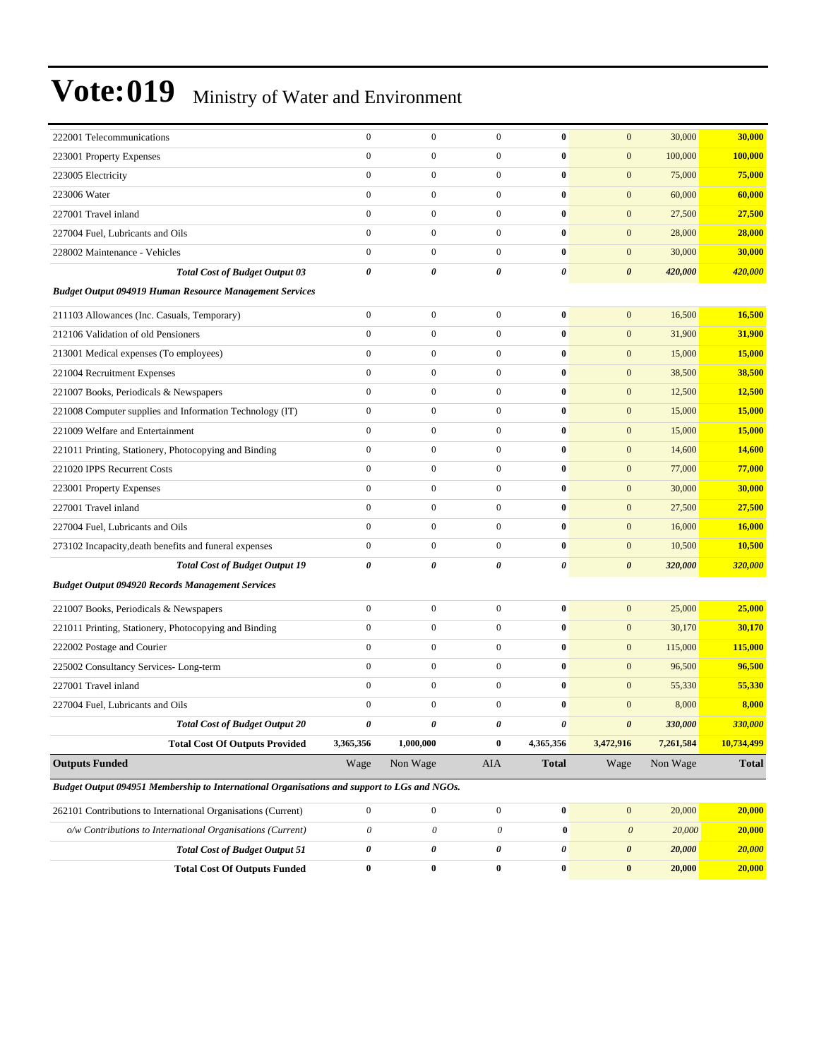# Vote:019 Ministry of Water and Environment

| | | | | | | | |
|---|---|---|---|---|---|---|---|
| 222001 Telecommunications | 0 | 0 | 0 | **0** | 0 | 30,000 | **30,000** |
| 223001 Property Expenses | 0 | 0 | 0 | **0** | 0 | 100,000 | **100,000** |
| 223005 Electricity | 0 | 0 | 0 | **0** | 0 | 75,000 | **75,000** |
| 223006 Water | 0 | 0 | 0 | **0** | 0 | 60,000 | **60,000** |
| 227001 Travel inland | 0 | 0 | 0 | **0** | 0 | 27,500 | **27,500** |
| 227004 Fuel, Lubricants and Oils | 0 | 0 | 0 | **0** | 0 | 28,000 | **28,000** |
| 228002 Maintenance - Vehicles | 0 | 0 | 0 | **0** | 0 | 30,000 | **30,000** |
| ***Total Cost of Budget Output 03*** | ***0*** | ***0*** | ***0*** | ***0*** | ***0*** | ***420,000*** | ***420,000*** |
| ***Budget Output 094919 Human Resource Management Services*** | | | | | | | |
| 211103 Allowances (Inc. Casuals, Temporary) | 0 | 0 | 0 | **0** | 0 | 16,500 | **16,500** |
| 212106 Validation of old Pensioners | 0 | 0 | 0 | **0** | 0 | 31,900 | **31,900** |
| 213001 Medical expenses (To employees) | 0 | 0 | 0 | **0** | 0 | 15,000 | **15,000** |
| 221004 Recruitment Expenses | 0 | 0 | 0 | **0** | 0 | 38,500 | **38,500** |
| 221007 Books, Periodicals & Newspapers | 0 | 0 | 0 | **0** | 0 | 12,500 | **12,500** |
| 221008 Computer supplies and Information Technology (IT) | 0 | 0 | 0 | **0** | 0 | 15,000 | **15,000** |
| 221009 Welfare and Entertainment | 0 | 0 | 0 | **0** | 0 | 15,000 | **15,000** |
| 221011 Printing, Stationery, Photocopying and Binding | 0 | 0 | 0 | **0** | 0 | 14,600 | **14,600** |
| 221020 IPPS Recurrent Costs | 0 | 0 | 0 | **0** | 0 | 77,000 | **77,000** |
| 223001 Property Expenses | 0 | 0 | 0 | **0** | 0 | 30,000 | **30,000** |
| 227001 Travel inland | 0 | 0 | 0 | **0** | 0 | 27,500 | **27,500** |
| 227004 Fuel, Lubricants and Oils | 0 | 0 | 0 | **0** | 0 | 16,000 | **16,000** |
| 273102 Incapacity,death benefits and funeral expenses | 0 | 0 | 0 | **0** | 0 | 10,500 | **10,500** |
| ***Total Cost of Budget Output 19*** | ***0*** | ***0*** | ***0*** | ***0*** | ***0*** | ***320,000*** | ***320,000*** |
| ***Budget Output 094920 Records Management Services*** | | | | | | | |
| 221007 Books, Periodicals & Newspapers | 0 | 0 | 0 | **0** | 0 | 25,000 | **25,000** |
| 221011 Printing, Stationery, Photocopying and Binding | 0 | 0 | 0 | **0** | 0 | 30,170 | **30,170** |
| 222002 Postage and Courier | 0 | 0 | 0 | **0** | 0 | 115,000 | **115,000** |
| 225002 Consultancy Services- Long-term | 0 | 0 | 0 | **0** | 0 | 96,500 | **96,500** |
| 227001 Travel inland | 0 | 0 | 0 | **0** | 0 | 55,330 | **55,330** |
| 227004 Fuel, Lubricants and Oils | 0 | 0 | 0 | **0** | 0 | 8,000 | **8,000** |
| ***Total Cost of Budget Output 20*** | ***0*** | ***0*** | ***0*** | ***0*** | ***0*** | ***330,000*** | ***330,000*** |
| **Total Cost Of Outputs Provided** | **3,365,356** | **1,000,000** | **0** | **4,365,356** | **3,472,916** | **7,261,584** | **10,734,499** |
| **Outputs Funded** | Wage | Non Wage | AIA | **Total** | Wage | Non Wage | **Total** |
| ***Budget Output 094951 Membership to International Organisations and support to LGs and NGOs.*** | | | | | | | |
| 262101 Contributions to International Organisations (Current) | 0 | 0 | 0 | **0** | 0 | 20,000 | **20,000** |
| *o/w Contributions to International Organisations (Current)* | *0* | *0* | *0* | **0** | *0* | *20,000* | **20,000** |
| ***Total Cost of Budget Output 51*** | ***0*** | ***0*** | ***0*** | ***0*** | ***0*** | ***20,000*** | ***20,000*** |
| **Total Cost Of Outputs Funded** | **0** | **0** | **0** | **0** | **0** | **20,000** | **20,000** |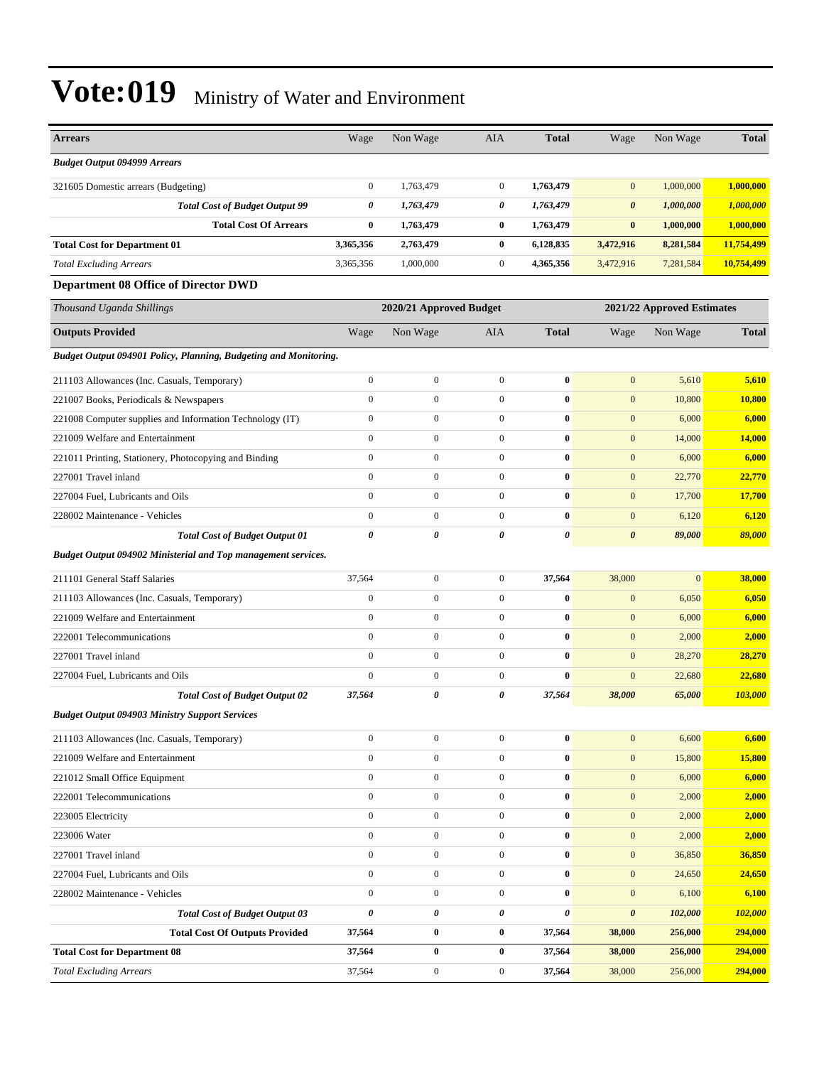# Vote:019 Ministry of Water and Environment

| Arrears | Wage | Non Wage | AIA | Total | Wage | Non Wage | Total |
|---|---|---|---|---|---|---|---|
| *Budget Output 094999 Arrears* | | | | | | | |
| 321605 Domestic arrears (Budgeting) | 0 | 1,763,479 | 0 | **1,763,479** | 0 | 1,000,000 | **1,000,000** |
| ***Total Cost of Budget Output 99*** | ***0*** | ***1,763,479*** | ***0*** | ***1,763,479*** | ***0*** | ***1,000,000*** | ***1,000,000*** |
| **Total Cost Of Arrears** | **0** | **1,763,479** | **0** | **1,763,479** | **0** | **1,000,000** | **1,000,000** |
| **Total Cost for Department 01** | **3,365,356** | **2,763,479** | **0** | **6,128,835** | **3,472,916** | **8,281,584** | **11,754,499** |
| *Total Excluding Arrears* | 3,365,356 | 1,000,000 | 0 | **4,365,356** | 3,472,916 | 7,281,584 | **10,754,499** |

### Department 08 Office of Director DWD

| *Thousand Uganda Shillings* | 2020/21 Approved Budget | | | | 2021/22 Approved Estimates | | |
|---|---|---|---|---|---|---|---|
| **Outputs Provided** | Wage | Non Wage | AIA | **Total** | Wage | Non Wage | **Total** |
| ***Budget Output 094901 Policy, Planning, Budgeting and Monitoring.*** | | | | | | | |
| 211103 Allowances (Inc. Casuals, Temporary) | 0 | 0 | 0 | **0** | 0 | 5,610 | **5,610** |
| 221007 Books, Periodicals & Newspapers | 0 | 0 | 0 | **0** | 0 | 10,800 | **10,800** |
| 221008 Computer supplies and Information Technology (IT) | 0 | 0 | 0 | **0** | 0 | 6,000 | **6,000** |
| 221009 Welfare and Entertainment | 0 | 0 | 0 | **0** | 0 | 14,000 | **14,000** |
| 221011 Printing, Stationery, Photocopying and Binding | 0 | 0 | 0 | **0** | 0 | 6,000 | **6,000** |
| 227001 Travel inland | 0 | 0 | 0 | **0** | 0 | 22,770 | **22,770** |
| 227004 Fuel, Lubricants and Oils | 0 | 0 | 0 | **0** | 0 | 17,700 | **17,700** |
| 228002 Maintenance - Vehicles | 0 | 0 | 0 | **0** | 0 | 6,120 | **6,120** |
| ***Total Cost of Budget Output 01*** | ***0*** | ***0*** | ***0*** | ***0*** | ***0*** | ***89,000*** | ***89,000*** |
| ***Budget Output 094902 Ministerial and Top management services.*** | | | | | | | |
| 211101 General Staff Salaries | 37,564 | 0 | 0 | **37,564** | 38,000 | 0 | **38,000** |
| 211103 Allowances (Inc. Casuals, Temporary) | 0 | 0 | 0 | **0** | 0 | 6,050 | **6,050** |
| 221009 Welfare and Entertainment | 0 | 0 | 0 | **0** | 0 | 6,000 | **6,000** |
| 222001 Telecommunications | 0 | 0 | 0 | **0** | 0 | 2,000 | **2,000** |
| 227001 Travel inland | 0 | 0 | 0 | **0** | 0 | 28,270 | **28,270** |
| 227004 Fuel, Lubricants and Oils | 0 | 0 | 0 | **0** | 0 | 22,680 | **22,680** |
| ***Total Cost of Budget Output 02*** | ***37,564*** | ***0*** | ***0*** | ***37,564*** | ***38,000*** | ***65,000*** | ***103,000*** |
| ***Budget Output 094903 Ministry Support Services*** | | | | | | | |
| 211103 Allowances (Inc. Casuals, Temporary) | 0 | 0 | 0 | **0** | 0 | 6,600 | **6,600** |
| 221009 Welfare and Entertainment | 0 | 0 | 0 | **0** | 0 | 15,800 | **15,800** |
| 221012 Small Office Equipment | 0 | 0 | 0 | **0** | 0 | 6,000 | **6,000** |
| 222001 Telecommunications | 0 | 0 | 0 | **0** | 0 | 2,000 | **2,000** |
| 223005 Electricity | 0 | 0 | 0 | **0** | 0 | 2,000 | **2,000** |
| 223006 Water | 0 | 0 | 0 | **0** | 0 | 2,000 | **2,000** |
| 227001 Travel inland | 0 | 0 | 0 | **0** | 0 | 36,850 | **36,850** |
| 227004 Fuel, Lubricants and Oils | 0 | 0 | 0 | **0** | 0 | 24,650 | **24,650** |
| 228002 Maintenance - Vehicles | 0 | 0 | 0 | **0** | 0 | 6,100 | **6,100** |
| ***Total Cost of Budget Output 03*** | ***0*** | ***0*** | ***0*** | ***0*** | ***0*** | ***102,000*** | ***102,000*** |
| **Total Cost Of Outputs Provided** | **37,564** | **0** | **0** | **37,564** | **38,000** | **256,000** | **294,000** |
| **Total Cost for Department 08** | **37,564** | **0** | **0** | **37,564** | **38,000** | **256,000** | **294,000** |
| *Total Excluding Arrears* | 37,564 | 0 | 0 | **37,564** | 38,000 | 256,000 | **294,000** |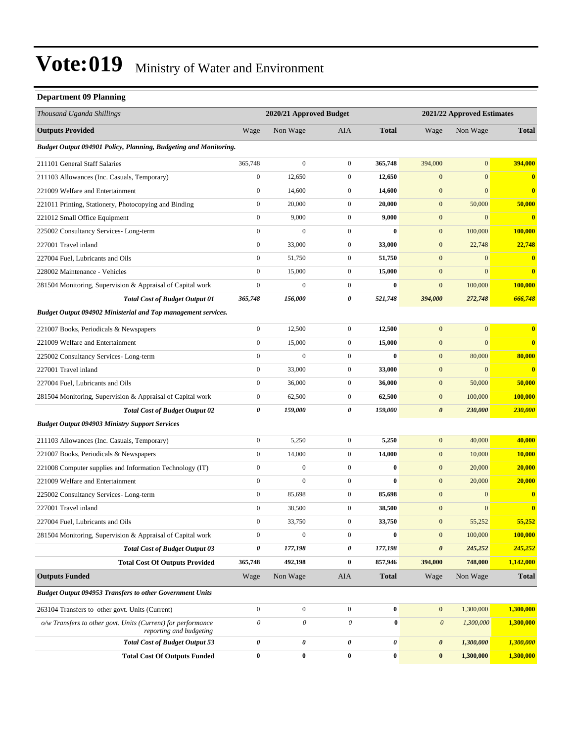# Vote:019 Ministry of Water and Environment

**Department 09 Planning**

| *Thousand Uganda Shillings* | 2020/21 Approved Budget | | | | 2021/22 Approved Estimates | | |
|---|---|---|---|---|---|---|---|
| **Outputs Provided** | Wage | Non Wage | AIA | **Total** | Wage | Non Wage | **Total** |
| ***Budget Output 094901 Policy, Planning, Budgeting and Monitoring.*** | | | | | | | |
| 211101 General Staff Salaries | 365,748 | 0 | 0 | **365,748** | 394,000 | 0 | **394,000** |
| 211103 Allowances (Inc. Casuals, Temporary) | 0 | 12,650 | 0 | **12,650** | 0 | 0 | **0** |
| 221009 Welfare and Entertainment | 0 | 14,600 | 0 | **14,600** | 0 | 0 | **0** |
| 221011 Printing, Stationery, Photocopying and Binding | 0 | 20,000 | 0 | **20,000** | 0 | 50,000 | **50,000** |
| 221012 Small Office Equipment | 0 | 9,000 | 0 | **9,000** | 0 | 0 | **0** |
| 225002 Consultancy Services- Long-term | 0 | 0 | 0 | **0** | 0 | 100,000 | **100,000** |
| 227001 Travel inland | 0 | 33,000 | 0 | **33,000** | 0 | 22,748 | **22,748** |
| 227004 Fuel, Lubricants and Oils | 0 | 51,750 | 0 | **51,750** | 0 | 0 | **0** |
| 228002 Maintenance - Vehicles | 0 | 15,000 | 0 | **15,000** | 0 | 0 | **0** |
| 281504 Monitoring, Supervision & Appraisal of Capital work | 0 | 0 | 0 | **0** | 0 | 100,000 | **100,000** |
| ***Total Cost of Budget Output 01*** | ***365,748*** | ***156,000*** | ***0*** | ***521,748*** | ***394,000*** | ***272,748*** | ***666,748*** |
| ***Budget Output 094902 Ministerial and Top management services.*** | | | | | | | |
| 221007 Books, Periodicals & Newspapers | 0 | 12,500 | 0 | **12,500** | 0 | 0 | **0** |
| 221009 Welfare and Entertainment | 0 | 15,000 | 0 | **15,000** | 0 | 0 | **0** |
| 225002 Consultancy Services- Long-term | 0 | 0 | 0 | **0** | 0 | 80,000 | **80,000** |
| 227001 Travel inland | 0 | 33,000 | 0 | **33,000** | 0 | 0 | **0** |
| 227004 Fuel, Lubricants and Oils | 0 | 36,000 | 0 | **36,000** | 0 | 50,000 | **50,000** |
| 281504 Monitoring, Supervision & Appraisal of Capital work | 0 | 62,500 | 0 | **62,500** | 0 | 100,000 | **100,000** |
| ***Total Cost of Budget Output 02*** | ***0*** | ***159,000*** | ***0*** | ***159,000*** | ***0*** | ***230,000*** | ***230,000*** |
| ***Budget Output 094903 Ministry Support Services*** | | | | | | | |
| 211103 Allowances (Inc. Casuals, Temporary) | 0 | 5,250 | 0 | **5,250** | 0 | 40,000 | **40,000** |
| 221007 Books, Periodicals & Newspapers | 0 | 14,000 | 0 | **14,000** | 0 | 10,000 | **10,000** |
| 221008 Computer supplies and Information Technology (IT) | 0 | 0 | 0 | **0** | 0 | 20,000 | **20,000** |
| 221009 Welfare and Entertainment | 0 | 0 | 0 | **0** | 0 | 20,000 | **20,000** |
| 225002 Consultancy Services- Long-term | 0 | 85,698 | 0 | **85,698** | 0 | 0 | **0** |
| 227001 Travel inland | 0 | 38,500 | 0 | **38,500** | 0 | 0 | **0** |
| 227004 Fuel, Lubricants and Oils | 0 | 33,750 | 0 | **33,750** | 0 | 55,252 | **55,252** |
| 281504 Monitoring, Supervision & Appraisal of Capital work | 0 | 0 | 0 | **0** | 0 | 100,000 | **100,000** |
| ***Total Cost of Budget Output 03*** | ***0*** | ***177,198*** | ***0*** | ***177,198*** | ***0*** | ***245,252*** | ***245,252*** |
| **Total Cost Of Outputs Provided** | **365,748** | **492,198** | **0** | **857,946** | **394,000** | **748,000** | **1,142,000** |
| **Outputs Funded** | Wage | Non Wage | AIA | **Total** | Wage | Non Wage | **Total** |
| ***Budget Output 094953 Transfers to other Government Units*** | | | | | | | |
| 263104 Transfers to other govt. Units (Current) | 0 | 0 | 0 | **0** | 0 | 1,300,000 | **1,300,000** |
| *o/w Transfers to other govt. Units (Current) for performance reporting and budgeting* | *0* | *0* | *0* | **0** | *0* | *1,300,000* | **1,300,000** |
| ***Total Cost of Budget Output 53*** | ***0*** | ***0*** | ***0*** | ***0*** | ***0*** | ***1,300,000*** | ***1,300,000*** |
| **Total Cost Of Outputs Funded** | **0** | **0** | **0** | **0** | **0** | **1,300,000** | **1,300,000** |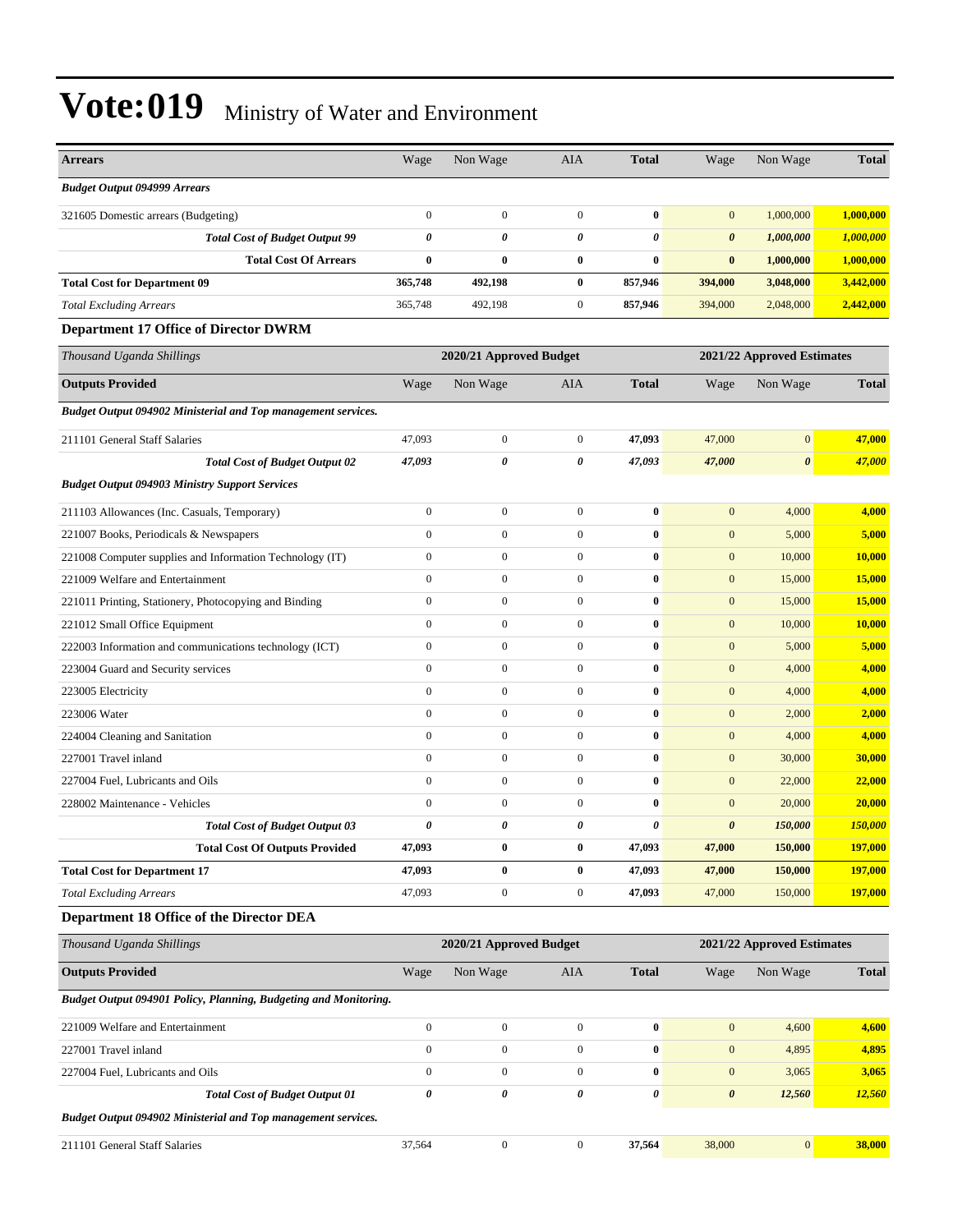# Vote:019 Ministry of Water and Environment

| Arrears | Wage | Non Wage | AIA | Total | Wage | Non Wage | Total |
|---|---|---|---|---|---|---|---|
| ***Budget Output 094999 Arrears*** | | | | | | | |
| 321605 Domestic arrears (Budgeting) | 0 | 0 | 0 | **0** | 0 | 1,000,000 | **1,000,000** |
| ***Total Cost of Budget Output 99*** | ***0*** | ***0*** | ***0*** | ***0*** | ***0*** | ***1,000,000*** | ***1,000,000*** |
| **Total Cost Of Arrears** | **0** | **0** | **0** | **0** | **0** | **1,000,000** | **1,000,000** |
| **Total Cost for Department 09** | **365,748** | **492,198** | **0** | **857,946** | **394,000** | **3,048,000** | **3,442,000** |
| *Total Excluding Arrears* | 365,748 | 492,198 | 0 | **857,946** | 394,000 | 2,048,000 | **2,442,000** |

### Department 17 Office of Director DWRM

| *Thousand Uganda Shillings* | 2020/21 Approved Budget | | | | 2021/22 Approved Estimates | | |
|---|---|---|---|---|---|---|---|
| **Outputs Provided** | Wage | Non Wage | AIA | **Total** | Wage | Non Wage | **Total** |
| ***Budget Output 094902 Ministerial and Top management services.*** | | | | | | | |
| 211101 General Staff Salaries | 47,093 | 0 | 0 | **47,093** | 47,000 | 0 | **47,000** |
| ***Total Cost of Budget Output 02*** | ***47,093*** | ***0*** | ***0*** | ***47,093*** | ***47,000*** | ***0*** | ***47,000*** |
| ***Budget Output 094903 Ministry Support Services*** | | | | | | | |
| 211103 Allowances (Inc. Casuals, Temporary) | 0 | 0 | 0 | **0** | 0 | 4,000 | **4,000** |
| 221007 Books, Periodicals & Newspapers | 0 | 0 | 0 | **0** | 0 | 5,000 | **5,000** |
| 221008 Computer supplies and Information Technology (IT) | 0 | 0 | 0 | **0** | 0 | 10,000 | **10,000** |
| 221009 Welfare and Entertainment | 0 | 0 | 0 | **0** | 0 | 15,000 | **15,000** |
| 221011 Printing, Stationery, Photocopying and Binding | 0 | 0 | 0 | **0** | 0 | 15,000 | **15,000** |
| 221012 Small Office Equipment | 0 | 0 | 0 | **0** | 0 | 10,000 | **10,000** |
| 222003 Information and communications technology (ICT) | 0 | 0 | 0 | **0** | 0 | 5,000 | **5,000** |
| 223004 Guard and Security services | 0 | 0 | 0 | **0** | 0 | 4,000 | **4,000** |
| 223005 Electricity | 0 | 0 | 0 | **0** | 0 | 4,000 | **4,000** |
| 223006 Water | 0 | 0 | 0 | **0** | 0 | 2,000 | **2,000** |
| 224004 Cleaning and Sanitation | 0 | 0 | 0 | **0** | 0 | 4,000 | **4,000** |
| 227001 Travel inland | 0 | 0 | 0 | **0** | 0 | 30,000 | **30,000** |
| 227004 Fuel, Lubricants and Oils | 0 | 0 | 0 | **0** | 0 | 22,000 | **22,000** |
| 228002 Maintenance - Vehicles | 0 | 0 | 0 | **0** | 0 | 20,000 | **20,000** |
| ***Total Cost of Budget Output 03*** | ***0*** | ***0*** | ***0*** | ***0*** | ***0*** | ***150,000*** | ***150,000*** |
| **Total Cost Of Outputs Provided** | **47,093** | **0** | **0** | **47,093** | **47,000** | **150,000** | **197,000** |
| **Total Cost for Department 17** | **47,093** | **0** | **0** | **47,093** | **47,000** | **150,000** | **197,000** |
| *Total Excluding Arrears* | 47,093 | 0 | 0 | **47,093** | 47,000 | 150,000 | **197,000** |

### Department 18 Office of the Director DEA

| *Thousand Uganda Shillings* | 2020/21 Approved Budget | | | | 2021/22 Approved Estimates | | |
|---|---|---|---|---|---|---|---|
| **Outputs Provided** | Wage | Non Wage | AIA | **Total** | Wage | Non Wage | **Total** |
| ***Budget Output 094901 Policy, Planning, Budgeting and Monitoring.*** | | | | | | | |
| 221009 Welfare and Entertainment | 0 | 0 | 0 | **0** | 0 | 4,600 | **4,600** |
| 227001 Travel inland | 0 | 0 | 0 | **0** | 0 | 4,895 | **4,895** |
| 227004 Fuel, Lubricants and Oils | 0 | 0 | 0 | **0** | 0 | 3,065 | **3,065** |
| ***Total Cost of Budget Output 01*** | ***0*** | ***0*** | ***0*** | ***0*** | ***0*** | ***12,560*** | ***12,560*** |
| ***Budget Output 094902 Ministerial and Top management services.*** | | | | | | | |
| 211101 General Staff Salaries | 37,564 | 0 | 0 | **37,564** | 38,000 | 0 | **38,000** |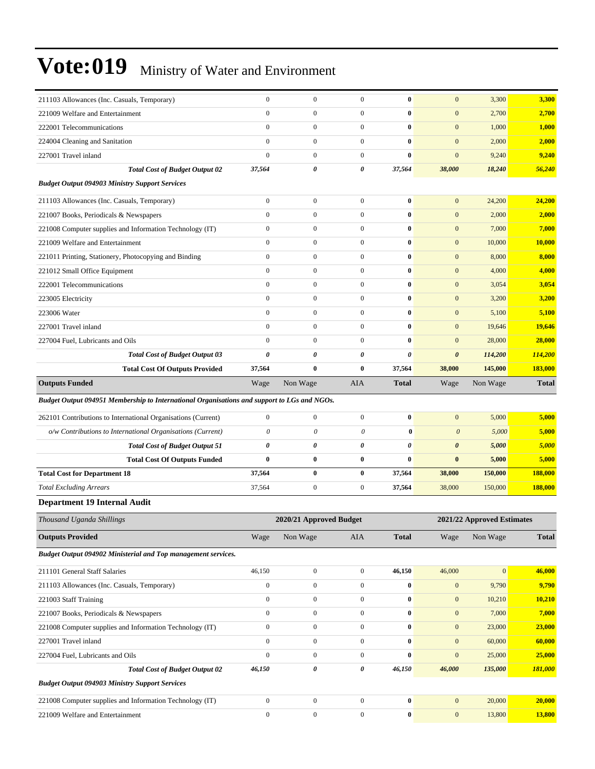# Vote:019 Ministry of Water and Environment

| | | | | | | | |
|---|---|---|---|---|---|---|---|
| 211103 Allowances (Inc. Casuals, Temporary) | 0 | 0 | 0 | **0** | 0 | 3,300 | **3,300** |
| 221009 Welfare and Entertainment | 0 | 0 | 0 | **0** | 0 | 2,700 | **2,700** |
| 222001 Telecommunications | 0 | 0 | 0 | **0** | 0 | 1,000 | **1,000** |
| 224004 Cleaning and Sanitation | 0 | 0 | 0 | **0** | 0 | 2,000 | **2,000** |
| 227001 Travel inland | 0 | 0 | 0 | **0** | 0 | 9,240 | **9,240** |
| ***Total Cost of Budget Output 02*** | ***37,564*** | ***0*** | ***0*** | ***37,564*** | ***38,000*** | ***18,240*** | ***56,240*** |
| ***Budget Output 094903 Ministry Support Services*** | | | | | | | |
| 211103 Allowances (Inc. Casuals, Temporary) | 0 | 0 | 0 | **0** | 0 | 24,200 | **24,200** |
| 221007 Books, Periodicals & Newspapers | 0 | 0 | 0 | **0** | 0 | 2,000 | **2,000** |
| 221008 Computer supplies and Information Technology (IT) | 0 | 0 | 0 | **0** | 0 | 7,000 | **7,000** |
| 221009 Welfare and Entertainment | 0 | 0 | 0 | **0** | 0 | 10,000 | **10,000** |
| 221011 Printing, Stationery, Photocopying and Binding | 0 | 0 | 0 | **0** | 0 | 8,000 | **8,000** |
| 221012 Small Office Equipment | 0 | 0 | 0 | **0** | 0 | 4,000 | **4,000** |
| 222001 Telecommunications | 0 | 0 | 0 | **0** | 0 | 3,054 | **3,054** |
| 223005 Electricity | 0 | 0 | 0 | **0** | 0 | 3,200 | **3,200** |
| 223006 Water | 0 | 0 | 0 | **0** | 0 | 5,100 | **5,100** |
| 227001 Travel inland | 0 | 0 | 0 | **0** | 0 | 19,646 | **19,646** |
| 227004 Fuel, Lubricants and Oils | 0 | 0 | 0 | **0** | 0 | 28,000 | **28,000** |
| ***Total Cost of Budget Output 03*** | ***0*** | ***0*** | ***0*** | ***0*** | ***0*** | ***114,200*** | ***114,200*** |
| **Total Cost Of Outputs Provided** | **37,564** | **0** | **0** | **37,564** | **38,000** | **145,000** | **183,000** |
| **Outputs Funded** | Wage | Non Wage | AIA | **Total** | Wage | Non Wage | **Total** |
| ***Budget Output 094951 Membership to International Organisations and support to LGs and NGOs.*** | | | | | | | |
| 262101 Contributions to International Organisations (Current) | 0 | 0 | 0 | **0** | 0 | 5,000 | **5,000** |
| *o/w Contributions to International Organisations (Current)* | *0* | *0* | *0* | **0** | *0* | *5,000* | *5,000* |
| ***Total Cost of Budget Output 51*** | ***0*** | ***0*** | ***0*** | ***0*** | ***0*** | ***5,000*** | ***5,000*** |
| **Total Cost Of Outputs Funded** | **0** | **0** | **0** | **0** | **0** | **5,000** | **5,000** |
| **Total Cost for Department 18** | **37,564** | **0** | **0** | **37,564** | **38,000** | **150,000** | **188,000** |
| *Total Excluding Arrears* | 37,564 | 0 | 0 | **37,564** | 38,000 | 150,000 | **188,000** |

**Department 19 Internal Audit**

| *Thousand Uganda Shillings* | 2020/21 Approved Budget | | | | 2021/22 Approved Estimates | | |
|---|---|---|---|---|---|---|---|
| **Outputs Provided** | Wage | Non Wage | AIA | **Total** | Wage | Non Wage | **Total** |
| ***Budget Output 094902 Ministerial and Top management services.*** | | | | | | | |
| 211101 General Staff Salaries | 46,150 | 0 | 0 | **46,150** | 46,000 | 0 | **46,000** |
| 211103 Allowances (Inc. Casuals, Temporary) | 0 | 0 | 0 | **0** | 0 | 9,790 | **9,790** |
| 221003 Staff Training | 0 | 0 | 0 | **0** | 0 | 10,210 | **10,210** |
| 221007 Books, Periodicals & Newspapers | 0 | 0 | 0 | **0** | 0 | 7,000 | **7,000** |
| 221008 Computer supplies and Information Technology (IT) | 0 | 0 | 0 | **0** | 0 | 23,000 | **23,000** |
| 227001 Travel inland | 0 | 0 | 0 | **0** | 0 | 60,000 | **60,000** |
| 227004 Fuel, Lubricants and Oils | 0 | 0 | 0 | **0** | 0 | 25,000 | **25,000** |
| ***Total Cost of Budget Output 02*** | ***46,150*** | ***0*** | ***0*** | ***46,150*** | ***46,000*** | ***135,000*** | ***181,000*** |
| ***Budget Output 094903 Ministry Support Services*** | | | | | | | |
| 221008 Computer supplies and Information Technology (IT) | 0 | 0 | 0 | **0** | 0 | 20,000 | **20,000** |
| 221009 Welfare and Entertainment | 0 | 0 | 0 | **0** | 0 | 13,800 | **13,800** |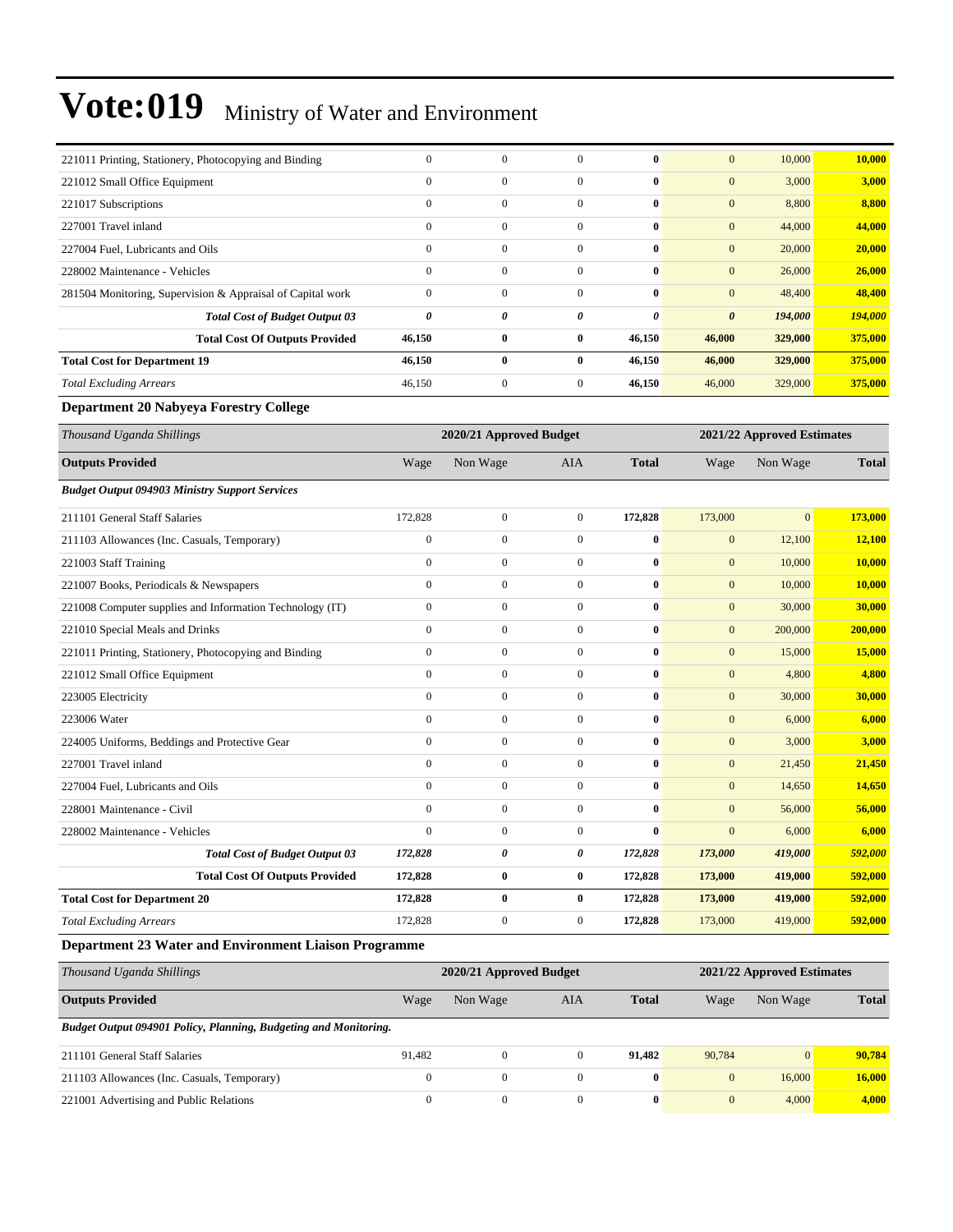| | | | | | | | |
|---|---|---|---|---|---|---|---|
| 221011 Printing, Stationery, Photocopying and Binding | 0 | 0 | 0 | **0** | 0 | 10,000 | **10,000** |
| 221012 Small Office Equipment | 0 | 0 | 0 | **0** | 0 | 3,000 | **3,000** |
| 221017 Subscriptions | 0 | 0 | 0 | **0** | 0 | 8,800 | **8,800** |
| 227001 Travel inland | 0 | 0 | 0 | **0** | 0 | 44,000 | **44,000** |
| 227004 Fuel, Lubricants and Oils | 0 | 0 | 0 | **0** | 0 | 20,000 | **20,000** |
| 228002 Maintenance - Vehicles | 0 | 0 | 0 | **0** | 0 | 26,000 | **26,000** |
| 281504 Monitoring, Supervision & Appraisal of Capital work | 0 | 0 | 0 | **0** | 0 | 48,400 | **48,400** |
| ***Total Cost of Budget Output 03*** | ***0*** | ***0*** | ***0*** | ***0*** | ***0*** | ***194,000*** | ***194,000*** |
| **Total Cost Of Outputs Provided** | **46,150** | **0** | **0** | **46,150** | **46,000** | **329,000** | **375,000** |
| **Total Cost for Department 19** | **46,150** | **0** | **0** | **46,150** | **46,000** | **329,000** | **375,000** |
| *Total Excluding Arrears* | 46,150 | 0 | 0 | **46,150** | 46,000 | 329,000 | **375,000** |

### Department 20 Nabyeya Forestry College

| *Thousand Uganda Shillings* | 2020/21 Approved Budget | | | | 2021/22 Approved Estimates | | |
|---|---|---|---|---|---|---|---|
| **Outputs Provided** | Wage | Non Wage | AIA | **Total** | Wage | Non Wage | **Total** |
| ***Budget Output 094903 Ministry Support Services*** | | | | | | | |
| 211101 General Staff Salaries | 172,828 | 0 | 0 | **172,828** | 173,000 | 0 | **173,000** |
| 211103 Allowances (Inc. Casuals, Temporary) | 0 | 0 | 0 | **0** | 0 | 12,100 | **12,100** |
| 221003 Staff Training | 0 | 0 | 0 | **0** | 0 | 10,000 | **10,000** |
| 221007 Books, Periodicals & Newspapers | 0 | 0 | 0 | **0** | 0 | 10,000 | **10,000** |
| 221008 Computer supplies and Information Technology (IT) | 0 | 0 | 0 | **0** | 0 | 30,000 | **30,000** |
| 221010 Special Meals and Drinks | 0 | 0 | 0 | **0** | 0 | 200,000 | **200,000** |
| 221011 Printing, Stationery, Photocopying and Binding | 0 | 0 | 0 | **0** | 0 | 15,000 | **15,000** |
| 221012 Small Office Equipment | 0 | 0 | 0 | **0** | 0 | 4,800 | **4,800** |
| 223005 Electricity | 0 | 0 | 0 | **0** | 0 | 30,000 | **30,000** |
| 223006 Water | 0 | 0 | 0 | **0** | 0 | 6,000 | **6,000** |
| 224005 Uniforms, Beddings and Protective Gear | 0 | 0 | 0 | **0** | 0 | 3,000 | **3,000** |
| 227001 Travel inland | 0 | 0 | 0 | **0** | 0 | 21,450 | **21,450** |
| 227004 Fuel, Lubricants and Oils | 0 | 0 | 0 | **0** | 0 | 14,650 | **14,650** |
| 228001 Maintenance - Civil | 0 | 0 | 0 | **0** | 0 | 56,000 | **56,000** |
| 228002 Maintenance - Vehicles | 0 | 0 | 0 | **0** | 0 | 6,000 | **6,000** |
| ***Total Cost of Budget Output 03*** | ***172,828*** | ***0*** | ***0*** | ***172,828*** | ***173,000*** | ***419,000*** | ***592,000*** |
| **Total Cost Of Outputs Provided** | **172,828** | **0** | **0** | **172,828** | **173,000** | **419,000** | **592,000** |
| **Total Cost for Department 20** | **172,828** | **0** | **0** | **172,828** | **173,000** | **419,000** | **592,000** |
| *Total Excluding Arrears* | 172,828 | 0 | 0 | **172,828** | 173,000 | 419,000 | **592,000** |

### Department 23 Water and Environment Liaison Programme

| *Thousand Uganda Shillings* | 2020/21 Approved Budget | | | | 2021/22 Approved Estimates | | |
|---|---|---|---|---|---|---|---|
| **Outputs Provided** | Wage | Non Wage | AIA | **Total** | Wage | Non Wage | **Total** |
| ***Budget Output 094901 Policy, Planning, Budgeting and Monitoring.*** | | | | | | | |
| 211101 General Staff Salaries | 91,482 | 0 | 0 | **91,482** | 90,784 | 0 | **90,784** |
| 211103 Allowances (Inc. Casuals, Temporary) | 0 | 0 | 0 | **0** | 0 | 16,000 | **16,000** |
| 221001 Advertising and Public Relations | 0 | 0 | 0 | **0** | 0 | 4,000 | **4,000** |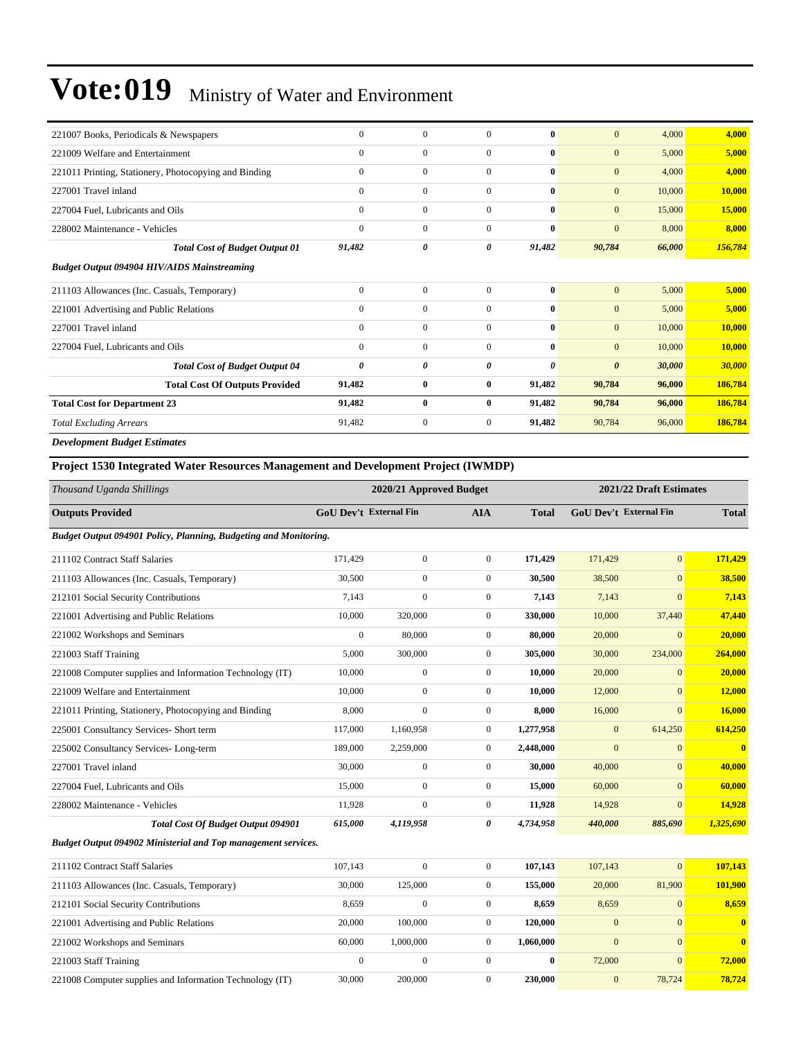# Vote:019 Ministry of Water and Environment

| | | | | | | | |
|---|---|---|---|---|---|---|---|
| 221007 Books, Periodicals & Newspapers | 0 | 0 | 0 | **0** | 0 | 4,000 | **4,000** |
| 221009 Welfare and Entertainment | 0 | 0 | 0 | **0** | 0 | 5,000 | **5,000** |
| 221011 Printing, Stationery, Photocopying and Binding | 0 | 0 | 0 | **0** | 0 | 4,000 | **4,000** |
| 227001 Travel inland | 0 | 0 | 0 | **0** | 0 | 10,000 | **10,000** |
| 227004 Fuel, Lubricants and Oils | 0 | 0 | 0 | **0** | 0 | 15,000 | **15,000** |
| 228002 Maintenance - Vehicles | 0 | 0 | 0 | **0** | 0 | 8,000 | **8,000** |
| ***Total Cost of Budget Output 01*** | ***91,482*** | ***0*** | ***0*** | ***91,482*** | ***90,784*** | ***66,000*** | ***156,784*** |
| ***Budget Output 094904 HIV/AIDS Mainstreaming*** | | | | | | | |
| 211103 Allowances (Inc. Casuals, Temporary) | 0 | 0 | 0 | **0** | 0 | 5,000 | **5,000** |
| 221001 Advertising and Public Relations | 0 | 0 | 0 | **0** | 0 | 5,000 | **5,000** |
| 227001 Travel inland | 0 | 0 | 0 | **0** | 0 | 10,000 | **10,000** |
| 227004 Fuel, Lubricants and Oils | 0 | 0 | 0 | **0** | 0 | 10,000 | **10,000** |
| ***Total Cost of Budget Output 04*** | ***0*** | ***0*** | ***0*** | ***0*** | ***0*** | ***30,000*** | ***30,000*** |
| **Total Cost Of Outputs Provided** | **91,482** | **0** | **0** | **91,482** | **90,784** | **96,000** | **186,784** |
| **Total Cost for Department 23** | **91,482** | **0** | **0** | **91,482** | **90,784** | **96,000** | **186,784** |
| *Total Excluding Arrears* | 91,482 | 0 | 0 | **91,482** | 90,784 | 96,000 | **186,784** |

***Development Budget Estimates***

### Project 1530 Integrated Water Resources Management and Development Project (IWMDP)

| *Thousand Uganda Shillings* | 2020/21 Approved Budget | | | | 2021/22 Draft Estimates | | |
|---|---|---|---|---|---|---|---|
| **Outputs Provided** | **GoU Dev't** | **External Fin** | **AIA** | **Total** | **GoU Dev't** | **External Fin** | **Total** |
| ***Budget Output 094901 Policy, Planning, Budgeting and Monitoring.*** | | | | | | | |
| 211102 Contract Staff Salaries | 171,429 | 0 | 0 | **171,429** | 171,429 | 0 | **171,429** |
| 211103 Allowances (Inc. Casuals, Temporary) | 30,500 | 0 | 0 | **30,500** | 38,500 | 0 | **38,500** |
| 212101 Social Security Contributions | 7,143 | 0 | 0 | **7,143** | 7,143 | 0 | **7,143** |
| 221001 Advertising and Public Relations | 10,000 | 320,000 | 0 | **330,000** | 10,000 | 37,440 | **47,440** |
| 221002 Workshops and Seminars | 0 | 80,000 | 0 | **80,000** | 20,000 | 0 | **20,000** |
| 221003 Staff Training | 5,000 | 300,000 | 0 | **305,000** | 30,000 | 234,000 | **264,000** |
| 221008 Computer supplies and Information Technology (IT) | 10,000 | 0 | 0 | **10,000** | 20,000 | 0 | **20,000** |
| 221009 Welfare and Entertainment | 10,000 | 0 | 0 | **10,000** | 12,000 | 0 | **12,000** |
| 221011 Printing, Stationery, Photocopying and Binding | 8,000 | 0 | 0 | **8,000** | 16,000 | 0 | **16,000** |
| 225001 Consultancy Services- Short term | 117,000 | 1,160,958 | 0 | **1,277,958** | 0 | 614,250 | **614,250** |
| 225002 Consultancy Services- Long-term | 189,000 | 2,259,000 | 0 | **2,448,000** | 0 | 0 | **0** |
| 227001 Travel inland | 30,000 | 0 | 0 | **30,000** | 40,000 | 0 | **40,000** |
| 227004 Fuel, Lubricants and Oils | 15,000 | 0 | 0 | **15,000** | 60,000 | 0 | **60,000** |
| 228002 Maintenance - Vehicles | 11,928 | 0 | 0 | **11,928** | 14,928 | 0 | **14,928** |
| ***Total Cost Of Budget Output 094901*** | ***615,000*** | ***4,119,958*** | ***0*** | ***4,734,958*** | ***440,000*** | ***885,690*** | ***1,325,690*** |
| ***Budget Output 094902 Ministerial and Top management services.*** | | | | | | | |
| 211102 Contract Staff Salaries | 107,143 | 0 | 0 | **107,143** | 107,143 | 0 | **107,143** |
| 211103 Allowances (Inc. Casuals, Temporary) | 30,000 | 125,000 | 0 | **155,000** | 20,000 | 81,900 | **101,900** |
| 212101 Social Security Contributions | 8,659 | 0 | 0 | **8,659** | 8,659 | 0 | **8,659** |
| 221001 Advertising and Public Relations | 20,000 | 100,000 | 0 | **120,000** | 0 | 0 | **0** |
| 221002 Workshops and Seminars | 60,000 | 1,000,000 | 0 | **1,060,000** | 0 | 0 | **0** |
| 221003 Staff Training | 0 | 0 | 0 | **0** | 72,000 | 0 | **72,000** |
| 221008 Computer supplies and Information Technology (IT) | 30,000 | 200,000 | 0 | **230,000** | 0 | 78,724 | **78,724** |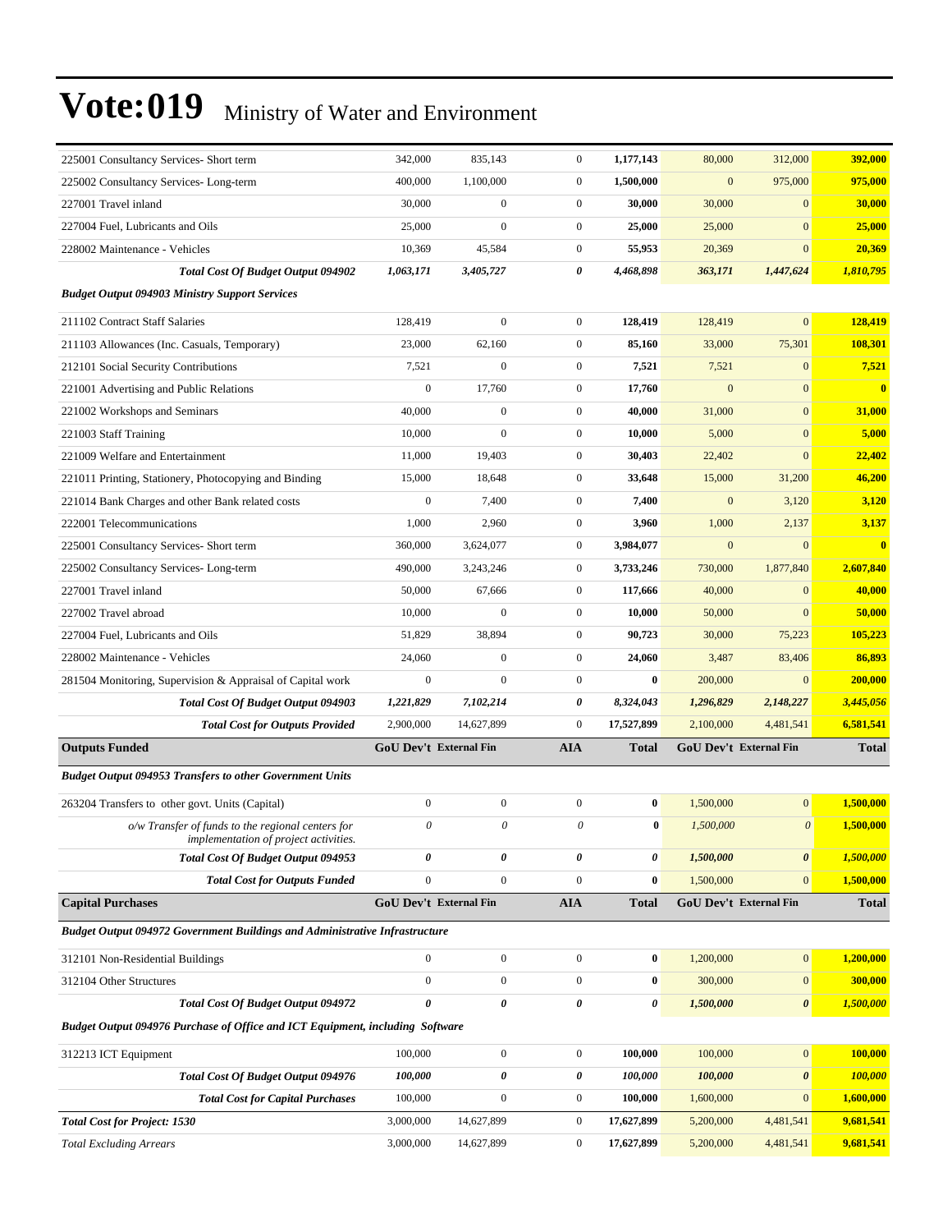# Vote:019 Ministry of Water and Environment

| | | | | | | | |
|---|---|---|---|---|---|---|---|
| 225001 Consultancy Services- Short term | 342,000 | 835,143 | 0 | **1,177,143** | 80,000 | 312,000 | **392,000** |
| 225002 Consultancy Services- Long-term | 400,000 | 1,100,000 | 0 | **1,500,000** | 0 | 975,000 | **975,000** |
| 227001 Travel inland | 30,000 | 0 | 0 | **30,000** | 30,000 | 0 | **30,000** |
| 227004 Fuel, Lubricants and Oils | 25,000 | 0 | 0 | **25,000** | 25,000 | 0 | **25,000** |
| 228002 Maintenance - Vehicles | 10,369 | 45,584 | 0 | **55,953** | 20,369 | 0 | **20,369** |
| ***Total Cost Of Budget Output 094902*** | ***1,063,171*** | ***3,405,727*** | ***0*** | ***4,468,898*** | ***363,171*** | ***1,447,624*** | ***1,810,795*** |
| ***Budget Output 094903 Ministry Support Services*** | | | | | | | |
| 211102 Contract Staff Salaries | 128,419 | 0 | 0 | **128,419** | 128,419 | 0 | **128,419** |
| 211103 Allowances (Inc. Casuals, Temporary) | 23,000 | 62,160 | 0 | **85,160** | 33,000 | 75,301 | **108,301** |
| 212101 Social Security Contributions | 7,521 | 0 | 0 | **7,521** | 7,521 | 0 | **7,521** |
| 221001 Advertising and Public Relations | 0 | 17,760 | 0 | **17,760** | 0 | 0 | **0** |
| 221002 Workshops and Seminars | 40,000 | 0 | 0 | **40,000** | 31,000 | 0 | **31,000** |
| 221003 Staff Training | 10,000 | 0 | 0 | **10,000** | 5,000 | 0 | **5,000** |
| 221009 Welfare and Entertainment | 11,000 | 19,403 | 0 | **30,403** | 22,402 | 0 | **22,402** |
| 221011 Printing, Stationery, Photocopying and Binding | 15,000 | 18,648 | 0 | **33,648** | 15,000 | 31,200 | **46,200** |
| 221014 Bank Charges and other Bank related costs | 0 | 7,400 | 0 | **7,400** | 0 | 3,120 | **3,120** |
| 222001 Telecommunications | 1,000 | 2,960 | 0 | **3,960** | 1,000 | 2,137 | **3,137** |
| 225001 Consultancy Services- Short term | 360,000 | 3,624,077 | 0 | **3,984,077** | 0 | 0 | **0** |
| 225002 Consultancy Services- Long-term | 490,000 | 3,243,246 | 0 | **3,733,246** | 730,000 | 1,877,840 | **2,607,840** |
| 227001 Travel inland | 50,000 | 67,666 | 0 | **117,666** | 40,000 | 0 | **40,000** |
| 227002 Travel abroad | 10,000 | 0 | 0 | **10,000** | 50,000 | 0 | **50,000** |
| 227004 Fuel, Lubricants and Oils | 51,829 | 38,894 | 0 | **90,723** | 30,000 | 75,223 | **105,223** |
| 228002 Maintenance - Vehicles | 24,060 | 0 | 0 | **24,060** | 3,487 | 83,406 | **86,893** |
| 281504 Monitoring, Supervision & Appraisal of Capital work | 0 | 0 | 0 | **0** | 200,000 | 0 | **200,000** |
| ***Total Cost Of Budget Output 094903*** | ***1,221,829*** | ***7,102,214*** | ***0*** | ***8,324,043*** | ***1,296,829*** | ***2,148,227*** | ***3,445,056*** |
| ***Total Cost for Outputs Provided*** | 2,900,000 | 14,627,899 | 0 | 17,527,899 | 2,100,000 | 4,481,541 | 6,581,541 |
| **Outputs Funded** | **GoU Dev't** | **External Fin** | **AIA** | **Total** | **GoU Dev't** | **External Fin** | **Total** |
| ***Budget Output 094953 Transfers to other Government Units*** | | | | | | | |
| 263204 Transfers to other govt. Units (Capital) | 0 | 0 | 0 | **0** | 1,500,000 | 0 | **1,500,000** |
| *o/w Transfer of funds to the regional centers for implementation of project activities.* | *0* | *0* | *0* | **0** | *1,500,000* | *0* | **1,500,000** |
| ***Total Cost Of Budget Output 094953*** | ***0*** | ***0*** | ***0*** | ***0*** | ***1,500,000*** | ***0*** | ***1,500,000*** |
| ***Total Cost for Outputs Funded*** | 0 | 0 | 0 | **0** | 1,500,000 | 0 | **1,500,000** |
| **Capital Purchases** | **GoU Dev't** | **External Fin** | **AIA** | **Total** | **GoU Dev't** | **External Fin** | **Total** |
| ***Budget Output 094972 Government Buildings and Administrative Infrastructure*** | | | | | | | |
| 312101 Non-Residential Buildings | 0 | 0 | 0 | **0** | 1,200,000 | 0 | **1,200,000** |
| 312104 Other Structures | 0 | 0 | 0 | **0** | 300,000 | 0 | **300,000** |
| ***Total Cost Of Budget Output 094972*** | ***0*** | ***0*** | ***0*** | ***0*** | ***1,500,000*** | ***0*** | ***1,500,000*** |
| ***Budget Output 094976 Purchase of Office and ICT Equipment, including Software*** | | | | | | | |
| 312213 ICT Equipment | 100,000 | 0 | 0 | **100,000** | 100,000 | 0 | **100,000** |
| ***Total Cost Of Budget Output 094976*** | ***100,000*** | ***0*** | ***0*** | ***100,000*** | ***100,000*** | ***0*** | ***100,000*** |
| ***Total Cost for Capital Purchases*** | 100,000 | 0 | 0 | **100,000** | 1,600,000 | 0 | **1,600,000** |
| ***Total Cost for Project: 1530*** | 3,000,000 | 14,627,899 | 0 | **17,627,899** | 5,200,000 | 4,481,541 | **9,681,541** |
| *Total Excluding Arrears* | 3,000,000 | 14,627,899 | 0 | **17,627,899** | 5,200,000 | 4,481,541 | **9,681,541** |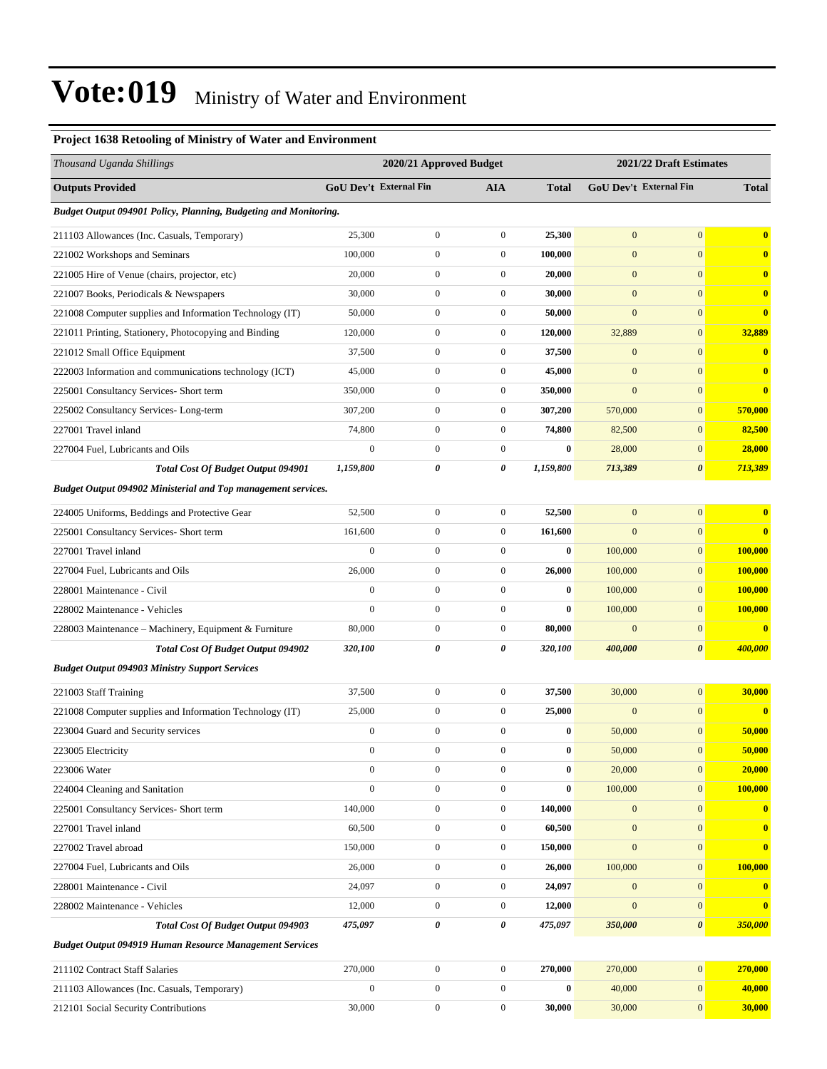# Vote:019 Ministry of Water and Environment

### Project 1638 Retooling of Ministry of Water and Environment

| *Thousand Uganda Shillings* | 2020/21 Approved Budget | | | | 2021/22 Draft Estimates | | |
|---|---|---|---|---|---|---|---|
| **Outputs Provided** | **GoU Dev't** | **External Fin** | **AIA** | **Total** | **GoU Dev't** | **External Fin** | **Total** |
| ***Budget Output 094901 Policy, Planning, Budgeting and Monitoring.*** | | | | | | | |
| 211103 Allowances (Inc. Casuals, Temporary) | 25,300 | 0 | 0 | **25,300** | 0 | 0 | **0** |
| 221002 Workshops and Seminars | 100,000 | 0 | 0 | **100,000** | 0 | 0 | **0** |
| 221005 Hire of Venue (chairs, projector, etc) | 20,000 | 0 | 0 | **20,000** | 0 | 0 | **0** |
| 221007 Books, Periodicals & Newspapers | 30,000 | 0 | 0 | **30,000** | 0 | 0 | **0** |
| 221008 Computer supplies and Information Technology (IT) | 50,000 | 0 | 0 | **50,000** | 0 | 0 | **0** |
| 221011 Printing, Stationery, Photocopying and Binding | 120,000 | 0 | 0 | **120,000** | 32,889 | 0 | **32,889** |
| 221012 Small Office Equipment | 37,500 | 0 | 0 | **37,500** | 0 | 0 | **0** |
| 222003 Information and communications technology (ICT) | 45,000 | 0 | 0 | **45,000** | 0 | 0 | **0** |
| 225001 Consultancy Services- Short term | 350,000 | 0 | 0 | **350,000** | 0 | 0 | **0** |
| 225002 Consultancy Services- Long-term | 307,200 | 0 | 0 | **307,200** | 570,000 | 0 | **570,000** |
| 227001 Travel inland | 74,800 | 0 | 0 | **74,800** | 82,500 | 0 | **82,500** |
| 227004 Fuel, Lubricants and Oils | 0 | 0 | 0 | **0** | 28,000 | 0 | **28,000** |
| ***Total Cost Of Budget Output 094901*** | ***1,159,800*** | ***0*** | ***0*** | ***1,159,800*** | ***713,389*** | ***0*** | ***713,389*** |
| ***Budget Output 094902 Ministerial and Top management services.*** | | | | | | | |
| 224005 Uniforms, Beddings and Protective Gear | 52,500 | 0 | 0 | **52,500** | 0 | 0 | **0** |
| 225001 Consultancy Services- Short term | 161,600 | 0 | 0 | **161,600** | 0 | 0 | **0** |
| 227001 Travel inland | 0 | 0 | 0 | **0** | 100,000 | 0 | **100,000** |
| 227004 Fuel, Lubricants and Oils | 26,000 | 0 | 0 | **26,000** | 100,000 | 0 | **100,000** |
| 228001 Maintenance - Civil | 0 | 0 | 0 | **0** | 100,000 | 0 | **100,000** |
| 228002 Maintenance - Vehicles | 0 | 0 | 0 | **0** | 100,000 | 0 | **100,000** |
| 228003 Maintenance – Machinery, Equipment & Furniture | 80,000 | 0 | 0 | **80,000** | 0 | 0 | **0** |
| ***Total Cost Of Budget Output 094902*** | ***320,100*** | ***0*** | ***0*** | ***320,100*** | ***400,000*** | ***0*** | ***400,000*** |
| ***Budget Output 094903 Ministry Support Services*** | | | | | | | |
| 221003 Staff Training | 37,500 | 0 | 0 | **37,500** | 30,000 | 0 | **30,000** |
| 221008 Computer supplies and Information Technology (IT) | 25,000 | 0 | 0 | **25,000** | 0 | 0 | **0** |
| 223004 Guard and Security services | 0 | 0 | 0 | **0** | 50,000 | 0 | **50,000** |
| 223005 Electricity | 0 | 0 | 0 | **0** | 50,000 | 0 | **50,000** |
| 223006 Water | 0 | 0 | 0 | **0** | 20,000 | 0 | **20,000** |
| 224004 Cleaning and Sanitation | 0 | 0 | 0 | **0** | 100,000 | 0 | **100,000** |
| 225001 Consultancy Services- Short term | 140,000 | 0 | 0 | **140,000** | 0 | 0 | **0** |
| 227001 Travel inland | 60,500 | 0 | 0 | **60,500** | 0 | 0 | **0** |
| 227002 Travel abroad | 150,000 | 0 | 0 | **150,000** | 0 | 0 | **0** |
| 227004 Fuel, Lubricants and Oils | 26,000 | 0 | 0 | **26,000** | 100,000 | 0 | **100,000** |
| 228001 Maintenance - Civil | 24,097 | 0 | 0 | **24,097** | 0 | 0 | **0** |
| 228002 Maintenance - Vehicles | 12,000 | 0 | 0 | **12,000** | 0 | 0 | **0** |
| ***Total Cost Of Budget Output 094903*** | ***475,097*** | ***0*** | ***0*** | ***475,097*** | ***350,000*** | ***0*** | ***350,000*** |
| ***Budget Output 094919 Human Resource Management Services*** | | | | | | | |
| 211102 Contract Staff Salaries | 270,000 | 0 | 0 | **270,000** | 270,000 | 0 | **270,000** |
| 211103 Allowances (Inc. Casuals, Temporary) | 0 | 0 | 0 | **0** | 40,000 | 0 | **40,000** |
| 212101 Social Security Contributions | 30,000 | 0 | 0 | **30,000** | 30,000 | 0 | **30,000** |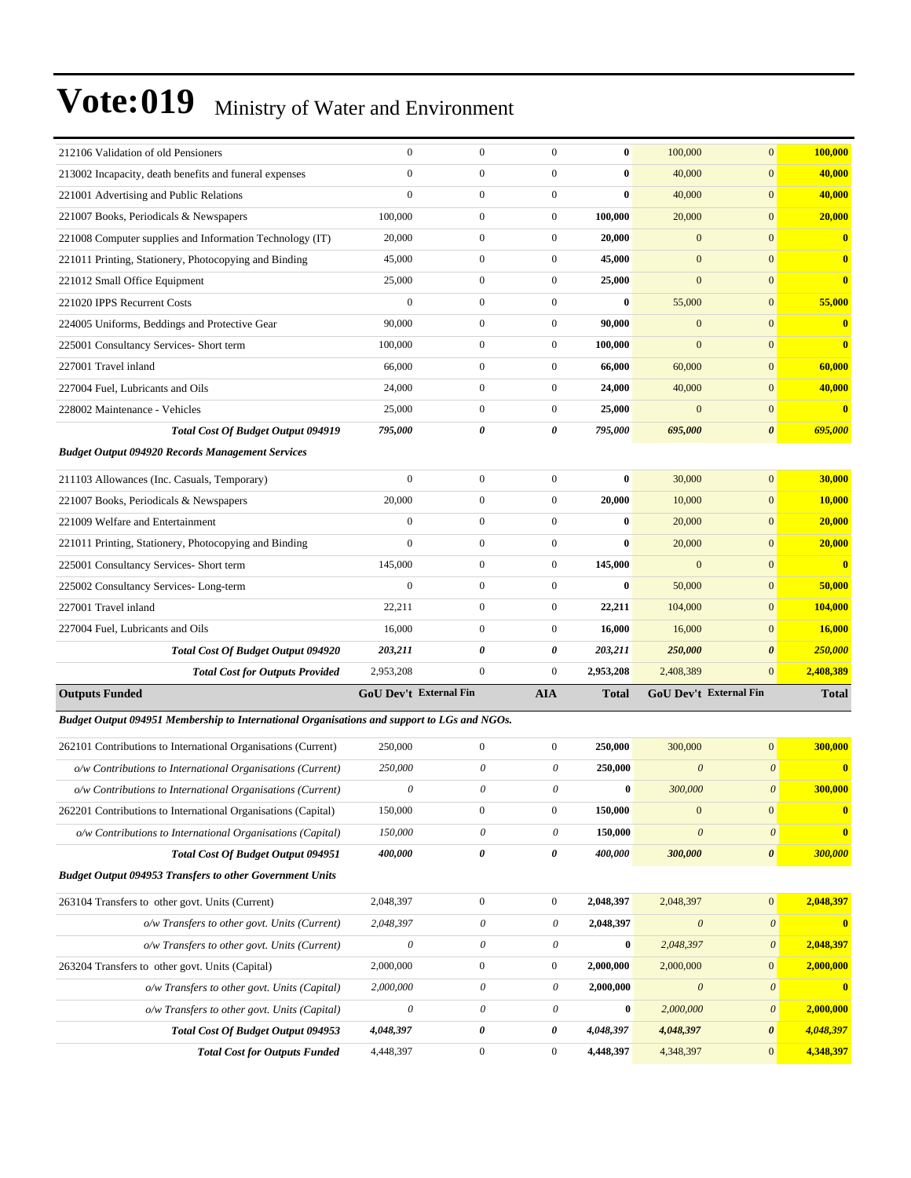# Vote:019 Ministry of Water and Environment

| | | | | | | | |
|---|---|---|---|---|---|---|---|
| 212106 Validation of old Pensioners | 0 | 0 | 0 | **0** | 100,000 | 0 | **100,000** |
| 213002 Incapacity, death benefits and funeral expenses | 0 | 0 | 0 | **0** | 40,000 | 0 | **40,000** |
| 221001 Advertising and Public Relations | 0 | 0 | 0 | **0** | 40,000 | 0 | **40,000** |
| 221007 Books, Periodicals & Newspapers | 100,000 | 0 | 0 | **100,000** | 20,000 | 0 | **20,000** |
| 221008 Computer supplies and Information Technology (IT) | 20,000 | 0 | 0 | **20,000** | 0 | 0 | **0** |
| 221011 Printing, Stationery, Photocopying and Binding | 45,000 | 0 | 0 | **45,000** | 0 | 0 | **0** |
| 221012 Small Office Equipment | 25,000 | 0 | 0 | **25,000** | 0 | 0 | **0** |
| 221020 IPPS Recurrent Costs | 0 | 0 | 0 | **0** | 55,000 | 0 | **55,000** |
| 224005 Uniforms, Beddings and Protective Gear | 90,000 | 0 | 0 | **90,000** | 0 | 0 | **0** |
| 225001 Consultancy Services- Short term | 100,000 | 0 | 0 | **100,000** | 0 | 0 | **0** |
| 227001 Travel inland | 66,000 | 0 | 0 | **66,000** | 60,000 | 0 | **60,000** |
| 227004 Fuel, Lubricants and Oils | 24,000 | 0 | 0 | **24,000** | 40,000 | 0 | **40,000** |
| 228002 Maintenance - Vehicles | 25,000 | 0 | 0 | **25,000** | 0 | 0 | **0** |
| ***Total Cost Of Budget Output 094919*** | ***795,000*** | ***0*** | ***0*** | ***795,000*** | ***695,000*** | ***0*** | ***695,000*** |
| ***Budget Output 094920 Records Management Services*** | | | | | | | |
| 211103 Allowances (Inc. Casuals, Temporary) | 0 | 0 | 0 | **0** | 30,000 | 0 | **30,000** |
| 221007 Books, Periodicals & Newspapers | 20,000 | 0 | 0 | **20,000** | 10,000 | 0 | **10,000** |
| 221009 Welfare and Entertainment | 0 | 0 | 0 | **0** | 20,000 | 0 | **20,000** |
| 221011 Printing, Stationery, Photocopying and Binding | 0 | 0 | 0 | **0** | 20,000 | 0 | **20,000** |
| 225001 Consultancy Services- Short term | 145,000 | 0 | 0 | **145,000** | 0 | 0 | **0** |
| 225002 Consultancy Services- Long-term | 0 | 0 | 0 | **0** | 50,000 | 0 | **50,000** |
| 227001 Travel inland | 22,211 | 0 | 0 | **22,211** | 104,000 | 0 | **104,000** |
| 227004 Fuel, Lubricants and Oils | 16,000 | 0 | 0 | **16,000** | 16,000 | 0 | **16,000** |
| ***Total Cost Of Budget Output 094920*** | ***203,211*** | ***0*** | ***0*** | ***203,211*** | ***250,000*** | ***0*** | ***250,000*** |
| ***Total Cost for Outputs Provided*** | 2,953,208 | 0 | 0 | **2,953,208** | 2,408,389 | 0 | **2,408,389** |
| **Outputs Funded** | **GoU Dev't** | **External Fin** | **AIA** | **Total** | **GoU Dev't** | **External Fin** | **Total** |
| ***Budget Output 094951 Membership to International Organisations and support to LGs and NGOs.*** | | | | | | | |
| 262101 Contributions to International Organisations (Current) | 250,000 | 0 | 0 | **250,000** | 300,000 | 0 | **300,000** |
| *o/w Contributions to International Organisations (Current)* | *250,000* | *0* | *0* | **250,000** | *0* | *0* | **0** |
| *o/w Contributions to International Organisations (Current)* | *0* | *0* | *0* | **0** | *300,000* | *0* | **300,000** |
| 262201 Contributions to International Organisations (Capital) | 150,000 | 0 | 0 | **150,000** | 0 | 0 | **0** |
| *o/w Contributions to International Organisations (Capital)* | *150,000* | *0* | *0* | **150,000** | *0* | *0* | **0** |
| ***Total Cost Of Budget Output 094951*** | ***400,000*** | ***0*** | ***0*** | ***400,000*** | ***300,000*** | ***0*** | ***300,000*** |
| ***Budget Output 094953 Transfers to other Government Units*** | | | | | | | |
| 263104 Transfers to other govt. Units (Current) | 2,048,397 | 0 | 0 | **2,048,397** | 2,048,397 | 0 | **2,048,397** |
| *o/w Transfers to other govt. Units (Current)* | *2,048,397* | *0* | *0* | **2,048,397** | *0* | *0* | **0** |
| *o/w Transfers to other govt. Units (Current)* | *0* | *0* | *0* | **0** | *2,048,397* | *0* | **2,048,397** |
| 263204 Transfers to other govt. Units (Capital) | 2,000,000 | 0 | 0 | **2,000,000** | 2,000,000 | 0 | **2,000,000** |
| *o/w Transfers to other govt. Units (Capital)* | *2,000,000* | *0* | *0* | **2,000,000** | *0* | *0* | **0** |
| *o/w Transfers to other govt. Units (Capital)* | *0* | *0* | *0* | **0** | *2,000,000* | *0* | **2,000,000** |
| ***Total Cost Of Budget Output 094953*** | ***4,048,397*** | ***0*** | ***0*** | ***4,048,397*** | ***4,048,397*** | ***0*** | ***4,048,397*** |
| ***Total Cost for Outputs Funded*** | 4,448,397 | 0 | 0 | **4,448,397** | 4,348,397 | 0 | **4,348,397** |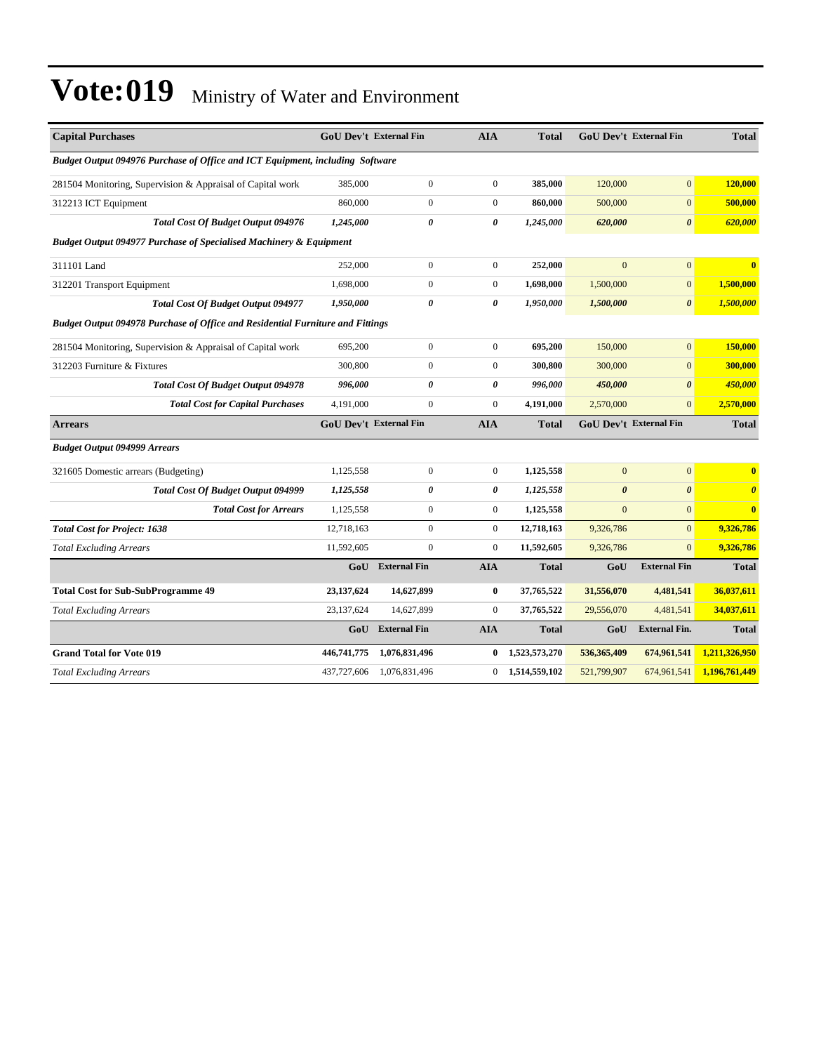# Vote:019 Ministry of Water and Environment

| Capital Purchases | GoU Dev't | External Fin | AIA | Total | GoU Dev't | External Fin | Total |
|---|---|---|---|---|---|---|---|
| ***Budget Output 094976 Purchase of Office and ICT Equipment, including Software*** | | | | | | | |
| 281504 Monitoring, Supervision & Appraisal of Capital work | 385,000 | 0 | 0 | **385,000** | 120,000 | 0 | **120,000** |
| 312213 ICT Equipment | 860,000 | 0 | 0 | **860,000** | 500,000 | 0 | **500,000** |
| ***Total Cost Of Budget Output 094976*** | ***1,245,000*** | ***0*** | ***0*** | ***1,245,000*** | ***620,000*** | ***0*** | ***620,000*** |
| ***Budget Output 094977 Purchase of Specialised Machinery & Equipment*** | | | | | | | |
| 311101 Land | 252,000 | 0 | 0 | **252,000** | 0 | 0 | **0** |
| 312201 Transport Equipment | 1,698,000 | 0 | 0 | **1,698,000** | 1,500,000 | 0 | **1,500,000** |
| ***Total Cost Of Budget Output 094977*** | ***1,950,000*** | ***0*** | ***0*** | ***1,950,000*** | ***1,500,000*** | ***0*** | ***1,500,000*** |
| ***Budget Output 094978 Purchase of Office and Residential Furniture and Fittings*** | | | | | | | |
| 281504 Monitoring, Supervision & Appraisal of Capital work | 695,200 | 0 | 0 | **695,200** | 150,000 | 0 | **150,000** |
| 312203 Furniture & Fixtures | 300,800 | 0 | 0 | **300,800** | 300,000 | 0 | **300,000** |
| ***Total Cost Of Budget Output 094978*** | ***996,000*** | ***0*** | ***0*** | ***996,000*** | ***450,000*** | ***0*** | ***450,000*** |
| ***Total Cost for Capital Purchases*** | 4,191,000 | 0 | 0 | **4,191,000** | 2,570,000 | 0 | **2,570,000** |
| **Arrears** | **GoU Dev't** | **External Fin** | **AIA** | **Total** | **GoU Dev't** | **External Fin** | **Total** |
| ***Budget Output 094999 Arrears*** | | | | | | | |
| 321605 Domestic arrears (Budgeting) | 1,125,558 | 0 | 0 | **1,125,558** | 0 | 0 | **0** |
| ***Total Cost Of Budget Output 094999*** | ***1,125,558*** | ***0*** | ***0*** | ***1,125,558*** | ***0*** | ***0*** | ***0*** |
| ***Total Cost for Arrears*** | 1,125,558 | 0 | 0 | **1,125,558** | 0 | 0 | **0** |
| ***Total Cost for Project: 1638*** | 12,718,163 | 0 | 0 | **12,718,163** | 9,326,786 | 0 | **9,326,786** |
| *Total Excluding Arrears* | 11,592,605 | 0 | 0 | **11,592,605** | 9,326,786 | 0 | **9,326,786** |
| | **GoU** | **External Fin** | **AIA** | **Total** | **GoU** | **External Fin** | **Total** |
| **Total Cost for Sub-SubProgramme 49** | **23,137,624** | **14,627,899** | **0** | **37,765,522** | **31,556,070** | **4,481,541** | **36,037,611** |
| *Total Excluding Arrears* | 23,137,624 | 14,627,899 | 0 | **37,765,522** | 29,556,070 | 4,481,541 | **34,037,611** |
| | **GoU** | **External Fin** | **AIA** | **Total** | **GoU** | **External Fin.** | **Total** |
| **Grand Total for Vote 019** | **446,741,775** | **1,076,831,496** | **0** | **1,523,573,270** | **536,365,409** | **674,961,541** | **1,211,326,950** |
| *Total Excluding Arrears* | 437,727,606 | 1,076,831,496 | 0 | **1,514,559,102** | 521,799,907 | 674,961,541 | **1,196,761,449** |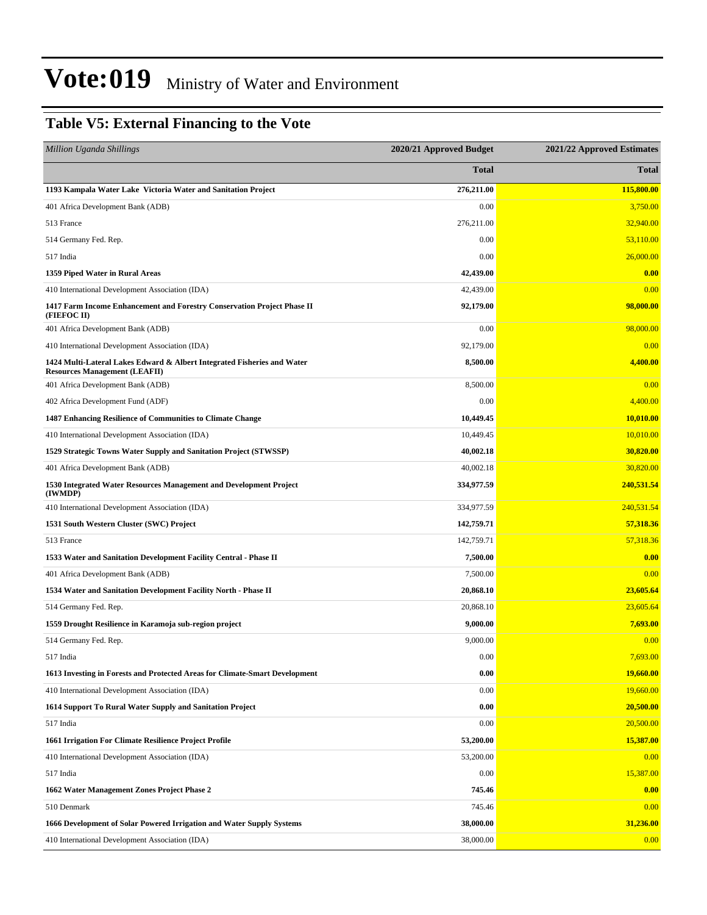# Vote:019 Ministry of Water and Environment

## Table V5: External Financing to the Vote

| *Million Uganda Shillings* | 2020/21 Approved Budget | 2021/22 Approved Estimates |
|---|---|---|
| | **Total** | **Total** |
| **1193 Kampala Water Lake Victoria Water and Sanitation Project** | **276,211.00** | **115,800.00** |
| 401 Africa Development Bank (ADB) | 0.00 | 3,750.00 |
| 513 France | 276,211.00 | 32,940.00 |
| 514 Germany Fed. Rep. | 0.00 | 53,110.00 |
| 517 India | 0.00 | 26,000.00 |
| **1359 Piped Water in Rural Areas** | **42,439.00** | **0.00** |
| 410 International Development Association (IDA) | 42,439.00 | 0.00 |
| **1417 Farm Income Enhancement and Forestry Conservation Project Phase II (FIEFOC II)** | **92,179.00** | **98,000.00** |
| 401 Africa Development Bank (ADB) | 0.00 | 98,000.00 |
| 410 International Development Association (IDA) | 92,179.00 | 0.00 |
| **1424 Multi-Lateral Lakes Edward & Albert Integrated Fisheries and Water Resources Management (LEAFII)** | **8,500.00** | **4,400.00** |
| 401 Africa Development Bank (ADB) | 8,500.00 | 0.00 |
| 402 Africa Development Fund (ADF) | 0.00 | 4,400.00 |
| **1487 Enhancing Resilience of Communities to Climate Change** | **10,449.45** | **10,010.00** |
| 410 International Development Association (IDA) | 10,449.45 | 10,010.00 |
| **1529 Strategic Towns Water Supply and Sanitation Project (STWSSP)** | **40,002.18** | **30,820.00** |
| 401 Africa Development Bank (ADB) | 40,002.18 | 30,820.00 |
| **1530 Integrated Water Resources Management and Development Project (IWMDP)** | **334,977.59** | **240,531.54** |
| 410 International Development Association (IDA) | 334,977.59 | 240,531.54 |
| **1531 South Western Cluster (SWC) Project** | **142,759.71** | **57,318.36** |
| 513 France | 142,759.71 | 57,318.36 |
| **1533 Water and Sanitation Development Facility Central - Phase II** | **7,500.00** | **0.00** |
| 401 Africa Development Bank (ADB) | 7,500.00 | 0.00 |
| **1534 Water and Sanitation Development Facility North - Phase II** | **20,868.10** | **23,605.64** |
| 514 Germany Fed. Rep. | 20,868.10 | 23,605.64 |
| **1559 Drought Resilience in Karamoja sub-region project** | **9,000.00** | **7,693.00** |
| 514 Germany Fed. Rep. | 9,000.00 | 0.00 |
| 517 India | 0.00 | 7,693.00 |
| **1613 Investing in Forests and Protected Areas for Climate-Smart Development** | **0.00** | **19,660.00** |
| 410 International Development Association (IDA) | 0.00 | 19,660.00 |
| **1614 Support To Rural Water Supply and Sanitation Project** | **0.00** | **20,500.00** |
| 517 India | 0.00 | 20,500.00 |
| **1661 Irrigation For Climate Resilience Project Profile** | **53,200.00** | **15,387.00** |
| 410 International Development Association (IDA) | 53,200.00 | 0.00 |
| 517 India | 0.00 | 15,387.00 |
| **1662 Water Management Zones Project Phase 2** | **745.46** | **0.00** |
| 510 Denmark | 745.46 | 0.00 |
| **1666 Development of Solar Powered Irrigation and Water Supply Systems** | **38,000.00** | **31,236.00** |
| 410 International Development Association (IDA) | 38,000.00 | 0.00 |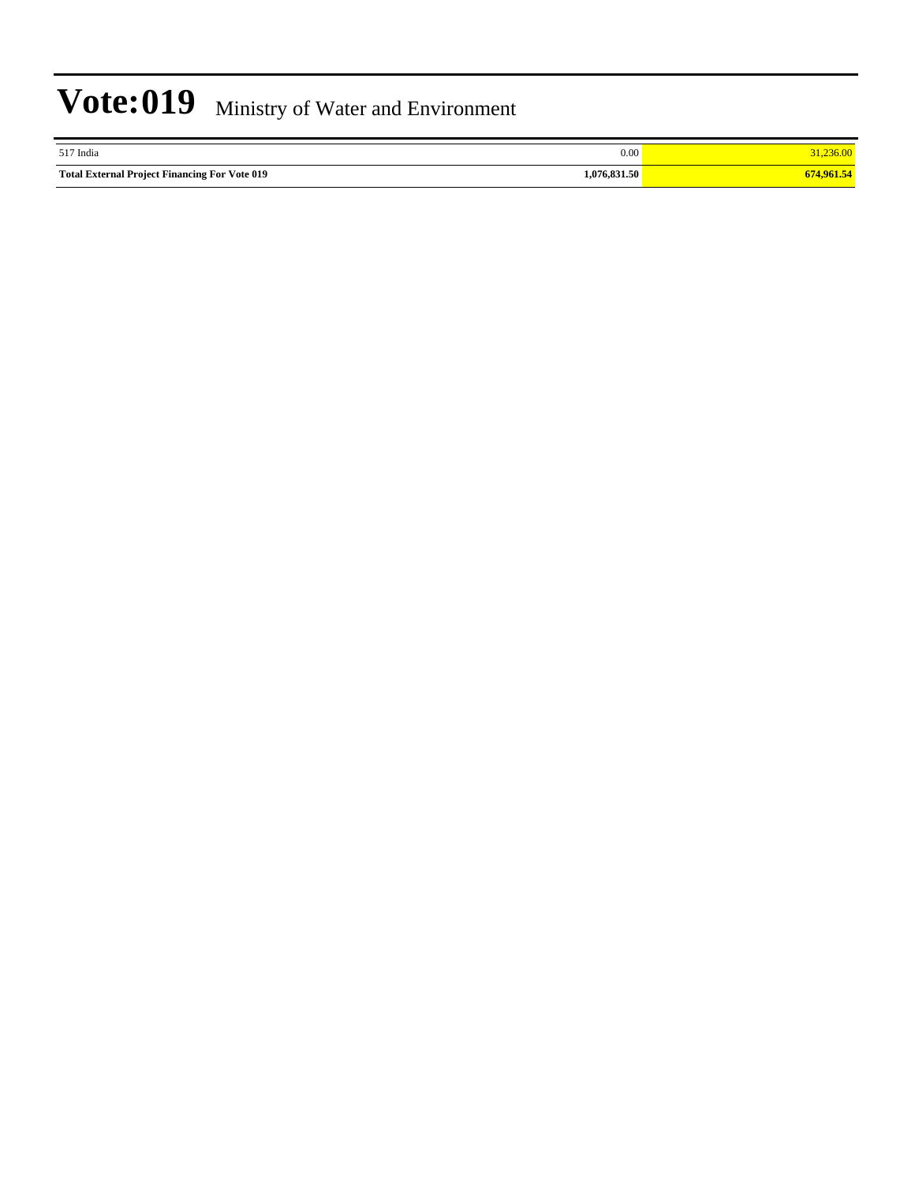# Vote:019 Ministry of Water and Environment

| | | |
|---|---|---|
| 517 India | 0.00 | 31,236.00 |
| **Total External Project Financing For Vote 019** | **1,076,831.50** | **674,961.54** |